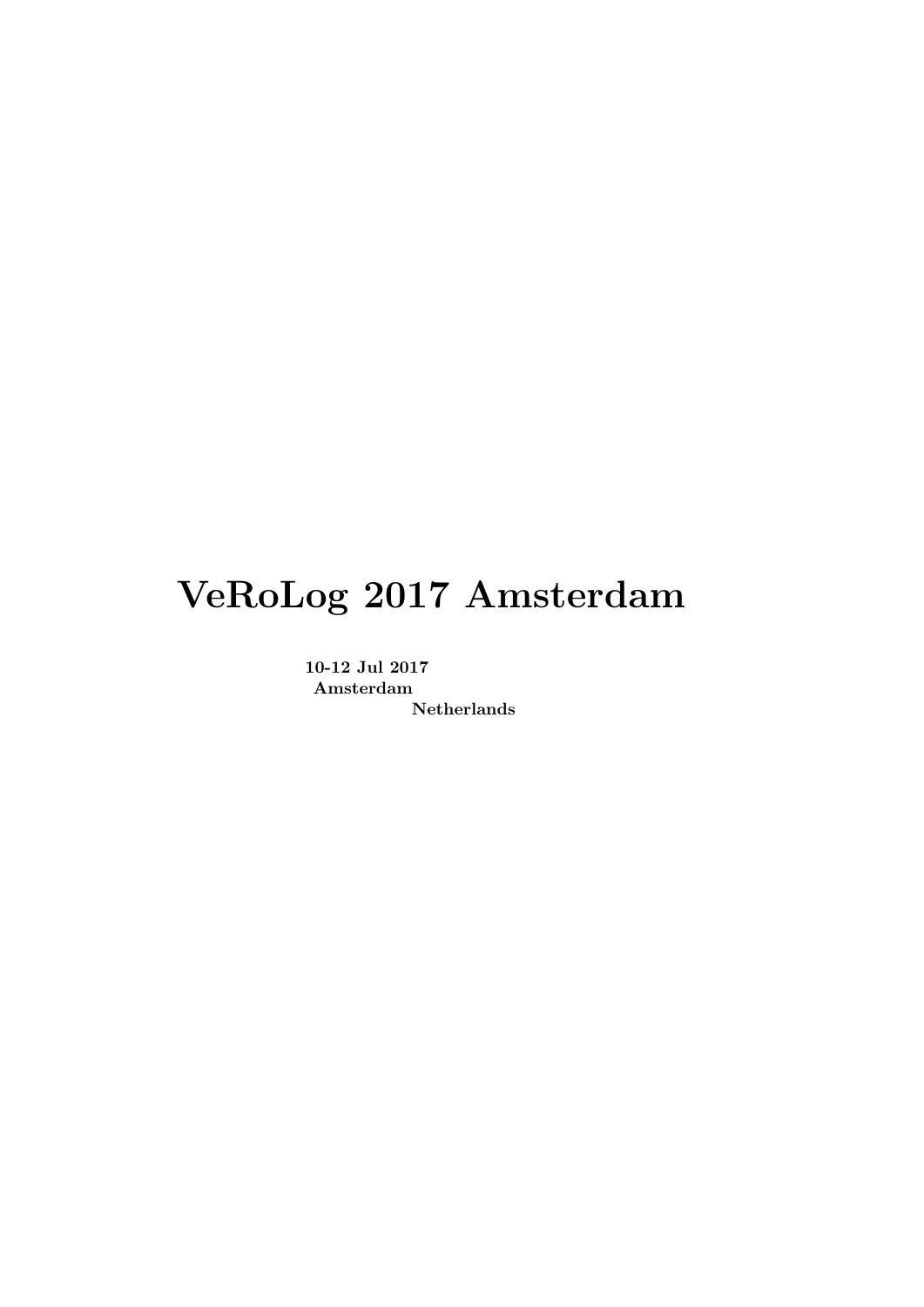# VeRoLog 2017 Amsterdam

**10-12 Jul 2017**
**Amsterdam**
**Netherlands**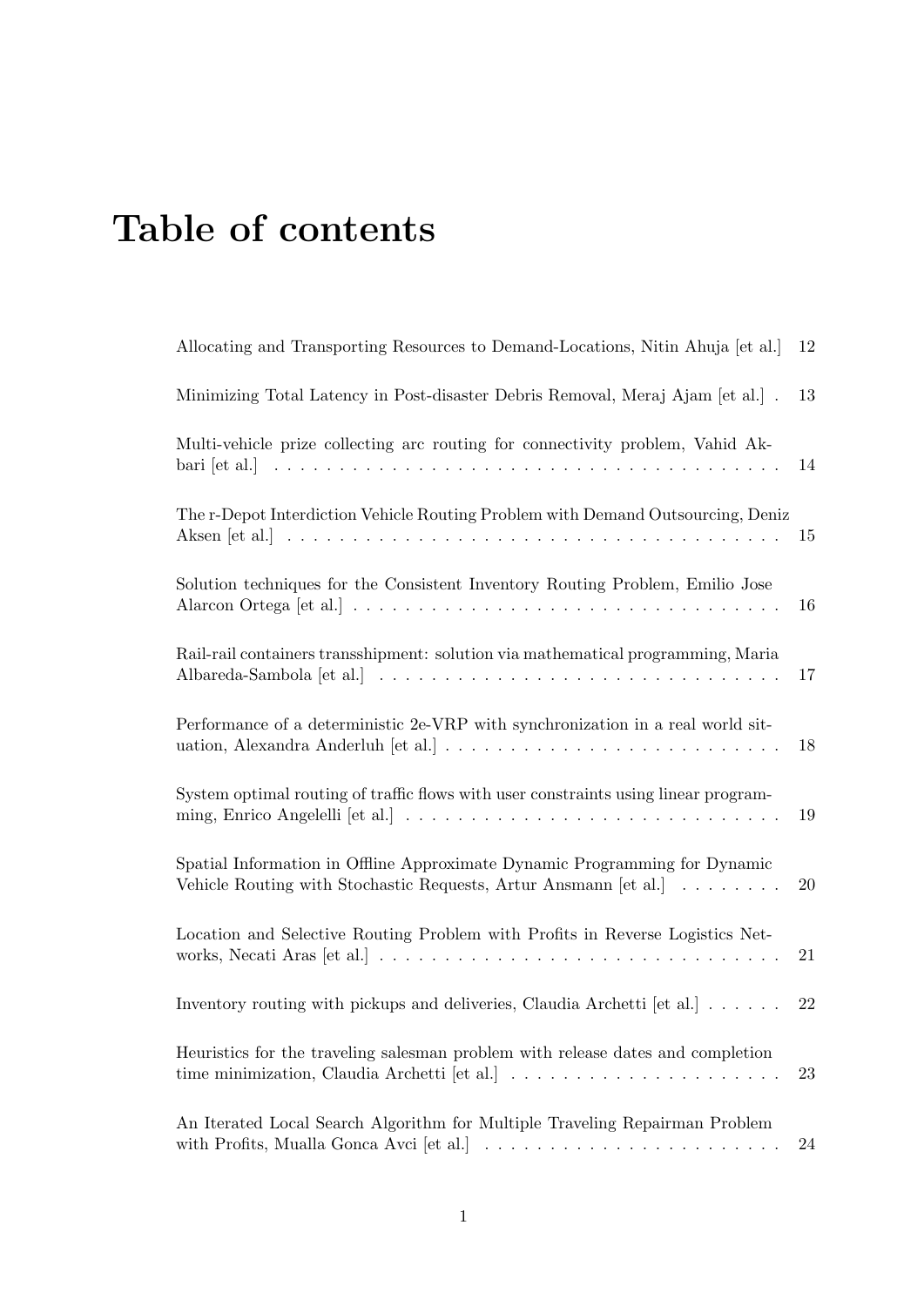# Table of contents

Allocating and Transporting Resources to Demand-Locations, Nitin Ahuja [et al.] 12

Minimizing Total Latency in Post-disaster Debris Removal, Meraj Ajam [et al.] . 13

Multi-vehicle prize collecting arc routing for connectivity problem, Vahid Akbari [et al.] . . . . . . . . . . . . . . . . . . . . . . . . . . . . . . . . . . . . . . 14

The r-Depot Interdiction Vehicle Routing Problem with Demand Outsourcing, Deniz Aksen [et al.] . . . . . . . . . . . . . . . . . . . . . . . . . . . . . . . . . . . . . 15

Solution techniques for the Consistent Inventory Routing Problem, Emilio Jose Alarcon Ortega [et al.] . . . . . . . . . . . . . . . . . . . . . . . . . . . . . . . . 16

Rail-rail containers transshipment: solution via mathematical programming, Maria Albareda-Sambola [et al.] . . . . . . . . . . . . . . . . . . . . . . . . . . . . . . 17

Performance of a deterministic 2e-VRP with synchronization in a real world situation, Alexandra Anderluh [et al.] . . . . . . . . . . . . . . . . . . . . . . . . . 18

System optimal routing of traffic flows with user constraints using linear programming, Enrico Angelelli [et al.] . . . . . . . . . . . . . . . . . . . . . . . . . . . . 19

Spatial Information in Offline Approximate Dynamic Programming for Dynamic Vehicle Routing with Stochastic Requests, Artur Ansmann [et al.] . . . . . . . . 20

Location and Selective Routing Problem with Profits in Reverse Logistics Networks, Necati Aras [et al.] . . . . . . . . . . . . . . . . . . . . . . . . . . . . . . 21

Inventory routing with pickups and deliveries, Claudia Archetti [et al.] . . . . . . 22

Heuristics for the traveling salesman problem with release dates and completion time minimization, Claudia Archetti [et al.] . . . . . . . . . . . . . . . . . . . . . 23

An Iterated Local Search Algorithm for Multiple Traveling Repairman Problem with Profits, Mualla Gonca Avci [et al.] . . . . . . . . . . . . . . . . . . . . . . . 24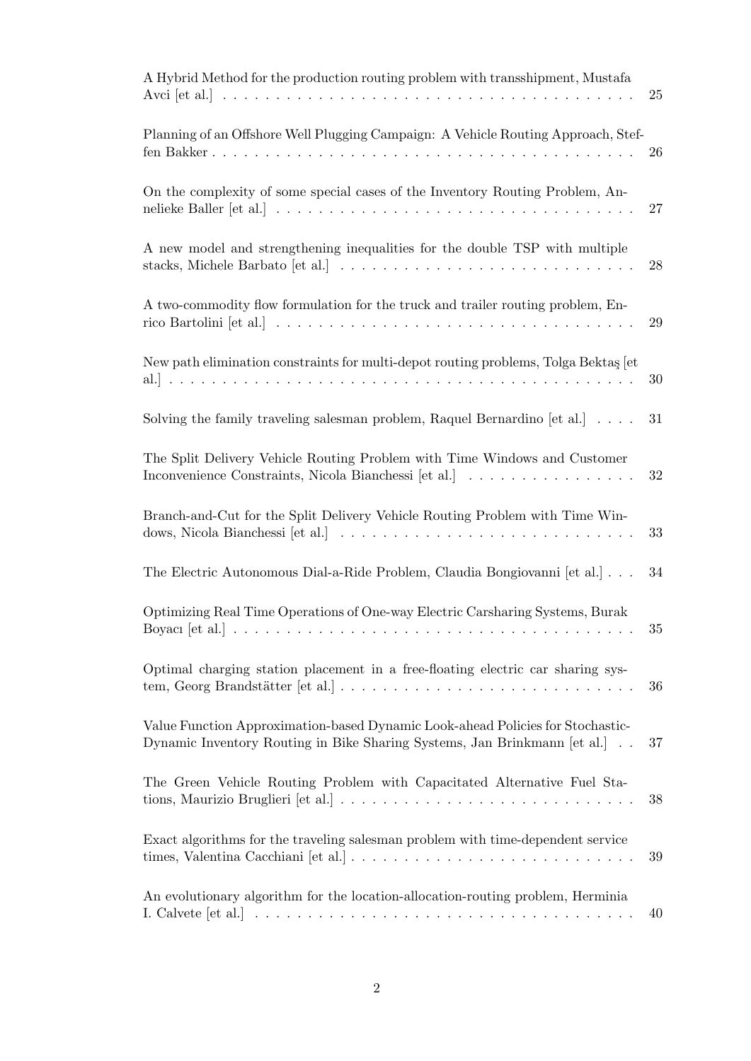A Hybrid Method for the production routing problem with transshipment, Mustafa Avci [et al.] . . . . . . . . . . . . . . . . . . . . . . . . . . . . . . . . . . . . . . 25

Planning of an Offshore Well Plugging Campaign: A Vehicle Routing Approach, Steffen Bakker . . . . . . . . . . . . . . . . . . . . . . . . . . . . . . . . . . . . . . . 26

On the complexity of some special cases of the Inventory Routing Problem, Annelieke Baller [et al.] . . . . . . . . . . . . . . . . . . . . . . . . . . . . . . . . . 27

A new model and strengthening inequalities for the double TSP with multiple stacks, Michele Barbato [et al.] . . . . . . . . . . . . . . . . . . . . . . . . . . . 28

A two-commodity flow formulation for the truck and trailer routing problem, Enrico Bartolini [et al.] . . . . . . . . . . . . . . . . . . . . . . . . . . . . . . . . . 29

New path elimination constraints for multi-depot routing problems, Tolga Bektaş [et al.] . . . . . . . . . . . . . . . . . . . . . . . . . . . . . . . . . . . . . . . . . . 30

Solving the family traveling salesman problem, Raquel Bernardino [et al.] . . . . 31

The Split Delivery Vehicle Routing Problem with Time Windows and Customer Inconvenience Constraints, Nicola Bianchessi [et al.] . . . . . . . . . . . . . . . . 32

Branch-and-Cut for the Split Delivery Vehicle Routing Problem with Time Windows, Nicola Bianchessi [et al.] . . . . . . . . . . . . . . . . . . . . . . . . . . . 33

The Electric Autonomous Dial-a-Ride Problem, Claudia Bongiovanni [et al.] . . . 34

Optimizing Real Time Operations of One-way Electric Carsharing Systems, Burak Boyacı [et al.] . . . . . . . . . . . . . . . . . . . . . . . . . . . . . . . . . . . . . 35

Optimal charging station placement in a free-floating electric car sharing system, Georg Brandstätter [et al.] . . . . . . . . . . . . . . . . . . . . . . . . . . . . 36

Value Function Approximation-based Dynamic Look-ahead Policies for Stochastic-Dynamic Inventory Routing in Bike Sharing Systems, Jan Brinkmann [et al.] . . 37

The Green Vehicle Routing Problem with Capacitated Alternative Fuel Stations, Maurizio Bruglieri [et al.] . . . . . . . . . . . . . . . . . . . . . . . . . . . . 38

Exact algorithms for the traveling salesman problem with time-dependent service times, Valentina Cacchiani [et al.] . . . . . . . . . . . . . . . . . . . . . . . . . . . 39

An evolutionary algorithm for the location-allocation-routing problem, Herminia I. Calvete [et al.] . . . . . . . . . . . . . . . . . . . . . . . . . . . . . . . . . . . . 40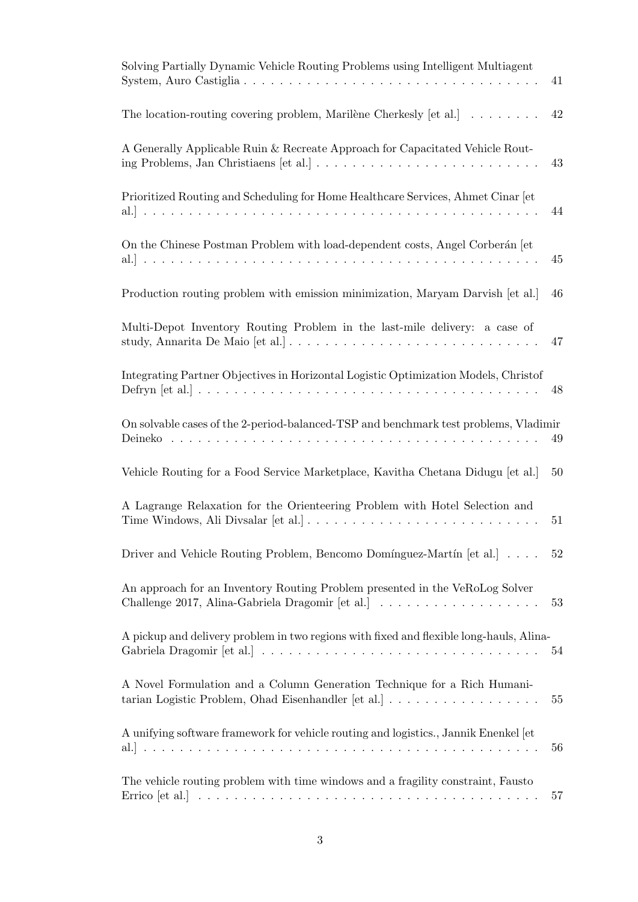Solving Partially Dynamic Vehicle Routing Problems using Intelligent Multiagent System, Auro Castiglia . . . . . . . . . . . . . . . . . . . . . . . . . . . . . . . . . 41

The location-routing covering problem, Marilène Cherkesly [et al.] . . . . . . . . 42

A Generally Applicable Ruin & Recreate Approach for Capacitated Vehicle Routing Problems, Jan Christiaens [et al.] . . . . . . . . . . . . . . . . . . . . . . . . 43

Prioritized Routing and Scheduling for Home Healthcare Services, Ahmet Cinar [et al.] . . . . . . . . . . . . . . . . . . . . . . . . . . . . . . . . . . . . . . . . . . 44

On the Chinese Postman Problem with load-dependent costs, Angel Corberán [et al.] . . . . . . . . . . . . . . . . . . . . . . . . . . . . . . . . . . . . . . . . . . 45

Production routing problem with emission minimization, Maryam Darvish [et al.] 46

Multi-Depot Inventory Routing Problem in the last-mile delivery: a case of study, Annarita De Maio [et al.] . . . . . . . . . . . . . . . . . . . . . . . . . . . 47

Integrating Partner Objectives in Horizontal Logistic Optimization Models, Christof Defryn [et al.] . . . . . . . . . . . . . . . . . . . . . . . . . . . . . . . . . . . . 48

On solvable cases of the 2-period-balanced-TSP and benchmark test problems, Vladimir Deineko . . . . . . . . . . . . . . . . . . . . . . . . . . . . . . . . . . . . . . . 49

Vehicle Routing for a Food Service Marketplace, Kavitha Chetana Didugu [et al.] 50

A Lagrange Relaxation for the Orienteering Problem with Hotel Selection and Time Windows, Ali Divsalar [et al.] . . . . . . . . . . . . . . . . . . . . . . . . . 51

Driver and Vehicle Routing Problem, Bencomo Domínguez-Martín [et al.] . . . . 52

An approach for an Inventory Routing Problem presented in the VeRoLog Solver Challenge 2017, Alina-Gabriela Dragomir [et al.] . . . . . . . . . . . . . . . . . . 53

A pickup and delivery problem in two regions with fixed and flexible long-hauls, Alina-Gabriela Dragomir [et al.] . . . . . . . . . . . . . . . . . . . . . . . . . . . . . . 54

A Novel Formulation and a Column Generation Technique for a Rich Humanitarian Logistic Problem, Ohad Eisenhandler [et al.] . . . . . . . . . . . . . . . . . 55

A unifying software framework for vehicle routing and logistics., Jannik Enenkel [et al.] . . . . . . . . . . . . . . . . . . . . . . . . . . . . . . . . . . . . . . . . . . 56

The vehicle routing problem with time windows and a fragility constraint, Fausto Errico [et al.] . . . . . . . . . . . . . . . . . . . . . . . . . . . . . . . . . . . . . 57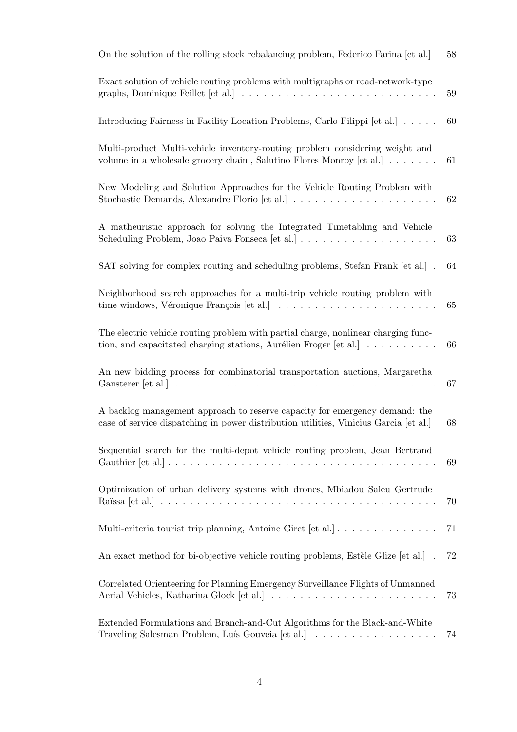On the solution of the rolling stock rebalancing problem, Federico Farina [et al.] 58

Exact solution of vehicle routing problems with multigraphs or road-network-type graphs, Dominique Feillet [et al.] . . . . . . . . . . . . . . . . . . . . . . . . . . 59

Introducing Fairness in Facility Location Problems, Carlo Filippi [et al.] . . . . . 60

Multi-product Multi-vehicle inventory-routing problem considering weight and volume in a wholesale grocery chain., Salutino Flores Monroy [et al.] . . . . . . . 61

New Modeling and Solution Approaches for the Vehicle Routing Problem with Stochastic Demands, Alexandre Florio [et al.] . . . . . . . . . . . . . . . . . . . 62

A matheuristic approach for solving the Integrated Timetabling and Vehicle Scheduling Problem, Joao Paiva Fonseca [et al.] . . . . . . . . . . . . . . . . . . . 63

SAT solving for complex routing and scheduling problems, Stefan Frank [et al.] . 64

Neighborhood search approaches for a multi-trip vehicle routing problem with time windows, Véronique François [et al.] . . . . . . . . . . . . . . . . . . . . . . 65

The electric vehicle routing problem with partial charge, nonlinear charging function, and capacitated charging stations, Aurélien Froger [et al.] . . . . . . . . . . 66

An new bidding process for combinatorial transportation auctions, Margaretha Gansterer [et al.] . . . . . . . . . . . . . . . . . . . . . . . . . . . . . . . . . . . 67

A backlog management approach to reserve capacity for emergency demand: the case of service dispatching in power distribution utilities, Vinicius Garcia [et al.] 68

Sequential search for the multi-depot vehicle routing problem, Jean Bertrand Gauthier [et al.] . . . . . . . . . . . . . . . . . . . . . . . . . . . . . . . . . . . . 69

Optimization of urban delivery systems with drones, Mbiadou Saleu Gertrude Raïssa [et al.] . . . . . . . . . . . . . . . . . . . . . . . . . . . . . . . . . . . . 70

Multi-criteria tourist trip planning, Antoine Giret [et al.] . . . . . . . . . . . . . . 71

An exact method for bi-objective vehicle routing problems, Estèle Glize [et al.] . 72

Correlated Orienteering for Planning Emergency Surveillance Flights of Unmanned Aerial Vehicles, Katharina Glock [et al.] . . . . . . . . . . . . . . . . . . . . . . 73

Extended Formulations and Branch-and-Cut Algorithms for the Black-and-White Traveling Salesman Problem, Luís Gouveia [et al.] . . . . . . . . . . . . . . . . . 74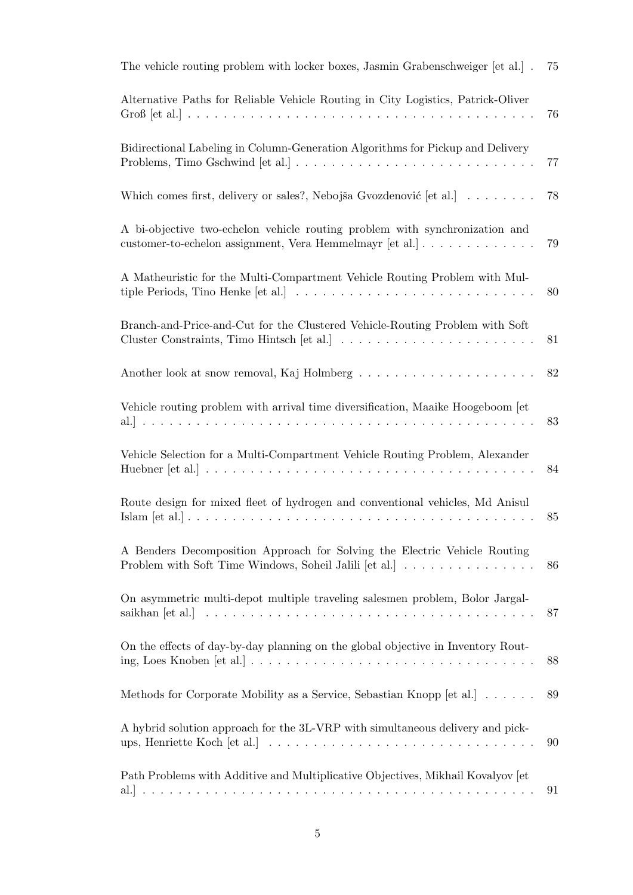The vehicle routing problem with locker boxes, Jasmin Grabenschweiger [et al.] . 75

Alternative Paths for Reliable Vehicle Routing in City Logistics, Patrick-Oliver Groß [et al.] . . . . . . . . . . . . . . . . . . . . . . . . . . . . . . . . . . . . . . 76

Bidirectional Labeling in Column-Generation Algorithms for Pickup and Delivery Problems, Timo Gschwind [et al.] . . . . . . . . . . . . . . . . . . . . . . . . . 77

Which comes first, delivery or sales?, Nebojša Gvozdenović [et al.] . . . . . . . . 78

A bi-objective two-echelon vehicle routing problem with synchronization and customer-to-echelon assignment, Vera Hemmelmayr [et al.] . . . . . . . . . . . . . 79

A Matheuristic for the Multi-Compartment Vehicle Routing Problem with Multiple Periods, Tino Henke [et al.] . . . . . . . . . . . . . . . . . . . . . . . . . . 80

Branch-and-Price-and-Cut for the Clustered Vehicle-Routing Problem with Soft Cluster Constraints, Timo Hintsch [et al.] . . . . . . . . . . . . . . . . . . . . . . 81

Another look at snow removal, Kaj Holmberg . . . . . . . . . . . . . . . . . . . . 82

Vehicle routing problem with arrival time diversification, Maaike Hoogeboom [et al.] . . . . . . . . . . . . . . . . . . . . . . . . . . . . . . . . . . . . . . . . . . . 83

Vehicle Selection for a Multi-Compartment Vehicle Routing Problem, Alexander Huebner [et al.] . . . . . . . . . . . . . . . . . . . . . . . . . . . . . . . . . . . . 84

Route design for mixed fleet of hydrogen and conventional vehicles, Md Anisul Islam [et al.] . . . . . . . . . . . . . . . . . . . . . . . . . . . . . . . . . . . . . . 85

A Benders Decomposition Approach for Solving the Electric Vehicle Routing Problem with Soft Time Windows, Soheil Jalili [et al.] . . . . . . . . . . . . . . . 86

On asymmetric multi-depot multiple traveling salesmen problem, Bolor Jargalsaikhan [et al.] . . . . . . . . . . . . . . . . . . . . . . . . . . . . . . . . . . . . 87

On the effects of day-by-day planning on the global objective in Inventory Routing, Loes Knoben [et al.] . . . . . . . . . . . . . . . . . . . . . . . . . . . . . . . 88

Methods for Corporate Mobility as a Service, Sebastian Knopp [et al.] . . . . . . 89

A hybrid solution approach for the 3L-VRP with simultaneous delivery and pickups, Henriette Koch [et al.] . . . . . . . . . . . . . . . . . . . . . . . . . . . . . 90

Path Problems with Additive and Multiplicative Objectives, Mikhail Kovalyov [et al.] . . . . . . . . . . . . . . . . . . . . . . . . . . . . . . . . . . . . . . . . . . . 91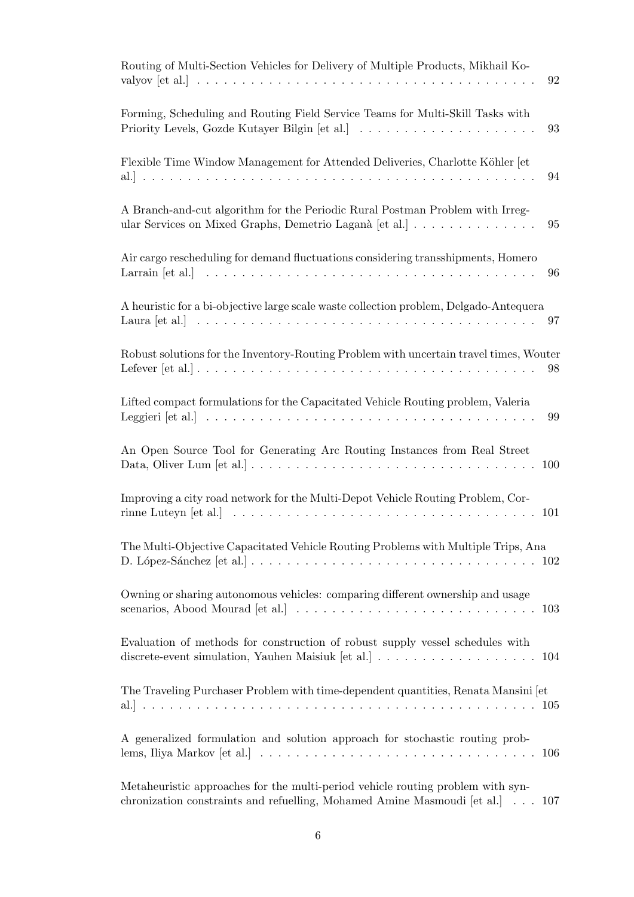Routing of Multi-Section Vehicles for Delivery of Multiple Products, Mikhail Kovalyov [et al.] . . . . . . . . . . . . . . . . . . . . . . . . . . . . . . . . . . . . . 92

Forming, Scheduling and Routing Field Service Teams for Multi-Skill Tasks with Priority Levels, Gozde Kutayer Bilgin [et al.] . . . . . . . . . . . . . . . . . . . . 93

Flexible Time Window Management for Attended Deliveries, Charlotte Köhler [et al.] . . . . . . . . . . . . . . . . . . . . . . . . . . . . . . . . . . . . . . . . . . . 94

A Branch-and-cut algorithm for the Periodic Rural Postman Problem with Irregular Services on Mixed Graphs, Demetrio Laganà [et al.] . . . . . . . . . . . . . . 95

Air cargo rescheduling for demand fluctuations considering transshipments, Homero Larrain [et al.] . . . . . . . . . . . . . . . . . . . . . . . . . . . . . . . . . . . . 96

A heuristic for a bi-objective large scale waste collection problem, Delgado-Antequera Laura [et al.] . . . . . . . . . . . . . . . . . . . . . . . . . . . . . . . . . . . . . 97

Robust solutions for the Inventory-Routing Problem with uncertain travel times, Wouter Lefever [et al.] . . . . . . . . . . . . . . . . . . . . . . . . . . . . . . . . . . . . . 98

Lifted compact formulations for the Capacitated Vehicle Routing problem, Valeria Leggieri [et al.] . . . . . . . . . . . . . . . . . . . . . . . . . . . . . . . . . . . . 99

An Open Source Tool for Generating Arc Routing Instances from Real Street Data, Oliver Lum [et al.] . . . . . . . . . . . . . . . . . . . . . . . . . . . . . . . 100

Improving a city road network for the Multi-Depot Vehicle Routing Problem, Corrinne Luteyn [et al.] . . . . . . . . . . . . . . . . . . . . . . . . . . . . . . . . . 101

The Multi-Objective Capacitated Vehicle Routing Problems with Multiple Trips, Ana D. López-Sánchez [et al.] . . . . . . . . . . . . . . . . . . . . . . . . . . . . . . . 102

Owning or sharing autonomous vehicles: comparing different ownership and usage scenarios, Abood Mourad [et al.] . . . . . . . . . . . . . . . . . . . . . . . . . . 103

Evaluation of methods for construction of robust supply vessel schedules with discrete-event simulation, Yauhen Maisiuk [et al.] . . . . . . . . . . . . . . . . . . 104

The Traveling Purchaser Problem with time-dependent quantities, Renata Mansini [et al.] . . . . . . . . . . . . . . . . . . . . . . . . . . . . . . . . . . . . . . . . . . . 105

A generalized formulation and solution approach for stochastic routing problems, Iliya Markov [et al.] . . . . . . . . . . . . . . . . . . . . . . . . . . . . . . . 106

Metaheuristic approaches for the multi-period vehicle routing problem with synchronization constraints and refuelling, Mohamed Amine Masmoudi [et al.] . . . 107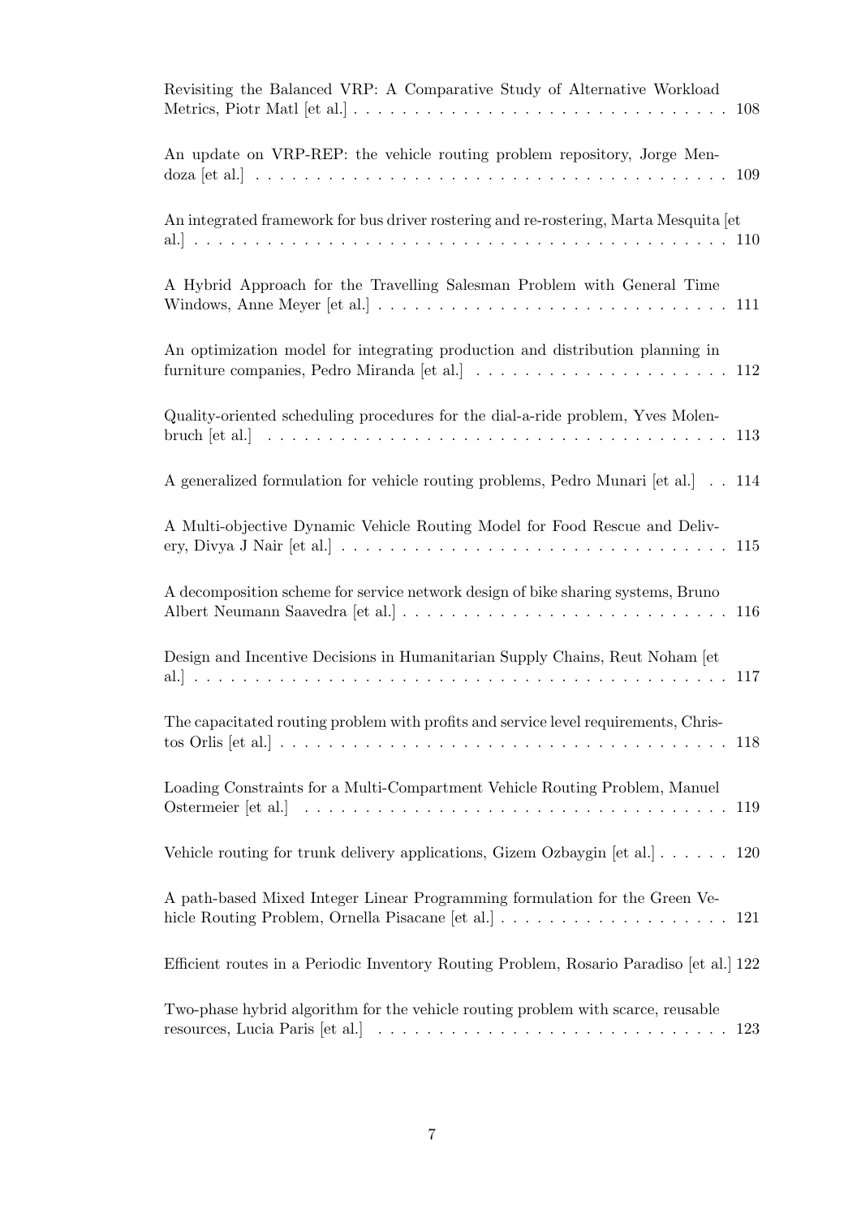Revisiting the Balanced VRP: A Comparative Study of Alternative Workload Metrics, Piotr Matl [et al.] . . . . . . . . . . . . . . . . . . . . . . . . . . . . . . 108

An update on VRP-REP: the vehicle routing problem repository, Jorge Mendoza [et al.] . . . . . . . . . . . . . . . . . . . . . . . . . . . . . . . . . . . . . 109

An integrated framework for bus driver rostering and re-rostering, Marta Mesquita [et al.] . . . . . . . . . . . . . . . . . . . . . . . . . . . . . . . . . . . . . . . 110

A Hybrid Approach for the Travelling Salesman Problem with General Time Windows, Anne Meyer [et al.] . . . . . . . . . . . . . . . . . . . . . . . . . . . 111

An optimization model for integrating production and distribution planning in furniture companies, Pedro Miranda [et al.] . . . . . . . . . . . . . . . . . . . . . 112

Quality-oriented scheduling procedures for the dial-a-ride problem, Yves Molenbruch [et al.] . . . . . . . . . . . . . . . . . . . . . . . . . . . . . . . . . . . . 113

A generalized formulation for vehicle routing problems, Pedro Munari [et al.] . . 114

A Multi-objective Dynamic Vehicle Routing Model for Food Rescue and Delivery, Divya J Nair [et al.] . . . . . . . . . . . . . . . . . . . . . . . . . . . . . . . 115

A decomposition scheme for service network design of bike sharing systems, Bruno Albert Neumann Saavedra [et al.] . . . . . . . . . . . . . . . . . . . . . . . . . 116

Design and Incentive Decisions in Humanitarian Supply Chains, Reut Noham [et al.] . . . . . . . . . . . . . . . . . . . . . . . . . . . . . . . . . . . . . . . 117

The capacitated routing problem with profits and service level requirements, Christos Orlis [et al.] . . . . . . . . . . . . . . . . . . . . . . . . . . . . . . . . . . . 118

Loading Constraints for a Multi-Compartment Vehicle Routing Problem, Manuel Ostermeier [et al.] . . . . . . . . . . . . . . . . . . . . . . . . . . . . . . . . . 119

Vehicle routing for trunk delivery applications, Gizem Ozbaygin [et al.] . . . . . . 120

A path-based Mixed Integer Linear Programming formulation for the Green Vehicle Routing Problem, Ornella Pisacane [et al.] . . . . . . . . . . . . . . . . . . . 121

Efficient routes in a Periodic Inventory Routing Problem, Rosario Paradiso [et al.] 122

Two-phase hybrid algorithm for the vehicle routing problem with scarce, reusable resources, Lucia Paris [et al.] . . . . . . . . . . . . . . . . . . . . . . . . . . . . 123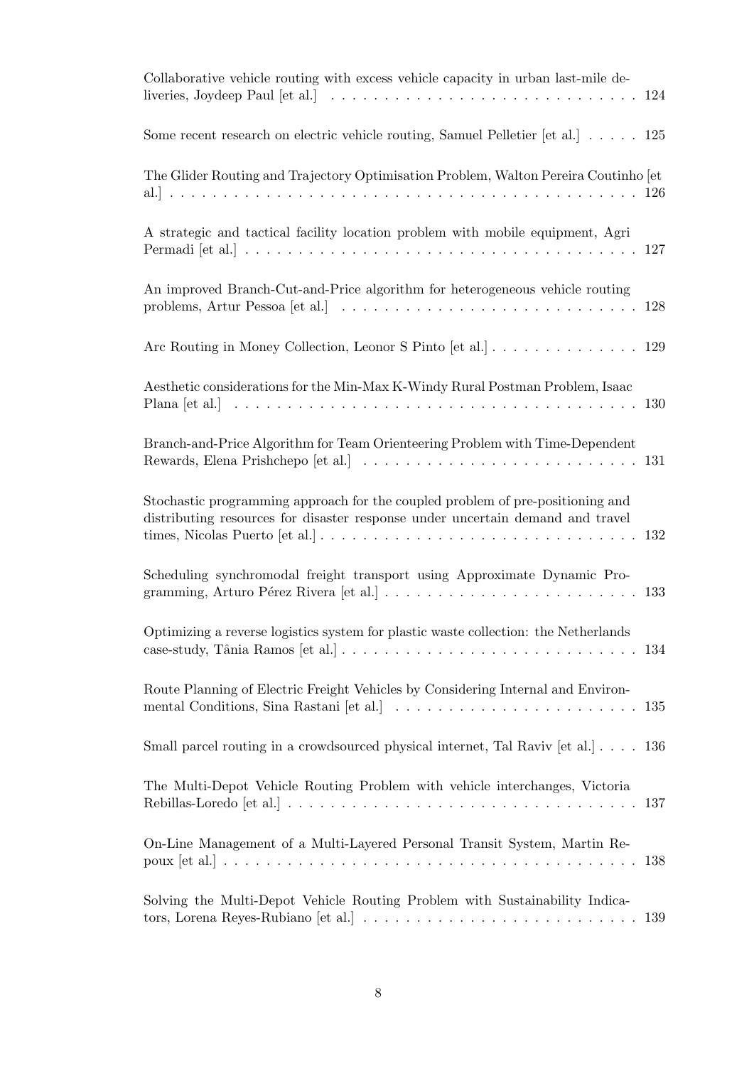Collaborative vehicle routing with excess vehicle capacity in urban last-mile deliveries, Joydeep Paul [et al.] . . . . . . . . . . . . . . . . . . . . . . . . . . . . 124

Some recent research on electric vehicle routing, Samuel Pelletier [et al.] . . . . . 125

The Glider Routing and Trajectory Optimisation Problem, Walton Pereira Coutinho [et al.] . . . . . . . . . . . . . . . . . . . . . . . . . . . . . . . . . . . . . . . . . 126

A strategic and tactical facility location problem with mobile equipment, Agri Permadi [et al.] . . . . . . . . . . . . . . . . . . . . . . . . . . . . . . . . . . . . 127

An improved Branch-Cut-and-Price algorithm for heterogeneous vehicle routing problems, Artur Pessoa [et al.] . . . . . . . . . . . . . . . . . . . . . . . . . . 128

Arc Routing in Money Collection, Leonor S Pinto [et al.] . . . . . . . . . . . . . . 129

Aesthetic considerations for the Min-Max K-Windy Rural Postman Problem, Isaac Plana [et al.] . . . . . . . . . . . . . . . . . . . . . . . . . . . . . . . . . . . . . 130

Branch-and-Price Algorithm for Team Orienteering Problem with Time-Dependent Rewards, Elena Prishchepo [et al.] . . . . . . . . . . . . . . . . . . . . . . . . . 131

Stochastic programming approach for the coupled problem of pre-positioning and distributing resources for disaster response under uncertain demand and travel times, Nicolas Puerto [et al.] . . . . . . . . . . . . . . . . . . . . . . . . . . . . 132

Scheduling synchromodal freight transport using Approximate Dynamic Programming, Arturo Pérez Rivera [et al.] . . . . . . . . . . . . . . . . . . . . . . . 133

Optimizing a reverse logistics system for plastic waste collection: the Netherlands case-study, Tânia Ramos [et al.] . . . . . . . . . . . . . . . . . . . . . . . . . . . 134

Route Planning of Electric Freight Vehicles by Considering Internal and Environmental Conditions, Sina Rastani [et al.] . . . . . . . . . . . . . . . . . . . . . . 135

Small parcel routing in a crowdsourced physical internet, Tal Raviv [et al.] . . . . 136

The Multi-Depot Vehicle Routing Problem with vehicle interchanges, Victoria Rebillas-Loredo [et al.] . . . . . . . . . . . . . . . . . . . . . . . . . . . . . . . . 137

On-Line Management of a Multi-Layered Personal Transit System, Martin Repoux [et al.] . . . . . . . . . . . . . . . . . . . . . . . . . . . . . . . . . . . . . . 138

Solving the Multi-Depot Vehicle Routing Problem with Sustainability Indicators, Lorena Reyes-Rubiano [et al.] . . . . . . . . . . . . . . . . . . . . . . . . . 139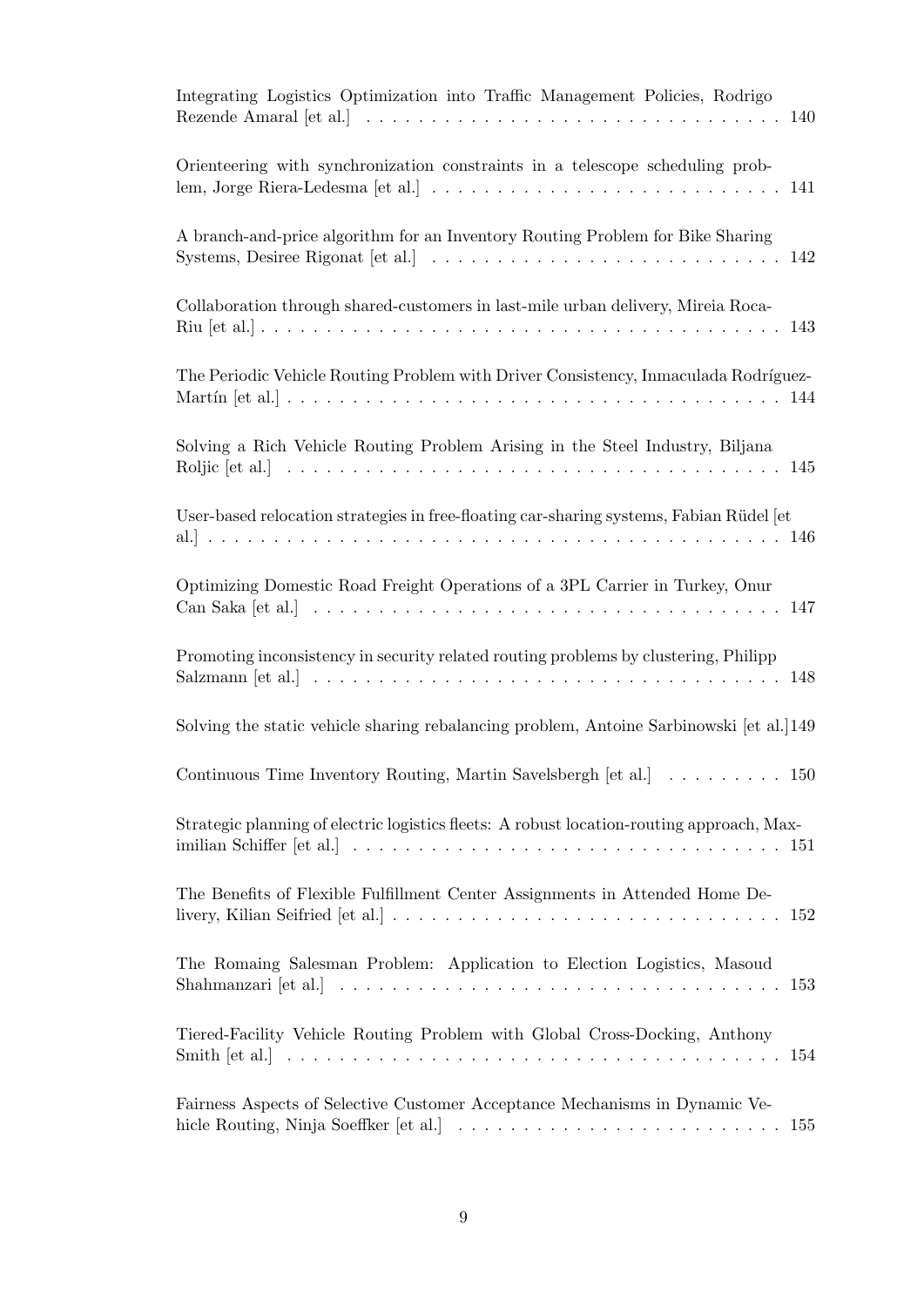Integrating Logistics Optimization into Traffic Management Policies, Rodrigo Rezende Amaral [et al.] . . . . . . . . . . . . . . . . . . . . . . . . . . . . . . . . 140

Orienteering with synchronization constraints in a telescope scheduling problem, Jorge Riera-Ledesma [et al.] . . . . . . . . . . . . . . . . . . . . . . . . . . 141

A branch-and-price algorithm for an Inventory Routing Problem for Bike Sharing Systems, Desiree Rigonat [et al.] . . . . . . . . . . . . . . . . . . . . . . . . . . 142

Collaboration through shared-customers in last-mile urban delivery, Mireia Roca-Riu [et al.] . . . . . . . . . . . . . . . . . . . . . . . . . . . . . . . . . . . . . . . 143

The Periodic Vehicle Routing Problem with Driver Consistency, Inmaculada Rodríguez-Martín [et al.] . . . . . . . . . . . . . . . . . . . . . . . . . . . . . . . . . . . . . 144

Solving a Rich Vehicle Routing Problem Arising in the Steel Industry, Biljana Roljic [et al.] . . . . . . . . . . . . . . . . . . . . . . . . . . . . . . . . . . . . . 145

User-based relocation strategies in free-floating car-sharing systems, Fabian Rüdel [et al.] . . . . . . . . . . . . . . . . . . . . . . . . . . . . . . . . . . . . . . . . . . . 146

Optimizing Domestic Road Freight Operations of a 3PL Carrier in Turkey, Onur Can Saka [et al.] . . . . . . . . . . . . . . . . . . . . . . . . . . . . . . . . . . . . 147

Promoting inconsistency in security related routing problems by clustering, Philipp Salzmann [et al.] . . . . . . . . . . . . . . . . . . . . . . . . . . . . . . . . . . . 148

Solving the static vehicle sharing rebalancing problem, Antoine Sarbinowski [et al.] 149

Continuous Time Inventory Routing, Martin Savelsbergh [et al.] . . . . . . . . . 150

Strategic planning of electric logistics fleets: A robust location-routing approach, Maximilian Schiffer [et al.] . . . . . . . . . . . . . . . . . . . . . . . . . . . . . . . . 151

The Benefits of Flexible Fulfillment Center Assignments in Attended Home Delivery, Kilian Seifried [et al.] . . . . . . . . . . . . . . . . . . . . . . . . . . . . . 152

The Romaing Salesman Problem: Application to Election Logistics, Masoud Shahmanzari [et al.] . . . . . . . . . . . . . . . . . . . . . . . . . . . . . . . . . . 153

Tiered-Facility Vehicle Routing Problem with Global Cross-Docking, Anthony Smith [et al.] . . . . . . . . . . . . . . . . . . . . . . . . . . . . . . . . . . . . . . 154

Fairness Aspects of Selective Customer Acceptance Mechanisms in Dynamic Vehicle Routing, Ninja Soeffker [et al.] . . . . . . . . . . . . . . . . . . . . . . . . 155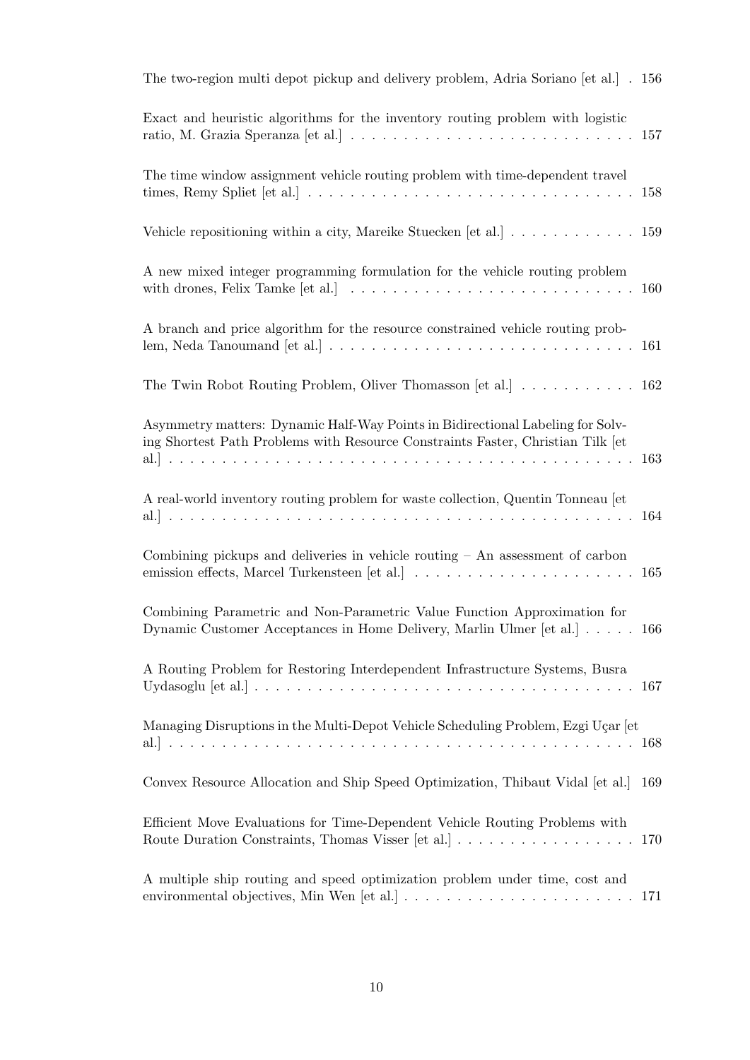The two-region multi depot pickup and delivery problem, Adria Soriano [et al.] . 156

Exact and heuristic algorithms for the inventory routing problem with logistic ratio, M. Grazia Speranza [et al.] . . . . . . . . . . . . . . . . . . . . . . . . . . 157

The time window assignment vehicle routing problem with time-dependent travel times, Remy Spliet [et al.] . . . . . . . . . . . . . . . . . . . . . . . . . . . . . 158

Vehicle repositioning within a city, Mareike Stuecken [et al.] . . . . . . . . . . . . 159

A new mixed integer programming formulation for the vehicle routing problem with drones, Felix Tamke [et al.] . . . . . . . . . . . . . . . . . . . . . . . . . . 160

A branch and price algorithm for the resource constrained vehicle routing problem, Neda Tanoumand [et al.] . . . . . . . . . . . . . . . . . . . . . . . . . . . . 161

The Twin Robot Routing Problem, Oliver Thomasson [et al.] . . . . . . . . . . . 162

Asymmetry matters: Dynamic Half-Way Points in Bidirectional Labeling for Solving Shortest Path Problems with Resource Constraints Faster, Christian Tilk [et al.] . . . . . . . . . . . . . . . . . . . . . . . . . . . . . . . . . . . . . . . . . . . . 163

A real-world inventory routing problem for waste collection, Quentin Tonneau [et al.] . . . . . . . . . . . . . . . . . . . . . . . . . . . . . . . . . . . . . . . . . . . . 164

Combining pickups and deliveries in vehicle routing – An assessment of carbon emission effects, Marcel Turkensteen [et al.] . . . . . . . . . . . . . . . . . . . . . 165

Combining Parametric and Non-Parametric Value Function Approximation for Dynamic Customer Acceptances in Home Delivery, Marlin Ulmer [et al.] . . . . . 166

A Routing Problem for Restoring Interdependent Infrastructure Systems, Busra Uydasoglu [et al.] . . . . . . . . . . . . . . . . . . . . . . . . . . . . . . . . . . . . 167

Managing Disruptions in the Multi-Depot Vehicle Scheduling Problem, Ezgi Uçar [et al.] . . . . . . . . . . . . . . . . . . . . . . . . . . . . . . . . . . . . . . . . . . . . 168

Convex Resource Allocation and Ship Speed Optimization, Thibaut Vidal [et al.] 169

Efficient Move Evaluations for Time-Dependent Vehicle Routing Problems with Route Duration Constraints, Thomas Visser [et al.] . . . . . . . . . . . . . . . . . 170

A multiple ship routing and speed optimization problem under time, cost and environmental objectives, Min Wen [et al.] . . . . . . . . . . . . . . . . . . . . . . 171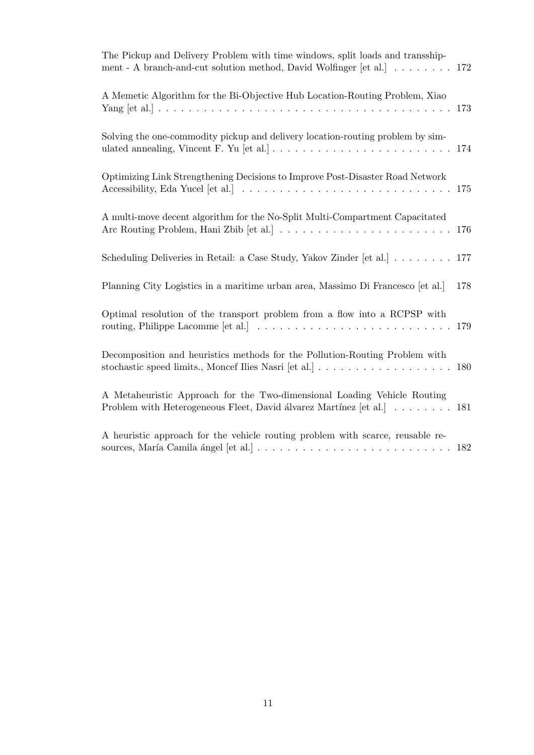The Pickup and Delivery Problem with time windows, split loads and transshipment - A branch-and-cut solution method, David Wolfinger [et al.] . . . . . . . . 172

A Memetic Algorithm for the Bi-Objective Hub Location-Routing Problem, Xiao Yang [et al.] . . . . . . . . . . . . . . . . . . . . . . . . . . . . . . . . . . . . . . 173

Solving the one-commodity pickup and delivery location-routing problem by simulated annealing, Vincent F. Yu [et al.] . . . . . . . . . . . . . . . . . . . . . . . . 174

Optimizing Link Strengthening Decisions to Improve Post-Disaster Road Network Accessibility, Eda Yucel [et al.] . . . . . . . . . . . . . . . . . . . . . . . . . . . 175

A multi-move decent algorithm for the No-Split Multi-Compartment Capacitated Arc Routing Problem, Hani Zbib [et al.] . . . . . . . . . . . . . . . . . . . . . . . 176

Scheduling Deliveries in Retail: a Case Study, Yakov Zinder [et al.] . . . . . . . . 177

Planning City Logistics in a maritime urban area, Massimo Di Francesco [et al.] 178

Optimal resolution of the transport problem from a flow into a RCPSP with routing, Philippe Lacomme [et al.] . . . . . . . . . . . . . . . . . . . . . . . . . . 179

Decomposition and heuristics methods for the Pollution-Routing Problem with stochastic speed limits., Moncef Ilies Nasri [et al.] . . . . . . . . . . . . . . . . . . 180

A Metaheuristic Approach for the Two-dimensional Loading Vehicle Routing Problem with Heterogeneous Fleet, David álvarez Martínez [et al.] . . . . . . . . 181

A heuristic approach for the vehicle routing problem with scarce, reusable resources, María Camila ángel [et al.] . . . . . . . . . . . . . . . . . . . . . . . . . . 182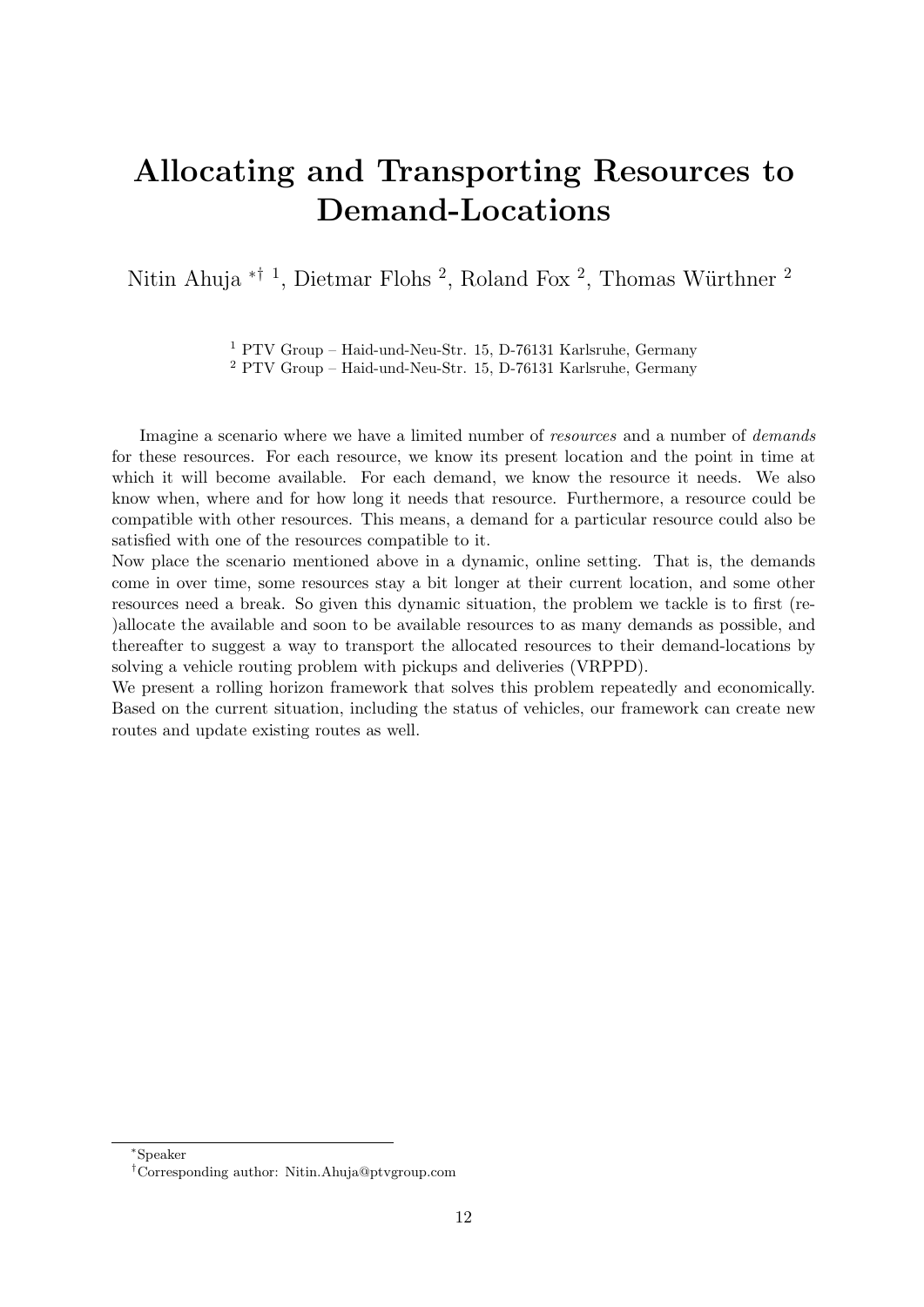# Allocating and Transporting Resources to Demand-Locations

Nitin Ahuja [*,†,1], Dietmar Flohs [2], Roland Fox [2], Thomas Würthner [2]

[1] PTV Group – Haid-und-Neu-Str. 15, D-76131 Karlsruhe, Germany
[2] PTV Group – Haid-und-Neu-Str. 15, D-76131 Karlsruhe, Germany

Imagine a scenario where we have a limited number of *resources* and a number of *demands* for these resources. For each resource, we know its present location and the point in time at which it will become available. For each demand, we know the resource it needs. We also know when, where and for how long it needs that resource. Furthermore, a resource could be compatible with other resources. This means, a demand for a particular resource could also be satisfied with one of the resources compatible to it.
Now place the scenario mentioned above in a dynamic, online setting. That is, the demands come in over time, some resources stay a bit longer at their current location, and some other resources need a break. So given this dynamic situation, the problem we tackle is to first (re-)allocate the available and soon to be available resources to as many demands as possible, and thereafter to suggest a way to transport the allocated resources to their demand-locations by solving a vehicle routing problem with pickups and deliveries (VRPPD).
We present a rolling horizon framework that solves this problem repeatedly and economically. Based on the current situation, including the status of vehicles, our framework can create new routes and update existing routes as well.

---

[*] Speaker
[†] Corresponding author: Nitin.Ahuja@ptvgroup.com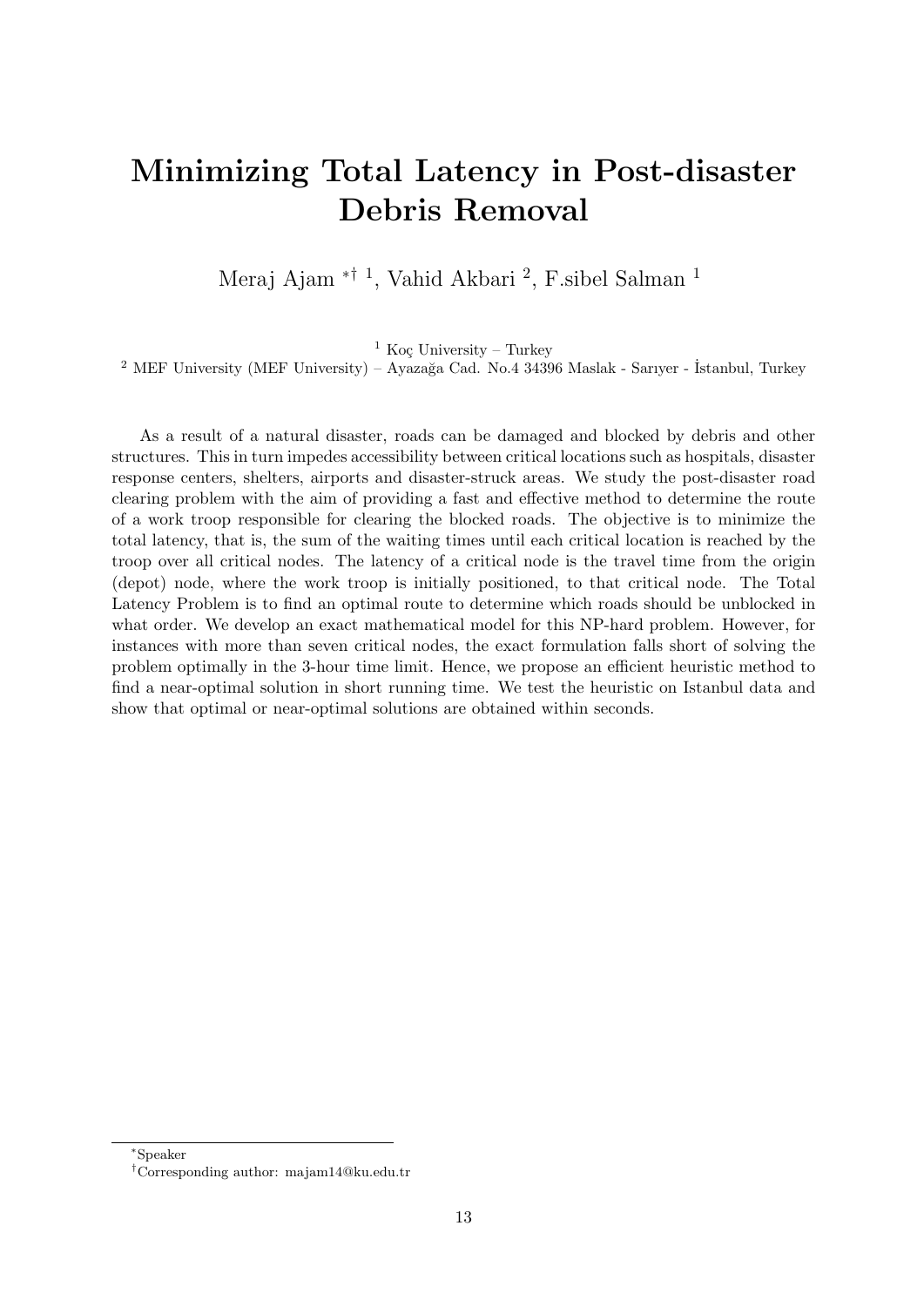# Minimizing Total Latency in Post-disaster Debris Removal

Meraj Ajam [*†1], Vahid Akbari [2], F.sibel Salman [1]

[1] Koç University – Turkey

[2] MEF University (MEF University) – Ayazağa Cad. No.4 34396 Maslak - Sarıyer - İstanbul, Turkey

As a result of a natural disaster, roads can be damaged and blocked by debris and other structures. This in turn impedes accessibility between critical locations such as hospitals, disaster response centers, shelters, airports and disaster-struck areas. We study the post-disaster road clearing problem with the aim of providing a fast and effective method to determine the route of a work troop responsible for clearing the blocked roads. The objective is to minimize the total latency, that is, the sum of the waiting times until each critical location is reached by the troop over all critical nodes. The latency of a critical node is the travel time from the origin (depot) node, where the work troop is initially positioned, to that critical node. The Total Latency Problem is to find an optimal route to determine which roads should be unblocked in what order. We develop an exact mathematical model for this NP-hard problem. However, for instances with more than seven critical nodes, the exact formulation falls short of solving the problem optimally in the 3-hour time limit. Hence, we propose an efficient heuristic method to find a near-optimal solution in short running time. We test the heuristic on Istanbul data and show that optimal or near-optimal solutions are obtained within seconds.

[*] Speaker

[†] Corresponding author: majam14@ku.edu.tr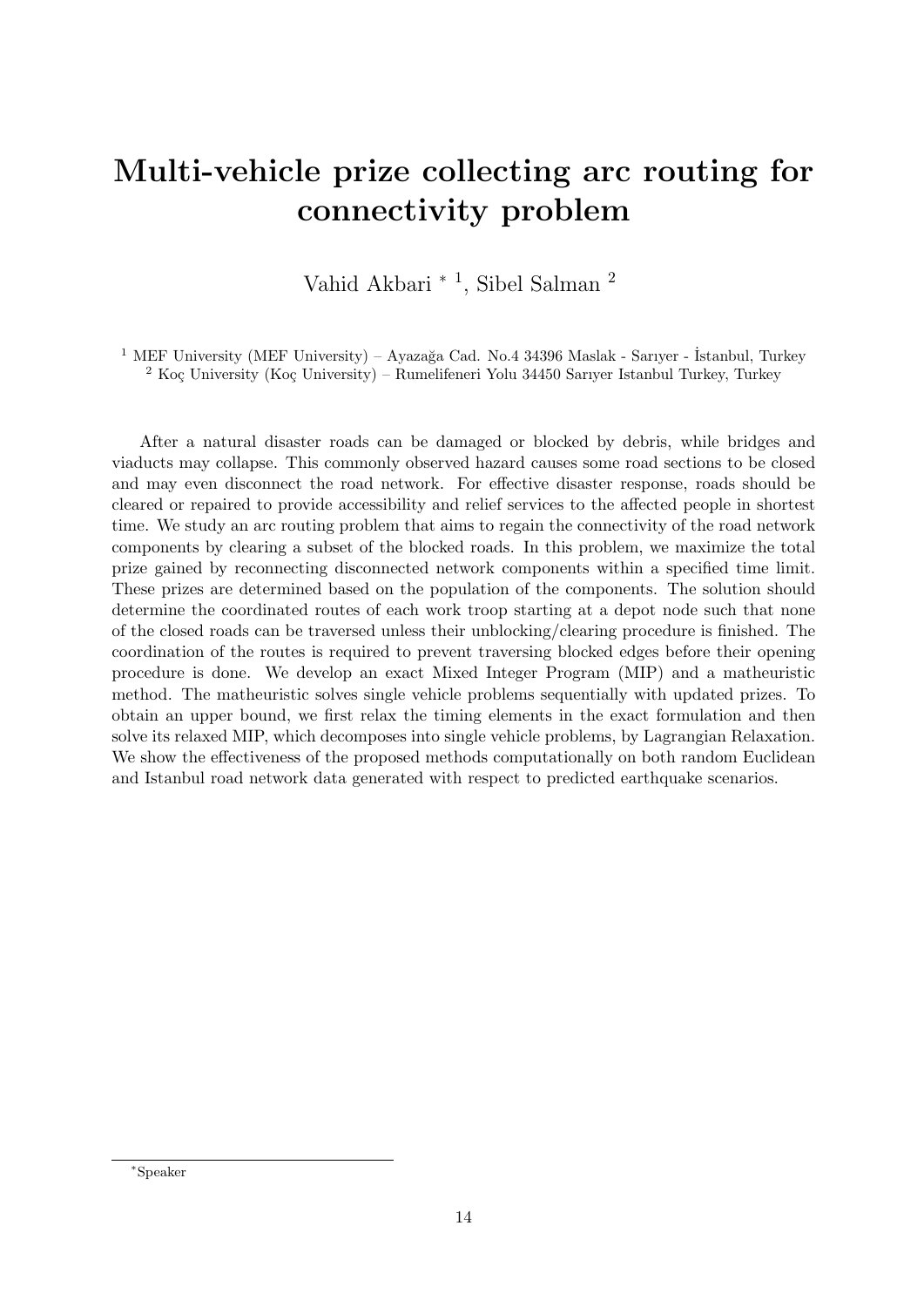# Multi-vehicle prize collecting arc routing for connectivity problem

Vahid Akbari * [1], Sibel Salman [2]

[1] MEF University (MEF University) – Ayazağa Cad. No.4 34396 Maslak - Sarıyer - İstanbul, Turkey
[2] Koç University (Koç University) – Rumelifeneri Yolu 34450 Sarıyer Istanbul Turkey, Turkey

After a natural disaster roads can be damaged or blocked by debris, while bridges and viaducts may collapse. This commonly observed hazard causes some road sections to be closed and may even disconnect the road network. For effective disaster response, roads should be cleared or repaired to provide accessibility and relief services to the affected people in shortest time. We study an arc routing problem that aims to regain the connectivity of the road network components by clearing a subset of the blocked roads. In this problem, we maximize the total prize gained by reconnecting disconnected network components within a specified time limit. These prizes are determined based on the population of the components. The solution should determine the coordinated routes of each work troop starting at a depot node such that none of the closed roads can be traversed unless their unblocking/clearing procedure is finished. The coordination of the routes is required to prevent traversing blocked edges before their opening procedure is done. We develop an exact Mixed Integer Program (MIP) and a matheuristic method. The matheuristic solves single vehicle problems sequentially with updated prizes. To obtain an upper bound, we first relax the timing elements in the exact formulation and then solve its relaxed MIP, which decomposes into single vehicle problems, by Lagrangian Relaxation. We show the effectiveness of the proposed methods computationally on both random Euclidean and Istanbul road network data generated with respect to predicted earthquake scenarios.

*Speaker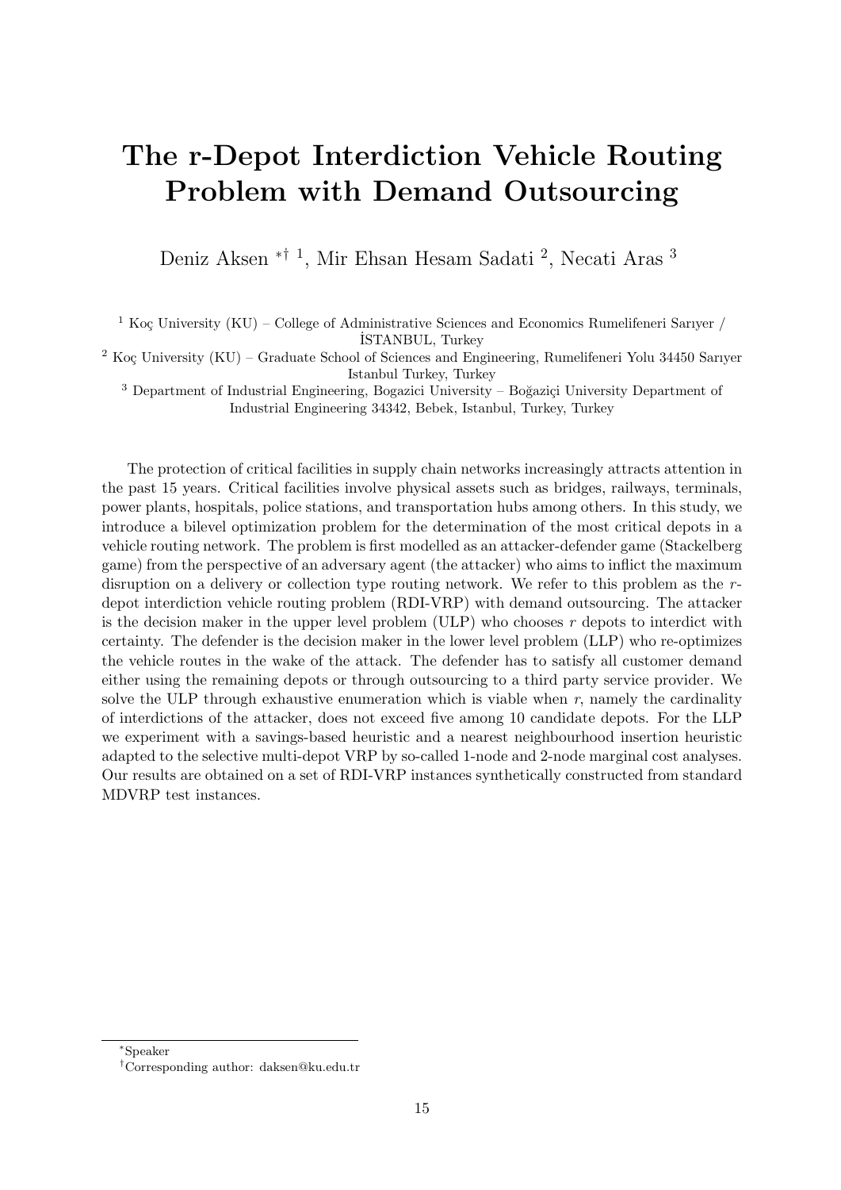# The r-Depot Interdiction Vehicle Routing Problem with Demand Outsourcing

Deniz Aksen *† [1], Mir Ehsan Hesam Sadati [2], Necati Aras [3]

[1] Koç University (KU) – College of Administrative Sciences and Economics Rumelifeneri Sarıyer / İSTANBUL, Turkey

[2] Koç University (KU) – Graduate School of Sciences and Engineering, Rumelifeneri Yolu 34450 Sarıyer Istanbul Turkey, Turkey

[3] Department of Industrial Engineering, Bogazici University – Boğaziçi University Department of Industrial Engineering 34342, Bebek, Istanbul, Turkey, Turkey

The protection of critical facilities in supply chain networks increasingly attracts attention in the past 15 years. Critical facilities involve physical assets such as bridges, railways, terminals, power plants, hospitals, police stations, and transportation hubs among others. In this study, we introduce a bilevel optimization problem for the determination of the most critical depots in a vehicle routing network. The problem is first modelled as an attacker-defender game (Stackelberg game) from the perspective of an adversary agent (the attacker) who aims to inflict the maximum disruption on a delivery or collection type routing network. We refer to this problem as the $r$-depot interdiction vehicle routing problem (RDI-VRP) with demand outsourcing. The attacker is the decision maker in the upper level problem (ULP) who chooses $r$ depots to interdict with certainty. The defender is the decision maker in the lower level problem (LLP) who re-optimizes the vehicle routes in the wake of the attack. The defender has to satisfy all customer demand either using the remaining depots or through outsourcing to a third party service provider. We solve the ULP through exhaustive enumeration which is viable when $r$, namely the cardinality of interdictions of the attacker, does not exceed five among 10 candidate depots. For the LLP we experiment with a savings-based heuristic and a nearest neighbourhood insertion heuristic adapted to the selective multi-depot VRP by so-called 1-node and 2-node marginal cost analyses. Our results are obtained on a set of RDI-VRP instances synthetically constructed from standard MDVRP test instances.

*Speaker

†Corresponding author: daksen@ku.edu.tr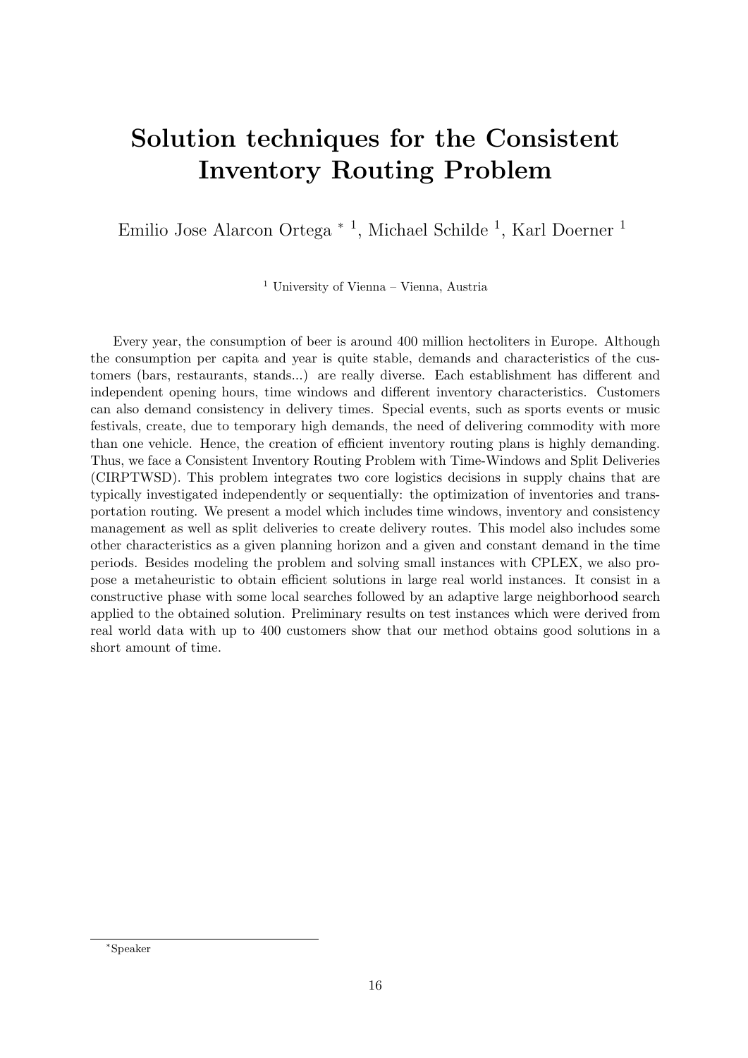# Solution techniques for the Consistent Inventory Routing Problem

Emilio Jose Alarcon Ortega * [1], Michael Schilde [1], Karl Doerner [1]

[1] University of Vienna – Vienna, Austria

Every year, the consumption of beer is around 400 million hectoliters in Europe. Although the consumption per capita and year is quite stable, demands and characteristics of the customers (bars, restaurants, stands...) are really diverse. Each establishment has different and independent opening hours, time windows and different inventory characteristics. Customers can also demand consistency in delivery times. Special events, such as sports events or music festivals, create, due to temporary high demands, the need of delivering commodity with more than one vehicle. Hence, the creation of efficient inventory routing plans is highly demanding. Thus, we face a Consistent Inventory Routing Problem with Time-Windows and Split Deliveries (CIRPTWSD). This problem integrates two core logistics decisions in supply chains that are typically investigated independently or sequentially: the optimization of inventories and transportation routing. We present a model which includes time windows, inventory and consistency management as well as split deliveries to create delivery routes. This model also includes some other characteristics as a given planning horizon and a given and constant demand in the time periods. Besides modeling the problem and solving small instances with CPLEX, we also propose a metaheuristic to obtain efficient solutions in large real world instances. It consist in a constructive phase with some local searches followed by an adaptive large neighborhood search applied to the obtained solution. Preliminary results on test instances which were derived from real world data with up to 400 customers show that our method obtains good solutions in a short amount of time.

*Speaker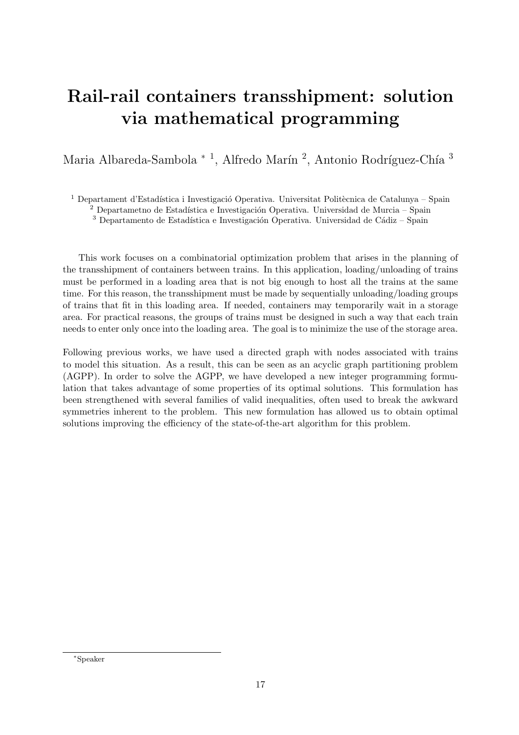# Rail-rail containers transshipment: solution via mathematical programming

Maria Albareda-Sambola * [1], Alfredo Marín [2], Antonio Rodríguez-Chía [3]

[1] Departament d'Estadística i Investigació Operativa. Universitat Politècnica de Catalunya – Spain
[2] Departametno de Estadística e Investigación Operativa. Universidad de Murcia – Spain
[3] Departamento de Estadística e Investigación Operativa. Universidad de Cádiz – Spain

This work focuses on a combinatorial optimization problem that arises in the planning of the transshipment of containers between trains. In this application, loading/unloading of trains must be performed in a loading area that is not big enough to host all the trains at the same time. For this reason, the transshipment must be made by sequentially unloading/loading groups of trains that fit in this loading area. If needed, containers may temporarily wait in a storage area. For practical reasons, the groups of trains must be designed in such a way that each train needs to enter only once into the loading area. The goal is to minimize the use of the storage area.

Following previous works, we have used a directed graph with nodes associated with trains to model this situation. As a result, this can be seen as an acyclic graph partitioning problem (AGPP). In order to solve the AGPP, we have developed a new integer programming formulation that takes advantage of some properties of its optimal solutions. This formulation has been strengthened with several families of valid inequalities, often used to break the awkward symmetries inherent to the problem. This new formulation has allowed us to obtain optimal solutions improving the efficiency of the state-of-the-art algorithm for this problem.

*Speaker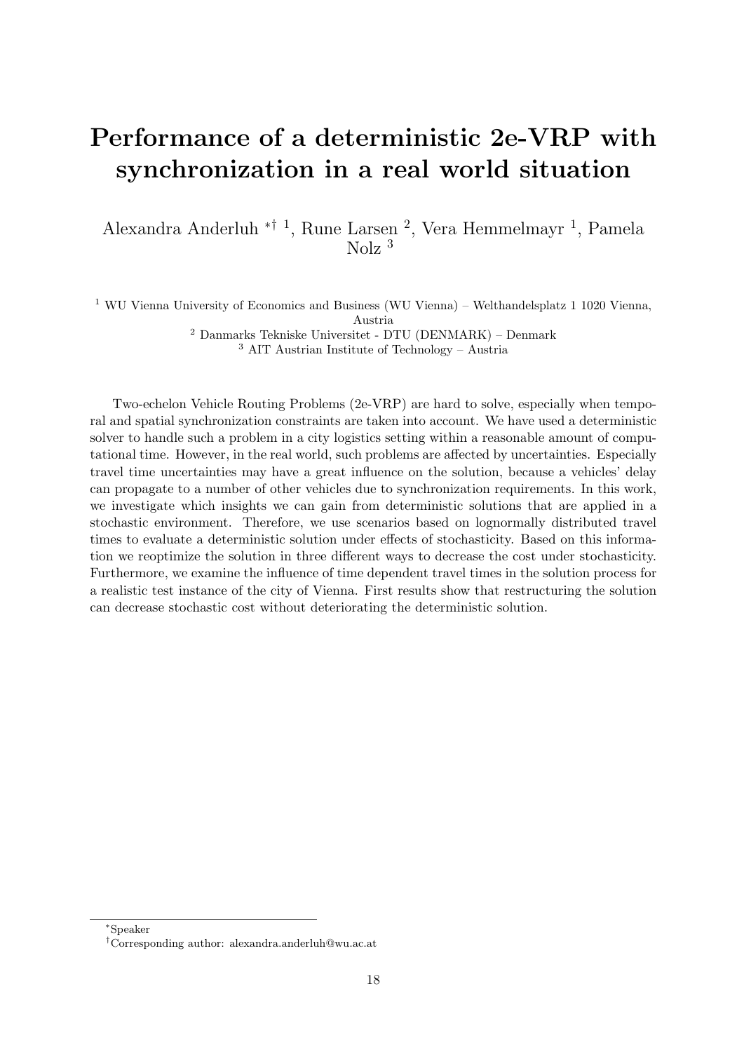# Performance of a deterministic 2e-VRP with synchronization in a real world situation

Alexandra Anderluh [*†1], Rune Larsen [2], Vera Hemmelmayr [1], Pamela Nolz [3]

[1] WU Vienna University of Economics and Business (WU Vienna) – Welthandelsplatz 1 1020 Vienna, Austria

[2] Danmarks Tekniske Universitet - DTU (DENMARK) – Denmark

[3] AIT Austrian Institute of Technology – Austria

Two-echelon Vehicle Routing Problems (2e-VRP) are hard to solve, especially when temporal and spatial synchronization constraints are taken into account. We have used a deterministic solver to handle such a problem in a city logistics setting within a reasonable amount of computational time. However, in the real world, such problems are affected by uncertainties. Especially travel time uncertainties may have a great influence on the solution, because a vehicles' delay can propagate to a number of other vehicles due to synchronization requirements. In this work, we investigate which insights we can gain from deterministic solutions that are applied in a stochastic environment. Therefore, we use scenarios based on lognormally distributed travel times to evaluate a deterministic solution under effects of stochasticity. Based on this information we reoptimize the solution in three different ways to decrease the cost under stochasticity. Furthermore, we examine the influence of time dependent travel times in the solution process for a realistic test instance of the city of Vienna. First results show that restructuring the solution can decrease stochastic cost without deteriorating the deterministic solution.

---

[*] Speaker

[†] Corresponding author: alexandra.anderluh@wu.ac.at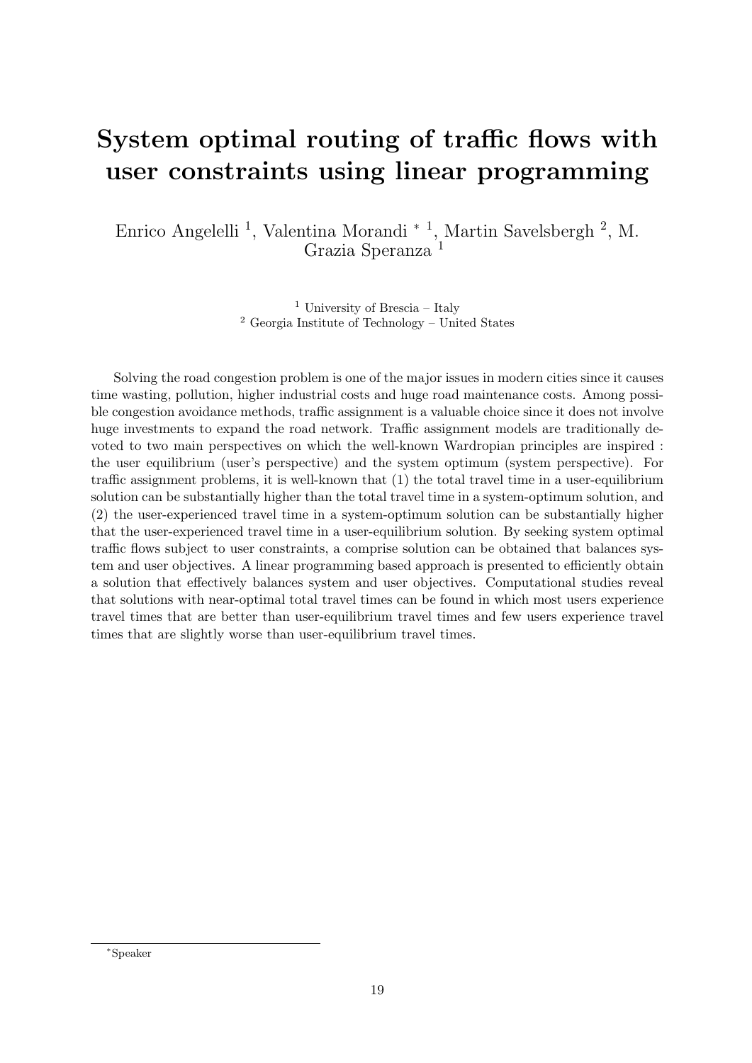# System optimal routing of traffic flows with user constraints using linear programming

Enrico Angelelli [1], Valentina Morandi * [1], Martin Savelsbergh [2], M. Grazia Speranza [1]

[1] University of Brescia – Italy
[2] Georgia Institute of Technology – United States

Solving the road congestion problem is one of the major issues in modern cities since it causes time wasting, pollution, higher industrial costs and huge road maintenance costs. Among possible congestion avoidance methods, traffic assignment is a valuable choice since it does not involve huge investments to expand the road network. Traffic assignment models are traditionally devoted to two main perspectives on which the well-known Wardropian principles are inspired : the user equilibrium (user's perspective) and the system optimum (system perspective). For traffic assignment problems, it is well-known that (1) the total travel time in a user-equilibrium solution can be substantially higher than the total travel time in a system-optimum solution, and (2) the user-experienced travel time in a system-optimum solution can be substantially higher that the user-experienced travel time in a user-equilibrium solution. By seeking system optimal traffic flows subject to user constraints, a comprise solution can be obtained that balances system and user objectives. A linear programming based approach is presented to efficiently obtain a solution that effectively balances system and user objectives. Computational studies reveal that solutions with near-optimal total travel times can be found in which most users experience travel times that are better than user-equilibrium travel times and few users experience travel times that are slightly worse than user-equilibrium travel times.

*Speaker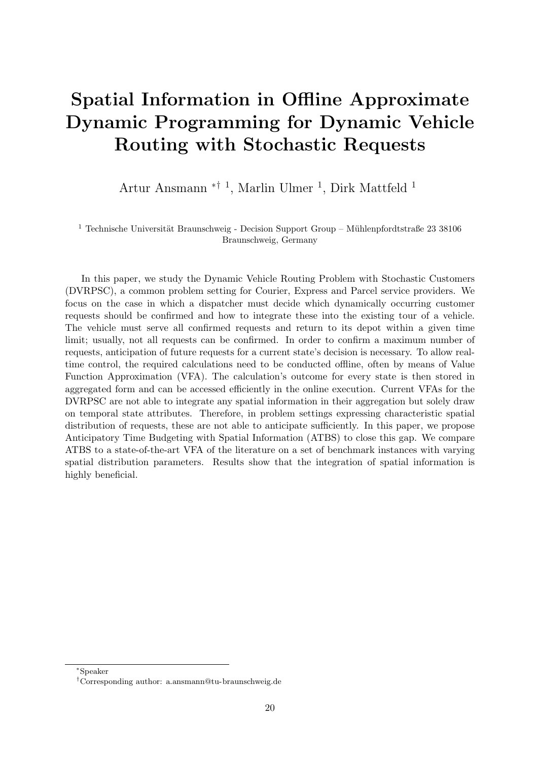# Spatial Information in Offline Approximate Dynamic Programming for Dynamic Vehicle Routing with Stochastic Requests

Artur Ansmann *† [1], Marlin Ulmer [1], Dirk Mattfeld [1]

[1] Technische Universität Braunschweig - Decision Support Group – Mühlenpfordtstraße 23 38106 Braunschweig, Germany

In this paper, we study the Dynamic Vehicle Routing Problem with Stochastic Customers (DVRPSC), a common problem setting for Courier, Express and Parcel service providers. We focus on the case in which a dispatcher must decide which dynamically occurring customer requests should be confirmed and how to integrate these into the existing tour of a vehicle. The vehicle must serve all confirmed requests and return to its depot within a given time limit; usually, not all requests can be confirmed. In order to confirm a maximum number of requests, anticipation of future requests for a current state's decision is necessary. To allow real-time control, the required calculations need to be conducted offline, often by means of Value Function Approximation (VFA). The calculation's outcome for every state is then stored in aggregated form and can be accessed efficiently in the online execution. Current VFAs for the DVRPSC are not able to integrate any spatial information in their aggregation but solely draw on temporal state attributes. Therefore, in problem settings expressing characteristic spatial distribution of requests, these are not able to anticipate sufficiently. In this paper, we propose Anticipatory Time Budgeting with Spatial Information (ATBS) to close this gap. We compare ATBS to a state-of-the-art VFA of the literature on a set of benchmark instances with varying spatial distribution parameters. Results show that the integration of spatial information is highly beneficial.

*Speaker

†Corresponding author: a.ansmann@tu-braunschweig.de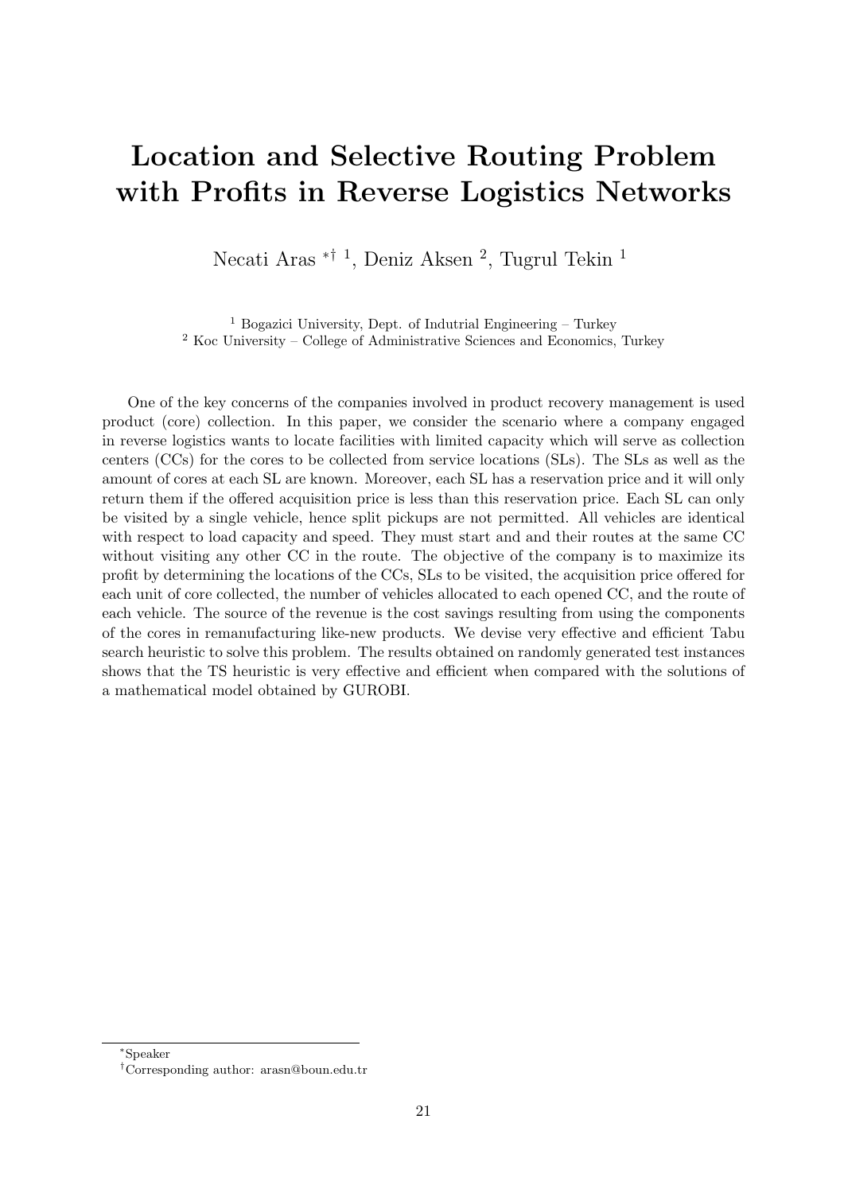# Location and Selective Routing Problem with Profits in Reverse Logistics Networks

Necati Aras [*†1], Deniz Aksen [2], Tugrul Tekin [1]

[1] Bogazici University, Dept. of Indutrial Engineering – Turkey
[2] Koc University – College of Administrative Sciences and Economics, Turkey

One of the key concerns of the companies involved in product recovery management is used product (core) collection. In this paper, we consider the scenario where a company engaged in reverse logistics wants to locate facilities with limited capacity which will serve as collection centers (CCs) for the cores to be collected from service locations (SLs). The SLs as well as the amount of cores at each SL are known. Moreover, each SL has a reservation price and it will only return them if the offered acquisition price is less than this reservation price. Each SL can only be visited by a single vehicle, hence split pickups are not permitted. All vehicles are identical with respect to load capacity and speed. They must start and and their routes at the same CC without visiting any other CC in the route. The objective of the company is to maximize its profit by determining the locations of the CCs, SLs to be visited, the acquisition price offered for each unit of core collected, the number of vehicles allocated to each opened CC, and the route of each vehicle. The source of the revenue is the cost savings resulting from using the components of the cores in remanufacturing like-new products. We devise very effective and efficient Tabu search heuristic to solve this problem. The results obtained on randomly generated test instances shows that the TS heuristic is very effective and efficient when compared with the solutions of a mathematical model obtained by GUROBI.

---

[*] Speaker
[†] Corresponding author: arasn@boun.edu.tr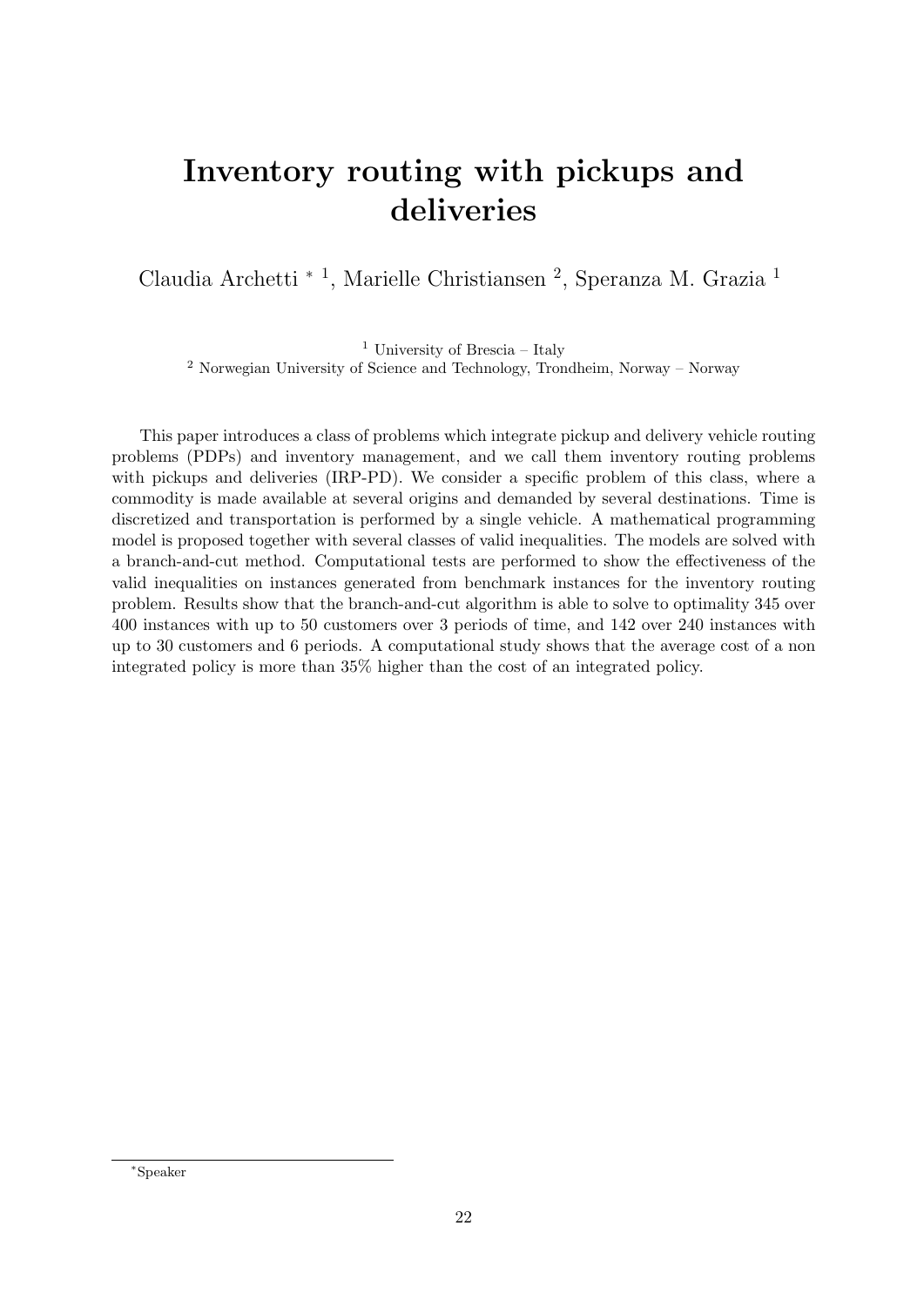# Inventory routing with pickups and deliveries

Claudia Archetti * [1], Marielle Christiansen [2], Speranza M. Grazia [1]

[1] University of Brescia – Italy
[2] Norwegian University of Science and Technology, Trondheim, Norway – Norway

This paper introduces a class of problems which integrate pickup and delivery vehicle routing problems (PDPs) and inventory management, and we call them inventory routing problems with pickups and deliveries (IRP-PD). We consider a specific problem of this class, where a commodity is made available at several origins and demanded by several destinations. Time is discretized and transportation is performed by a single vehicle. A mathematical programming model is proposed together with several classes of valid inequalities. The models are solved with a branch-and-cut method. Computational tests are performed to show the effectiveness of the valid inequalities on instances generated from benchmark instances for the inventory routing problem. Results show that the branch-and-cut algorithm is able to solve to optimality 345 over 400 instances with up to 50 customers over 3 periods of time, and 142 over 240 instances with up to 30 customers and 6 periods. A computational study shows that the average cost of a non integrated policy is more than 35% higher than the cost of an integrated policy.

*Speaker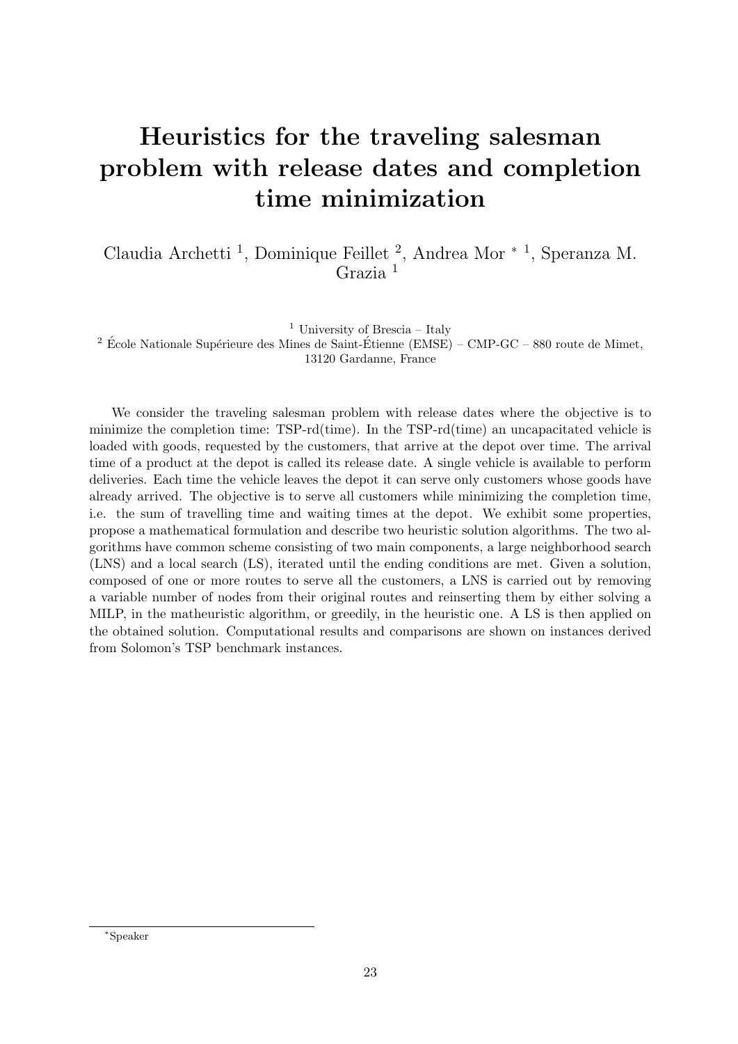# Heuristics for the traveling salesman problem with release dates and completion time minimization

Claudia Archetti [1], Dominique Feillet [2], Andrea Mor * [1], Speranza M. Grazia [1]

[1] University of Brescia – Italy

[2] École Nationale Supérieure des Mines de Saint-Étienne (EMSE) – CMP-GC – 880 route de Mimet, 13120 Gardanne, France

We consider the traveling salesman problem with release dates where the objective is to minimize the completion time: TSP-rd(time). In the TSP-rd(time) an uncapacitated vehicle is loaded with goods, requested by the customers, that arrive at the depot over time. The arrival time of a product at the depot is called its release date. A single vehicle is available to perform deliveries. Each time the vehicle leaves the depot it can serve only customers whose goods have already arrived. The objective is to serve all customers while minimizing the completion time, i.e. the sum of travelling time and waiting times at the depot. We exhibit some properties, propose a mathematical formulation and describe two heuristic solution algorithms. The two algorithms have common scheme consisting of two main components, a large neighborhood search (LNS) and a local search (LS), iterated until the ending conditions are met. Given a solution, composed of one or more routes to serve all the customers, a LNS is carried out by removing a variable number of nodes from their original routes and reinserting them by either solving a MILP, in the matheuristic algorithm, or greedily, in the heuristic one. A LS is then applied on the obtained solution. Computational results and comparisons are shown on instances derived from Solomon's TSP benchmark instances.

*Speaker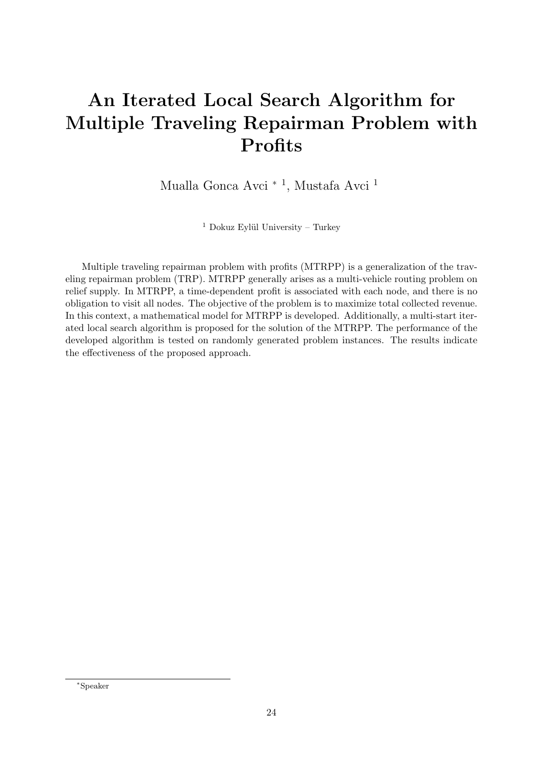# An Iterated Local Search Algorithm for Multiple Traveling Repairman Problem with Profits

Mualla Gonca Avci * [1], Mustafa Avci [1]

[1] Dokuz Eylül University – Turkey

Multiple traveling repairman problem with profits (MTRPP) is a generalization of the traveling repairman problem (TRP). MTRPP generally arises as a multi-vehicle routing problem on relief supply. In MTRPP, a time-dependent profit is associated with each node, and there is no obligation to visit all nodes. The objective of the problem is to maximize total collected revenue. In this context, a mathematical model for MTRPP is developed. Additionally, a multi-start iterated local search algorithm is proposed for the solution of the MTRPP. The performance of the developed algorithm is tested on randomly generated problem instances. The results indicate the effectiveness of the proposed approach.

*Speaker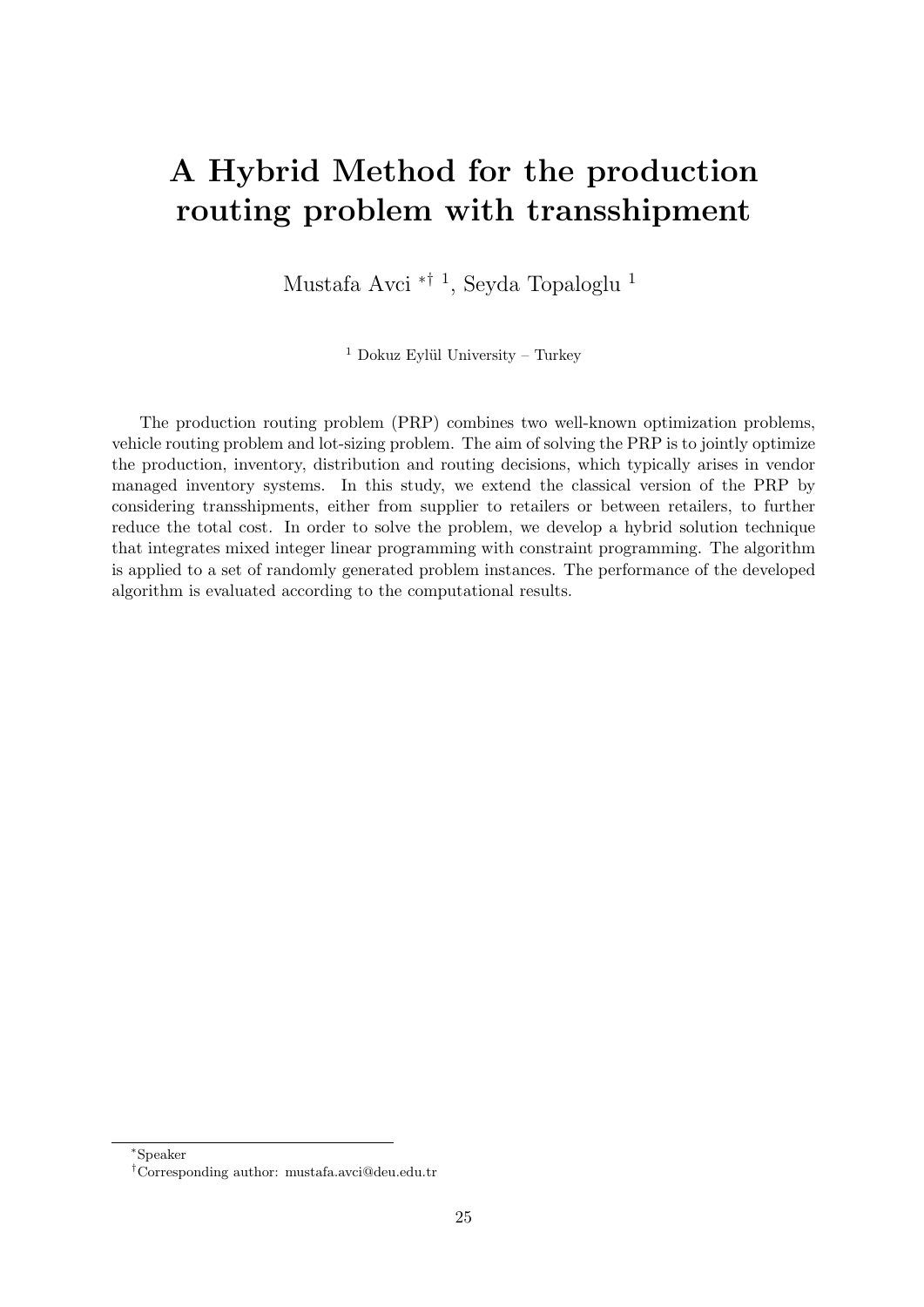# A Hybrid Method for the production routing problem with transshipment

Mustafa Avci [*,†,1], Seyda Topaloglu [1]

[1] Dokuz Eylül University – Turkey

The production routing problem (PRP) combines two well-known optimization problems, vehicle routing problem and lot-sizing problem. The aim of solving the PRP is to jointly optimize the production, inventory, distribution and routing decisions, which typically arises in vendor managed inventory systems. In this study, we extend the classical version of the PRP by considering transshipments, either from supplier to retailers or between retailers, to further reduce the total cost. In order to solve the problem, we develop a hybrid solution technique that integrates mixed integer linear programming with constraint programming. The algorithm is applied to a set of randomly generated problem instances. The performance of the developed algorithm is evaluated according to the computational results.

---

[*] Speaker

[†] Corresponding author: mustafa.avci@deu.edu.tr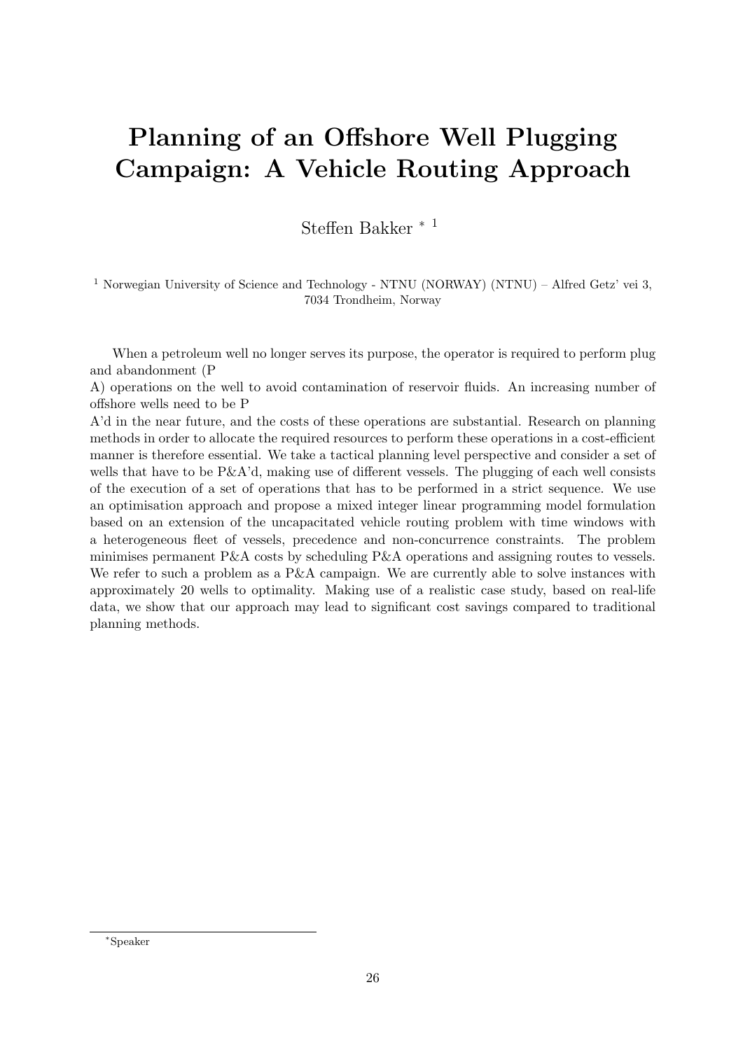# Planning of an Offshore Well Plugging Campaign: A Vehicle Routing Approach

Steffen Bakker * [1]

[1] Norwegian University of Science and Technology - NTNU (NORWAY) (NTNU) – Alfred Getz' vei 3, 7034 Trondheim, Norway

When a petroleum well no longer serves its purpose, the operator is required to perform plug and abandonment (P
A) operations on the well to avoid contamination of reservoir fluids. An increasing number of offshore wells need to be P
A'd in the near future, and the costs of these operations are substantial. Research on planning methods in order to allocate the required resources to perform these operations in a cost-efficient manner is therefore essential. We take a tactical planning level perspective and consider a set of wells that have to be P&A'd, making use of different vessels. The plugging of each well consists of the execution of a set of operations that has to be performed in a strict sequence. We use an optimisation approach and propose a mixed integer linear programming model formulation based on an extension of the uncapacitated vehicle routing problem with time windows with a heterogeneous fleet of vessels, precedence and non-concurrence constraints. The problem minimises permanent P&A costs by scheduling P&A operations and assigning routes to vessels. We refer to such a problem as a P&A campaign. We are currently able to solve instances with approximately 20 wells to optimality. Making use of a realistic case study, based on real-life data, we show that our approach may lead to significant cost savings compared to traditional planning methods.

*Speaker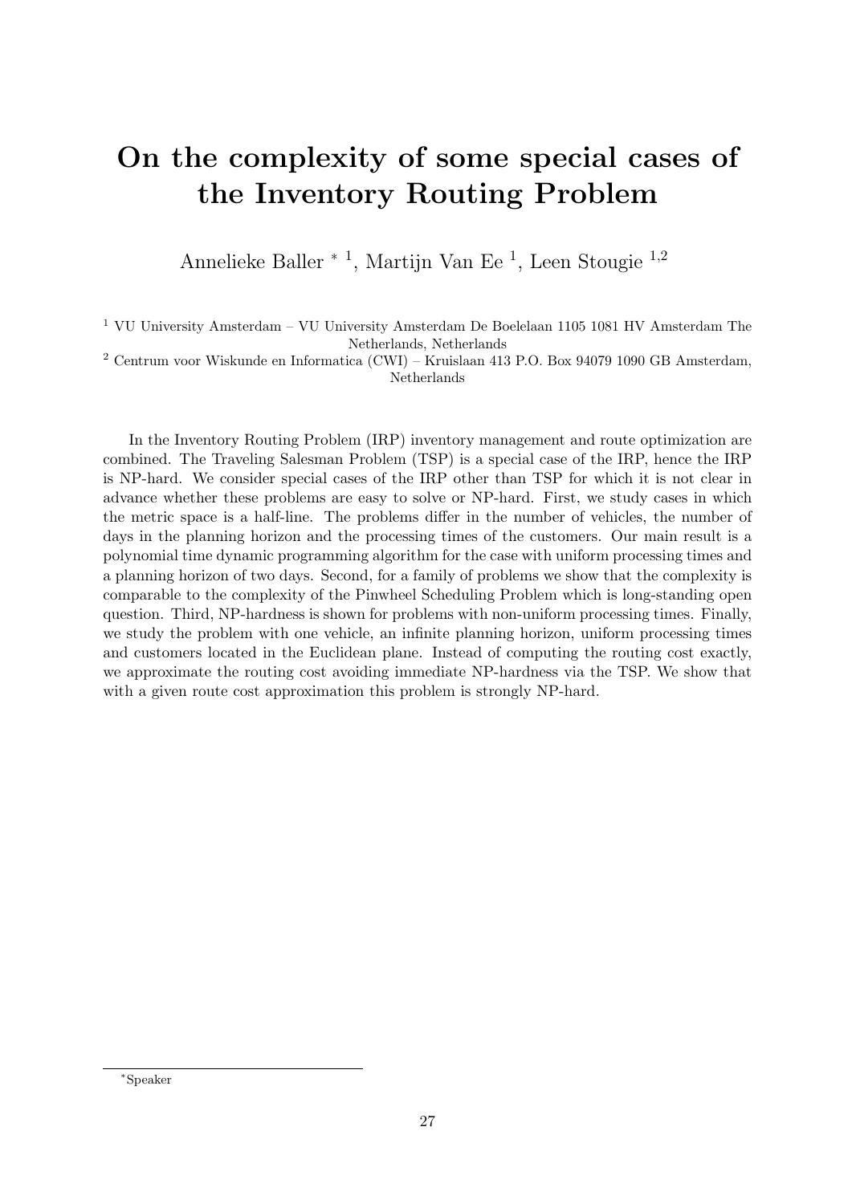# On the complexity of some special cases of the Inventory Routing Problem

Annelieke Baller * [1], Martijn Van Ee [1], Leen Stougie [1,2]

[1] VU University Amsterdam – VU University Amsterdam De Boelelaan 1105 1081 HV Amsterdam The Netherlands, Netherlands

[2] Centrum voor Wiskunde en Informatica (CWI) – Kruislaan 413 P.O. Box 94079 1090 GB Amsterdam, Netherlands

In the Inventory Routing Problem (IRP) inventory management and route optimization are combined. The Traveling Salesman Problem (TSP) is a special case of the IRP, hence the IRP is NP-hard. We consider special cases of the IRP other than TSP for which it is not clear in advance whether these problems are easy to solve or NP-hard. First, we study cases in which the metric space is a half-line. The problems differ in the number of vehicles, the number of days in the planning horizon and the processing times of the customers. Our main result is a polynomial time dynamic programming algorithm for the case with uniform processing times and a planning horizon of two days. Second, for a family of problems we show that the complexity is comparable to the complexity of the Pinwheel Scheduling Problem which is long-standing open question. Third, NP-hardness is shown for problems with non-uniform processing times. Finally, we study the problem with one vehicle, an infinite planning horizon, uniform processing times and customers located in the Euclidean plane. Instead of computing the routing cost exactly, we approximate the routing cost avoiding immediate NP-hardness via the TSP. We show that with a given route cost approximation this problem is strongly NP-hard.

*Speaker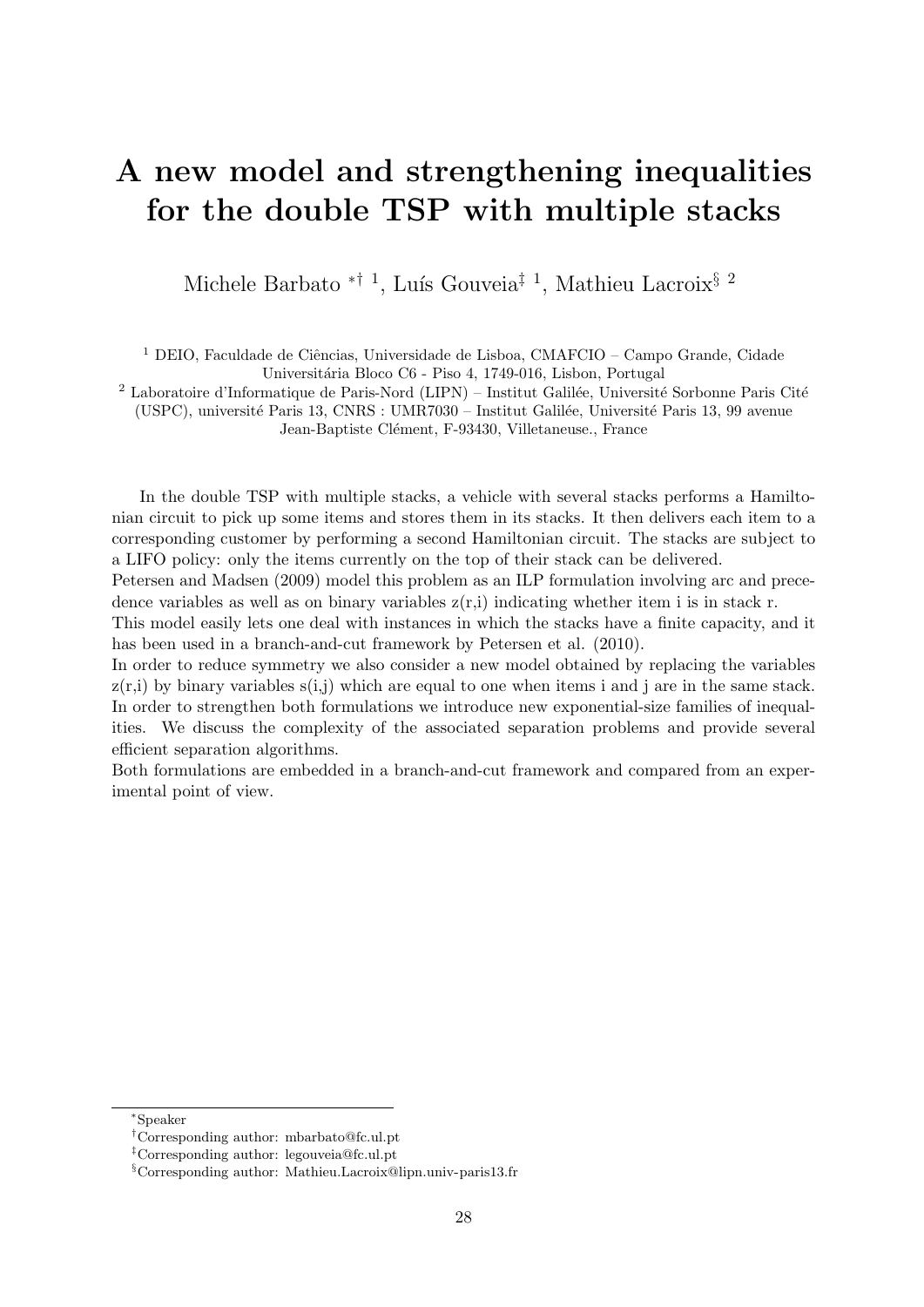# A new model and strengthening inequalities for the double TSP with multiple stacks

Michele Barbato [*†1], Luís Gouveia[‡1], Mathieu Lacroix[§2]

[1] DEIO, Faculdade de Ciências, Universidade de Lisboa, CMAFCIO – Campo Grande, Cidade Universitária Bloco C6 - Piso 4, 1749-016, Lisbon, Portugal

[2] Laboratoire d'Informatique de Paris-Nord (LIPN) – Institut Galilée, Université Sorbonne Paris Cité (USPC), université Paris 13, CNRS : UMR7030 – Institut Galilée, Université Paris 13, 99 avenue Jean-Baptiste Clément, F-93430, Villetaneuse., France

In the double TSP with multiple stacks, a vehicle with several stacks performs a Hamiltonian circuit to pick up some items and stores them in its stacks. It then delivers each item to a corresponding customer by performing a second Hamiltonian circuit. The stacks are subject to a LIFO policy: only the items currently on the top of their stack can be delivered.
Petersen and Madsen (2009) model this problem as an ILP formulation involving arc and precedence variables as well as on binary variables z(r,i) indicating whether item i is in stack r.
This model easily lets one deal with instances in which the stacks have a finite capacity, and it has been used in a branch-and-cut framework by Petersen et al. (2010).
In order to reduce symmetry we also consider a new model obtained by replacing the variables z(r,i) by binary variables s(i,j) which are equal to one when items i and j are in the same stack.
In order to strengthen both formulations we introduce new exponential-size families of inequalities. We discuss the complexity of the associated separation problems and provide several efficient separation algorithms.
Both formulations are embedded in a branch-and-cut framework and compared from an experimental point of view.

[*] Speaker

[†] Corresponding author: mbarbato@fc.ul.pt

[‡] Corresponding author: legouveia@fc.ul.pt

[§] Corresponding author: Mathieu.Lacroix@lipn.univ-paris13.fr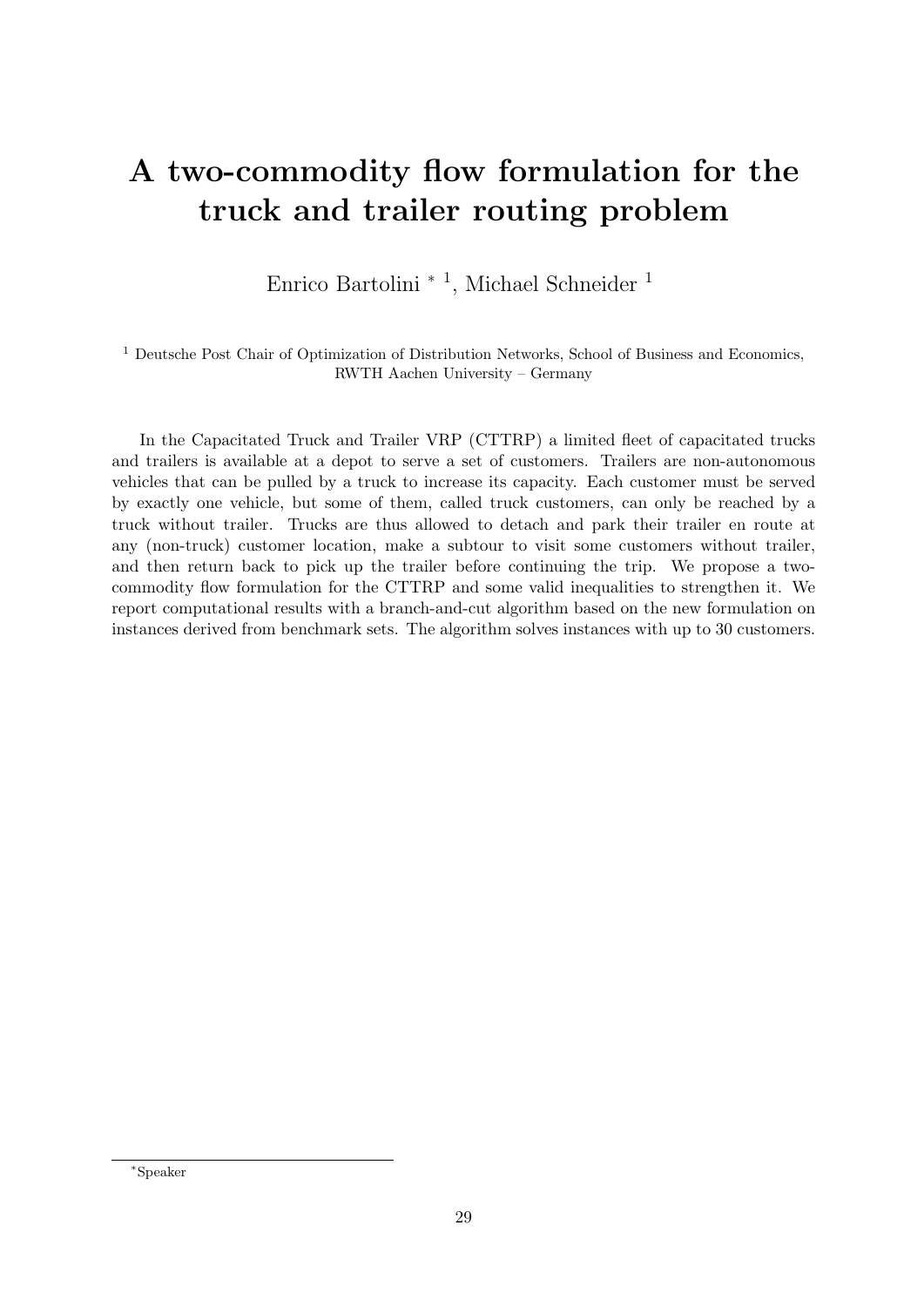# A two-commodity flow formulation for the truck and trailer routing problem

Enrico Bartolini * [1], Michael Schneider [1]

[1] Deutsche Post Chair of Optimization of Distribution Networks, School of Business and Economics, RWTH Aachen University – Germany

In the Capacitated Truck and Trailer VRP (CTTRP) a limited fleet of capacitated trucks and trailers is available at a depot to serve a set of customers. Trailers are non-autonomous vehicles that can be pulled by a truck to increase its capacity. Each customer must be served by exactly one vehicle, but some of them, called truck customers, can only be reached by a truck without trailer. Trucks are thus allowed to detach and park their trailer en route at any (non-truck) customer location, make a subtour to visit some customers without trailer, and then return back to pick up the trailer before continuing the trip. We propose a two-commodity flow formulation for the CTTRP and some valid inequalities to strengthen it. We report computational results with a branch-and-cut algorithm based on the new formulation on instances derived from benchmark sets. The algorithm solves instances with up to 30 customers.

*Speaker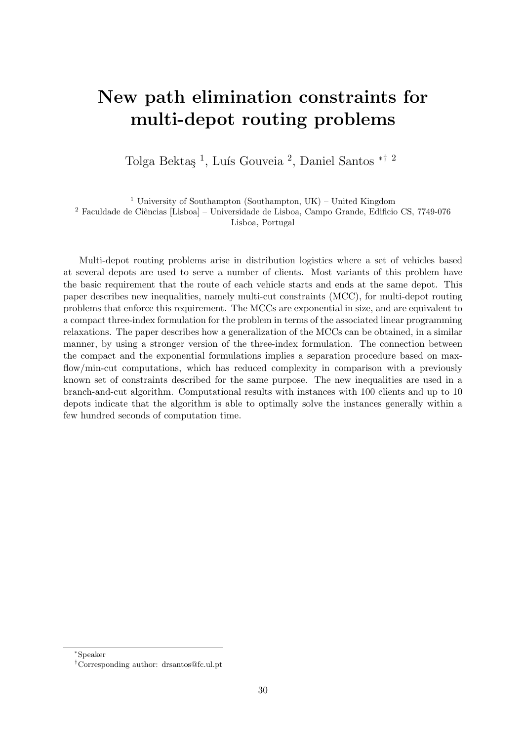# New path elimination constraints for multi-depot routing problems

Tolga Bektaş [1], Luís Gouveia [2], Daniel Santos *† [2]

[1] University of Southampton (Southampton, UK) – United Kingdom
[2] Faculdade de Ciências [Lisboa] – Universidade de Lisboa, Campo Grande, Edificio CS, 7749-076 Lisboa, Portugal

Multi-depot routing problems arise in distribution logistics where a set of vehicles based at several depots are used to serve a number of clients. Most variants of this problem have the basic requirement that the route of each vehicle starts and ends at the same depot. This paper describes new inequalities, namely multi-cut constraints (MCC), for multi-depot routing problems that enforce this requirement. The MCCs are exponential in size, and are equivalent to a compact three-index formulation for the problem in terms of the associated linear programming relaxations. The paper describes how a generalization of the MCCs can be obtained, in a similar manner, by using a stronger version of the three-index formulation. The connection between the compact and the exponential formulations implies a separation procedure based on max-flow/min-cut computations, which has reduced complexity in comparison with a previously known set of constraints described for the same purpose. The new inequalities are used in a branch-and-cut algorithm. Computational results with instances with 100 clients and up to 10 depots indicate that the algorithm is able to optimally solve the instances generally within a few hundred seconds of computation time.

*Speaker

†Corresponding author: drsantos@fc.ul.pt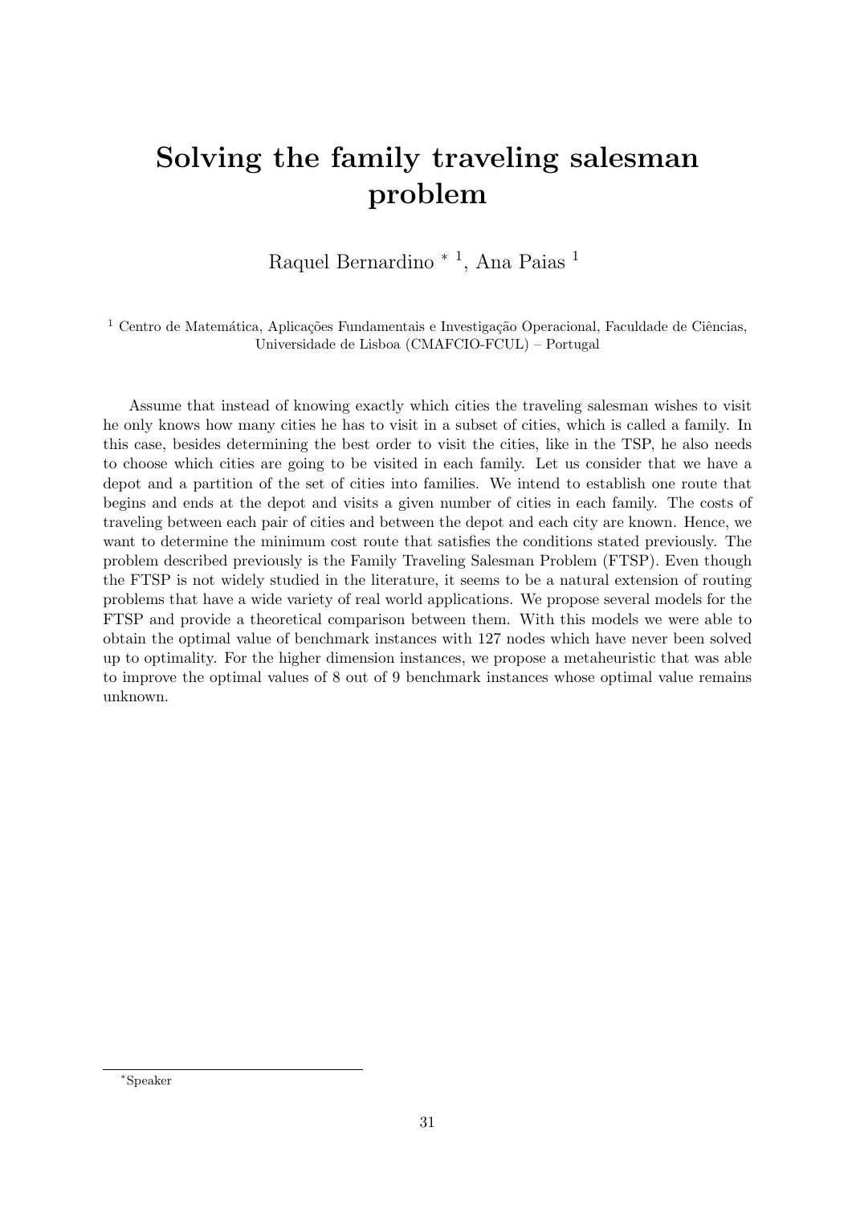# Solving the family traveling salesman problem

Raquel Bernardino * [1], Ana Paias [1]

[1] Centro de Matemática, Aplicações Fundamentais e Investigação Operacional, Faculdade de Ciências, Universidade de Lisboa (CMAFCIO-FCUL) – Portugal

Assume that instead of knowing exactly which cities the traveling salesman wishes to visit he only knows how many cities he has to visit in a subset of cities, which is called a family. In this case, besides determining the best order to visit the cities, like in the TSP, he also needs to choose which cities are going to be visited in each family. Let us consider that we have a depot and a partition of the set of cities into families. We intend to establish one route that begins and ends at the depot and visits a given number of cities in each family. The costs of traveling between each pair of cities and between the depot and each city are known. Hence, we want to determine the minimum cost route that satisfies the conditions stated previously. The problem described previously is the Family Traveling Salesman Problem (FTSP). Even though the FTSP is not widely studied in the literature, it seems to be a natural extension of routing problems that have a wide variety of real world applications. We propose several models for the FTSP and provide a theoretical comparison between them. With this models we were able to obtain the optimal value of benchmark instances with 127 nodes which have never been solved up to optimality. For the higher dimension instances, we propose a metaheuristic that was able to improve the optimal values of 8 out of 9 benchmark instances whose optimal value remains unknown.

*Speaker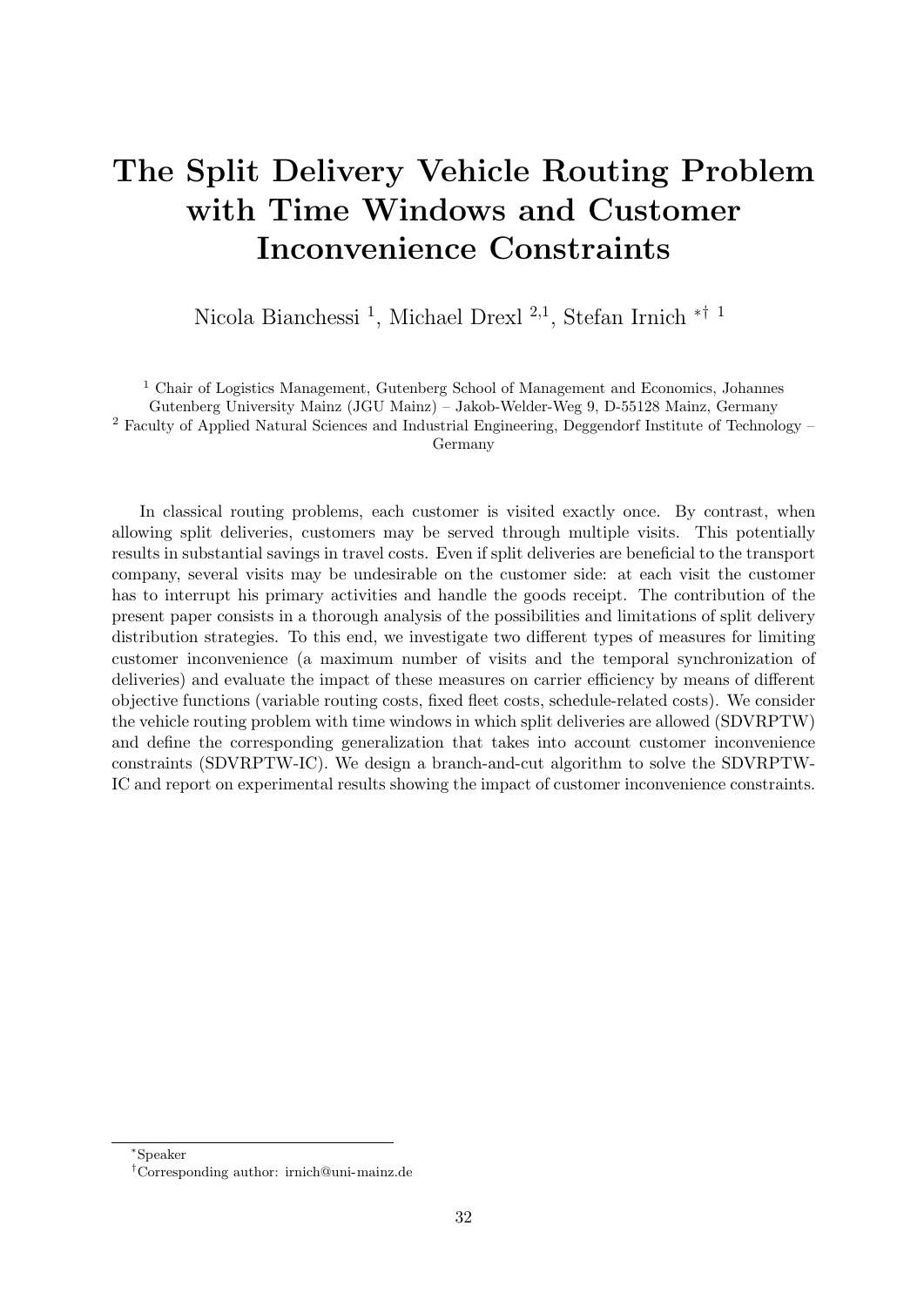# The Split Delivery Vehicle Routing Problem with Time Windows and Customer Inconvenience Constraints

Nicola Bianchessi [1], Michael Drexl [2,1], Stefan Irnich [*† 1]

[1] Chair of Logistics Management, Gutenberg School of Management and Economics, Johannes Gutenberg University Mainz (JGU Mainz) – Jakob-Welder-Weg 9, D-55128 Mainz, Germany
[2] Faculty of Applied Natural Sciences and Industrial Engineering, Deggendorf Institute of Technology – Germany

In classical routing problems, each customer is visited exactly once. By contrast, when allowing split deliveries, customers may be served through multiple visits. This potentially results in substantial savings in travel costs. Even if split deliveries are beneficial to the transport company, several visits may be undesirable on the customer side: at each visit the customer has to interrupt his primary activities and handle the goods receipt. The contribution of the present paper consists in a thorough analysis of the possibilities and limitations of split delivery distribution strategies. To this end, we investigate two different types of measures for limiting customer inconvenience (a maximum number of visits and the temporal synchronization of deliveries) and evaluate the impact of these measures on carrier efficiency by means of different objective functions (variable routing costs, fixed fleet costs, schedule-related costs). We consider the vehicle routing problem with time windows in which split deliveries are allowed (SDVRPTW) and define the corresponding generalization that takes into account customer inconvenience constraints (SDVRPTW-IC). We design a branch-and-cut algorithm to solve the SDVRPTW-IC and report on experimental results showing the impact of customer inconvenience constraints.

*Speaker
†Corresponding author: irnich@uni-mainz.de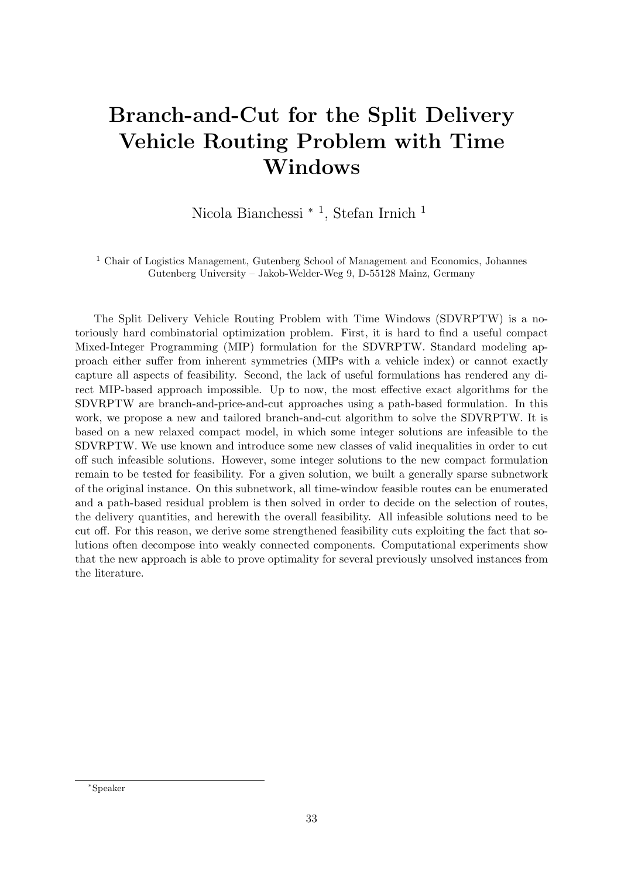# Branch-and-Cut for the Split Delivery Vehicle Routing Problem with Time Windows

Nicola Bianchessi * [1], Stefan Irnich [1]

[1] Chair of Logistics Management, Gutenberg School of Management and Economics, Johannes Gutenberg University – Jakob-Welder-Weg 9, D-55128 Mainz, Germany

The Split Delivery Vehicle Routing Problem with Time Windows (SDVRPTW) is a notoriously hard combinatorial optimization problem. First, it is hard to find a useful compact Mixed-Integer Programming (MIP) formulation for the SDVRPTW. Standard modeling approach either suffer from inherent symmetries (MIPs with a vehicle index) or cannot exactly capture all aspects of feasibility. Second, the lack of useful formulations has rendered any direct MIP-based approach impossible. Up to now, the most effective exact algorithms for the SDVRPTW are branch-and-price-and-cut approaches using a path-based formulation. In this work, we propose a new and tailored branch-and-cut algorithm to solve the SDVRPTW. It is based on a new relaxed compact model, in which some integer solutions are infeasible to the SDVRPTW. We use known and introduce some new classes of valid inequalities in order to cut off such infeasible solutions. However, some integer solutions to the new compact formulation remain to be tested for feasibility. For a given solution, we built a generally sparse subnetwork of the original instance. On this subnetwork, all time-window feasible routes can be enumerated and a path-based residual problem is then solved in order to decide on the selection of routes, the delivery quantities, and herewith the overall feasibility. All infeasible solutions need to be cut off. For this reason, we derive some strengthened feasibility cuts exploiting the fact that solutions often decompose into weakly connected components. Computational experiments show that the new approach is able to prove optimality for several previously unsolved instances from the literature.

*Speaker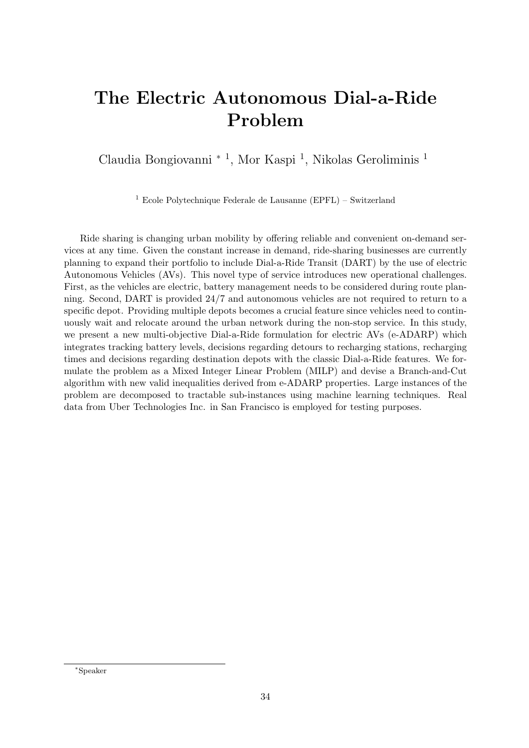# The Electric Autonomous Dial-a-Ride Problem

Claudia Bongiovanni * [1], Mor Kaspi [1], Nikolas Geroliminis [1]

[1] Ecole Polytechnique Federale de Lausanne (EPFL) – Switzerland

Ride sharing is changing urban mobility by offering reliable and convenient on-demand services at any time. Given the constant increase in demand, ride-sharing businesses are currently planning to expand their portfolio to include Dial-a-Ride Transit (DART) by the use of electric Autonomous Vehicles (AVs). This novel type of service introduces new operational challenges. First, as the vehicles are electric, battery management needs to be considered during route planning. Second, DART is provided 24/7 and autonomous vehicles are not required to return to a specific depot. Providing multiple depots becomes a crucial feature since vehicles need to continuously wait and relocate around the urban network during the non-stop service. In this study, we present a new multi-objective Dial-a-Ride formulation for electric AVs (e-ADARP) which integrates tracking battery levels, decisions regarding detours to recharging stations, recharging times and decisions regarding destination depots with the classic Dial-a-Ride features. We formulate the problem as a Mixed Integer Linear Problem (MILP) and devise a Branch-and-Cut algorithm with new valid inequalities derived from e-ADARP properties. Large instances of the problem are decomposed to tractable sub-instances using machine learning techniques. Real data from Uber Technologies Inc. in San Francisco is employed for testing purposes.

*Speaker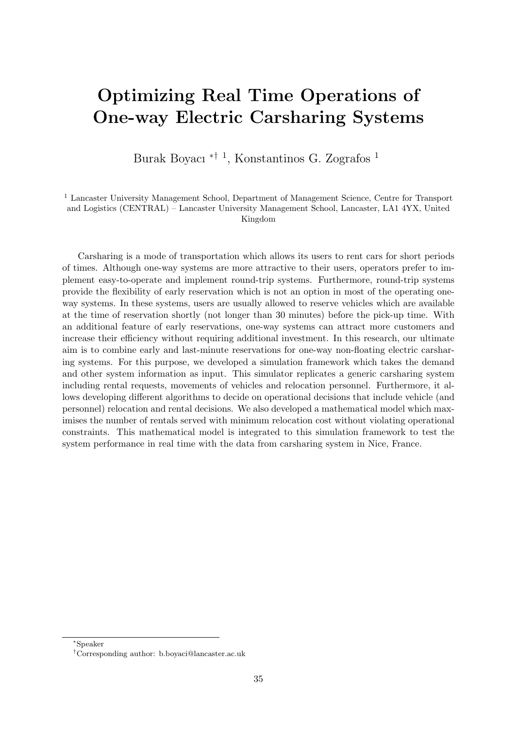# Optimizing Real Time Operations of One-way Electric Carsharing Systems

Burak Boyacı *† [1], Konstantinos G. Zografos [1]

[1] Lancaster University Management School, Department of Management Science, Centre for Transport and Logistics (CENTRAL) – Lancaster University Management School, Lancaster, LA1 4YX, United Kingdom

Carsharing is a mode of transportation which allows its users to rent cars for short periods of times. Although one-way systems are more attractive to their users, operators prefer to implement easy-to-operate and implement round-trip systems. Furthermore, round-trip systems provide the flexibility of early reservation which is not an option in most of the operating one-way systems. In these systems, users are usually allowed to reserve vehicles which are available at the time of reservation shortly (not longer than 30 minutes) before the pick-up time. With an additional feature of early reservations, one-way systems can attract more customers and increase their efficiency without requiring additional investment. In this research, our ultimate aim is to combine early and last-minute reservations for one-way non-floating electric carsharing systems. For this purpose, we developed a simulation framework which takes the demand and other system information as input. This simulator replicates a generic carsharing system including rental requests, movements of vehicles and relocation personnel. Furthermore, it allows developing different algorithms to decide on operational decisions that include vehicle (and personnel) relocation and rental decisions. We also developed a mathematical model which maximises the number of rentals served with minimum relocation cost without violating operational constraints. This mathematical model is integrated to this simulation framework to test the system performance in real time with the data from carsharing system in Nice, France.

*Speaker

†Corresponding author: b.boyaci@lancaster.ac.uk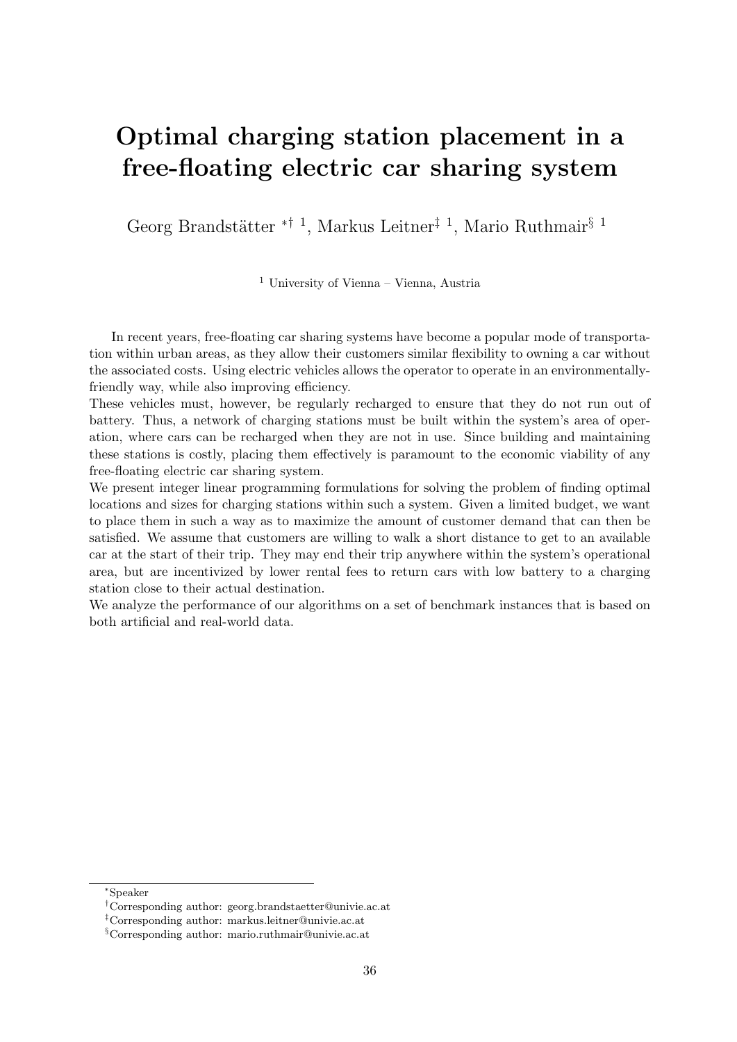# Optimal charging station placement in a free-floating electric car sharing system

Georg Brandstätter *† [1], Markus Leitner‡ [1], Mario Ruthmair§ [1]

[1] University of Vienna – Vienna, Austria

In recent years, free-floating car sharing systems have become a popular mode of transportation within urban areas, as they allow their customers similar flexibility to owning a car without the associated costs. Using electric vehicles allows the operator to operate in an environmentally-friendly way, while also improving efficiency.

These vehicles must, however, be regularly recharged to ensure that they do not run out of battery. Thus, a network of charging stations must be built within the system's area of operation, where cars can be recharged when they are not in use. Since building and maintaining these stations is costly, placing them effectively is paramount to the economic viability of any free-floating electric car sharing system.

We present integer linear programming formulations for solving the problem of finding optimal locations and sizes for charging stations within such a system. Given a limited budget, we want to place them in such a way as to maximize the amount of customer demand that can then be satisfied. We assume that customers are willing to walk a short distance to get to an available car at the start of their trip. They may end their trip anywhere within the system's operational area, but are incentivized by lower rental fees to return cars with low battery to a charging station close to their actual destination.

We analyze the performance of our algorithms on a set of benchmark instances that is based on both artificial and real-world data.

---

*Speaker

†Corresponding author: georg.brandstaetter@univie.ac.at

‡Corresponding author: markus.leitner@univie.ac.at

§Corresponding author: mario.ruthmair@univie.ac.at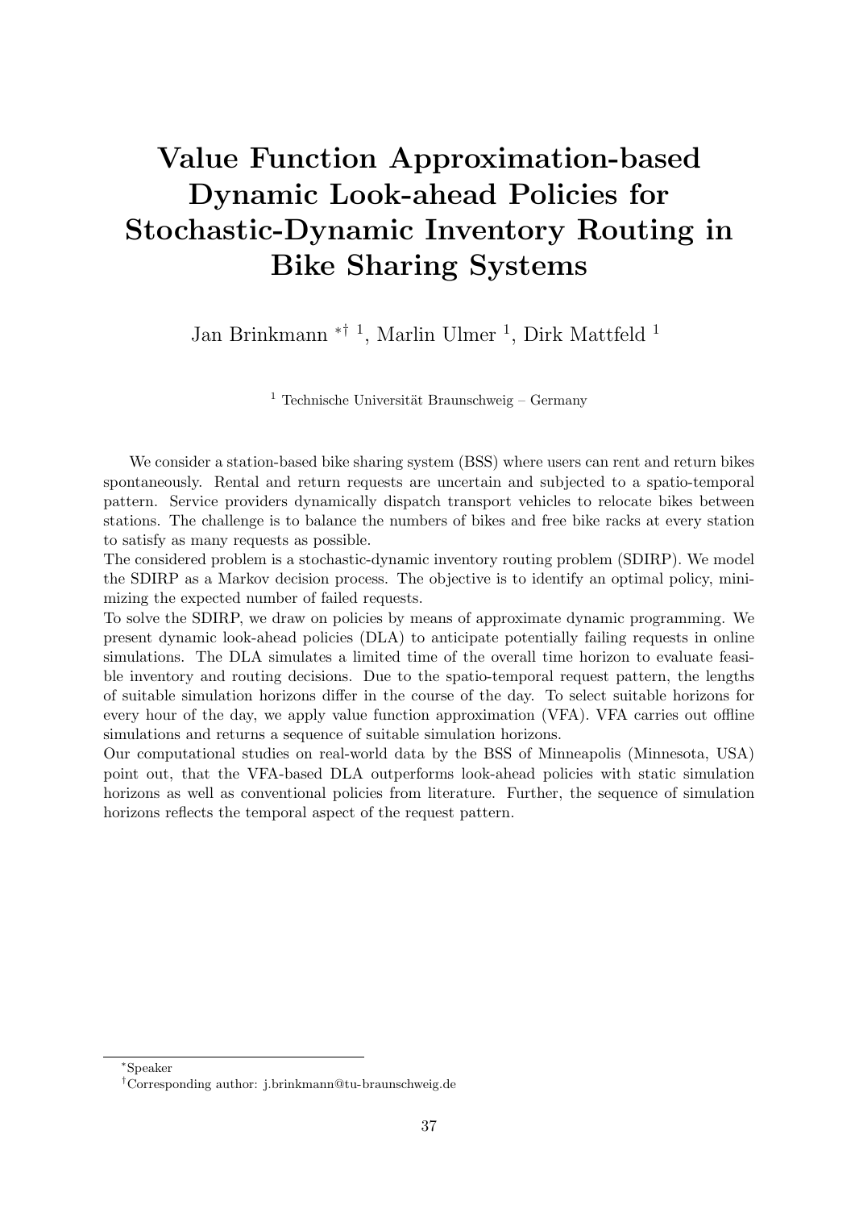# Value Function Approximation-based Dynamic Look-ahead Policies for Stochastic-Dynamic Inventory Routing in Bike Sharing Systems

Jan Brinkmann *† [1], Marlin Ulmer [1], Dirk Mattfeld [1]

[1] Technische Universität Braunschweig – Germany

We consider a station-based bike sharing system (BSS) where users can rent and return bikes spontaneously. Rental and return requests are uncertain and subjected to a spatio-temporal pattern. Service providers dynamically dispatch transport vehicles to relocate bikes between stations. The challenge is to balance the numbers of bikes and free bike racks at every station to satisfy as many requests as possible.

The considered problem is a stochastic-dynamic inventory routing problem (SDIRP). We model the SDIRP as a Markov decision process. The objective is to identify an optimal policy, minimizing the expected number of failed requests.

To solve the SDIRP, we draw on policies by means of approximate dynamic programming. We present dynamic look-ahead policies (DLA) to anticipate potentially failing requests in online simulations. The DLA simulates a limited time of the overall time horizon to evaluate feasible inventory and routing decisions. Due to the spatio-temporal request pattern, the lengths of suitable simulation horizons differ in the course of the day. To select suitable horizons for every hour of the day, we apply value function approximation (VFA). VFA carries out offline simulations and returns a sequence of suitable simulation horizons.

Our computational studies on real-world data by the BSS of Minneapolis (Minnesota, USA) point out, that the VFA-based DLA outperforms look-ahead policies with static simulation horizons as well as conventional policies from literature. Further, the sequence of simulation horizons reflects the temporal aspect of the request pattern.

---

*Speaker

†Corresponding author: j.brinkmann@tu-braunschweig.de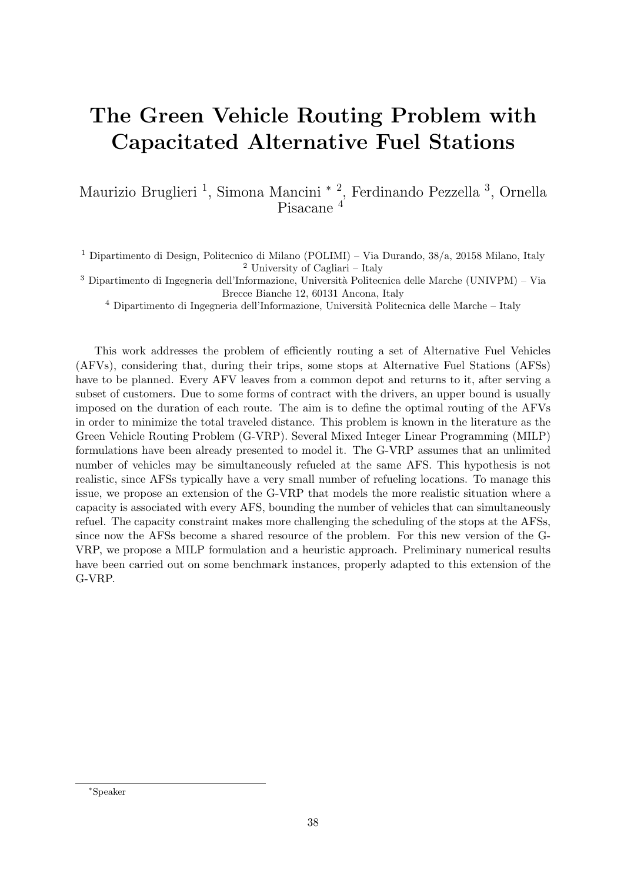# The Green Vehicle Routing Problem with Capacitated Alternative Fuel Stations

Maurizio Bruglieri [1], Simona Mancini * [2], Ferdinando Pezzella [3], Ornella Pisacane [4]

[1] Dipartimento di Design, Politecnico di Milano (POLIMI) – Via Durando, 38/a, 20158 Milano, Italy
[2] University of Cagliari – Italy
[3] Dipartimento di Ingegneria dell'Informazione, Università Politecnica delle Marche (UNIVPM) – Via Brecce Bianche 12, 60131 Ancona, Italy
[4] Dipartimento di Ingegneria dell'Informazione, Università Politecnica delle Marche – Italy

This work addresses the problem of efficiently routing a set of Alternative Fuel Vehicles (AFVs), considering that, during their trips, some stops at Alternative Fuel Stations (AFSs) have to be planned. Every AFV leaves from a common depot and returns to it, after serving a subset of customers. Due to some forms of contract with the drivers, an upper bound is usually imposed on the duration of each route. The aim is to define the optimal routing of the AFVs in order to minimize the total traveled distance. This problem is known in the literature as the Green Vehicle Routing Problem (G-VRP). Several Mixed Integer Linear Programming (MILP) formulations have been already presented to model it. The G-VRP assumes that an unlimited number of vehicles may be simultaneously refueled at the same AFS. This hypothesis is not realistic, since AFSs typically have a very small number of refueling locations. To manage this issue, we propose an extension of the G-VRP that models the more realistic situation where a capacity is associated with every AFS, bounding the number of vehicles that can simultaneously refuel. The capacity constraint makes more challenging the scheduling of the stops at the AFSs, since now the AFSs become a shared resource of the problem. For this new version of the G-VRP, we propose a MILP formulation and a heuristic approach. Preliminary numerical results have been carried out on some benchmark instances, properly adapted to this extension of the G-VRP.

*Speaker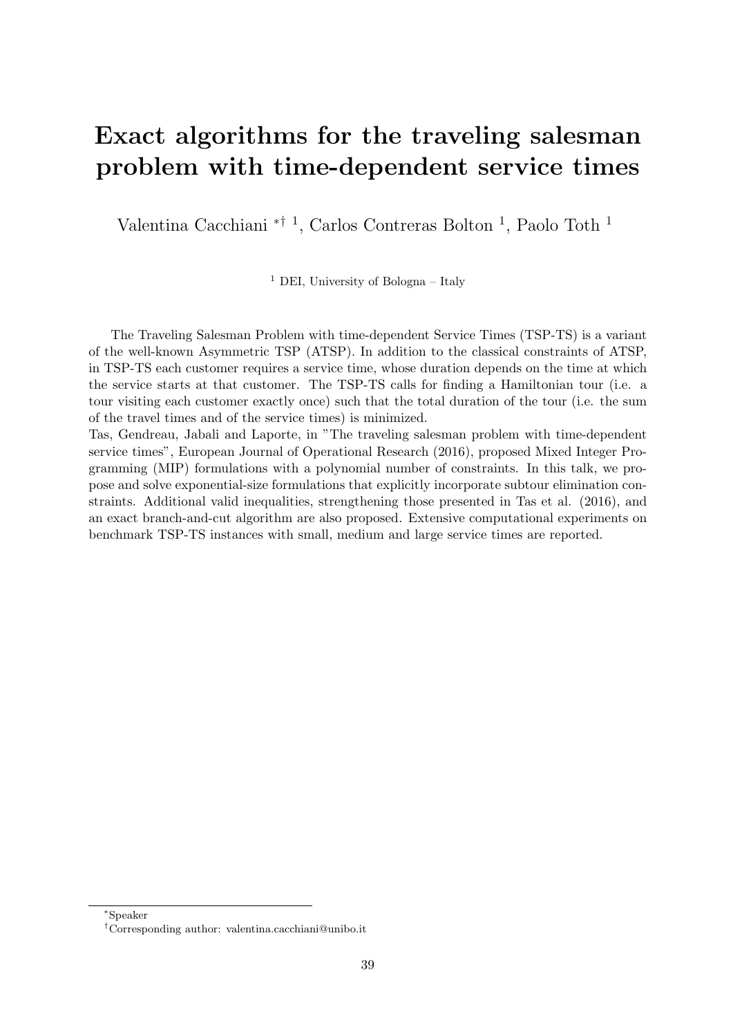# Exact algorithms for the traveling salesman problem with time-dependent service times

Valentina Cacchiani *† [1], Carlos Contreras Bolton [1], Paolo Toth [1]

[1] DEI, University of Bologna – Italy

The Traveling Salesman Problem with time-dependent Service Times (TSP-TS) is a variant of the well-known Asymmetric TSP (ATSP). In addition to the classical constraints of ATSP, in TSP-TS each customer requires a service time, whose duration depends on the time at which the service starts at that customer. The TSP-TS calls for finding a Hamiltonian tour (i.e. a tour visiting each customer exactly once) such that the total duration of the tour (i.e. the sum of the travel times and of the service times) is minimized.
Tas, Gendreau, Jabali and Laporte, in "The traveling salesman problem with time-dependent service times", European Journal of Operational Research (2016), proposed Mixed Integer Programming (MIP) formulations with a polynomial number of constraints. In this talk, we propose and solve exponential-size formulations that explicitly incorporate subtour elimination constraints. Additional valid inequalities, strengthening those presented in Tas et al. (2016), and an exact branch-and-cut algorithm are also proposed. Extensive computational experiments on benchmark TSP-TS instances with small, medium and large service times are reported.

*Speaker

†Corresponding author: valentina.cacchiani@unibo.it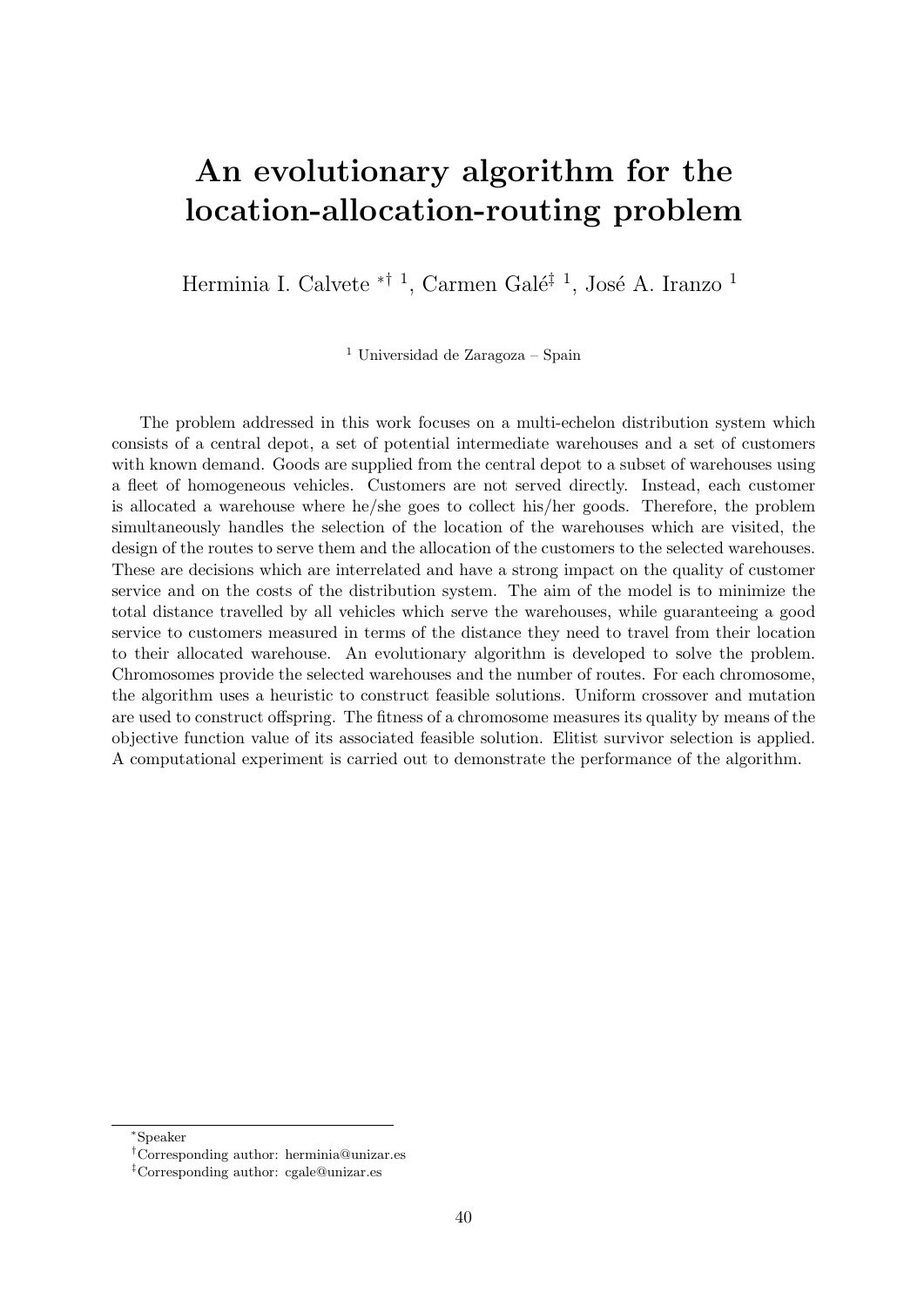# An evolutionary algorithm for the location-allocation-routing problem

Herminia I. Calvete [*,†,1], Carmen Galé [‡,1], José A. Iranzo [1]

[1] Universidad de Zaragoza – Spain

The problem addressed in this work focuses on a multi-echelon distribution system which consists of a central depot, a set of potential intermediate warehouses and a set of customers with known demand. Goods are supplied from the central depot to a subset of warehouses using a fleet of homogeneous vehicles. Customers are not served directly. Instead, each customer is allocated a warehouse where he/she goes to collect his/her goods. Therefore, the problem simultaneously handles the selection of the location of the warehouses which are visited, the design of the routes to serve them and the allocation of the customers to the selected warehouses. These are decisions which are interrelated and have a strong impact on the quality of customer service and on the costs of the distribution system. The aim of the model is to minimize the total distance travelled by all vehicles which serve the warehouses, while guaranteeing a good service to customers measured in terms of the distance they need to travel from their location to their allocated warehouse. An evolutionary algorithm is developed to solve the problem. Chromosomes provide the selected warehouses and the number of routes. For each chromosome, the algorithm uses a heuristic to construct feasible solutions. Uniform crossover and mutation are used to construct offspring. The fitness of a chromosome measures its quality by means of the objective function value of its associated feasible solution. Elitist survivor selection is applied. A computational experiment is carried out to demonstrate the performance of the algorithm.

---

[*] Speaker

[†] Corresponding author: herminia@unizar.es

[‡] Corresponding author: cgale@unizar.es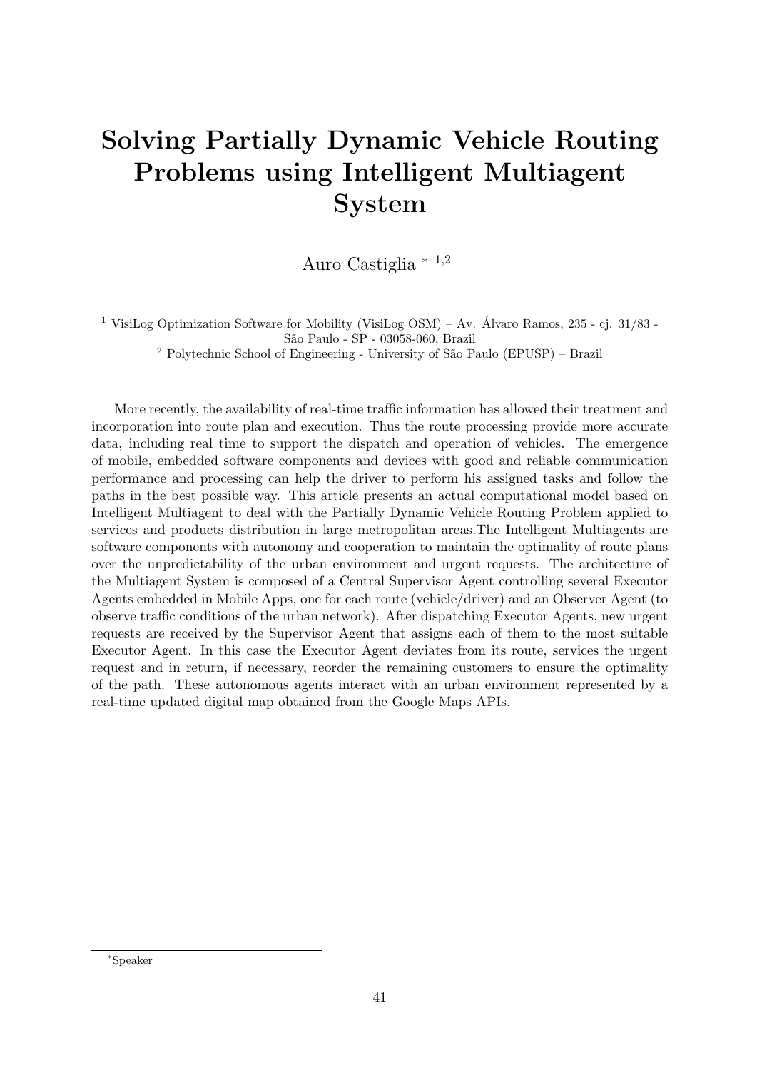# Solving Partially Dynamic Vehicle Routing Problems using Intelligent Multiagent System

Auro Castiglia * [1,2]

[1] VisiLog Optimization Software for Mobility (VisiLog OSM) – Av. Álvaro Ramos, 235 - cj. 31/83 - São Paulo - SP - 03058-060, Brazil

[2] Polytechnic School of Engineering - University of São Paulo (EPUSP) – Brazil

More recently, the availability of real-time traffic information has allowed their treatment and incorporation into route plan and execution. Thus the route processing provide more accurate data, including real time to support the dispatch and operation of vehicles. The emergence of mobile, embedded software components and devices with good and reliable communication performance and processing can help the driver to perform his assigned tasks and follow the paths in the best possible way. This article presents an actual computational model based on Intelligent Multiagent to deal with the Partially Dynamic Vehicle Routing Problem applied to services and products distribution in large metropolitan areas.The Intelligent Multiagents are software components with autonomy and cooperation to maintain the optimality of route plans over the unpredictability of the urban environment and urgent requests. The architecture of the Multiagent System is composed of a Central Supervisor Agent controlling several Executor Agents embedded in Mobile Apps, one for each route (vehicle/driver) and an Observer Agent (to observe traffic conditions of the urban network). After dispatching Executor Agents, new urgent requests are received by the Supervisor Agent that assigns each of them to the most suitable Executor Agent. In this case the Executor Agent deviates from its route, services the urgent request and in return, if necessary, reorder the remaining customers to ensure the optimality of the path. These autonomous agents interact with an urban environment represented by a real-time updated digital map obtained from the Google Maps APIs.

*Speaker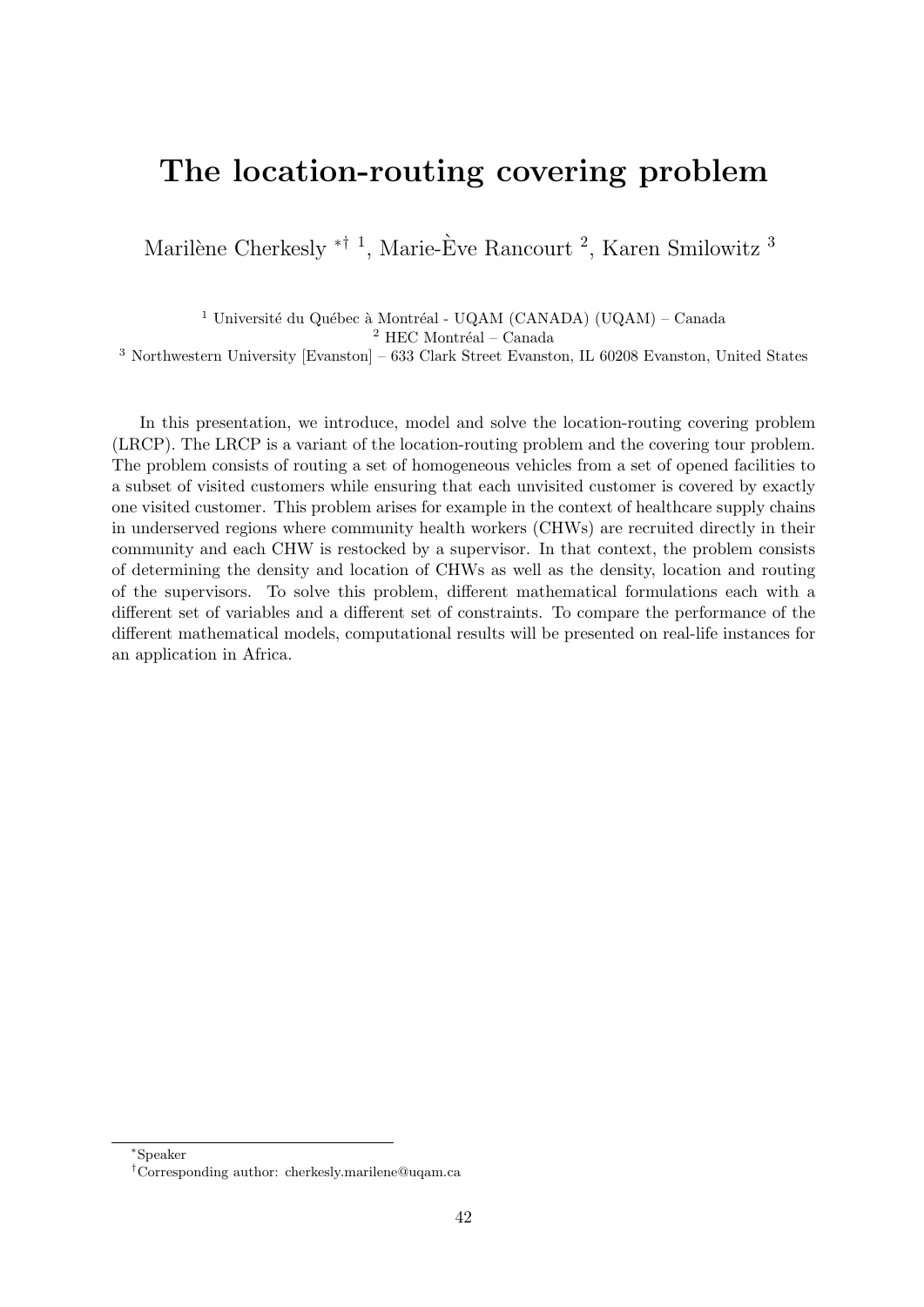# The location-routing covering problem

Marilène Cherkesly *† [1], Marie-Ève Rancourt [2], Karen Smilowitz [3]

[1] Université du Québec à Montréal - UQAM (CANADA) (UQAM) – Canada
[2] HEC Montréal – Canada
[3] Northwestern University [Evanston] – 633 Clark Street Evanston, IL 60208 Evanston, United States

In this presentation, we introduce, model and solve the location-routing covering problem (LRCP). The LRCP is a variant of the location-routing problem and the covering tour problem. The problem consists of routing a set of homogeneous vehicles from a set of opened facilities to a subset of visited customers while ensuring that each unvisited customer is covered by exactly one visited customer. This problem arises for example in the context of healthcare supply chains in underserved regions where community health workers (CHWs) are recruited directly in their community and each CHW is restocked by a supervisor. In that context, the problem consists of determining the density and location of CHWs as well as the density, location and routing of the supervisors. To solve this problem, different mathematical formulations each with a different set of variables and a different set of constraints. To compare the performance of the different mathematical models, computational results will be presented on real-life instances for an application in Africa.

*Speaker

†Corresponding author: cherkesly.marilene@uqam.ca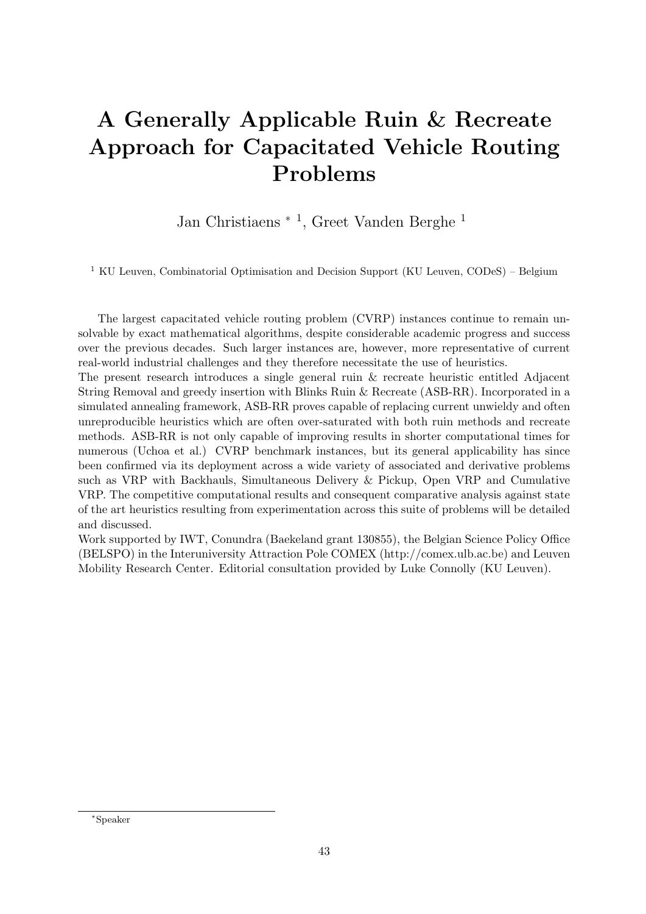# A Generally Applicable Ruin & Recreate Approach for Capacitated Vehicle Routing Problems

Jan Christiaens * [1], Greet Vanden Berghe [1]

[1] KU Leuven, Combinatorial Optimisation and Decision Support (KU Leuven, CODeS) – Belgium

The largest capacitated vehicle routing problem (CVRP) instances continue to remain unsolvable by exact mathematical algorithms, despite considerable academic progress and success over the previous decades. Such larger instances are, however, more representative of current real-world industrial challenges and they therefore necessitate the use of heuristics.

The present research introduces a single general ruin & recreate heuristic entitled Adjacent String Removal and greedy insertion with Blinks Ruin & Recreate (ASB-RR). Incorporated in a simulated annealing framework, ASB-RR proves capable of replacing current unwieldy and often unreproducible heuristics which are often over-saturated with both ruin methods and recreate methods. ASB-RR is not only capable of improving results in shorter computational times for numerous (Uchoa et al.) CVRP benchmark instances, but its general applicability has since been confirmed via its deployment across a wide variety of associated and derivative problems such as VRP with Backhauls, Simultaneous Delivery & Pickup, Open VRP and Cumulative VRP. The competitive computational results and consequent comparative analysis against state of the art heuristics resulting from experimentation across this suite of problems will be detailed and discussed.

Work supported by IWT, Conundra (Baekeland grant 130855), the Belgian Science Policy Office (BELSPO) in the Interuniversity Attraction Pole COMEX (http://comex.ulb.ac.be) and Leuven Mobility Research Center. Editorial consultation provided by Luke Connolly (KU Leuven).

*Speaker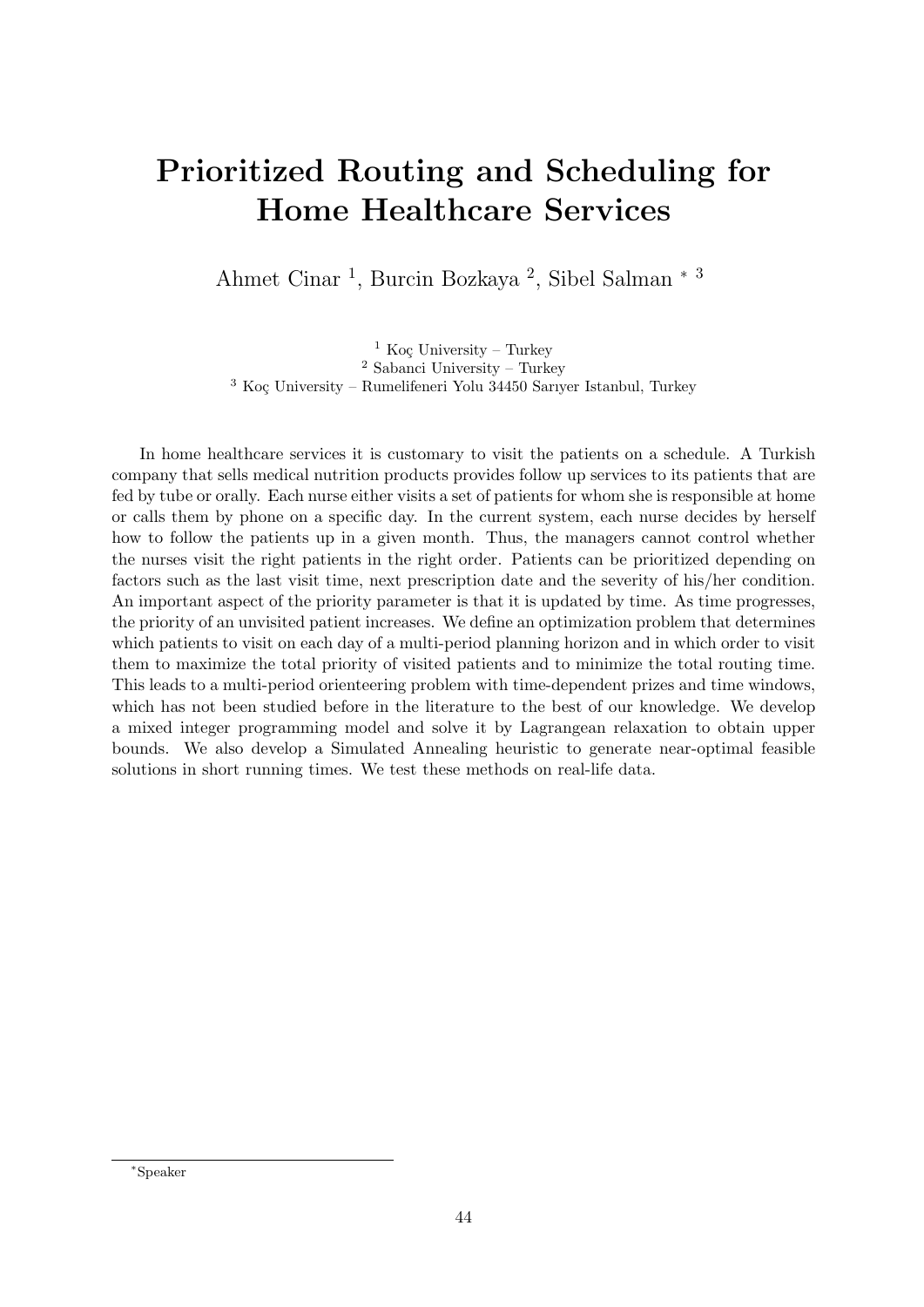# Prioritized Routing and Scheduling for Home Healthcare Services

Ahmet Cinar [1], Burcin Bozkaya [2], Sibel Salman [*] [3]

[1] Koç University – Turkey
[2] Sabanci University – Turkey
[3] Koç University – Rumelifeneri Yolu 34450 Sarıyer Istanbul, Turkey

In home healthcare services it is customary to visit the patients on a schedule. A Turkish company that sells medical nutrition products provides follow up services to its patients that are fed by tube or orally. Each nurse either visits a set of patients for whom she is responsible at home or calls them by phone on a specific day. In the current system, each nurse decides by herself how to follow the patients up in a given month. Thus, the managers cannot control whether the nurses visit the right patients in the right order. Patients can be prioritized depending on factors such as the last visit time, next prescription date and the severity of his/her condition. An important aspect of the priority parameter is that it is updated by time. As time progresses, the priority of an unvisited patient increases. We define an optimization problem that determines which patients to visit on each day of a multi-period planning horizon and in which order to visit them to maximize the total priority of visited patients and to minimize the total routing time. This leads to a multi-period orienteering problem with time-dependent prizes and time windows, which has not been studied before in the literature to the best of our knowledge. We develop a mixed integer programming model and solve it by Lagrangean relaxation to obtain upper bounds. We also develop a Simulated Annealing heuristic to generate near-optimal feasible solutions in short running times. We test these methods on real-life data.

[*] Speaker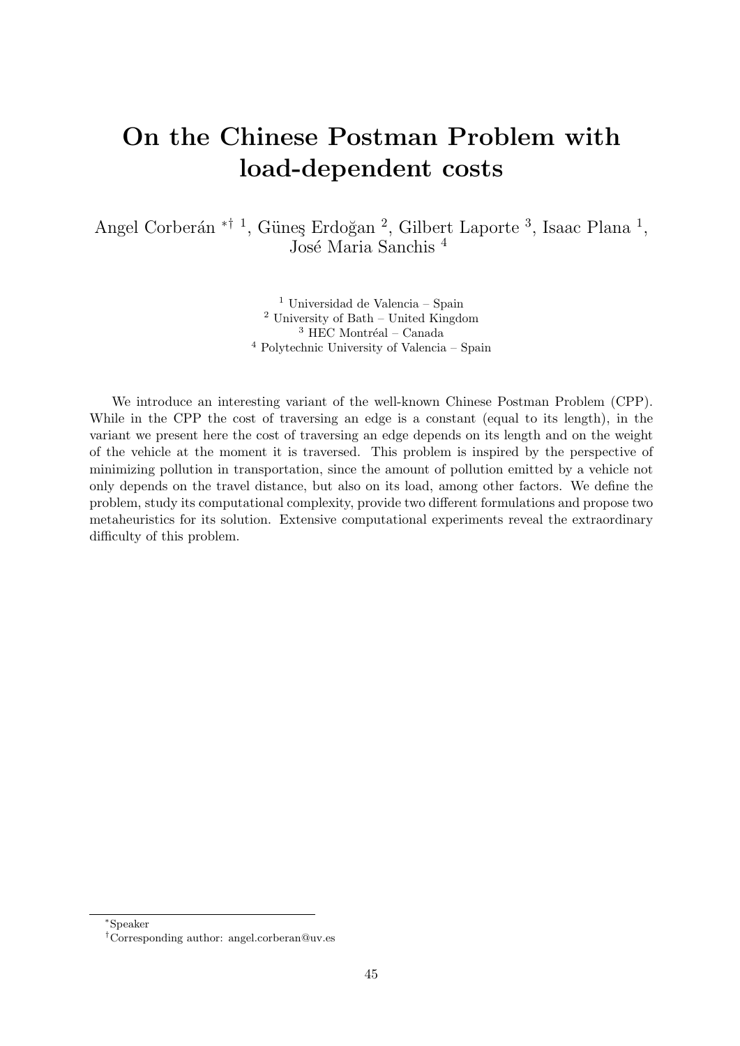# On the Chinese Postman Problem with load-dependent costs

Angel Corberán *† [1], Güneş Erdoğan [2], Gilbert Laporte [3], Isaac Plana [1], José Maria Sanchis [4]

[1] Universidad de Valencia – Spain
[2] University of Bath – United Kingdom
[3] HEC Montréal – Canada
[4] Polytechnic University of Valencia – Spain

We introduce an interesting variant of the well-known Chinese Postman Problem (CPP). While in the CPP the cost of traversing an edge is a constant (equal to its length), in the variant we present here the cost of traversing an edge depends on its length and on the weight of the vehicle at the moment it is traversed. This problem is inspired by the perspective of minimizing pollution in transportation, since the amount of pollution emitted by a vehicle not only depends on the travel distance, but also on its load, among other factors. We define the problem, study its computational complexity, provide two different formulations and propose two metaheuristics for its solution. Extensive computational experiments reveal the extraordinary difficulty of this problem.

*Speaker

†Corresponding author: angel.corberan@uv.es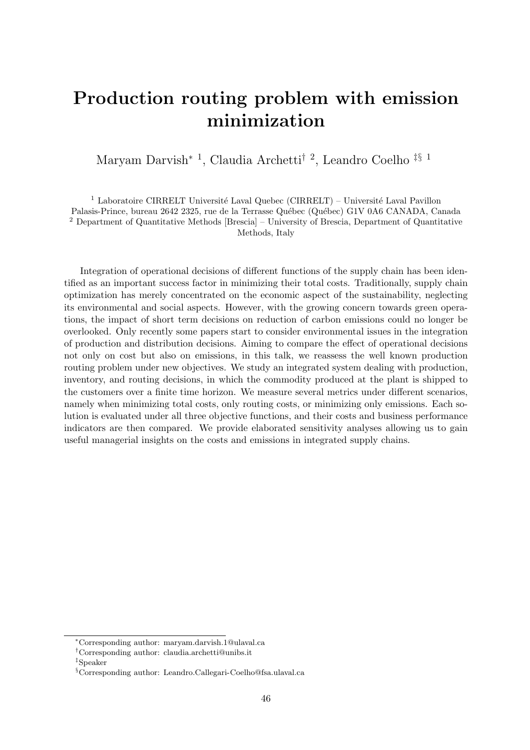# Production routing problem with emission minimization

Maryam Darvish[∗ 1], Claudia Archetti[† 2], Leandro Coelho [‡§ 1]

[1] Laboratoire CIRRELT Université Laval Quebec (CIRRELT) – Université Laval Pavillon Palasis-Prince, bureau 2642 2325, rue de la Terrasse Québec (Québec) G1V 0A6 CANADA, Canada

[2] Department of Quantitative Methods [Brescia] – University of Brescia, Department of Quantitative Methods, Italy

Integration of operational decisions of different functions of the supply chain has been identified as an important success factor in minimizing their total costs. Traditionally, supply chain optimization has merely concentrated on the economic aspect of the sustainability, neglecting its environmental and social aspects. However, with the growing concern towards green operations, the impact of short term decisions on reduction of carbon emissions could no longer be overlooked. Only recently some papers start to consider environmental issues in the integration of production and distribution decisions. Aiming to compare the effect of operational decisions not only on cost but also on emissions, in this talk, we reassess the well known production routing problem under new objectives. We study an integrated system dealing with production, inventory, and routing decisions, in which the commodity produced at the plant is shipped to the customers over a finite time horizon. We measure several metrics under different scenarios, namely when minimizing total costs, only routing costs, or minimizing only emissions. Each solution is evaluated under all three objective functions, and their costs and business performance indicators are then compared. We provide elaborated sensitivity analyses allowing us to gain useful managerial insights on the costs and emissions in integrated supply chains.

---

∗Corresponding author: maryam.darvish.1@ulaval.ca

†Corresponding author: claudia.archetti@unibs.it

‡Speaker

§Corresponding author: Leandro.Callegari-Coelho@fsa.ulaval.ca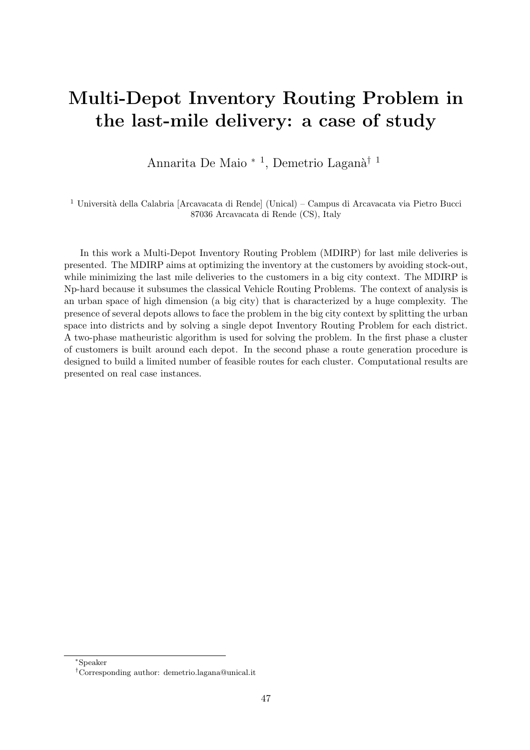# Multi-Depot Inventory Routing Problem in the last-mile delivery: a case of study

Annarita De Maio [*] [1], Demetrio Laganà[†] [1]

[1] Università della Calabria [Arcavacata di Rende] (Unical) – Campus di Arcavacata via Pietro Bucci 87036 Arcavacata di Rende (CS), Italy

In this work a Multi-Depot Inventory Routing Problem (MDIRP) for last mile deliveries is presented. The MDIRP aims at optimizing the inventory at the customers by avoiding stock-out, while minimizing the last mile deliveries to the customers in a big city context. The MDIRP is Np-hard because it subsumes the classical Vehicle Routing Problems. The context of analysis is an urban space of high dimension (a big city) that is characterized by a huge complexity. The presence of several depots allows to face the problem in the big city context by splitting the urban space into districts and by solving a single depot Inventory Routing Problem for each district. A two-phase matheuristic algorithm is used for solving the problem. In the first phase a cluster of customers is built around each depot. In the second phase a route generation procedure is designed to build a limited number of feasible routes for each cluster. Computational results are presented on real case instances.

---

[*] Speaker

[†] Corresponding author: demetrio.lagana@unical.it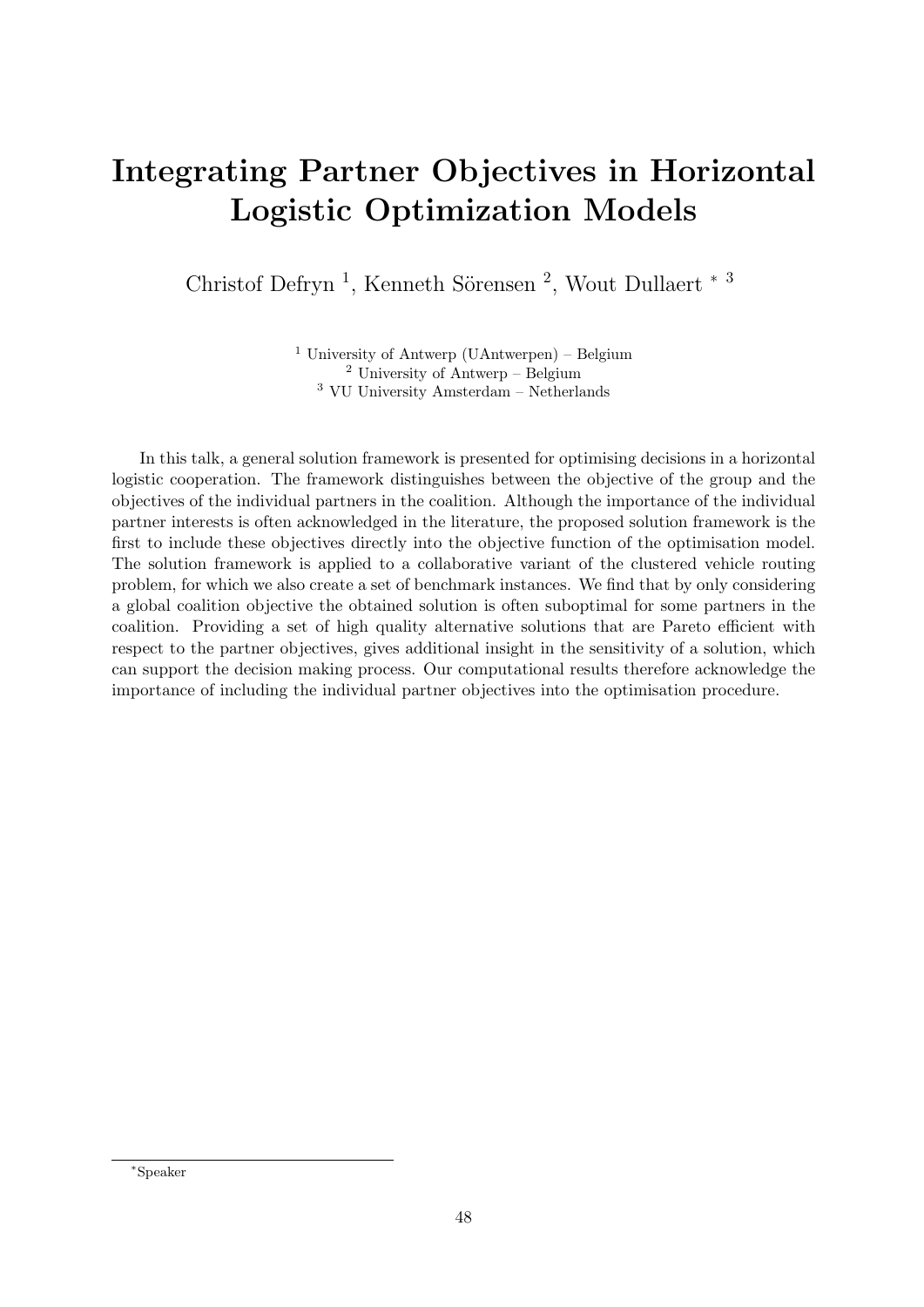# Integrating Partner Objectives in Horizontal Logistic Optimization Models

Christof Defryn [1], Kenneth Sörensen [2], Wout Dullaert * [3]

[1] University of Antwerp (UAntwerpen) – Belgium
[2] University of Antwerp – Belgium
[3] VU University Amsterdam – Netherlands

In this talk, a general solution framework is presented for optimising decisions in a horizontal logistic cooperation. The framework distinguishes between the objective of the group and the objectives of the individual partners in the coalition. Although the importance of the individual partner interests is often acknowledged in the literature, the proposed solution framework is the first to include these objectives directly into the objective function of the optimisation model. The solution framework is applied to a collaborative variant of the clustered vehicle routing problem, for which we also create a set of benchmark instances. We find that by only considering a global coalition objective the obtained solution is often suboptimal for some partners in the coalition. Providing a set of high quality alternative solutions that are Pareto efficient with respect to the partner objectives, gives additional insight in the sensitivity of a solution, which can support the decision making process. Our computational results therefore acknowledge the importance of including the individual partner objectives into the optimisation procedure.

*Speaker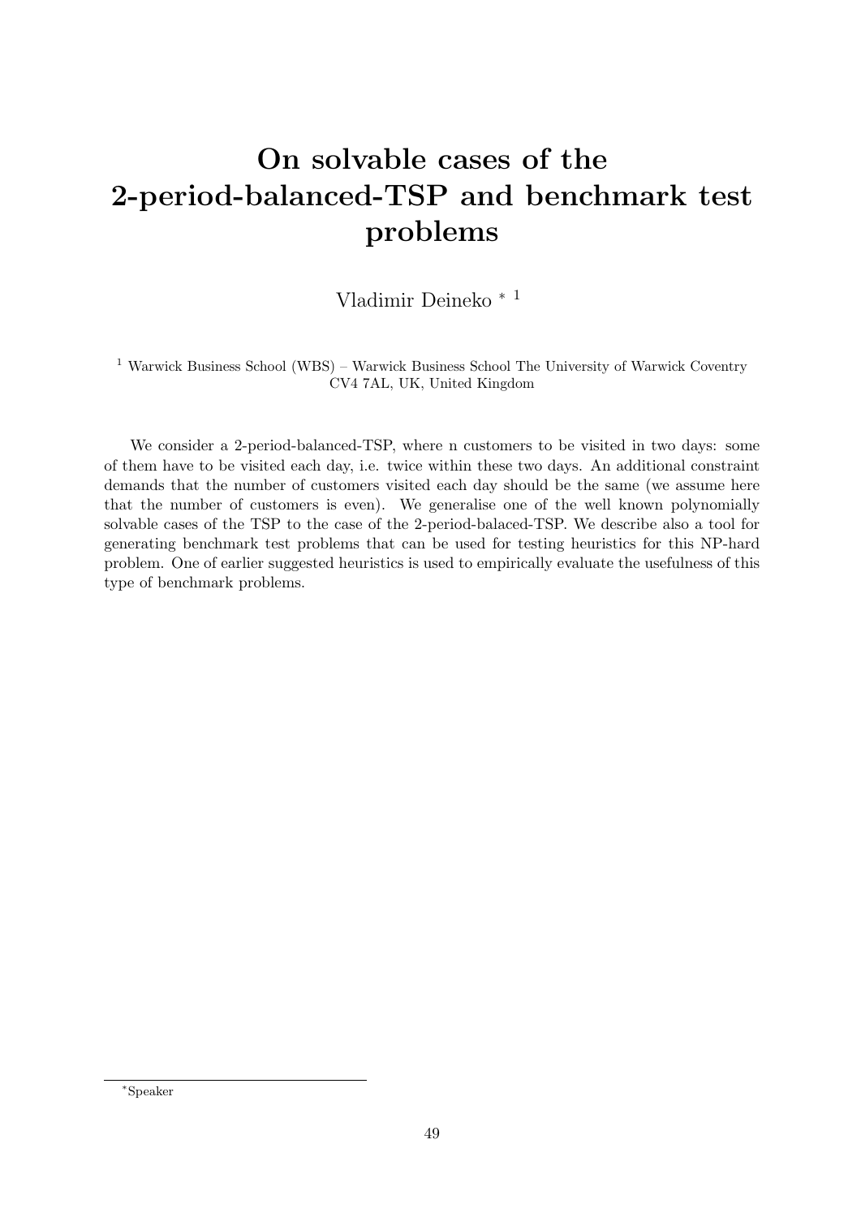# On solvable cases of the 2-period-balanced-TSP and benchmark test problems

Vladimir Deineko * [1]

[1] Warwick Business School (WBS) – Warwick Business School The University of Warwick Coventry CV4 7AL, UK, United Kingdom

We consider a 2-period-balanced-TSP, where n customers to be visited in two days: some of them have to be visited each day, i.e. twice within these two days. An additional constraint demands that the number of customers visited each day should be the same (we assume here that the number of customers is even). We generalise one of the well known polynomially solvable cases of the TSP to the case of the 2-period-balaced-TSP. We describe also a tool for generating benchmark test problems that can be used for testing heuristics for this NP-hard problem. One of earlier suggested heuristics is used to empirically evaluate the usefulness of this type of benchmark problems.

*Speaker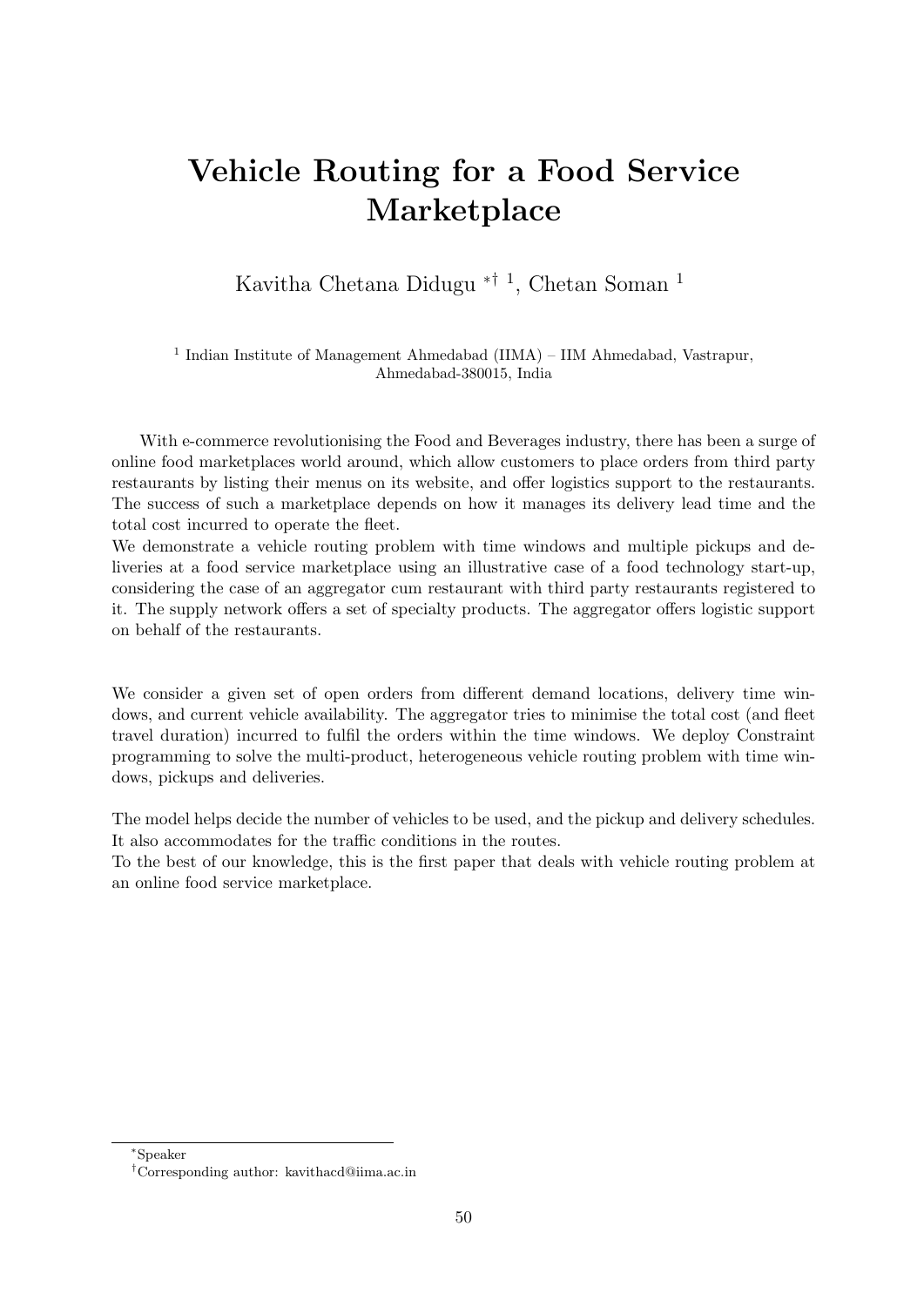# Vehicle Routing for a Food Service Marketplace

Kavitha Chetana Didugu *† [1], Chetan Soman [1]

[1] Indian Institute of Management Ahmedabad (IIMA) – IIM Ahmedabad, Vastrapur, Ahmedabad-380015, India

With e-commerce revolutionising the Food and Beverages industry, there has been a surge of online food marketplaces world around, which allow customers to place orders from third party restaurants by listing their menus on its website, and offer logistics support to the restaurants. The success of such a marketplace depends on how it manages its delivery lead time and the total cost incurred to operate the fleet.

We demonstrate a vehicle routing problem with time windows and multiple pickups and deliveries at a food service marketplace using an illustrative case of a food technology start-up, considering the case of an aggregator cum restaurant with third party restaurants registered to it. The supply network offers a set of specialty products. The aggregator offers logistic support on behalf of the restaurants.

We consider a given set of open orders from different demand locations, delivery time windows, and current vehicle availability. The aggregator tries to minimise the total cost (and fleet travel duration) incurred to fulfil the orders within the time windows. We deploy Constraint programming to solve the multi-product, heterogeneous vehicle routing problem with time windows, pickups and deliveries.

The model helps decide the number of vehicles to be used, and the pickup and delivery schedules. It also accommodates for the traffic conditions in the routes.

To the best of our knowledge, this is the first paper that deals with vehicle routing problem at an online food service marketplace.

*Speaker

†Corresponding author: kavithacd@iima.ac.in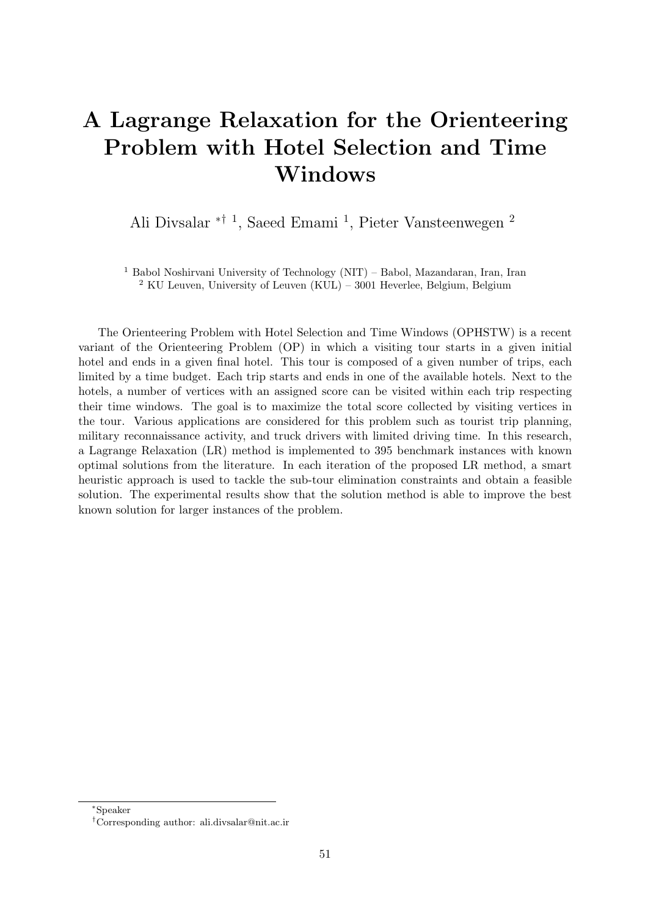# A Lagrange Relaxation for the Orienteering Problem with Hotel Selection and Time Windows

Ali Divsalar *† [1], Saeed Emami [1], Pieter Vansteenwegen [2]

[1] Babol Noshirvani University of Technology (NIT) – Babol, Mazandaran, Iran, Iran
[2] KU Leuven, University of Leuven (KUL) – 3001 Heverlee, Belgium, Belgium

The Orienteering Problem with Hotel Selection and Time Windows (OPHSTW) is a recent variant of the Orienteering Problem (OP) in which a visiting tour starts in a given initial hotel and ends in a given final hotel. This tour is composed of a given number of trips, each limited by a time budget. Each trip starts and ends in one of the available hotels. Next to the hotels, a number of vertices with an assigned score can be visited within each trip respecting their time windows. The goal is to maximize the total score collected by visiting vertices in the tour. Various applications are considered for this problem such as tourist trip planning, military reconnaissance activity, and truck drivers with limited driving time. In this research, a Lagrange Relaxation (LR) method is implemented to 395 benchmark instances with known optimal solutions from the literature. In each iteration of the proposed LR method, a smart heuristic approach is used to tackle the sub-tour elimination constraints and obtain a feasible solution. The experimental results show that the solution method is able to improve the best known solution for larger instances of the problem.

*Speaker

†Corresponding author: ali.divsalar@nit.ac.ir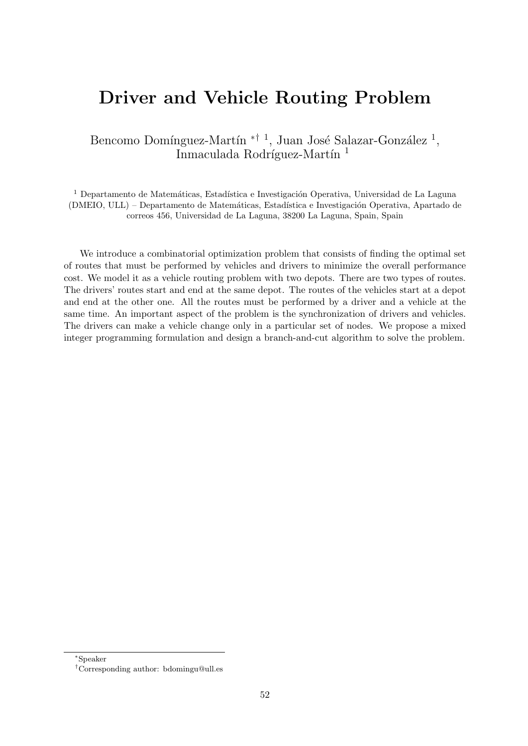# Driver and Vehicle Routing Problem

Bencomo Domínguez-Martín *† [1], Juan José Salazar-González [1], Inmaculada Rodríguez-Martín [1]

[1] Departamento de Matemáticas, Estadística e Investigación Operativa, Universidad de La Laguna (DMEIO, ULL) – Departamento de Matemáticas, Estadística e Investigación Operativa, Apartado de correos 456, Universidad de La Laguna, 38200 La Laguna, Spain, Spain

We introduce a combinatorial optimization problem that consists of finding the optimal set of routes that must be performed by vehicles and drivers to minimize the overall performance cost. We model it as a vehicle routing problem with two depots. There are two types of routes. The drivers' routes start and end at the same depot. The routes of the vehicles start at a depot and end at the other one. All the routes must be performed by a driver and a vehicle at the same time. An important aspect of the problem is the synchronization of drivers and vehicles. The drivers can make a vehicle change only in a particular set of nodes. We propose a mixed integer programming formulation and design a branch-and-cut algorithm to solve the problem.

*Speaker

†Corresponding author: bdomingu@ull.es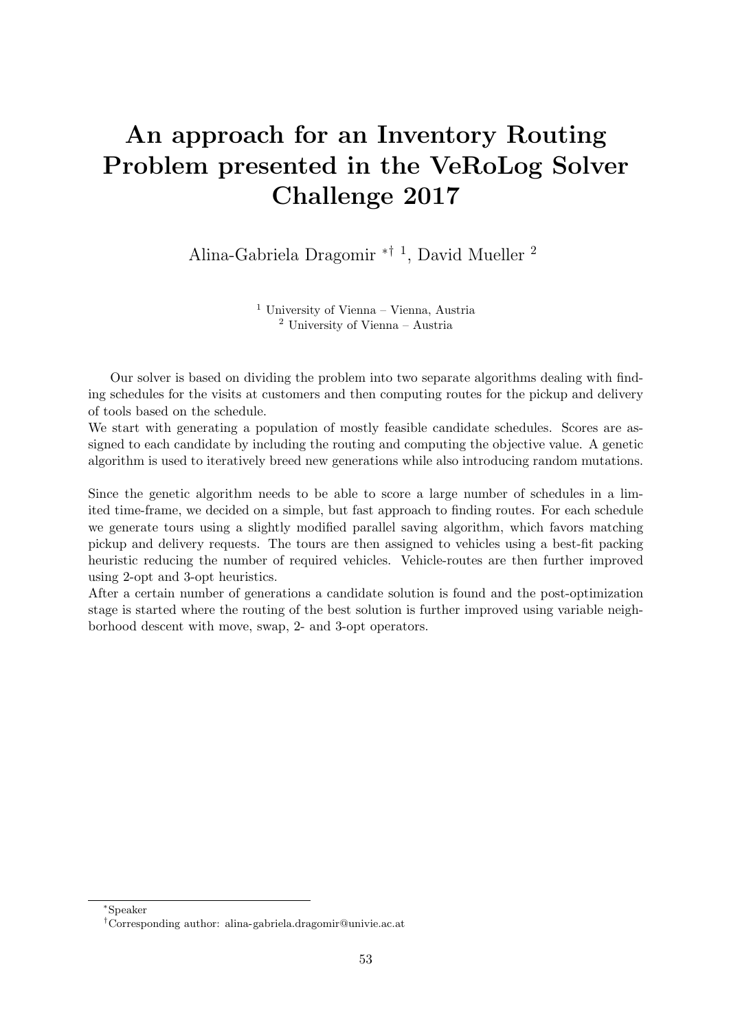# An approach for an Inventory Routing Problem presented in the VeRoLog Solver Challenge 2017

Alina-Gabriela Dragomir *† [1], David Mueller [2]

[1] University of Vienna – Vienna, Austria
[2] University of Vienna – Austria

Our solver is based on dividing the problem into two separate algorithms dealing with finding schedules for the visits at customers and then computing routes for the pickup and delivery of tools based on the schedule.

We start with generating a population of mostly feasible candidate schedules. Scores are assigned to each candidate by including the routing and computing the objective value. A genetic algorithm is used to iteratively breed new generations while also introducing random mutations.

Since the genetic algorithm needs to be able to score a large number of schedules in a limited time-frame, we decided on a simple, but fast approach to finding routes. For each schedule we generate tours using a slightly modified parallel saving algorithm, which favors matching pickup and delivery requests. The tours are then assigned to vehicles using a best-fit packing heuristic reducing the number of required vehicles. Vehicle-routes are then further improved using 2-opt and 3-opt heuristics.

After a certain number of generations a candidate solution is found and the post-optimization stage is started where the routing of the best solution is further improved using variable neighborhood descent with move, swap, 2- and 3-opt operators.

*Speaker

†Corresponding author: alina-gabriela.dragomir@univie.ac.at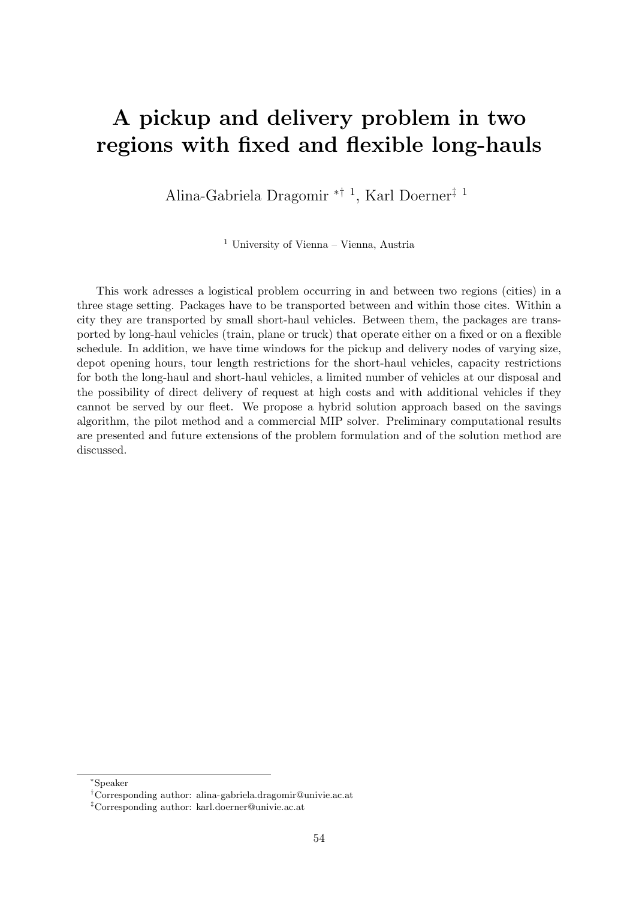# A pickup and delivery problem in two regions with fixed and flexible long-hauls

Alina-Gabriela Dragomir [*†1], Karl Doerner [‡1]

[1] University of Vienna – Vienna, Austria

This work adresses a logistical problem occurring in and between two regions (cities) in a three stage setting. Packages have to be transported between and within those cites. Within a city they are transported by small short-haul vehicles. Between them, the packages are transported by long-haul vehicles (train, plane or truck) that operate either on a fixed or on a flexible schedule. In addition, we have time windows for the pickup and delivery nodes of varying size, depot opening hours, tour length restrictions for the short-haul vehicles, capacity restrictions for both the long-haul and short-haul vehicles, a limited number of vehicles at our disposal and the possibility of direct delivery of request at high costs and with additional vehicles if they cannot be served by our fleet. We propose a hybrid solution approach based on the savings algorithm, the pilot method and a commercial MIP solver. Preliminary computational results are presented and future extensions of the problem formulation and of the solution method are discussed.

---

[*] Speaker

[†] Corresponding author: alina-gabriela.dragomir@univie.ac.at

[‡] Corresponding author: karl.doerner@univie.ac.at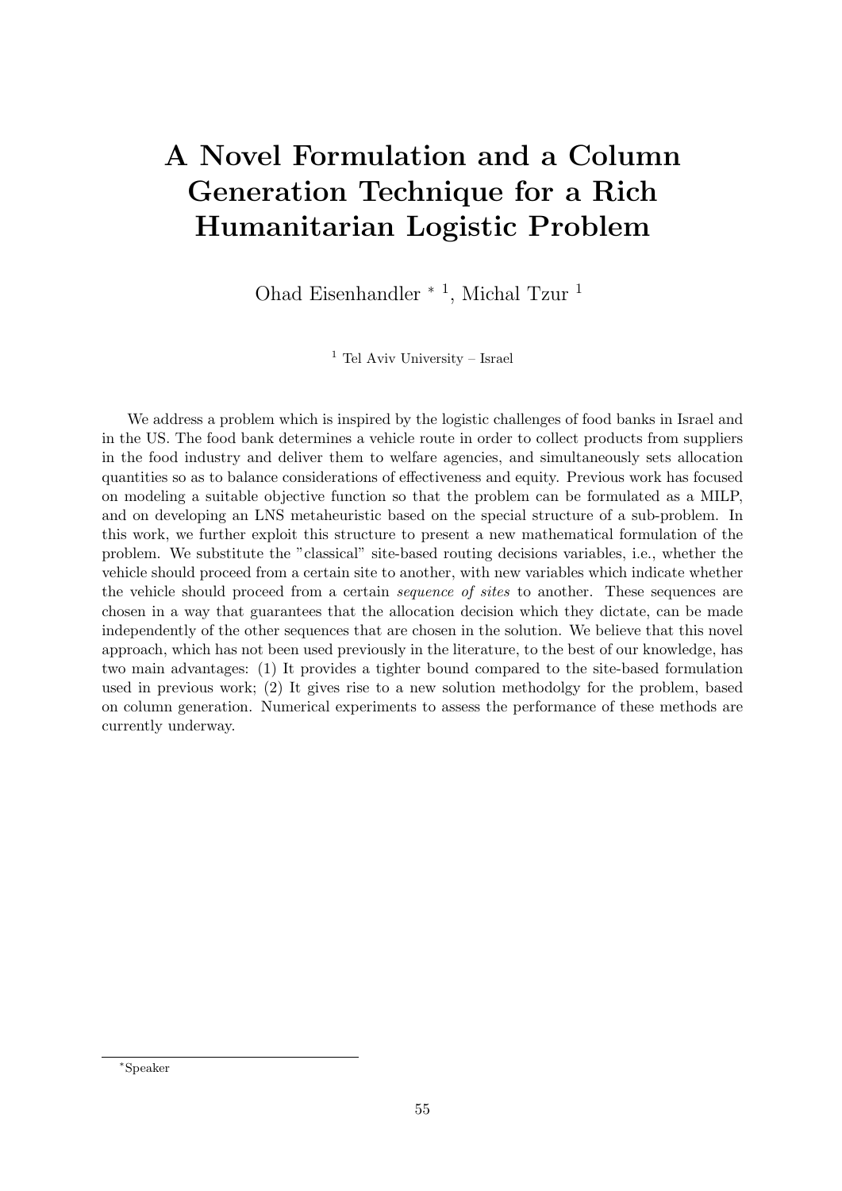# A Novel Formulation and a Column Generation Technique for a Rich Humanitarian Logistic Problem

Ohad Eisenhandler * [1], Michal Tzur [1]

[1] Tel Aviv University – Israel

We address a problem which is inspired by the logistic challenges of food banks in Israel and in the US. The food bank determines a vehicle route in order to collect products from suppliers in the food industry and deliver them to welfare agencies, and simultaneously sets allocation quantities so as to balance considerations of effectiveness and equity. Previous work has focused on modeling a suitable objective function so that the problem can be formulated as a MILP, and on developing an LNS metaheuristic based on the special structure of a sub-problem. In this work, we further exploit this structure to present a new mathematical formulation of the problem. We substitute the "classical" site-based routing decisions variables, i.e., whether the vehicle should proceed from a certain site to another, with new variables which indicate whether the vehicle should proceed from a certain *sequence of sites* to another. These sequences are chosen in a way that guarantees that the allocation decision which they dictate, can be made independently of the other sequences that are chosen in the solution. We believe that this novel approach, which has not been used previously in the literature, to the best of our knowledge, has two main advantages: (1) It provides a tighter bound compared to the site-based formulation used in previous work; (2) It gives rise to a new solution methodolgy for the problem, based on column generation. Numerical experiments to assess the performance of these methods are currently underway.

*Speaker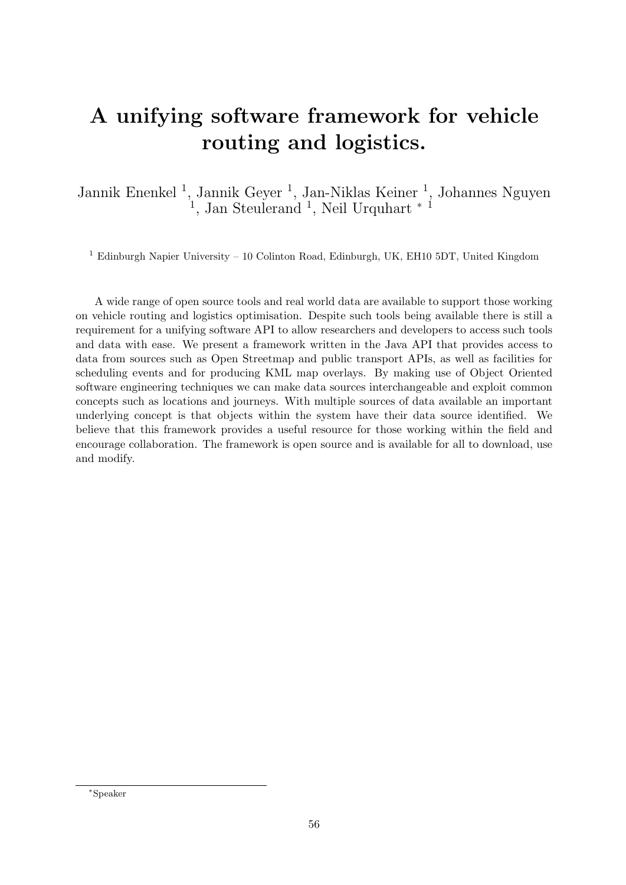# A unifying software framework for vehicle routing and logistics.

Jannik Enenkel [1], Jannik Geyer [1], Jan-Niklas Keiner [1], Johannes Nguyen [1], Jan Steulerand [1], Neil Urquhart [*] [1]

[1] Edinburgh Napier University – 10 Colinton Road, Edinburgh, UK, EH10 5DT, United Kingdom

A wide range of open source tools and real world data are available to support those working on vehicle routing and logistics optimisation. Despite such tools being available there is still a requirement for a unifying software API to allow researchers and developers to access such tools and data with ease. We present a framework written in the Java API that provides access to data from sources such as Open Streetmap and public transport APIs, as well as facilities for scheduling events and for producing KML map overlays. By making use of Object Oriented software engineering techniques we can make data sources interchangeable and exploit common concepts such as locations and journeys. With multiple sources of data available an important underlying concept is that objects within the system have their data source identified. We believe that this framework provides a useful resource for those working within the field and encourage collaboration. The framework is open source and is available for all to download, use and modify.

[*] Speaker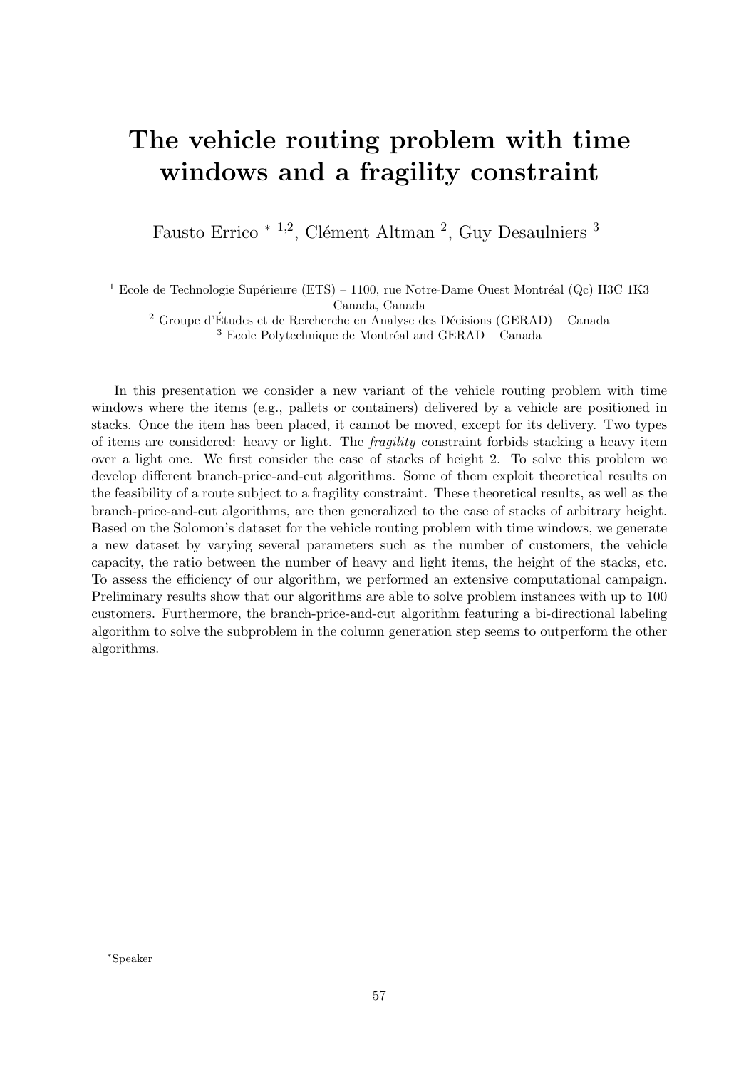# The vehicle routing problem with time windows and a fragility constraint

Fausto Errico * [1,2], Clément Altman [2], Guy Desaulniers [3]

[1] Ecole de Technologie Supérieure (ETS) – 1100, rue Notre-Dame Ouest Montréal (Qc) H3C 1K3 Canada, Canada

[2] Groupe d'Études et de Rercherche en Analyse des Décisions (GERAD) – Canada

[3] Ecole Polytechnique de Montréal and GERAD – Canada

In this presentation we consider a new variant of the vehicle routing problem with time windows where the items (e.g., pallets or containers) delivered by a vehicle are positioned in stacks. Once the item has been placed, it cannot be moved, except for its delivery. Two types of items are considered: heavy or light. The *fragility* constraint forbids stacking a heavy item over a light one. We first consider the case of stacks of height 2. To solve this problem we develop different branch-price-and-cut algorithms. Some of them exploit theoretical results on the feasibility of a route subject to a fragility constraint. These theoretical results, as well as the branch-price-and-cut algorithms, are then generalized to the case of stacks of arbitrary height. Based on the Solomon's dataset for the vehicle routing problem with time windows, we generate a new dataset by varying several parameters such as the number of customers, the vehicle capacity, the ratio between the number of heavy and light items, the height of the stacks, etc. To assess the efficiency of our algorithm, we performed an extensive computational campaign. Preliminary results show that our algorithms are able to solve problem instances with up to 100 customers. Furthermore, the branch-price-and-cut algorithm featuring a bi-directional labeling algorithm to solve the subproblem in the column generation step seems to outperform the other algorithms.

*Speaker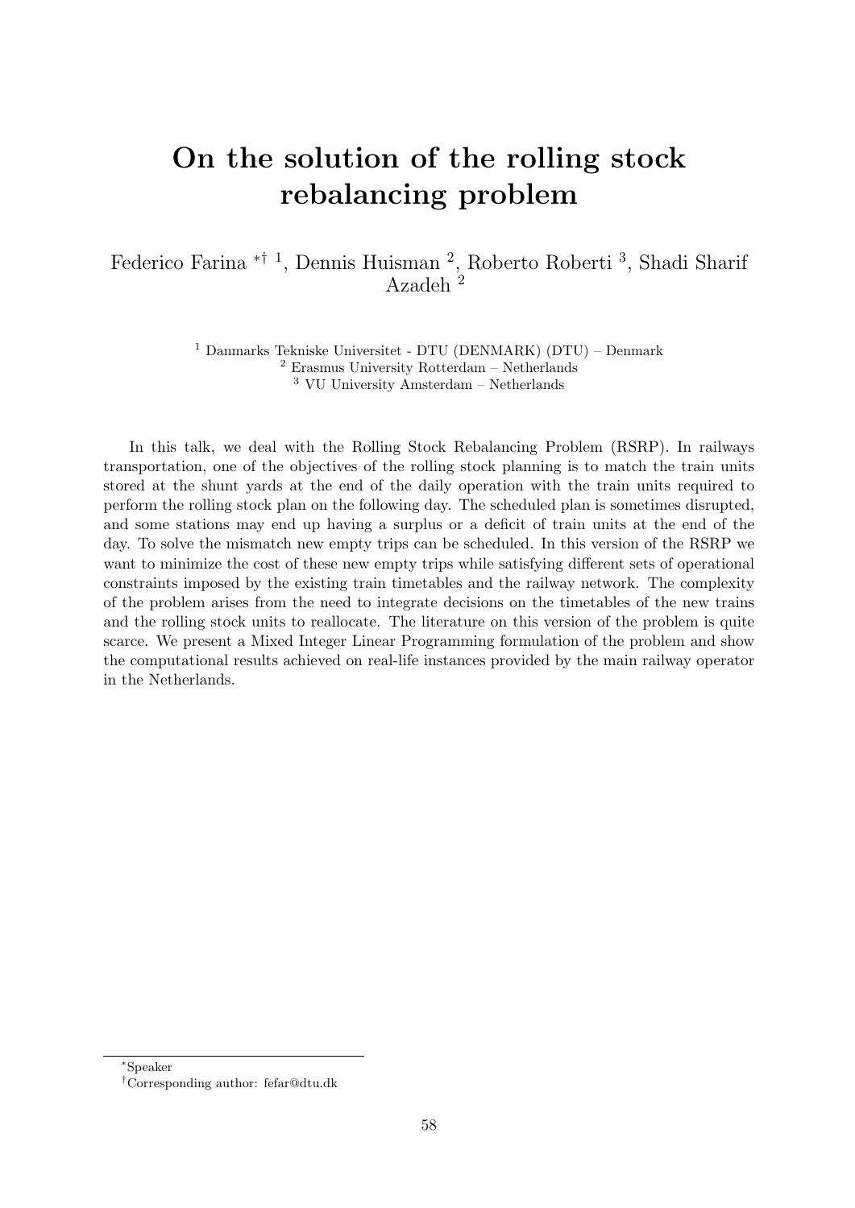# On the solution of the rolling stock rebalancing problem

Federico Farina *† [1], Dennis Huisman [2], Roberto Roberti [3], Shadi Sharif Azadeh [2]

[1] Danmarks Tekniske Universitet - DTU (DENMARK) (DTU) – Denmark
[2] Erasmus University Rotterdam – Netherlands
[3] VU University Amsterdam – Netherlands

In this talk, we deal with the Rolling Stock Rebalancing Problem (RSRP). In railways transportation, one of the objectives of the rolling stock planning is to match the train units stored at the shunt yards at the end of the daily operation with the train units required to perform the rolling stock plan on the following day. The scheduled plan is sometimes disrupted, and some stations may end up having a surplus or a deficit of train units at the end of the day. To solve the mismatch new empty trips can be scheduled. In this version of the RSRP we want to minimize the cost of these new empty trips while satisfying different sets of operational constraints imposed by the existing train timetables and the railway network. The complexity of the problem arises from the need to integrate decisions on the timetables of the new trains and the rolling stock units to reallocate. The literature on this version of the problem is quite scarce. We present a Mixed Integer Linear Programming formulation of the problem and show the computational results achieved on real-life instances provided by the main railway operator in the Netherlands.

*Speaker
†Corresponding author: fefar@dtu.dk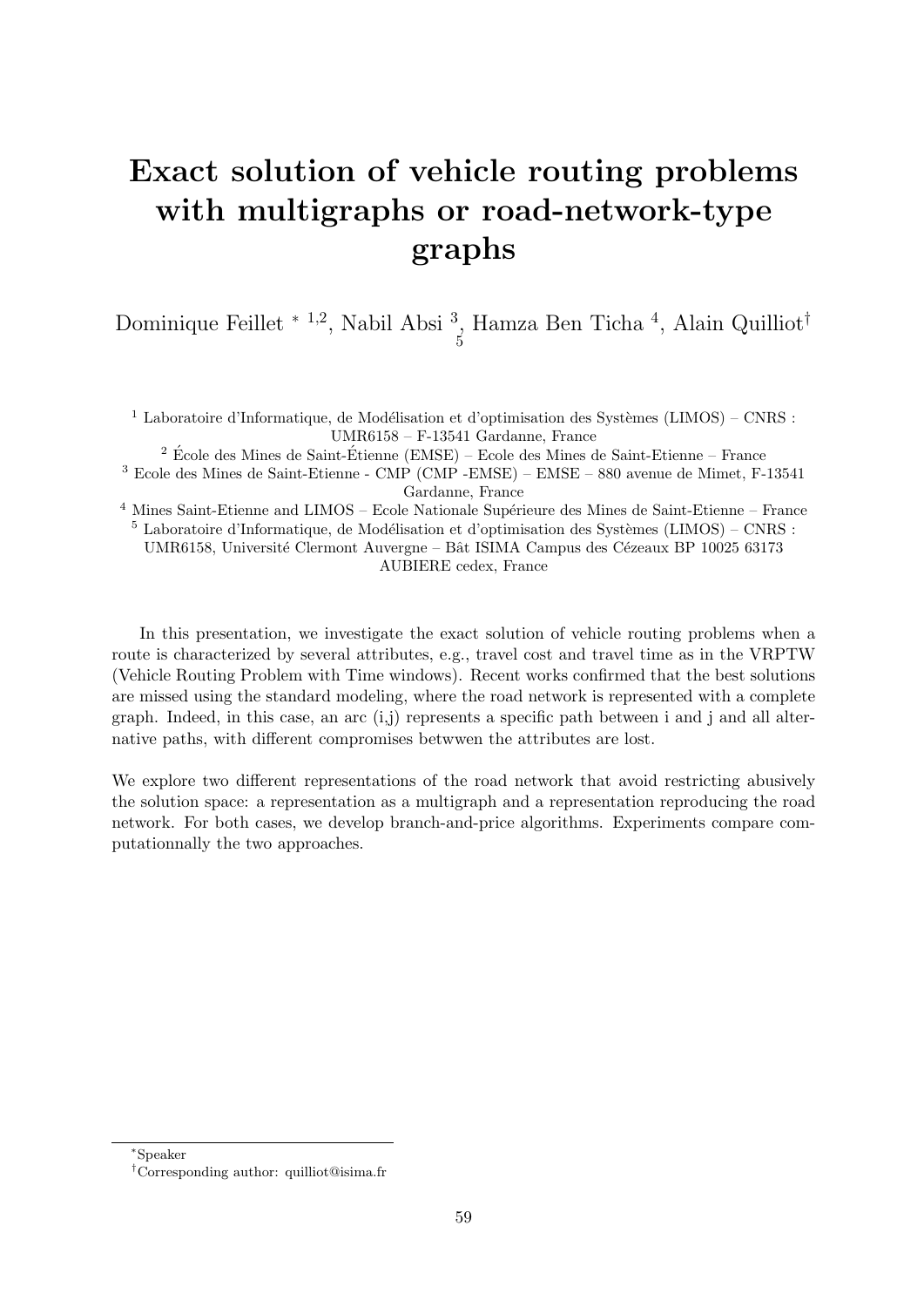# Exact solution of vehicle routing problems with multigraphs or road-network-type graphs

Dominique Feillet * [1,2], Nabil Absi [3,5], Hamza Ben Ticha [4], Alain Quilliot†

[1] Laboratoire d'Informatique, de Modélisation et d'optimisation des Systèmes (LIMOS) – CNRS : UMR6158 – F-13541 Gardanne, France

[2] École des Mines de Saint-Étienne (EMSE) – Ecole des Mines de Saint-Etienne – France

[3] Ecole des Mines de Saint-Etienne - CMP (CMP -EMSE) – EMSE – 880 avenue de Mimet, F-13541 Gardanne, France

[4] Mines Saint-Etienne and LIMOS – Ecole Nationale Supérieure des Mines de Saint-Etienne – France

[5] Laboratoire d'Informatique, de Modélisation et d'optimisation des Systèmes (LIMOS) – CNRS : UMR6158, Université Clermont Auvergne – Bât ISIMA Campus des Cézeaux BP 10025 63173 AUBIERE cedex, France

In this presentation, we investigate the exact solution of vehicle routing problems when a route is characterized by several attributes, e.g., travel cost and travel time as in the VRPTW (Vehicle Routing Problem with Time windows). Recent works confirmed that the best solutions are missed using the standard modeling, where the road network is represented with a complete graph. Indeed, in this case, an arc (i,j) represents a specific path between i and j and all alternative paths, with different compromises betwwen the attributes are lost.

We explore two different representations of the road network that avoid restricting abusively the solution space: a representation as a multigraph and a representation reproducing the road network. For both cases, we develop branch-and-price algorithms. Experiments compare computationnally the two approaches.

*Speaker

†Corresponding author: quilliot@isima.fr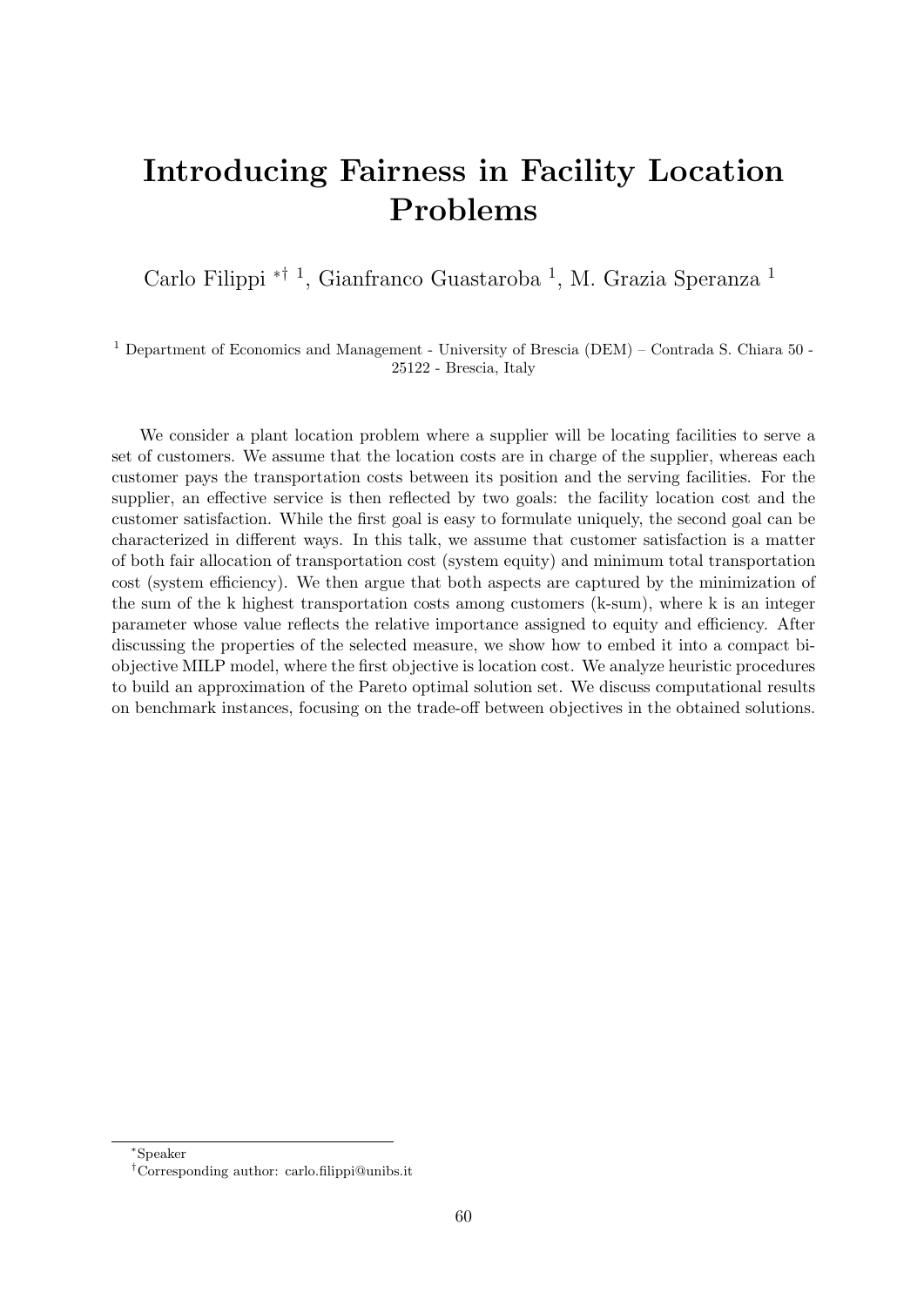# Introducing Fairness in Facility Location Problems

Carlo Filippi [*][†][1], Gianfranco Guastaroba [1], M. Grazia Speranza [1]

[1] Department of Economics and Management - University of Brescia (DEM) – Contrada S. Chiara 50 - 25122 - Brescia, Italy

We consider a plant location problem where a supplier will be locating facilities to serve a set of customers. We assume that the location costs are in charge of the supplier, whereas each customer pays the transportation costs between its position and the serving facilities. For the supplier, an effective service is then reflected by two goals: the facility location cost and the customer satisfaction. While the first goal is easy to formulate uniquely, the second goal can be characterized in different ways. In this talk, we assume that customer satisfaction is a matter of both fair allocation of transportation cost (system equity) and minimum total transportation cost (system efficiency). We then argue that both aspects are captured by the minimization of the sum of the k highest transportation costs among customers (k-sum), where k is an integer parameter whose value reflects the relative importance assigned to equity and efficiency. After discussing the properties of the selected measure, we show how to embed it into a compact bi-objective MILP model, where the first objective is location cost. We analyze heuristic procedures to build an approximation of the Pareto optimal solution set. We discuss computational results on benchmark instances, focusing on the trade-off between objectives in the obtained solutions.

[*]Speaker

[†]Corresponding author: carlo.filippi@unibs.it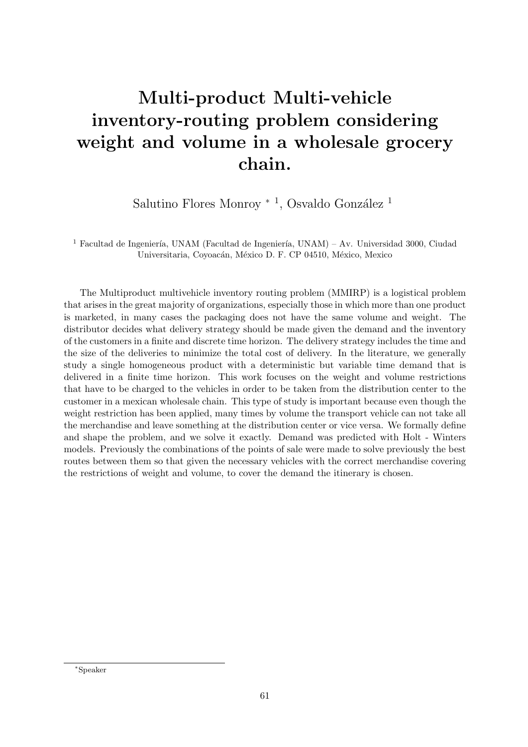# Multi-product Multi-vehicle inventory-routing problem considering weight and volume in a wholesale grocery chain.

Salutino Flores Monroy * [1], Osvaldo González [1]

[1] Facultad de Ingeniería, UNAM (Facultad de Ingeniería, UNAM) – Av. Universidad 3000, Ciudad Universitaria, Coyoacán, México D. F. CP 04510, México, Mexico

The Multiproduct multivehicle inventory routing problem (MMIRP) is a logistical problem that arises in the great majority of organizations, especially those in which more than one product is marketed, in many cases the packaging does not have the same volume and weight. The distributor decides what delivery strategy should be made given the demand and the inventory of the customers in a finite and discrete time horizon. The delivery strategy includes the time and the size of the deliveries to minimize the total cost of delivery. In the literature, we generally study a single homogeneous product with a deterministic but variable time demand that is delivered in a finite time horizon. This work focuses on the weight and volume restrictions that have to be charged to the vehicles in order to be taken from the distribution center to the customer in a mexican wholesale chain. This type of study is important because even though the weight restriction has been applied, many times by volume the transport vehicle can not take all the merchandise and leave something at the distribution center or vice versa. We formally define and shape the problem, and we solve it exactly. Demand was predicted with Holt - Winters models. Previously the combinations of the points of sale were made to solve previously the best routes between them so that given the necessary vehicles with the correct merchandise covering the restrictions of weight and volume, to cover the demand the itinerary is chosen.

*Speaker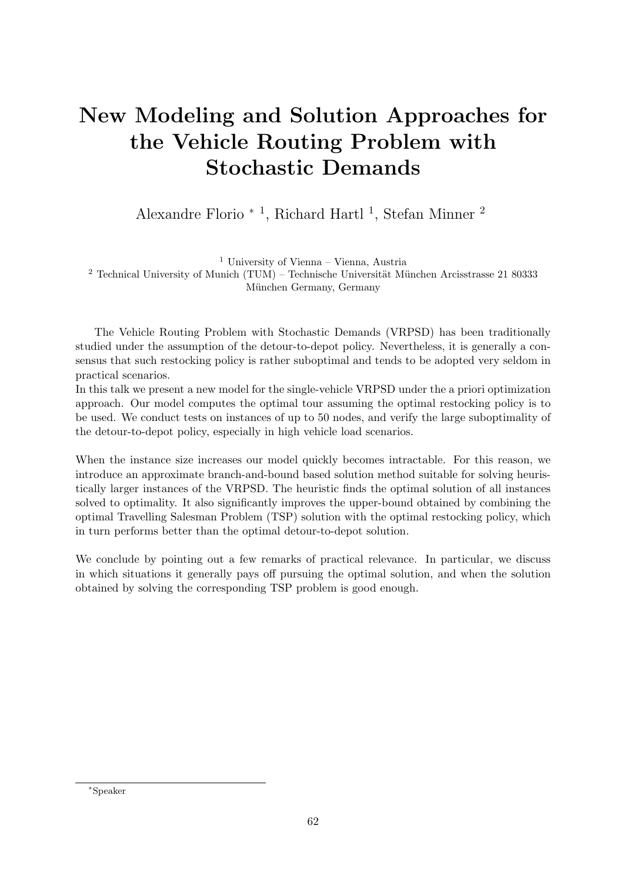# New Modeling and Solution Approaches for the Vehicle Routing Problem with Stochastic Demands

Alexandre Florio * [1], Richard Hartl [1], Stefan Minner [2]

[1] University of Vienna – Vienna, Austria

[2] Technical University of Munich (TUM) – Technische Universität München Arcisstrasse 21 80333 München Germany, Germany

The Vehicle Routing Problem with Stochastic Demands (VRPSD) has been traditionally studied under the assumption of the detour-to-depot policy. Nevertheless, it is generally a consensus that such restocking policy is rather suboptimal and tends to be adopted very seldom in practical scenarios.

In this talk we present a new model for the single-vehicle VRPSD under the a priori optimization approach. Our model computes the optimal tour assuming the optimal restocking policy is to be used. We conduct tests on instances of up to 50 nodes, and verify the large suboptimality of the detour-to-depot policy, especially in high vehicle load scenarios.

When the instance size increases our model quickly becomes intractable. For this reason, we introduce an approximate branch-and-bound based solution method suitable for solving heuristically larger instances of the VRPSD. The heuristic finds the optimal solution of all instances solved to optimality. It also significantly improves the upper-bound obtained by combining the optimal Travelling Salesman Problem (TSP) solution with the optimal restocking policy, which in turn performs better than the optimal detour-to-depot solution.

We conclude by pointing out a few remarks of practical relevance. In particular, we discuss in which situations it generally pays off pursuing the optimal solution, and when the solution obtained by solving the corresponding TSP problem is good enough.

*Speaker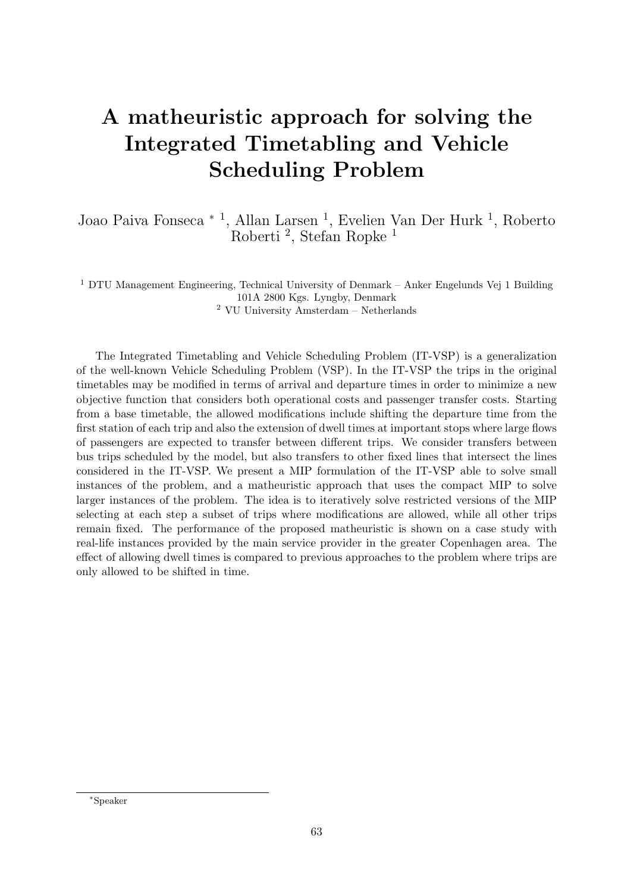# A matheuristic approach for solving the Integrated Timetabling and Vehicle Scheduling Problem

Joao Paiva Fonseca * [1], Allan Larsen [1], Evelien Van Der Hurk [1], Roberto Roberti [2], Stefan Ropke [1]

[1] DTU Management Engineering, Technical University of Denmark – Anker Engelunds Vej 1 Building 101A 2800 Kgs. Lyngby, Denmark
[2] VU University Amsterdam – Netherlands

The Integrated Timetabling and Vehicle Scheduling Problem (IT-VSP) is a generalization of the well-known Vehicle Scheduling Problem (VSP). In the IT-VSP the trips in the original timetables may be modified in terms of arrival and departure times in order to minimize a new objective function that considers both operational costs and passenger transfer costs. Starting from a base timetable, the allowed modifications include shifting the departure time from the first station of each trip and also the extension of dwell times at important stops where large flows of passengers are expected to transfer between different trips. We consider transfers between bus trips scheduled by the model, but also transfers to other fixed lines that intersect the lines considered in the IT-VSP. We present a MIP formulation of the IT-VSP able to solve small instances of the problem, and a matheuristic approach that uses the compact MIP to solve larger instances of the problem. The idea is to iteratively solve restricted versions of the MIP selecting at each step a subset of trips where modifications are allowed, while all other trips remain fixed. The performance of the proposed matheuristic is shown on a case study with real-life instances provided by the main service provider in the greater Copenhagen area. The effect of allowing dwell times is compared to previous approaches to the problem where trips are only allowed to be shifted in time.

*Speaker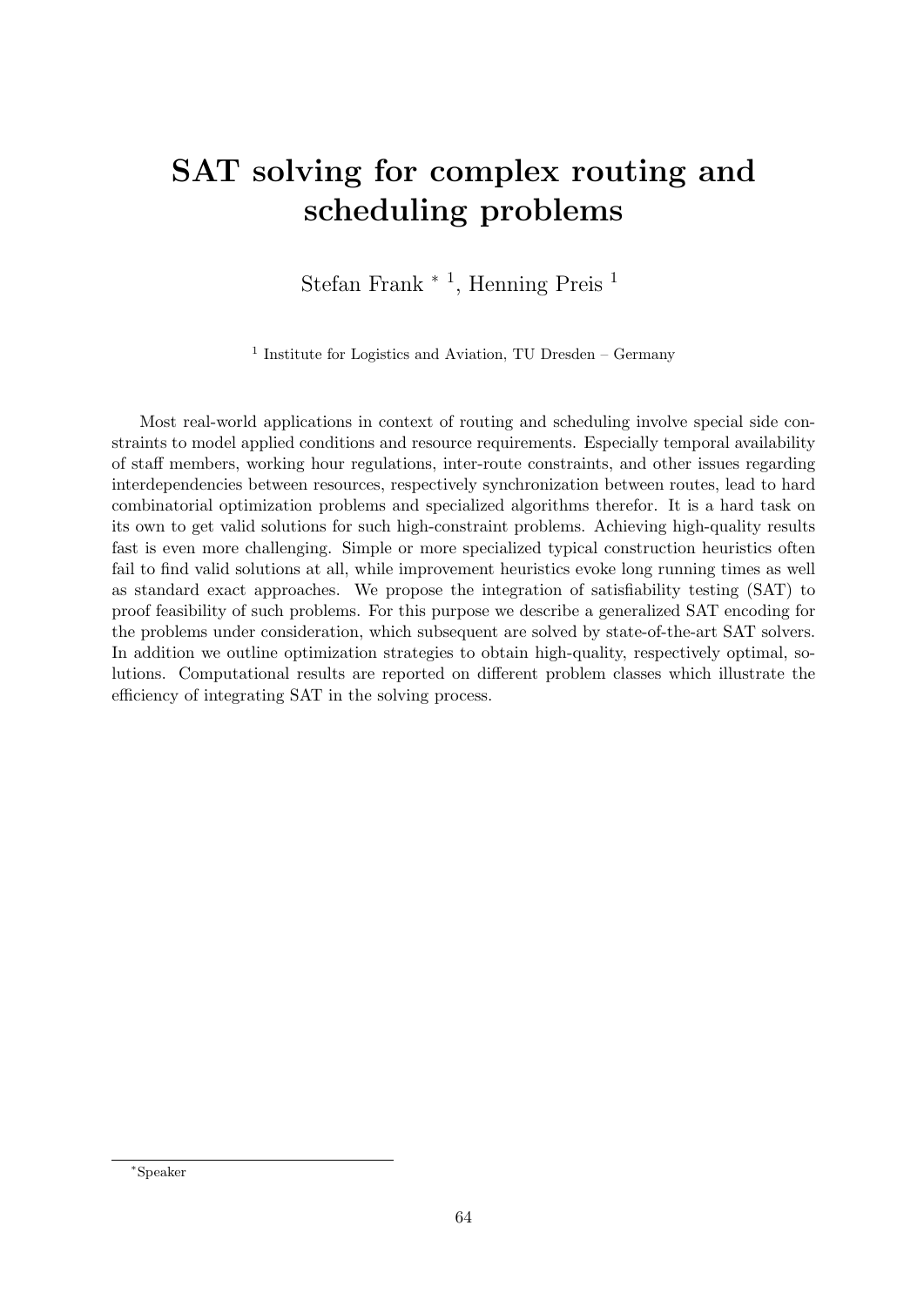# SAT solving for complex routing and scheduling problems

Stefan Frank *[1], Henning Preis [1]

[1] Institute for Logistics and Aviation, TU Dresden – Germany

Most real-world applications in context of routing and scheduling involve special side constraints to model applied conditions and resource requirements. Especially temporal availability of staff members, working hour regulations, inter-route constraints, and other issues regarding interdependencies between resources, respectively synchronization between routes, lead to hard combinatorial optimization problems and specialized algorithms therefor. It is a hard task on its own to get valid solutions for such high-constraint problems. Achieving high-quality results fast is even more challenging. Simple or more specialized typical construction heuristics often fail to find valid solutions at all, while improvement heuristics evoke long running times as well as standard exact approaches. We propose the integration of satisfiability testing (SAT) to proof feasibility of such problems. For this purpose we describe a generalized SAT encoding for the problems under consideration, which subsequent are solved by state-of-the-art SAT solvers. In addition we outline optimization strategies to obtain high-quality, respectively optimal, solutions. Computational results are reported on different problem classes which illustrate the efficiency of integrating SAT in the solving process.

*Speaker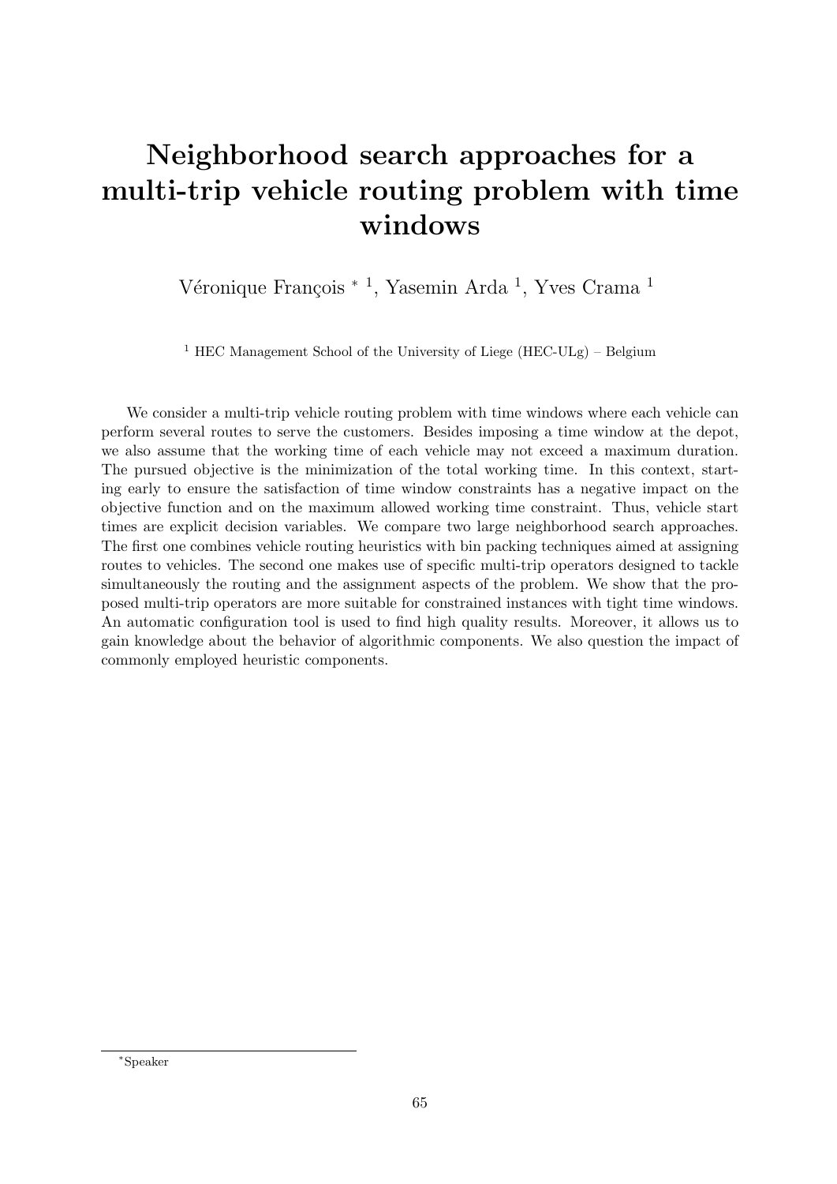# Neighborhood search approaches for a multi-trip vehicle routing problem with time windows

Véronique François * [1], Yasemin Arda [1], Yves Crama [1]

[1] HEC Management School of the University of Liege (HEC-ULg) – Belgium

We consider a multi-trip vehicle routing problem with time windows where each vehicle can perform several routes to serve the customers. Besides imposing a time window at the depot, we also assume that the working time of each vehicle may not exceed a maximum duration. The pursued objective is the minimization of the total working time. In this context, starting early to ensure the satisfaction of time window constraints has a negative impact on the objective function and on the maximum allowed working time constraint. Thus, vehicle start times are explicit decision variables. We compare two large neighborhood search approaches. The first one combines vehicle routing heuristics with bin packing techniques aimed at assigning routes to vehicles. The second one makes use of specific multi-trip operators designed to tackle simultaneously the routing and the assignment aspects of the problem. We show that the proposed multi-trip operators are more suitable for constrained instances with tight time windows. An automatic configuration tool is used to find high quality results. Moreover, it allows us to gain knowledge about the behavior of algorithmic components. We also question the impact of commonly employed heuristic components.

*Speaker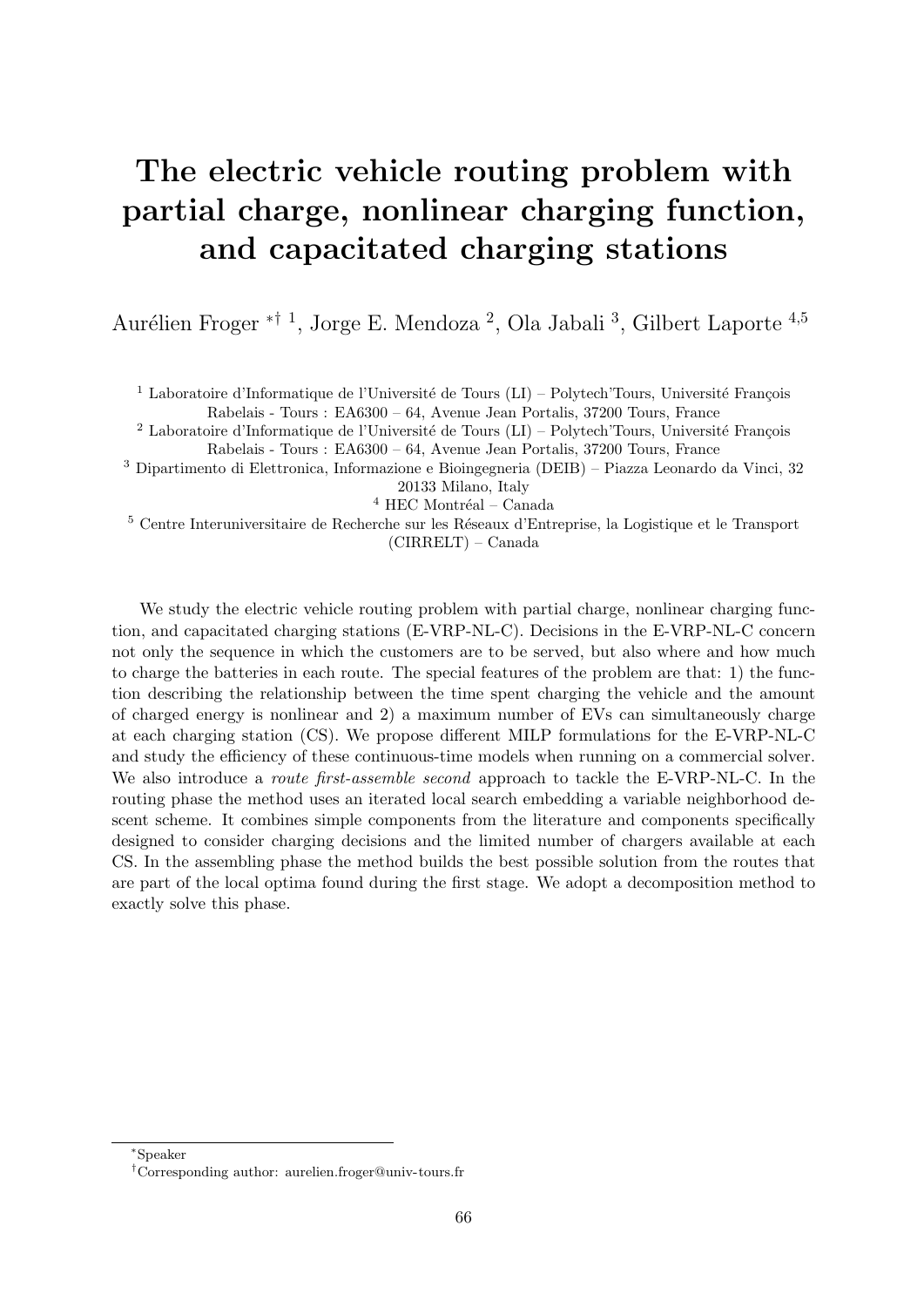# The electric vehicle routing problem with partial charge, nonlinear charging function, and capacitated charging stations

Aurélien Froger *† [1], Jorge E. Mendoza [2], Ola Jabali [3], Gilbert Laporte [4,5]

[1] Laboratoire d'Informatique de l'Université de Tours (LI) – Polytech'Tours, Université François Rabelais - Tours : EA6300 – 64, Avenue Jean Portalis, 37200 Tours, France

[2] Laboratoire d'Informatique de l'Université de Tours (LI) – Polytech'Tours, Université François Rabelais - Tours : EA6300 – 64, Avenue Jean Portalis, 37200 Tours, France

[3] Dipartimento di Elettronica, Informazione e Bioingegneria (DEIB) – Piazza Leonardo da Vinci, 32 20133 Milano, Italy

[4] HEC Montréal – Canada

[5] Centre Interuniversitaire de Recherche sur les Réseaux d'Entreprise, la Logistique et le Transport (CIRRELT) – Canada

We study the electric vehicle routing problem with partial charge, nonlinear charging function, and capacitated charging stations (E-VRP-NL-C). Decisions in the E-VRP-NL-C concern not only the sequence in which the customers are to be served, but also where and how much to charge the batteries in each route. The special features of the problem are that: 1) the function describing the relationship between the time spent charging the vehicle and the amount of charged energy is nonlinear and 2) a maximum number of EVs can simultaneously charge at each charging station (CS). We propose different MILP formulations for the E-VRP-NL-C and study the efficiency of these continuous-time models when running on a commercial solver. We also introduce a *route first-assemble second* approach to tackle the E-VRP-NL-C. In the routing phase the method uses an iterated local search embedding a variable neighborhood descent scheme. It combines simple components from the literature and components specifically designed to consider charging decisions and the limited number of chargers available at each CS. In the assembling phase the method builds the best possible solution from the routes that are part of the local optima found during the first stage. We adopt a decomposition method to exactly solve this phase.

*Speaker

†Corresponding author: aurelien.froger@univ-tours.fr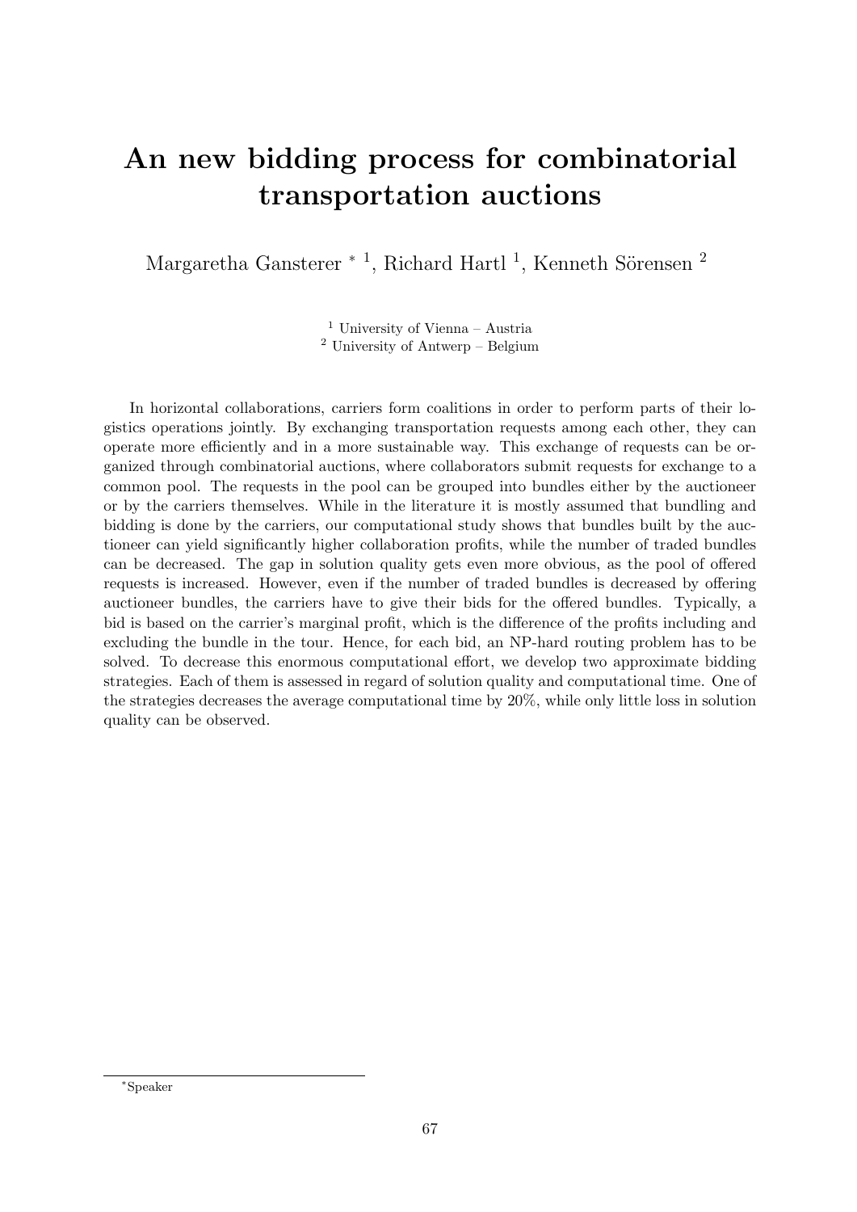# An new bidding process for combinatorial transportation auctions

Margaretha Gansterer * [1], Richard Hartl [1], Kenneth Sörensen [2]

[1] University of Vienna – Austria
[2] University of Antwerp – Belgium

In horizontal collaborations, carriers form coalitions in order to perform parts of their logistics operations jointly. By exchanging transportation requests among each other, they can operate more efficiently and in a more sustainable way. This exchange of requests can be organized through combinatorial auctions, where collaborators submit requests for exchange to a common pool. The requests in the pool can be grouped into bundles either by the auctioneer or by the carriers themselves. While in the literature it is mostly assumed that bundling and bidding is done by the carriers, our computational study shows that bundles built by the auctioneer can yield significantly higher collaboration profits, while the number of traded bundles can be decreased. The gap in solution quality gets even more obvious, as the pool of offered requests is increased. However, even if the number of traded bundles is decreased by offering auctioneer bundles, the carriers have to give their bids for the offered bundles. Typically, a bid is based on the carrier's marginal profit, which is the difference of the profits including and excluding the bundle in the tour. Hence, for each bid, an NP-hard routing problem has to be solved. To decrease this enormous computational effort, we develop two approximate bidding strategies. Each of them is assessed in regard of solution quality and computational time. One of the strategies decreases the average computational time by 20%, while only little loss in solution quality can be observed.

*Speaker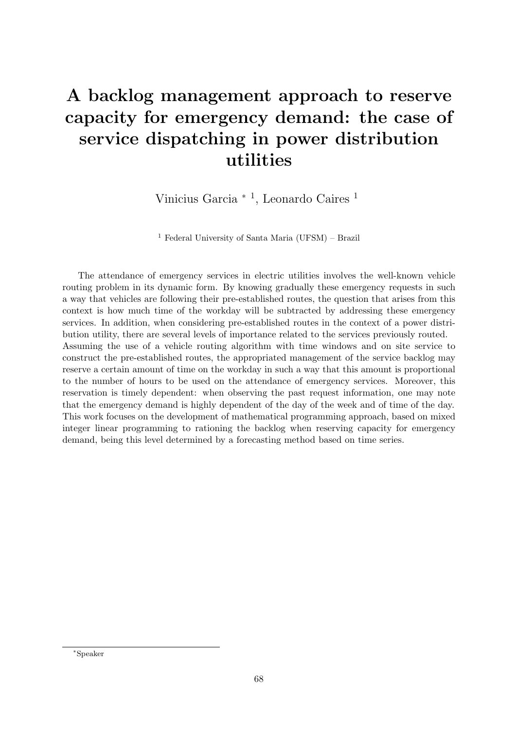# A backlog management approach to reserve capacity for emergency demand: the case of service dispatching in power distribution utilities

Vinicius Garcia *[1], Leonardo Caires [1]

[1] Federal University of Santa Maria (UFSM) – Brazil

The attendance of emergency services in electric utilities involves the well-known vehicle routing problem in its dynamic form. By knowing gradually these emergency requests in such a way that vehicles are following their pre-established routes, the question that arises from this context is how much time of the workday will be subtracted by addressing these emergency services. In addition, when considering pre-established routes in the context of a power distribution utility, there are several levels of importance related to the services previously routed. Assuming the use of a vehicle routing algorithm with time windows and on site service to construct the pre-established routes, the appropriated management of the service backlog may reserve a certain amount of time on the workday in such a way that this amount is proportional to the number of hours to be used on the attendance of emergency services. Moreover, this reservation is timely dependent: when observing the past request information, one may note that the emergency demand is highly dependent of the day of the week and of time of the day. This work focuses on the development of mathematical programming approach, based on mixed integer linear programming to rationing the backlog when reserving capacity for emergency demand, being this level determined by a forecasting method based on time series.

*Speaker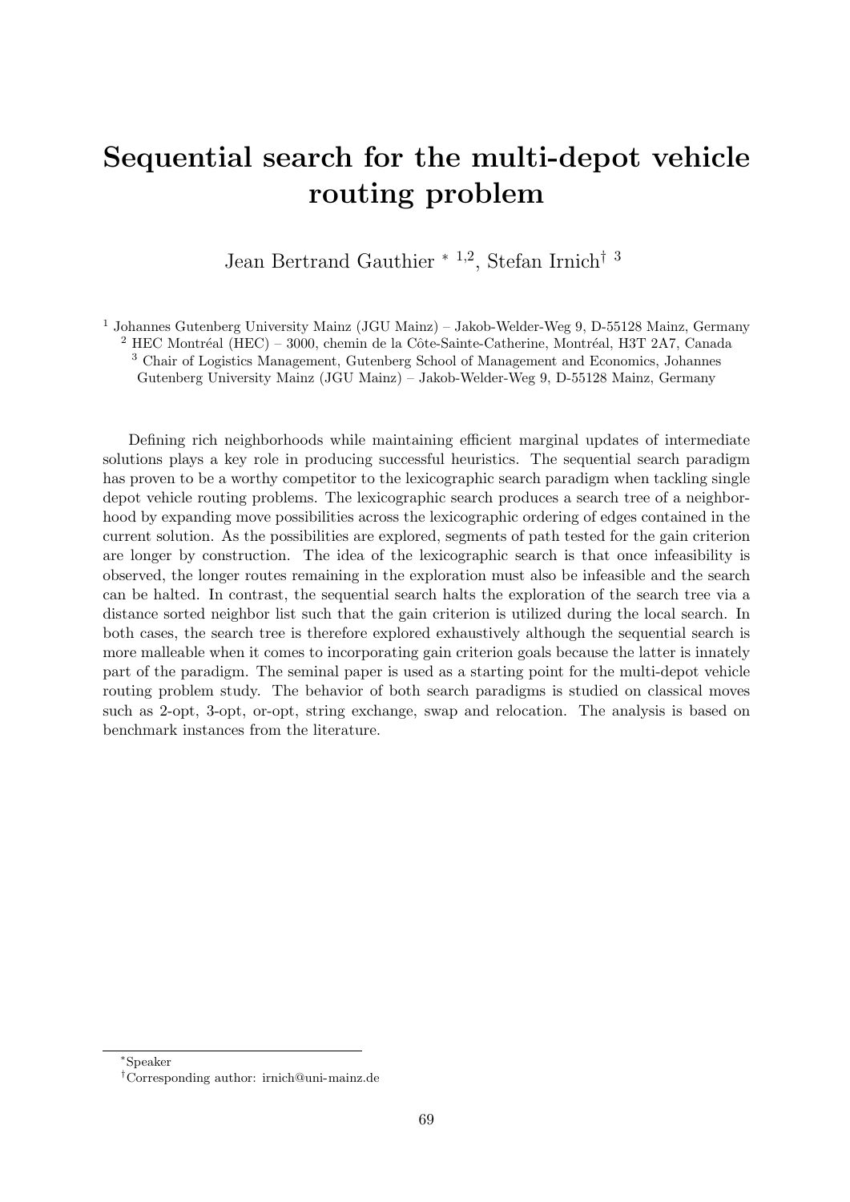# Sequential search for the multi-depot vehicle routing problem

Jean Bertrand Gauthier * [1,2], Stefan Irnich† [3]

[1] Johannes Gutenberg University Mainz (JGU Mainz) – Jakob-Welder-Weg 9, D-55128 Mainz, Germany
[2] HEC Montréal (HEC) – 3000, chemin de la Côte-Sainte-Catherine, Montréal, H3T 2A7, Canada
[3] Chair of Logistics Management, Gutenberg School of Management and Economics, Johannes Gutenberg University Mainz (JGU Mainz) – Jakob-Welder-Weg 9, D-55128 Mainz, Germany

Defining rich neighborhoods while maintaining efficient marginal updates of intermediate solutions plays a key role in producing successful heuristics. The sequential search paradigm has proven to be a worthy competitor to the lexicographic search paradigm when tackling single depot vehicle routing problems. The lexicographic search produces a search tree of a neighborhood by expanding move possibilities across the lexicographic ordering of edges contained in the current solution. As the possibilities are explored, segments of path tested for the gain criterion are longer by construction. The idea of the lexicographic search is that once infeasibility is observed, the longer routes remaining in the exploration must also be infeasible and the search can be halted. In contrast, the sequential search halts the exploration of the search tree via a distance sorted neighbor list such that the gain criterion is utilized during the local search. In both cases, the search tree is therefore explored exhaustively although the sequential search is more malleable when it comes to incorporating gain criterion goals because the latter is innately part of the paradigm. The seminal paper is used as a starting point for the multi-depot vehicle routing problem study. The behavior of both search paradigms is studied on classical moves such as 2-opt, 3-opt, or-opt, string exchange, swap and relocation. The analysis is based on benchmark instances from the literature.

---

*Speaker

†Corresponding author: irnich@uni-mainz.de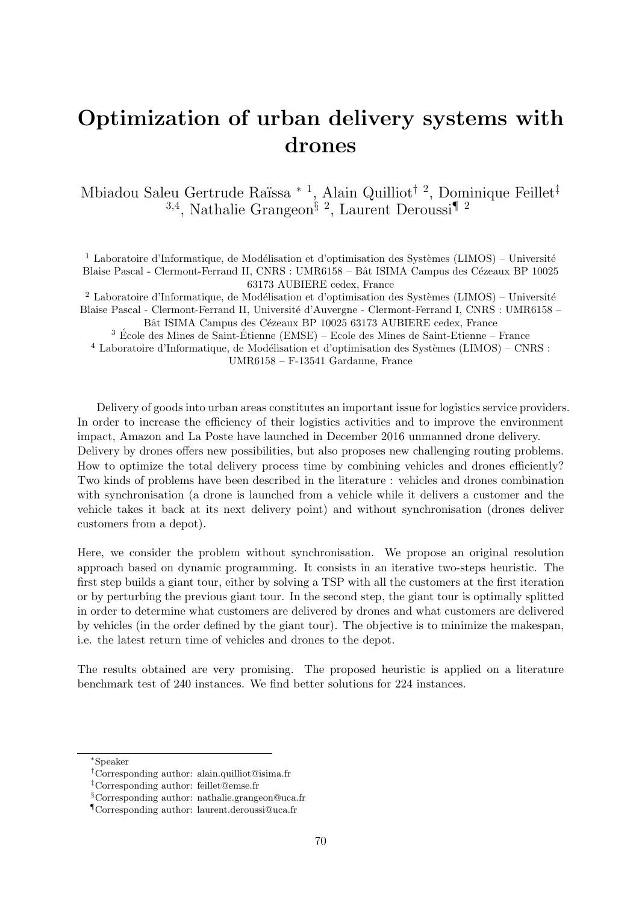# Optimization of urban delivery systems with drones

Mbiadou Saleu Gertrude Raïssa [*,1], Alain Quilliot[†,2], Dominique Feillet[‡,3,4], Nathalie Grangeon[§,2], Laurent Deroussi[¶,2]

[1] Laboratoire d'Informatique, de Modélisation et d'optimisation des Systèmes (LIMOS) – Université Blaise Pascal - Clermont-Ferrand II, CNRS : UMR6158 – Bât ISIMA Campus des Cézeaux BP 10025 63173 AUBIERE cedex, France

[2] Laboratoire d'Informatique, de Modélisation et d'optimisation des Systèmes (LIMOS) – Université Blaise Pascal - Clermont-Ferrand II, Université d'Auvergne - Clermont-Ferrand I, CNRS : UMR6158 – Bât ISIMA Campus des Cézeaux BP 10025 63173 AUBIERE cedex, France

[3] École des Mines de Saint-Étienne (EMSE) – Ecole des Mines de Saint-Etienne – France

[4] Laboratoire d'Informatique, de Modélisation et d'optimisation des Systèmes (LIMOS) – CNRS : UMR6158 – F-13541 Gardanne, France

Delivery of goods into urban areas constitutes an important issue for logistics service providers. In order to increase the efficiency of their logistics activities and to improve the environment impact, Amazon and La Poste have launched in December 2016 unmanned drone delivery. Delivery by drones offers new possibilities, but also proposes new challenging routing problems. How to optimize the total delivery process time by combining vehicles and drones efficiently? Two kinds of problems have been described in the literature : vehicles and drones combination with synchronisation (a drone is launched from a vehicle while it delivers a customer and the vehicle takes it back at its next delivery point) and without synchronisation (drones deliver customers from a depot).

Here, we consider the problem without synchronisation. We propose an original resolution approach based on dynamic programming. It consists in an iterative two-steps heuristic. The first step builds a giant tour, either by solving a TSP with all the customers at the first iteration or by perturbing the previous giant tour. In the second step, the giant tour is optimally splitted in order to determine what customers are delivered by drones and what customers are delivered by vehicles (in the order defined by the giant tour). The objective is to minimize the makespan, i.e. the latest return time of vehicles and drones to the depot.

The results obtained are very promising. The proposed heuristic is applied on a literature benchmark test of 240 instances. We find better solutions for 224 instances.

---

[*] Speaker

[†] Corresponding author: alain.quilliot@isima.fr

[‡] Corresponding author: feillet@emse.fr

[§] Corresponding author: nathalie.grangeon@uca.fr

[¶] Corresponding author: laurent.deroussi@uca.fr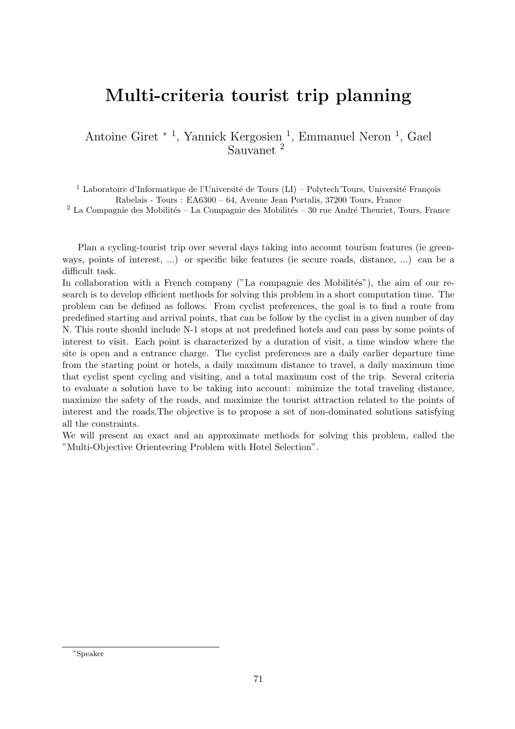# Multi-criteria tourist trip planning

Antoine Giret * [1], Yannick Kergosien [1], Emmanuel Neron [1], Gael Sauvanet [2]

[1] Laboratoire d'Informatique de l'Université de Tours (LI) – Polytech'Tours, Université François Rabelais - Tours : EA6300 – 64, Avenue Jean Portalis, 37200 Tours, France

[2] La Compagnie des Mobilités – La Compagnie des Mobilités – 30 rue André Theuriet, Tours, France

Plan a cycling-tourist trip over several days taking into account tourism features (ie greenways, points of interest, ...) or specific bike features (ie secure roads, distance, ...) can be a difficult task.

In collaboration with a French company ("La compagnie des Mobilités"), the aim of our research is to develop efficient methods for solving this problem in a short computation time. The problem can be defined as follows. From cyclist preferences, the goal is to find a route from predefined starting and arrival points, that can be follow by the cyclist in a given number of day N. This route should include N-1 stops at not predefined hotels and can pass by some points of interest to visit. Each point is characterized by a duration of visit, a time window where the site is open and a entrance charge. The cyclist preferences are a daily earlier departure time from the starting point or hotels, a daily maximum distance to travel, a daily maximum time that cyclist spent cycling and visiting, and a total maximum cost of the trip. Several criteria to evaluate a solution have to be taking into account: minimize the total traveling distance, maximize the safety of the roads, and maximize the tourist attraction related to the points of interest and the roads.The objective is to propose a set of non-dominated solutions satisfying all the constraints.

We will present an exact and an approximate methods for solving this problem, called the "Multi-Objective Orienteering Problem with Hotel Selection".

*Speaker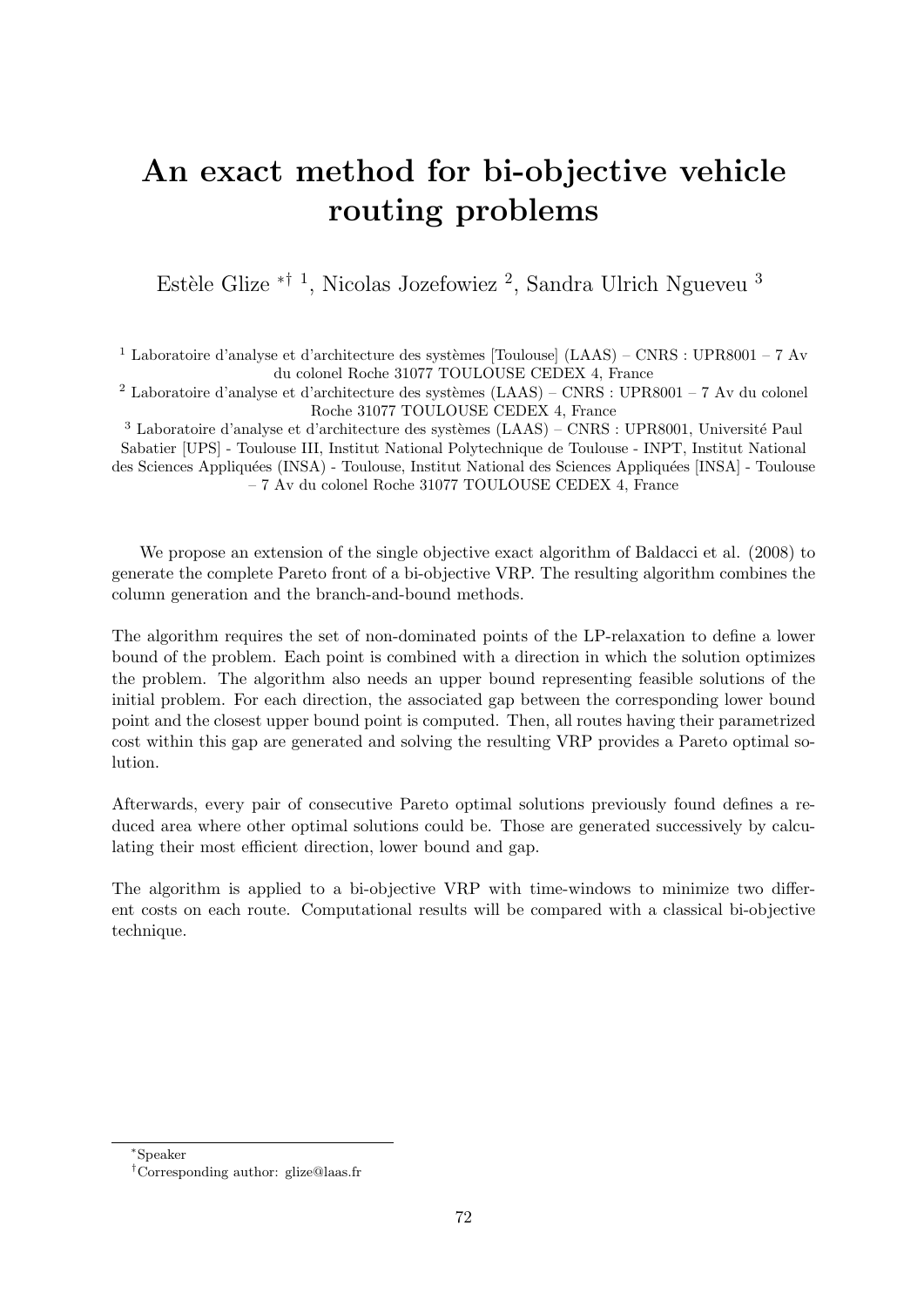# An exact method for bi-objective vehicle routing problems

Estèle Glize *† [1], Nicolas Jozefowiez [2], Sandra Ulrich Ngueveu [3]

[1] Laboratoire d'analyse et d'architecture des systèmes [Toulouse] (LAAS) – CNRS : UPR8001 – 7 Av du colonel Roche 31077 TOULOUSE CEDEX 4, France

[2] Laboratoire d'analyse et d'architecture des systèmes (LAAS) – CNRS : UPR8001 – 7 Av du colonel Roche 31077 TOULOUSE CEDEX 4, France

[3] Laboratoire d'analyse et d'architecture des systèmes (LAAS) – CNRS : UPR8001, Université Paul Sabatier [UPS] - Toulouse III, Institut National Polytechnique de Toulouse - INPT, Institut National des Sciences Appliquées (INSA) - Toulouse, Institut National des Sciences Appliquées [INSA] - Toulouse – 7 Av du colonel Roche 31077 TOULOUSE CEDEX 4, France

We propose an extension of the single objective exact algorithm of Baldacci et al. (2008) to generate the complete Pareto front of a bi-objective VRP. The resulting algorithm combines the column generation and the branch-and-bound methods.

The algorithm requires the set of non-dominated points of the LP-relaxation to define a lower bound of the problem. Each point is combined with a direction in which the solution optimizes the problem. The algorithm also needs an upper bound representing feasible solutions of the initial problem. For each direction, the associated gap between the corresponding lower bound point and the closest upper bound point is computed. Then, all routes having their parametrized cost within this gap are generated and solving the resulting VRP provides a Pareto optimal solution.

Afterwards, every pair of consecutive Pareto optimal solutions previously found defines a reduced area where other optimal solutions could be. Those are generated successively by calculating their most efficient direction, lower bound and gap.

The algorithm is applied to a bi-objective VRP with time-windows to minimize two different costs on each route. Computational results will be compared with a classical bi-objective technique.

*Speaker

†Corresponding author: glize@laas.fr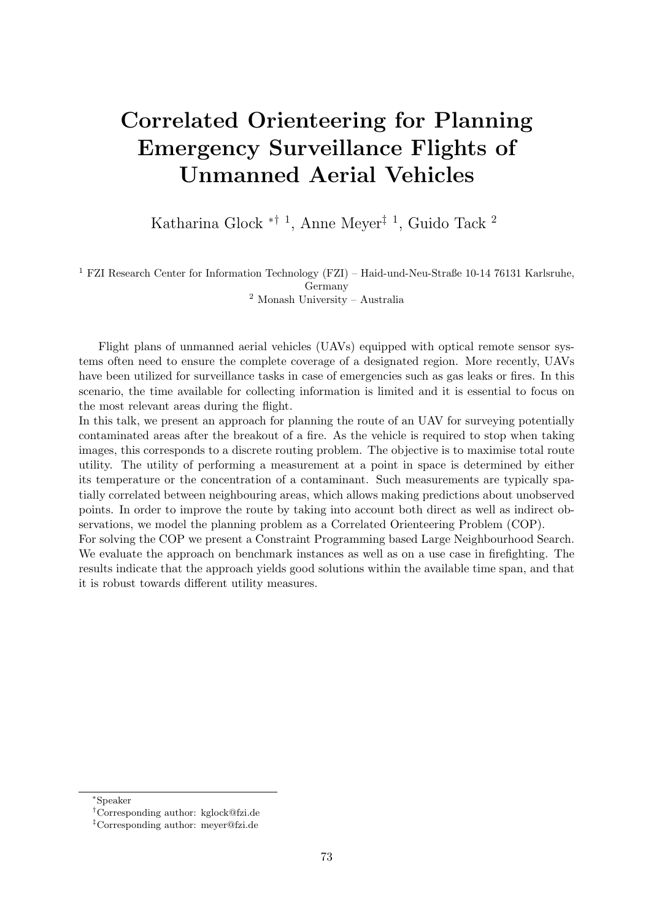# Correlated Orienteering for Planning Emergency Surveillance Flights of Unmanned Aerial Vehicles

Katharina Glock *† [1], Anne Meyer‡ [1], Guido Tack [2]

[1] FZI Research Center for Information Technology (FZI) – Haid-und-Neu-Straße 10-14 76131 Karlsruhe, Germany
[2] Monash University – Australia

Flight plans of unmanned aerial vehicles (UAVs) equipped with optical remote sensor systems often need to ensure the complete coverage of a designated region. More recently, UAVs have been utilized for surveillance tasks in case of emergencies such as gas leaks or fires. In this scenario, the time available for collecting information is limited and it is essential to focus on the most relevant areas during the flight.

In this talk, we present an approach for planning the route of an UAV for surveying potentially contaminated areas after the breakout of a fire. As the vehicle is required to stop when taking images, this corresponds to a discrete routing problem. The objective is to maximise total route utility. The utility of performing a measurement at a point in space is determined by either its temperature or the concentration of a contaminant. Such measurements are typically spatially correlated between neighbouring areas, which allows making predictions about unobserved points. In order to improve the route by taking into account both direct as well as indirect observations, we model the planning problem as a Correlated Orienteering Problem (COP).

For solving the COP we present a Constraint Programming based Large Neighbourhood Search. We evaluate the approach on benchmark instances as well as on a use case in firefighting. The results indicate that the approach yields good solutions within the available time span, and that it is robust towards different utility measures.

---

*Speaker

†Corresponding author: kglock@fzi.de

‡Corresponding author: meyer@fzi.de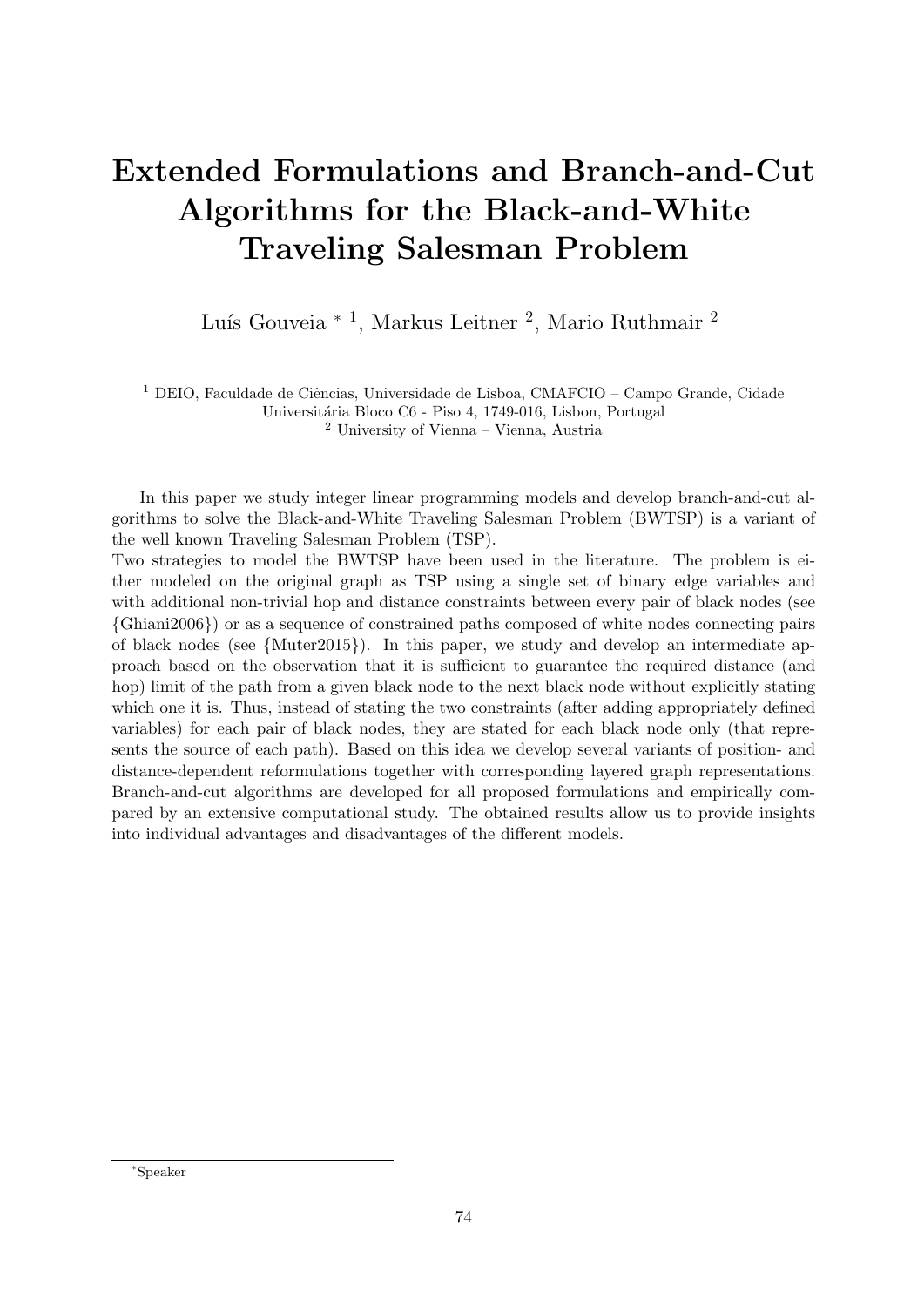# Extended Formulations and Branch-and-Cut Algorithms for the Black-and-White Traveling Salesman Problem

Luís Gouveia * [1], Markus Leitner [2], Mario Ruthmair [2]

[1] DEIO, Faculdade de Ciências, Universidade de Lisboa, CMAFCIO – Campo Grande, Cidade Universitária Bloco C6 - Piso 4, 1749-016, Lisbon, Portugal
[2] University of Vienna – Vienna, Austria

In this paper we study integer linear programming models and develop branch-and-cut algorithms to solve the Black-and-White Traveling Salesman Problem (BWTSP) is a variant of the well known Traveling Salesman Problem (TSP).
Two strategies to model the BWTSP have been used in the literature. The problem is either modeled on the original graph as TSP using a single set of binary edge variables and with additional non-trivial hop and distance constraints between every pair of black nodes (see {Ghiani2006}) or as a sequence of constrained paths composed of white nodes connecting pairs of black nodes (see {Muter2015}). In this paper, we study and develop an intermediate approach based on the observation that it is sufficient to guarantee the required distance (and hop) limit of the path from a given black node to the next black node without explicitly stating which one it is. Thus, instead of stating the two constraints (after adding appropriately defined variables) for each pair of black nodes, they are stated for each black node only (that represents the source of each path). Based on this idea we develop several variants of position- and distance-dependent reformulations together with corresponding layered graph representations. Branch-and-cut algorithms are developed for all proposed formulations and empirically compared by an extensive computational study. The obtained results allow us to provide insights into individual advantages and disadvantages of the different models.

*Speaker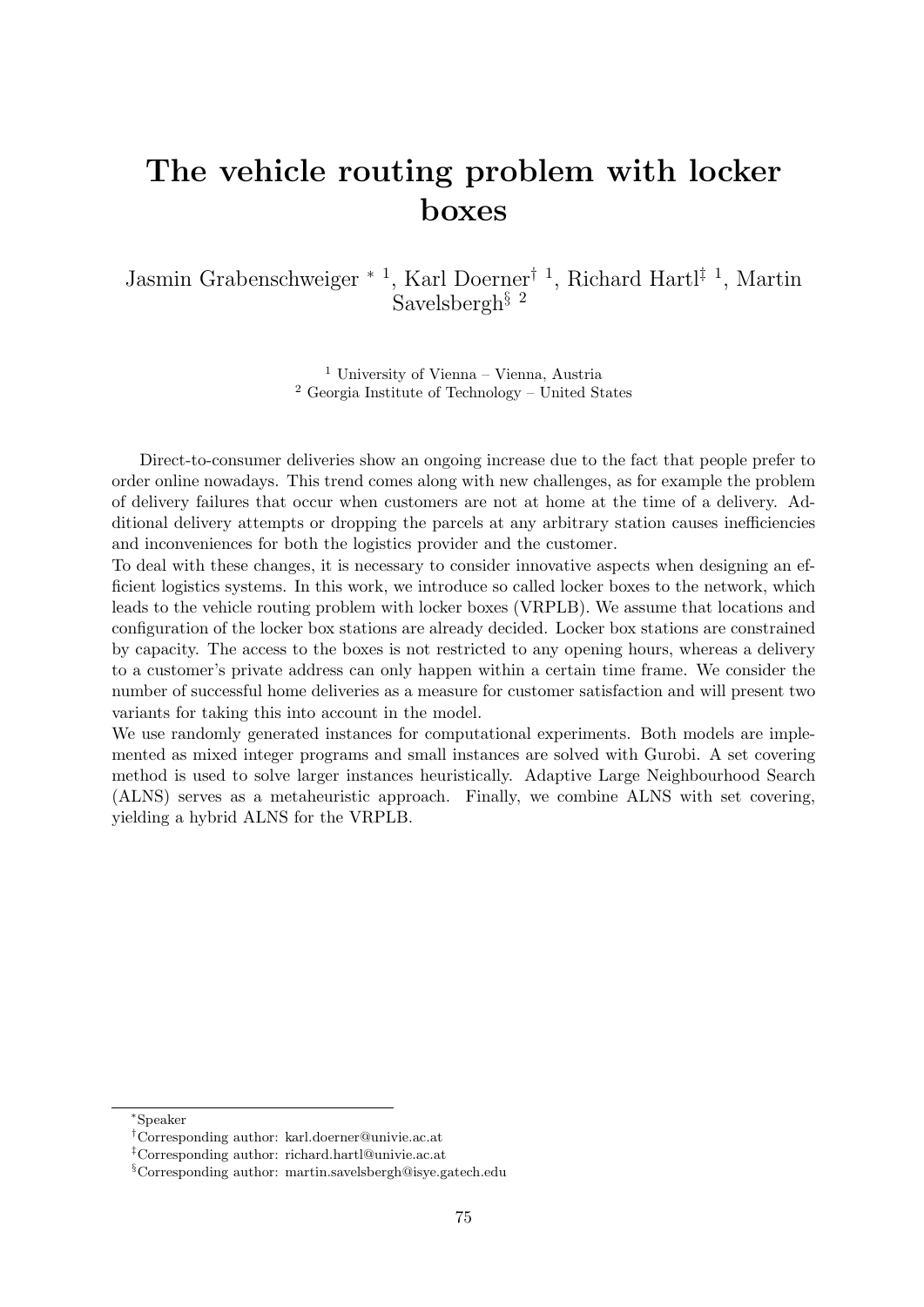# The vehicle routing problem with locker boxes

Jasmin Grabenschweiger [*] [1], Karl Doerner[†] [1], Richard Hartl[‡] [1], Martin Savelsbergh[§] [2]

[1] University of Vienna – Vienna, Austria
[2] Georgia Institute of Technology – United States

Direct-to-consumer deliveries show an ongoing increase due to the fact that people prefer to order online nowadays. This trend comes along with new challenges, as for example the problem of delivery failures that occur when customers are not at home at the time of a delivery. Additional delivery attempts or dropping the parcels at any arbitrary station causes inefficiencies and inconveniences for both the logistics provider and the customer.

To deal with these changes, it is necessary to consider innovative aspects when designing an efficient logistics systems. In this work, we introduce so called locker boxes to the network, which leads to the vehicle routing problem with locker boxes (VRPLB). We assume that locations and configuration of the locker box stations are already decided. Locker box stations are constrained by capacity. The access to the boxes is not restricted to any opening hours, whereas a delivery to a customer's private address can only happen within a certain time frame. We consider the number of successful home deliveries as a measure for customer satisfaction and will present two variants for taking this into account in the model.

We use randomly generated instances for computational experiments. Both models are implemented as mixed integer programs and small instances are solved with Gurobi. A set covering method is used to solve larger instances heuristically. Adaptive Large Neighbourhood Search (ALNS) serves as a metaheuristic approach. Finally, we combine ALNS with set covering, yielding a hybrid ALNS for the VRPLB.

---

[*] Speaker

[†] Corresponding author: karl.doerner@univie.ac.at

[‡] Corresponding author: richard.hartl@univie.ac.at

[§] Corresponding author: martin.savelsbergh@isye.gatech.edu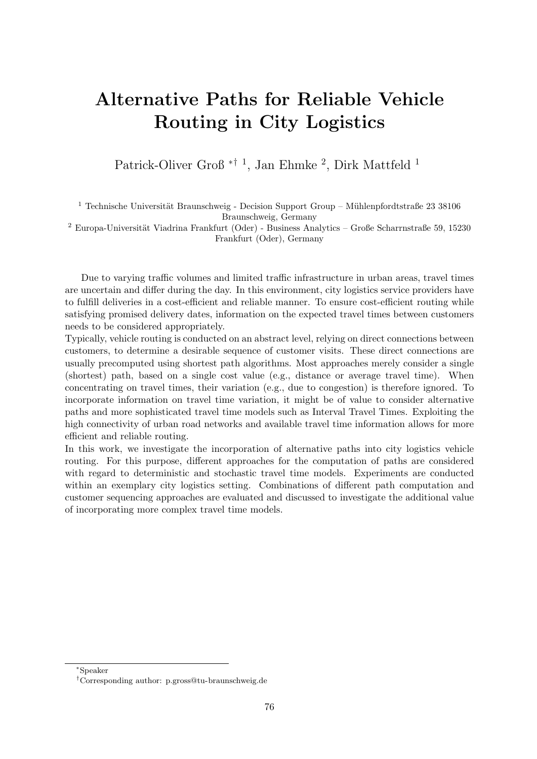# Alternative Paths for Reliable Vehicle Routing in City Logistics

Patrick-Oliver Groß [*] [†] [1], Jan Ehmke [2], Dirk Mattfeld [1]

[1] Technische Universität Braunschweig - Decision Support Group – Mühlenpfordtstraße 23 38106 Braunschweig, Germany

[2] Europa-Universität Viadrina Frankfurt (Oder) - Business Analytics – Große Scharrnstraße 59, 15230 Frankfurt (Oder), Germany

Due to varying traffic volumes and limited traffic infrastructure in urban areas, travel times are uncertain and differ during the day. In this environment, city logistics service providers have to fulfill deliveries in a cost-efficient and reliable manner. To ensure cost-efficient routing while satisfying promised delivery dates, information on the expected travel times between customers needs to be considered appropriately.

Typically, vehicle routing is conducted on an abstract level, relying on direct connections between customers, to determine a desirable sequence of customer visits. These direct connections are usually precomputed using shortest path algorithms. Most approaches merely consider a single (shortest) path, based on a single cost value (e.g., distance or average travel time). When concentrating on travel times, their variation (e.g., due to congestion) is therefore ignored. To incorporate information on travel time variation, it might be of value to consider alternative paths and more sophisticated travel time models such as Interval Travel Times. Exploiting the high connectivity of urban road networks and available travel time information allows for more efficient and reliable routing.

In this work, we investigate the incorporation of alternative paths into city logistics vehicle routing. For this purpose, different approaches for the computation of paths are considered with regard to deterministic and stochastic travel time models. Experiments are conducted within an exemplary city logistics setting. Combinations of different path computation and customer sequencing approaches are evaluated and discussed to investigate the additional value of incorporating more complex travel time models.

[*] Speaker

[†] Corresponding author: p.gross@tu-braunschweig.de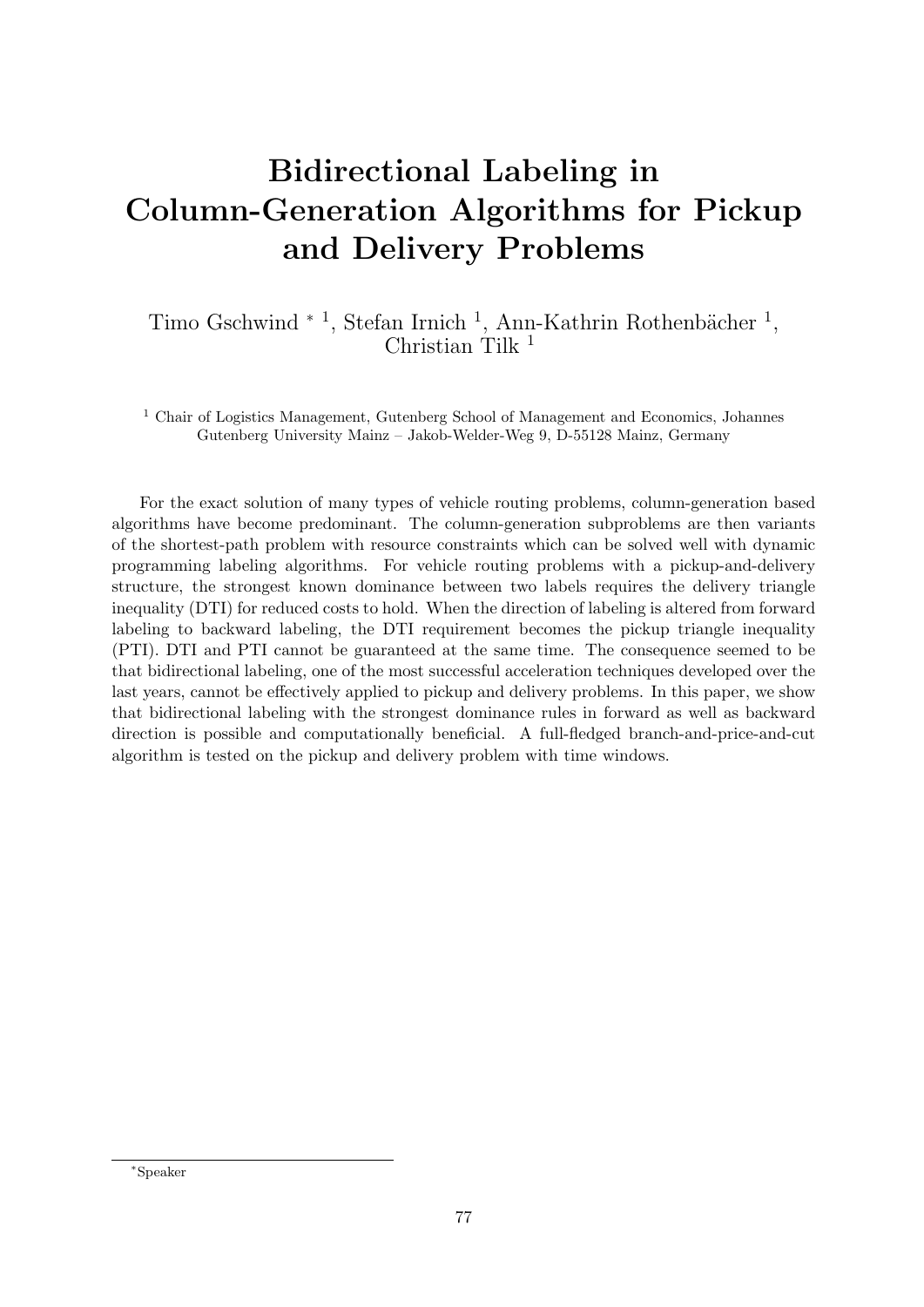# Bidirectional Labeling in Column-Generation Algorithms for Pickup and Delivery Problems

Timo Gschwind * [1], Stefan Irnich [1], Ann-Kathrin Rothenbächer [1], Christian Tilk [1]

[1] Chair of Logistics Management, Gutenberg School of Management and Economics, Johannes Gutenberg University Mainz – Jakob-Welder-Weg 9, D-55128 Mainz, Germany

For the exact solution of many types of vehicle routing problems, column-generation based algorithms have become predominant. The column-generation subproblems are then variants of the shortest-path problem with resource constraints which can be solved well with dynamic programming labeling algorithms. For vehicle routing problems with a pickup-and-delivery structure, the strongest known dominance between two labels requires the delivery triangle inequality (DTI) for reduced costs to hold. When the direction of labeling is altered from forward labeling to backward labeling, the DTI requirement becomes the pickup triangle inequality (PTI). DTI and PTI cannot be guaranteed at the same time. The consequence seemed to be that bidirectional labeling, one of the most successful acceleration techniques developed over the last years, cannot be effectively applied to pickup and delivery problems. In this paper, we show that bidirectional labeling with the strongest dominance rules in forward as well as backward direction is possible and computationally beneficial. A full-fledged branch-and-price-and-cut algorithm is tested on the pickup and delivery problem with time windows.

*Speaker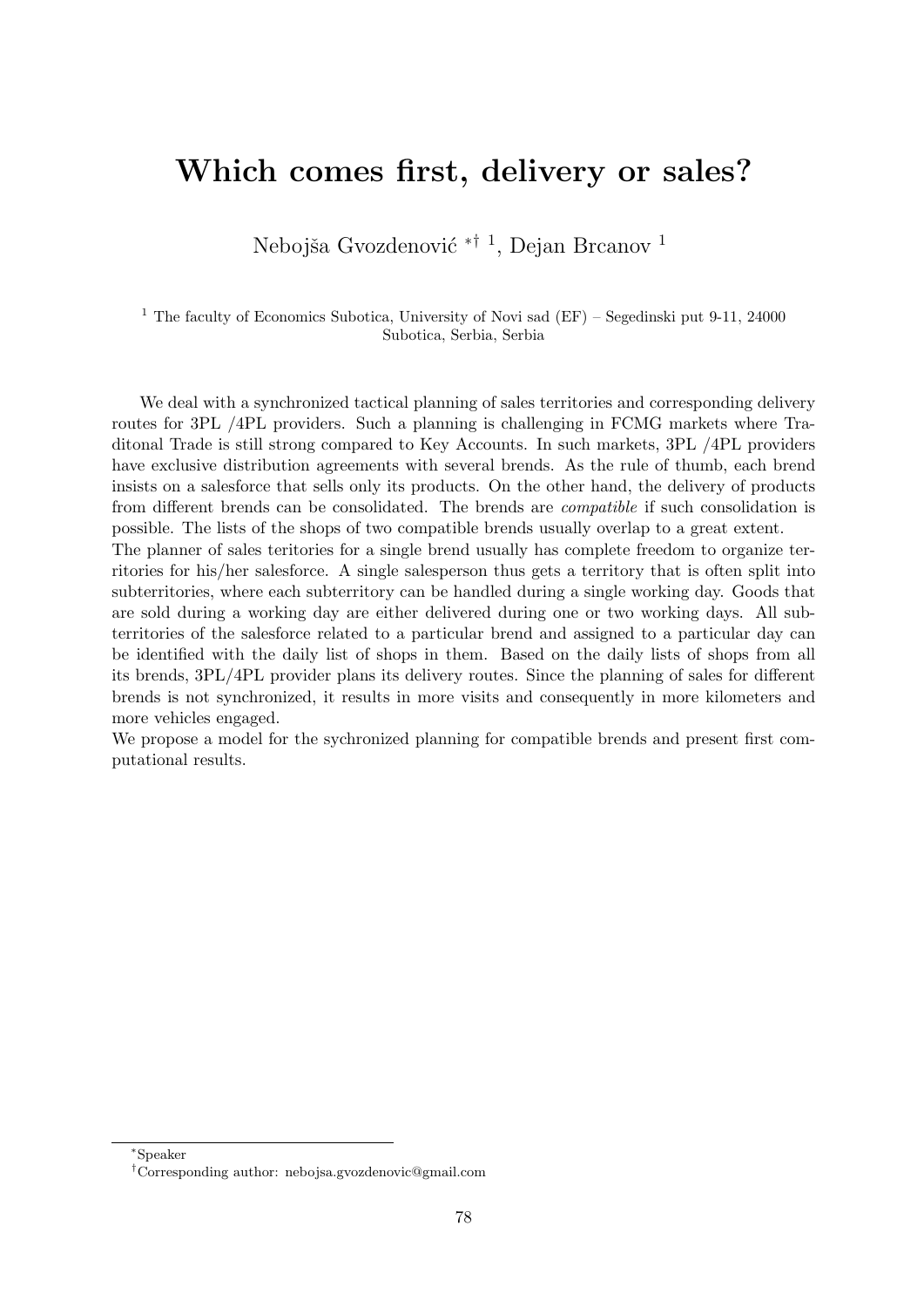# Which comes first, delivery or sales?

Nebojša Gvozdenović *† [1], Dejan Brcanov [1]

[1] The faculty of Economics Subotica, University of Novi sad (EF) – Segedinski put 9-11, 24000 Subotica, Serbia, Serbia

We deal with a synchronized tactical planning of sales territories and corresponding delivery routes for 3PL /4PL providers. Such a planning is challenging in FCMG markets where Traditonal Trade is still strong compared to Key Accounts. In such markets, 3PL /4PL providers have exclusive distribution agreements with several brends. As the rule of thumb, each brend insists on a salesforce that sells only its products. On the other hand, the delivery of products from different brends can be consolidated. The brends are *compatible* if such consolidation is possible. The lists of the shops of two compatible brends usually overlap to a great extent.

The planner of sales teritories for a single brend usually has complete freedom to organize territories for his/her salesforce. A single salesperson thus gets a territory that is often split into subterritories, where each subterritory can be handled during a single working day. Goods that are sold during a working day are either delivered during one or two working days. All subterritories of the salesforce related to a particular brend and assigned to a particular day can be identified with the daily list of shops in them. Based on the daily lists of shops from all its brends, 3PL/4PL provider plans its delivery routes. Since the planning of sales for different brends is not synchronized, it results in more visits and consequently in more kilometers and more vehicles engaged.

We propose a model for the sychronized planning for compatible brends and present first computational results.

*Speaker

†Corresponding author: nebojsa.gvozdenovic@gmail.com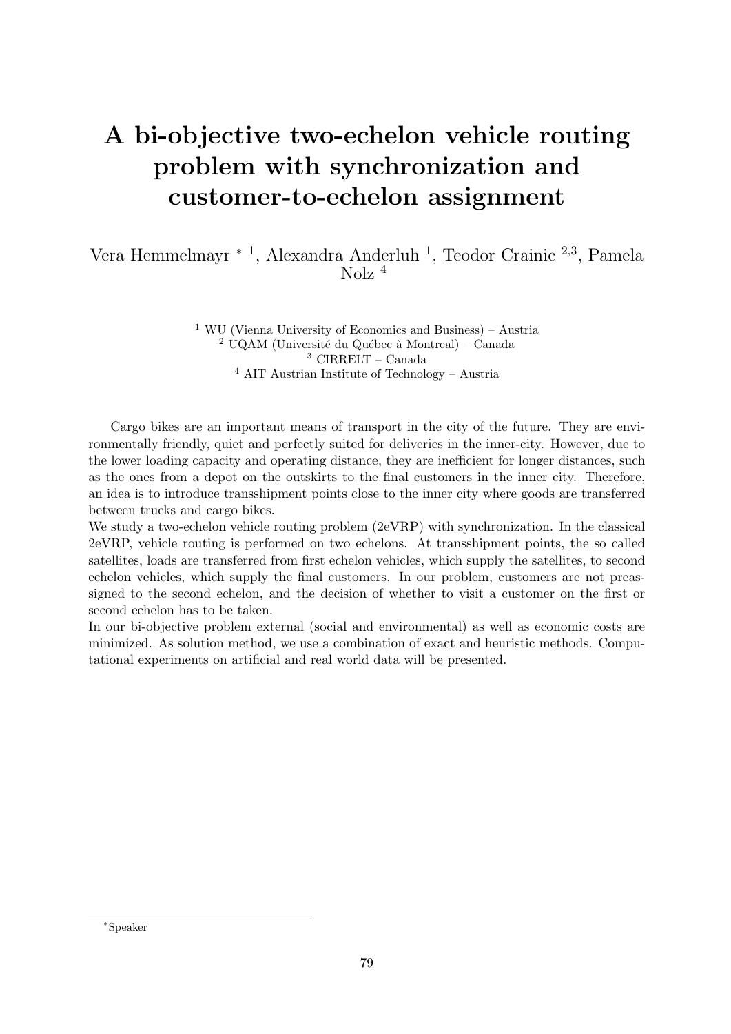# A bi-objective two-echelon vehicle routing problem with synchronization and customer-to-echelon assignment

Vera Hemmelmayr * [1], Alexandra Anderluh [1], Teodor Crainic [2,3], Pamela Nolz [4]

[1] WU (Vienna University of Economics and Business) – Austria
[2] UQAM (Université du Québec à Montreal) – Canada
[3] CIRRELT – Canada
[4] AIT Austrian Institute of Technology – Austria

Cargo bikes are an important means of transport in the city of the future. They are environmentally friendly, quiet and perfectly suited for deliveries in the inner-city. However, due to the lower loading capacity and operating distance, they are inefficient for longer distances, such as the ones from a depot on the outskirts to the final customers in the inner city. Therefore, an idea is to introduce transshipment points close to the inner city where goods are transferred between trucks and cargo bikes.

We study a two-echelon vehicle routing problem (2eVRP) with synchronization. In the classical 2eVRP, vehicle routing is performed on two echelons. At transshipment points, the so called satellites, loads are transferred from first echelon vehicles, which supply the satellites, to second echelon vehicles, which supply the final customers. In our problem, customers are not preassigned to the second echelon, and the decision of whether to visit a customer on the first or second echelon has to be taken.

In our bi-objective problem external (social and environmental) as well as economic costs are minimized. As solution method, we use a combination of exact and heuristic methods. Computational experiments on artificial and real world data will be presented.

*Speaker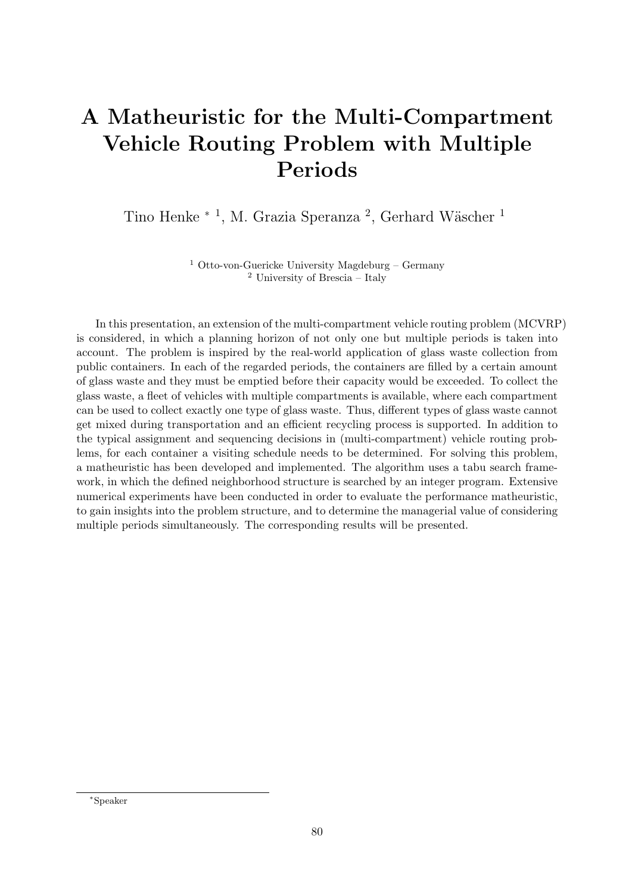# A Matheuristic for the Multi-Compartment Vehicle Routing Problem with Multiple Periods

Tino Henke * [1], M. Grazia Speranza [2], Gerhard Wäscher [1]

[1] Otto-von-Guericke University Magdeburg – Germany
[2] University of Brescia – Italy

In this presentation, an extension of the multi-compartment vehicle routing problem (MCVRP) is considered, in which a planning horizon of not only one but multiple periods is taken into account. The problem is inspired by the real-world application of glass waste collection from public containers. In each of the regarded periods, the containers are filled by a certain amount of glass waste and they must be emptied before their capacity would be exceeded. To collect the glass waste, a fleet of vehicles with multiple compartments is available, where each compartment can be used to collect exactly one type of glass waste. Thus, different types of glass waste cannot get mixed during transportation and an efficient recycling process is supported. In addition to the typical assignment and sequencing decisions in (multi-compartment) vehicle routing problems, for each container a visiting schedule needs to be determined. For solving this problem, a matheuristic has been developed and implemented. The algorithm uses a tabu search framework, in which the defined neighborhood structure is searched by an integer program. Extensive numerical experiments have been conducted in order to evaluate the performance matheuristic, to gain insights into the problem structure, and to determine the managerial value of considering multiple periods simultaneously. The corresponding results will be presented.

*Speaker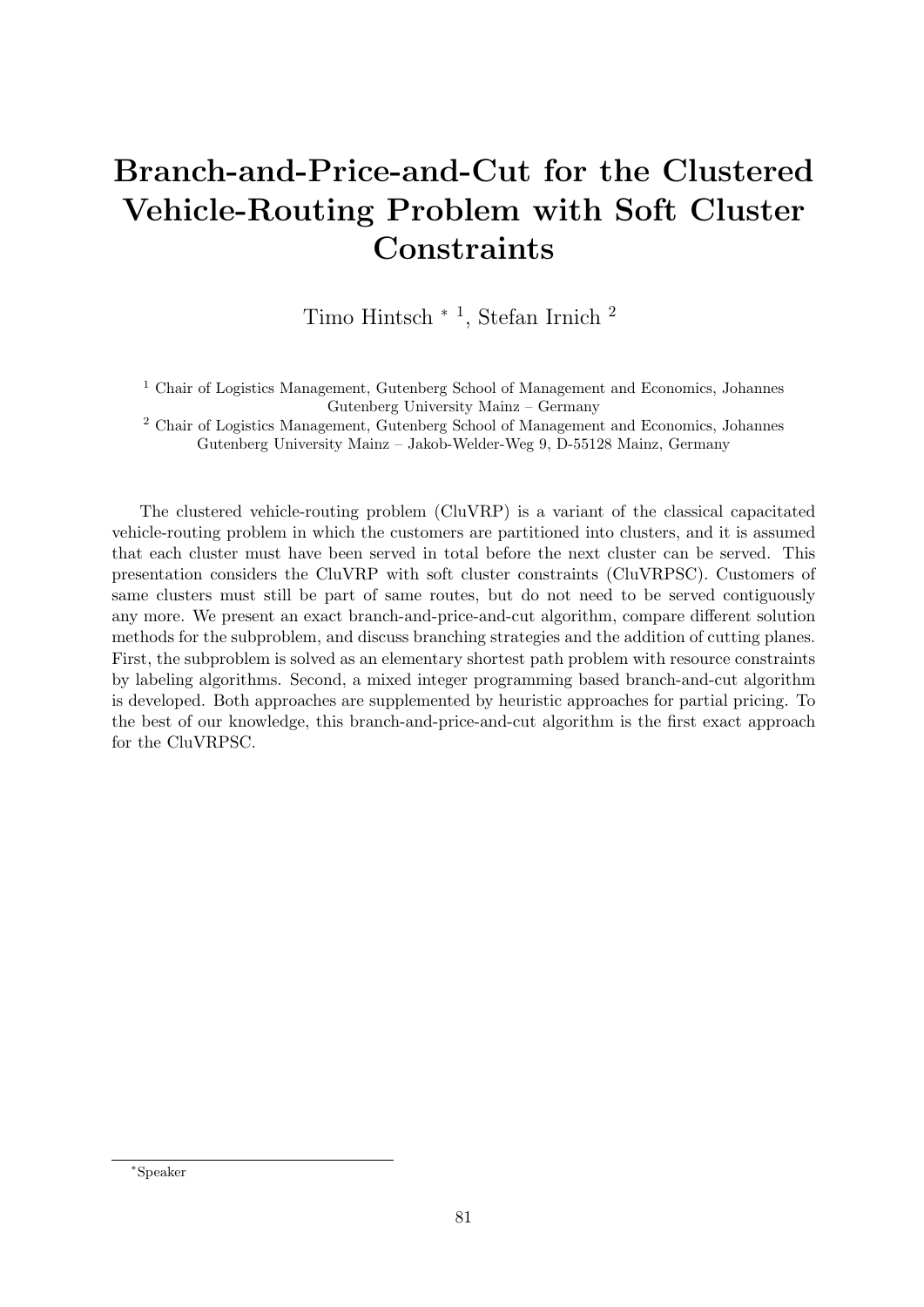# Branch-and-Price-and-Cut for the Clustered Vehicle-Routing Problem with Soft Cluster Constraints

Timo Hintsch *[1], Stefan Irnich [2]

[1] Chair of Logistics Management, Gutenberg School of Management and Economics, Johannes Gutenberg University Mainz – Germany

[2] Chair of Logistics Management, Gutenberg School of Management and Economics, Johannes Gutenberg University Mainz – Jakob-Welder-Weg 9, D-55128 Mainz, Germany

The clustered vehicle-routing problem (CluVRP) is a variant of the classical capacitated vehicle-routing problem in which the customers are partitioned into clusters, and it is assumed that each cluster must have been served in total before the next cluster can be served. This presentation considers the CluVRP with soft cluster constraints (CluVRPSC). Customers of same clusters must still be part of same routes, but do not need to be served contiguously any more. We present an exact branch-and-price-and-cut algorithm, compare different solution methods for the subproblem, and discuss branching strategies and the addition of cutting planes. First, the subproblem is solved as an elementary shortest path problem with resource constraints by labeling algorithms. Second, a mixed integer programming based branch-and-cut algorithm is developed. Both approaches are supplemented by heuristic approaches for partial pricing. To the best of our knowledge, this branch-and-price-and-cut algorithm is the first exact approach for the CluVRPSC.

*Speaker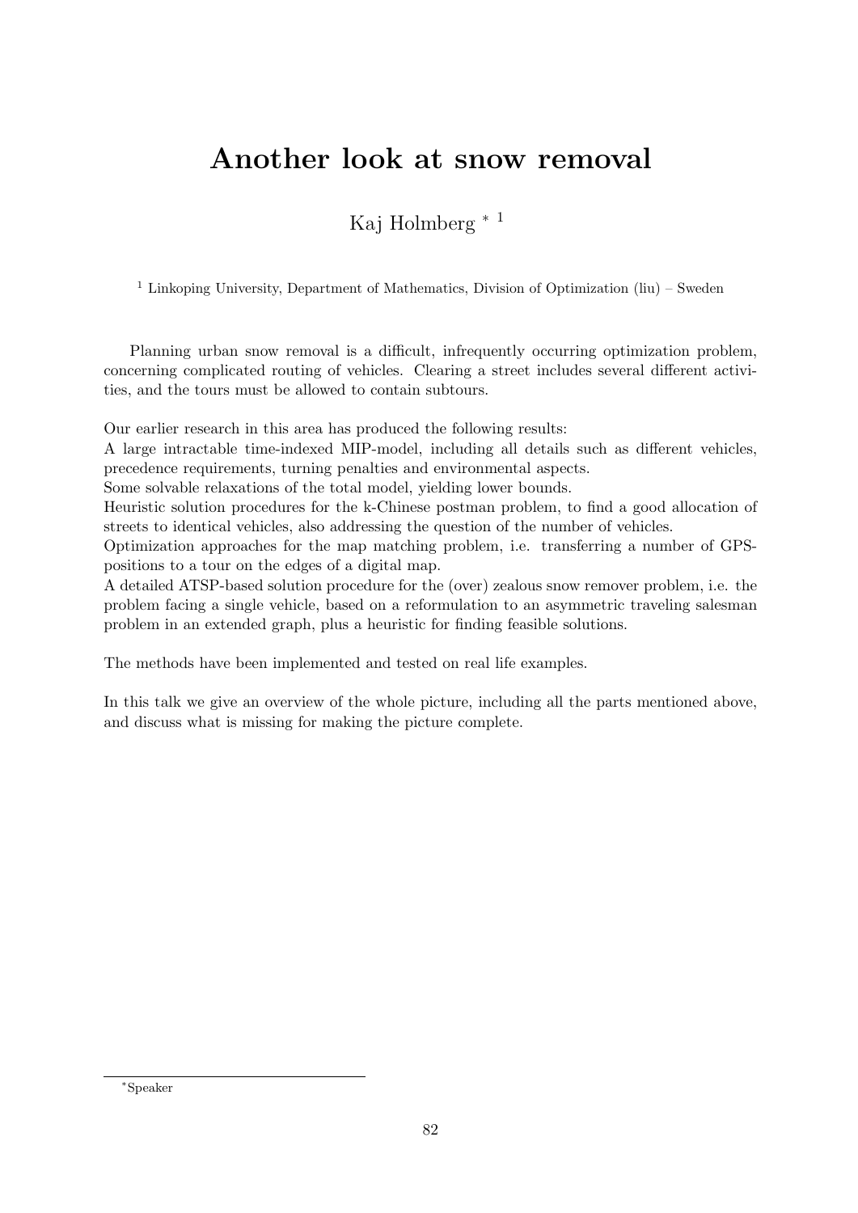# Another look at snow removal

Kaj Holmberg * [1]

[1] Linkoping University, Department of Mathematics, Division of Optimization (liu) – Sweden

Planning urban snow removal is a difficult, infrequently occurring optimization problem, concerning complicated routing of vehicles. Clearing a street includes several different activities, and the tours must be allowed to contain subtours.

Our earlier research in this area has produced the following results:
A large intractable time-indexed MIP-model, including all details such as different vehicles, precedence requirements, turning penalties and environmental aspects.
Some solvable relaxations of the total model, yielding lower bounds.
Heuristic solution procedures for the k-Chinese postman problem, to find a good allocation of streets to identical vehicles, also addressing the question of the number of vehicles.
Optimization approaches for the map matching problem, i.e. transferring a number of GPS-positions to a tour on the edges of a digital map.
A detailed ATSP-based solution procedure for the (over) zealous snow remover problem, i.e. the problem facing a single vehicle, based on a reformulation to an asymmetric traveling salesman problem in an extended graph, plus a heuristic for finding feasible solutions.

The methods have been implemented and tested on real life examples.

In this talk we give an overview of the whole picture, including all the parts mentioned above, and discuss what is missing for making the picture complete.

*Speaker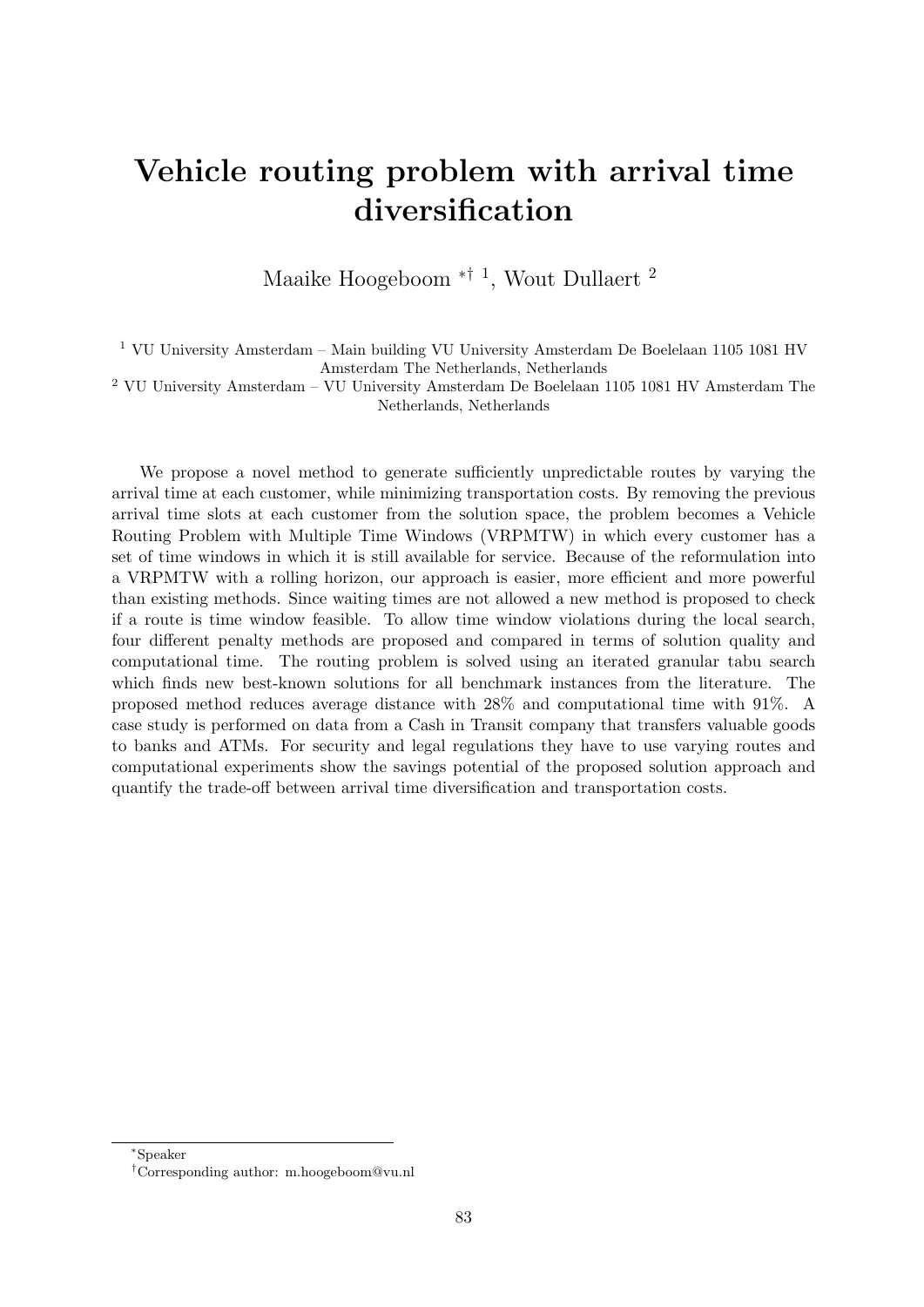# Vehicle routing problem with arrival time diversification

Maaike Hoogeboom *† [1], Wout Dullaert [2]

[1] VU University Amsterdam – Main building VU University Amsterdam De Boelelaan 1105 1081 HV Amsterdam The Netherlands, Netherlands

[2] VU University Amsterdam – VU University Amsterdam De Boelelaan 1105 1081 HV Amsterdam The Netherlands, Netherlands

We propose a novel method to generate sufficiently unpredictable routes by varying the arrival time at each customer, while minimizing transportation costs. By removing the previous arrival time slots at each customer from the solution space, the problem becomes a Vehicle Routing Problem with Multiple Time Windows (VRPMTW) in which every customer has a set of time windows in which it is still available for service. Because of the reformulation into a VRPMTW with a rolling horizon, our approach is easier, more efficient and more powerful than existing methods. Since waiting times are not allowed a new method is proposed to check if a route is time window feasible. To allow time window violations during the local search, four different penalty methods are proposed and compared in terms of solution quality and computational time. The routing problem is solved using an iterated granular tabu search which finds new best-known solutions for all benchmark instances from the literature. The proposed method reduces average distance with 28% and computational time with 91%. A case study is performed on data from a Cash in Transit company that transfers valuable goods to banks and ATMs. For security and legal regulations they have to use varying routes and computational experiments show the savings potential of the proposed solution approach and quantify the trade-off between arrival time diversification and transportation costs.

*Speaker

†Corresponding author: m.hoogeboom@vu.nl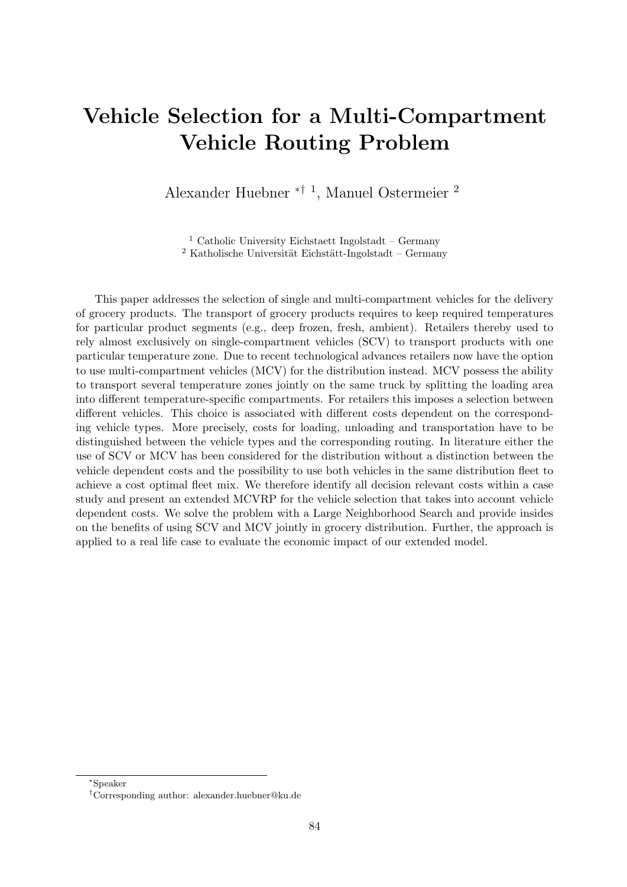# Vehicle Selection for a Multi-Compartment Vehicle Routing Problem

Alexander Huebner *† [1], Manuel Ostermeier [2]

[1] Catholic University Eichstaett Ingolstadt – Germany
[2] Katholische Universität Eichstätt-Ingolstadt – Germany

This paper addresses the selection of single and multi-compartment vehicles for the delivery of grocery products. The transport of grocery products requires to keep required temperatures for particular product segments (e.g., deep frozen, fresh, ambient). Retailers thereby used to rely almost exclusively on single-compartment vehicles (SCV) to transport products with one particular temperature zone. Due to recent technological advances retailers now have the option to use multi-compartment vehicles (MCV) for the distribution instead. MCV possess the ability to transport several temperature zones jointly on the same truck by splitting the loading area into different temperature-specific compartments. For retailers this imposes a selection between different vehicles. This choice is associated with different costs dependent on the corresponding vehicle types. More precisely, costs for loading, unloading and transportation have to be distinguished between the vehicle types and the corresponding routing. In literature either the use of SCV or MCV has been considered for the distribution without a distinction between the vehicle dependent costs and the possibility to use both vehicles in the same distribution fleet to achieve a cost optimal fleet mix. We therefore identify all decision relevant costs within a case study and present an extended MCVRP for the vehicle selection that takes into account vehicle dependent costs. We solve the problem with a Large Neighborhood Search and provide insides on the benefits of using SCV and MCV jointly in grocery distribution. Further, the approach is applied to a real life case to evaluate the economic impact of our extended model.

*Speaker

†Corresponding author: alexander.huebner@ku.de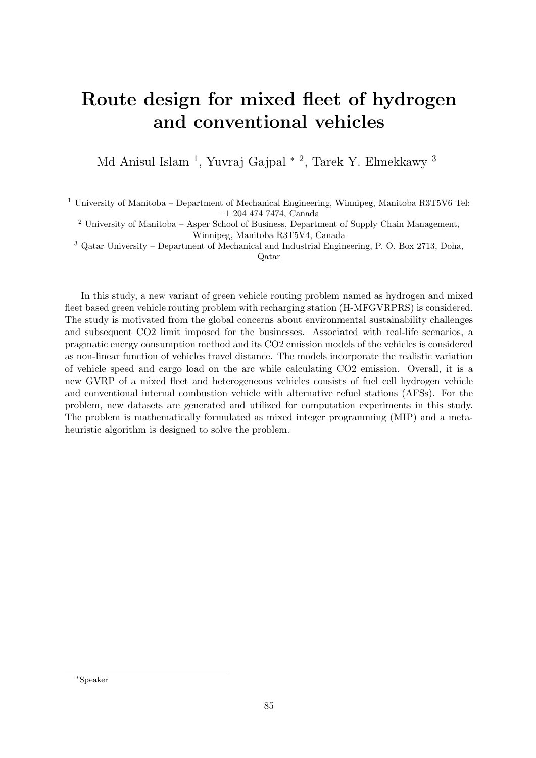# Route design for mixed fleet of hydrogen and conventional vehicles

Md Anisul Islam [1], Yuvraj Gajpal * [2], Tarek Y. Elmekkawy [3]

[1] University of Manitoba – Department of Mechanical Engineering, Winnipeg, Manitoba R3T5V6 Tel: +1 204 474 7474, Canada

[2] University of Manitoba – Asper School of Business, Department of Supply Chain Management, Winnipeg, Manitoba R3T5V4, Canada

[3] Qatar University – Department of Mechanical and Industrial Engineering, P. O. Box 2713, Doha, Qatar

In this study, a new variant of green vehicle routing problem named as hydrogen and mixed fleet based green vehicle routing problem with recharging station (H-MFGVRPRS) is considered. The study is motivated from the global concerns about environmental sustainability challenges and subsequent CO2 limit imposed for the businesses. Associated with real-life scenarios, a pragmatic energy consumption method and its CO2 emission models of the vehicles is considered as non-linear function of vehicles travel distance. The models incorporate the realistic variation of vehicle speed and cargo load on the arc while calculating CO2 emission. Overall, it is a new GVRP of a mixed fleet and heterogeneous vehicles consists of fuel cell hydrogen vehicle and conventional internal combustion vehicle with alternative refuel stations (AFSs). For the problem, new datasets are generated and utilized for computation experiments in this study. The problem is mathematically formulated as mixed integer programming (MIP) and a meta-heuristic algorithm is designed to solve the problem.

*Speaker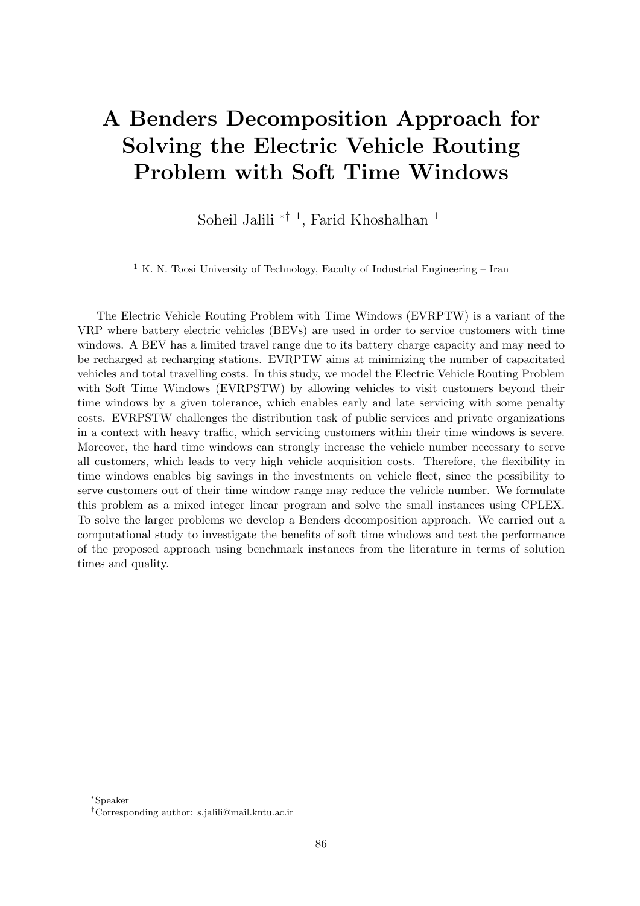# A Benders Decomposition Approach for Solving the Electric Vehicle Routing Problem with Soft Time Windows

Soheil Jalili [*†1], Farid Khoshalhan [1]

[1] K. N. Toosi University of Technology, Faculty of Industrial Engineering – Iran

The Electric Vehicle Routing Problem with Time Windows (EVRPTW) is a variant of the VRP where battery electric vehicles (BEVs) are used in order to service customers with time windows. A BEV has a limited travel range due to its battery charge capacity and may need to be recharged at recharging stations. EVRPTW aims at minimizing the number of capacitated vehicles and total travelling costs. In this study, we model the Electric Vehicle Routing Problem with Soft Time Windows (EVRPSTW) by allowing vehicles to visit customers beyond their time windows by a given tolerance, which enables early and late servicing with some penalty costs. EVRPSTW challenges the distribution task of public services and private organizations in a context with heavy traffic, which servicing customers within their time windows is severe. Moreover, the hard time windows can strongly increase the vehicle number necessary to serve all customers, which leads to very high vehicle acquisition costs. Therefore, the flexibility in time windows enables big savings in the investments on vehicle fleet, since the possibility to serve customers out of their time window range may reduce the vehicle number. We formulate this problem as a mixed integer linear program and solve the small instances using CPLEX. To solve the larger problems we develop a Benders decomposition approach. We carried out a computational study to investigate the benefits of soft time windows and test the performance of the proposed approach using benchmark instances from the literature in terms of solution times and quality.

---

[*]Speaker

[†]Corresponding author: s.jalili@mail.kntu.ac.ir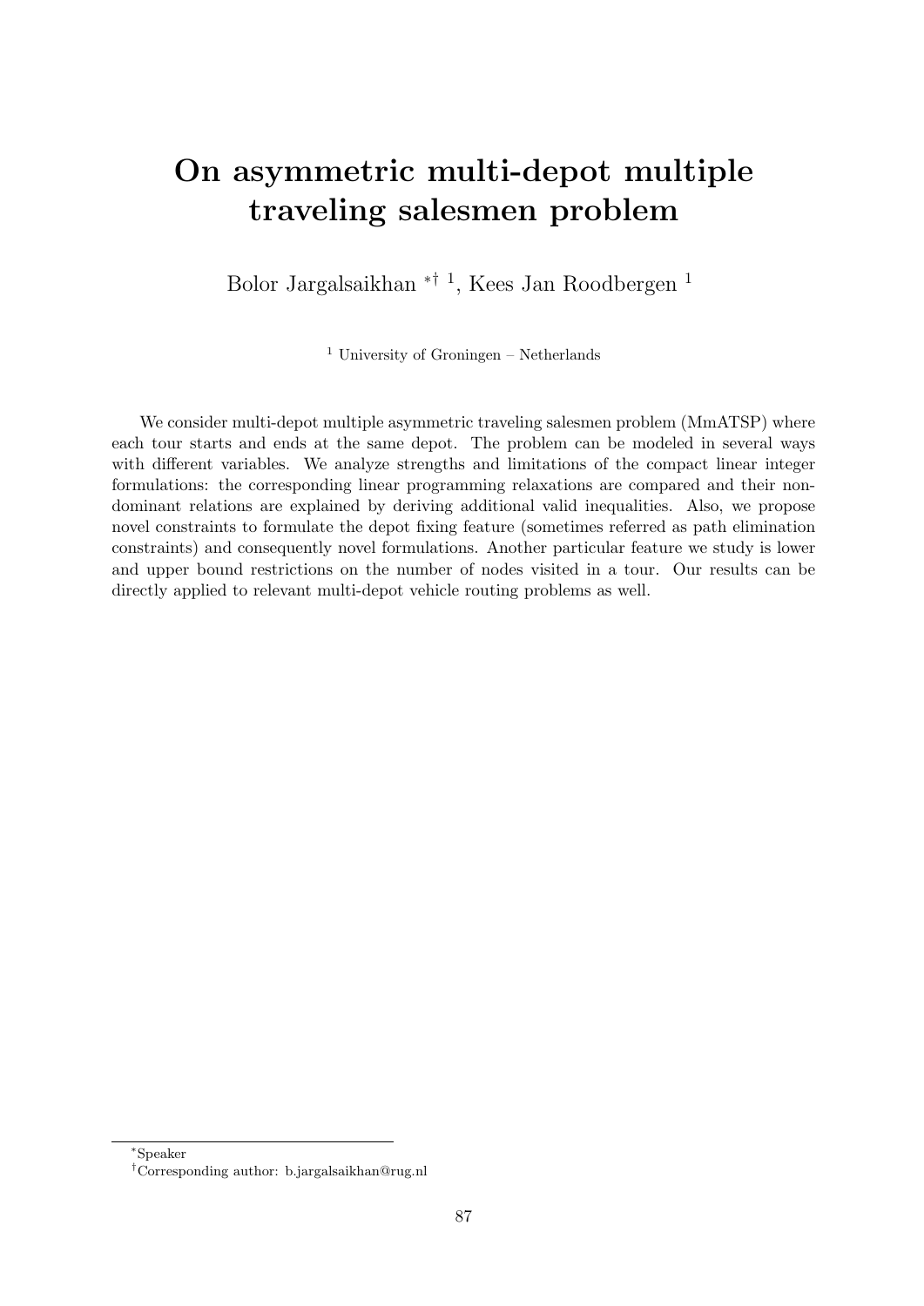# On asymmetric multi-depot multiple traveling salesmen problem

Bolor Jargalsaikhan *† [1], Kees Jan Roodbergen [1]

[1] University of Groningen – Netherlands

We consider multi-depot multiple asymmetric traveling salesmen problem (MmATSP) where each tour starts and ends at the same depot. The problem can be modeled in several ways with different variables. We analyze strengths and limitations of the compact linear integer formulations: the corresponding linear programming relaxations are compared and their non-dominant relations are explained by deriving additional valid inequalities. Also, we propose novel constraints to formulate the depot fixing feature (sometimes referred as path elimination constraints) and consequently novel formulations. Another particular feature we study is lower and upper bound restrictions on the number of nodes visited in a tour. Our results can be directly applied to relevant multi-depot vehicle routing problems as well.

*Speaker

†Corresponding author: b.jargalsaikhan@rug.nl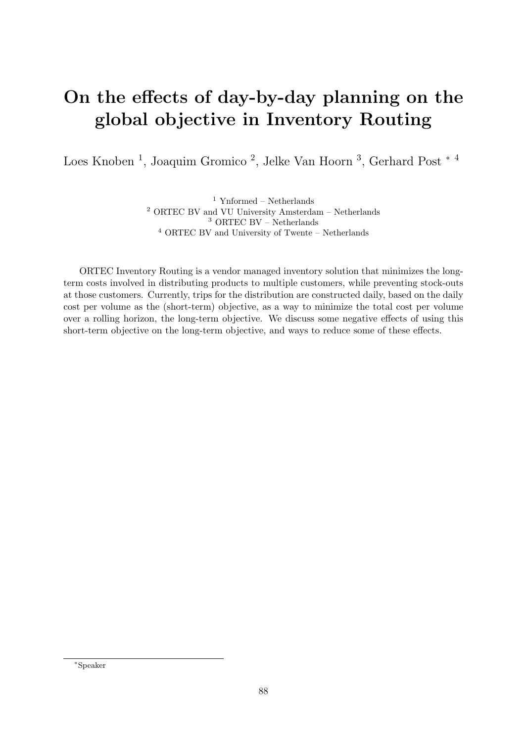# On the effects of day-by-day planning on the global objective in Inventory Routing

Loes Knoben [1], Joaquim Gromico [2], Jelke Van Hoorn [3], Gerhard Post [*] [4]

[1] Ynformed – Netherlands
[2] ORTEC BV and VU University Amsterdam – Netherlands
[3] ORTEC BV – Netherlands
[4] ORTEC BV and University of Twente – Netherlands

ORTEC Inventory Routing is a vendor managed inventory solution that minimizes the long-term costs involved in distributing products to multiple customers, while preventing stock-outs at those customers. Currently, trips for the distribution are constructed daily, based on the daily cost per volume as the (short-term) objective, as a way to minimize the total cost per volume over a rolling horizon, the long-term objective. We discuss some negative effects of using this short-term objective on the long-term objective, and ways to reduce some of these effects.

[*] Speaker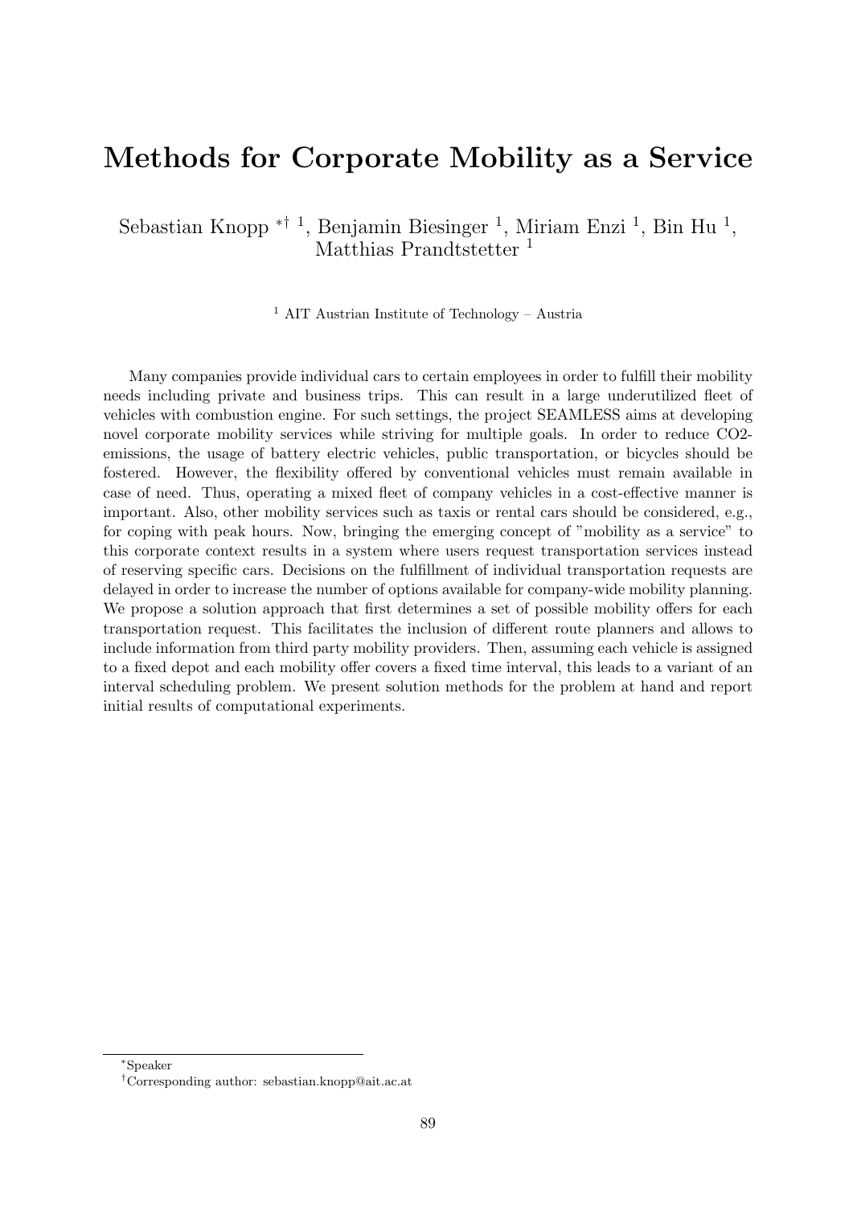# Methods for Corporate Mobility as a Service

Sebastian Knopp *† [1], Benjamin Biesinger [1], Miriam Enzi [1], Bin Hu [1], Matthias Prandtstetter [1]

[1] AIT Austrian Institute of Technology – Austria

Many companies provide individual cars to certain employees in order to fulfill their mobility needs including private and business trips. This can result in a large underutilized fleet of vehicles with combustion engine. For such settings, the project SEAMLESS aims at developing novel corporate mobility services while striving for multiple goals. In order to reduce CO2-emissions, the usage of battery electric vehicles, public transportation, or bicycles should be fostered. However, the flexibility offered by conventional vehicles must remain available in case of need. Thus, operating a mixed fleet of company vehicles in a cost-effective manner is important. Also, other mobility services such as taxis or rental cars should be considered, e.g., for coping with peak hours. Now, bringing the emerging concept of "mobility as a service" to this corporate context results in a system where users request transportation services instead of reserving specific cars. Decisions on the fulfillment of individual transportation requests are delayed in order to increase the number of options available for company-wide mobility planning. We propose a solution approach that first determines a set of possible mobility offers for each transportation request. This facilitates the inclusion of different route planners and allows to include information from third party mobility providers. Then, assuming each vehicle is assigned to a fixed depot and each mobility offer covers a fixed time interval, this leads to a variant of an interval scheduling problem. We present solution methods for the problem at hand and report initial results of computational experiments.

*Speaker

†Corresponding author: sebastian.knopp@ait.ac.at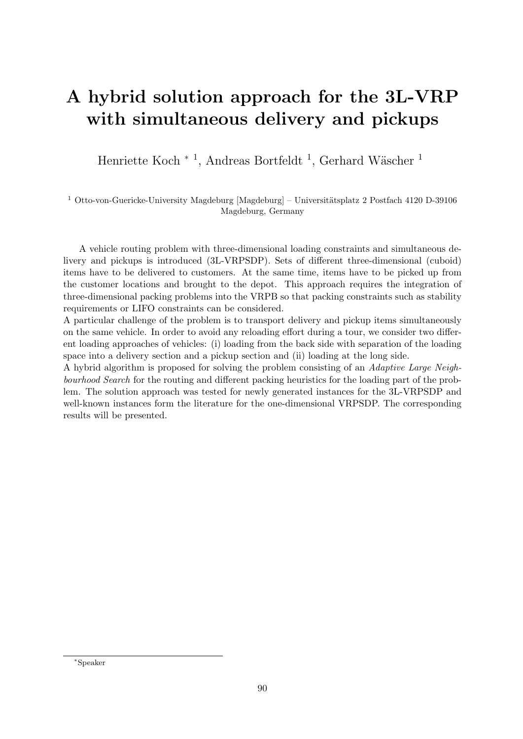# A hybrid solution approach for the 3L-VRP with simultaneous delivery and pickups

Henriette Koch * [1], Andreas Bortfeldt [1], Gerhard Wäscher [1]

[1] Otto-von-Guericke-University Magdeburg [Magdeburg] – Universitätsplatz 2 Postfach 4120 D-39106 Magdeburg, Germany

A vehicle routing problem with three-dimensional loading constraints and simultaneous delivery and pickups is introduced (3L-VRPSDP). Sets of different three-dimensional (cuboid) items have to be delivered to customers. At the same time, items have to be picked up from the customer locations and brought to the depot. This approach requires the integration of three-dimensional packing problems into the VRPB so that packing constraints such as stability requirements or LIFO constraints can be considered.

A particular challenge of the problem is to transport delivery and pickup items simultaneously on the same vehicle. In order to avoid any reloading effort during a tour, we consider two different loading approaches of vehicles: (i) loading from the back side with separation of the loading space into a delivery section and a pickup section and (ii) loading at the long side.

A hybrid algorithm is proposed for solving the problem consisting of an *Adaptive Large Neighbourhood Search* for the routing and different packing heuristics for the loading part of the problem. The solution approach was tested for newly generated instances for the 3L-VRPSDP and well-known instances form the literature for the one-dimensional VRPSDP. The corresponding results will be presented.

*Speaker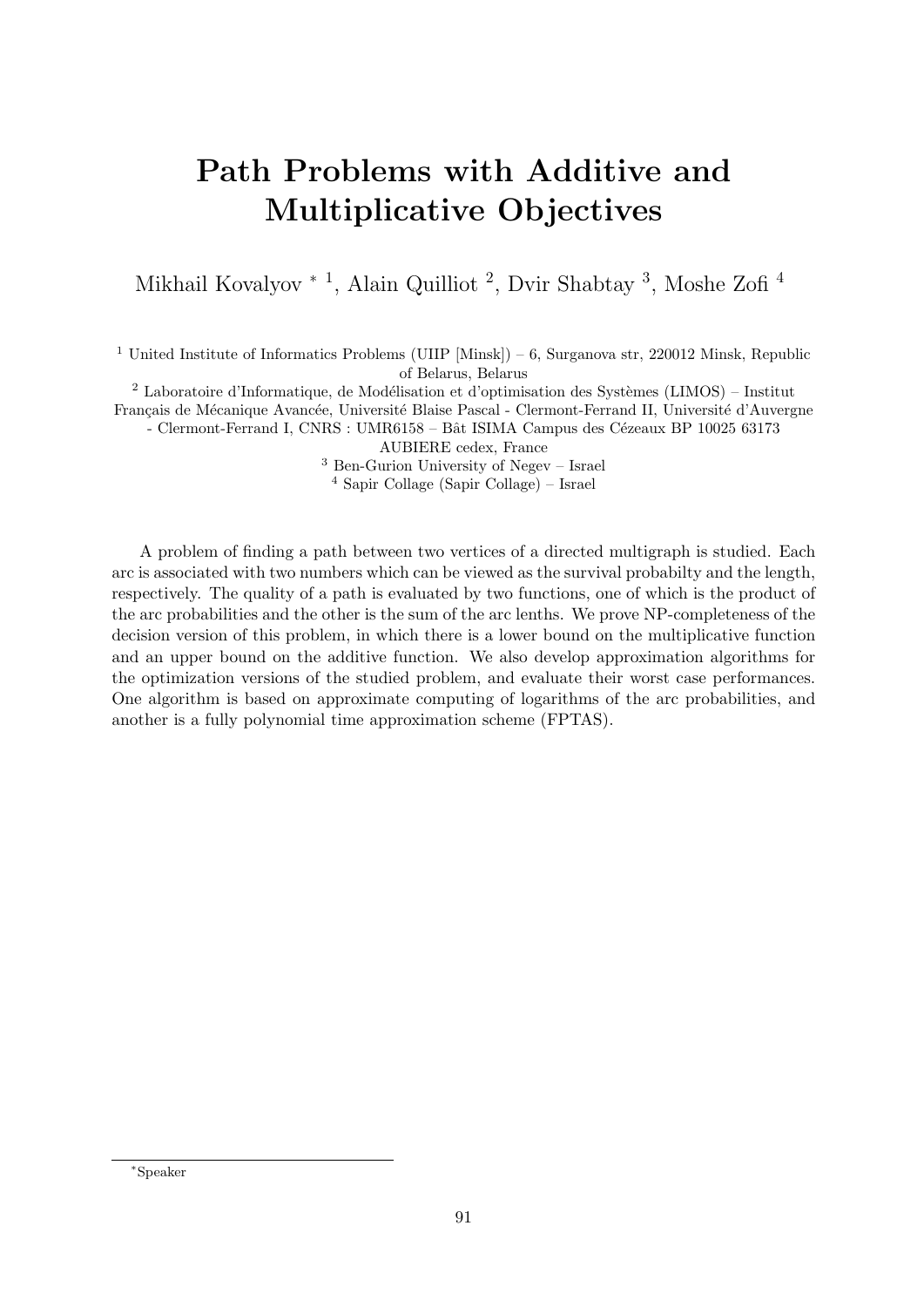# Path Problems with Additive and Multiplicative Objectives

Mikhail Kovalyov * [1], Alain Quilliot [2], Dvir Shabtay [3], Moshe Zofi [4]

[1] United Institute of Informatics Problems (UIIP [Minsk]) – 6, Surganova str, 220012 Minsk, Republic of Belarus, Belarus

[2] Laboratoire d'Informatique, de Modélisation et d'optimisation des Systèmes (LIMOS) – Institut Français de Mécanique Avancée, Université Blaise Pascal - Clermont-Ferrand II, Université d'Auvergne - Clermont-Ferrand I, CNRS : UMR6158 – Bât ISIMA Campus des Cézeaux BP 10025 63173 AUBIERE cedex, France

[3] Ben-Gurion University of Negev – Israel

[4] Sapir Collage (Sapir Collage) – Israel

A problem of finding a path between two vertices of a directed multigraph is studied. Each arc is associated with two numbers which can be viewed as the survival probabilty and the length, respectively. The quality of a path is evaluated by two functions, one of which is the product of the arc probabilities and the other is the sum of the arc lenths. We prove NP-completeness of the decision version of this problem, in which there is a lower bound on the multiplicative function and an upper bound on the additive function. We also develop approximation algorithms for the optimization versions of the studied problem, and evaluate their worst case performances. One algorithm is based on approximate computing of logarithms of the arc probabilities, and another is a fully polynomial time approximation scheme (FPTAS).

*Speaker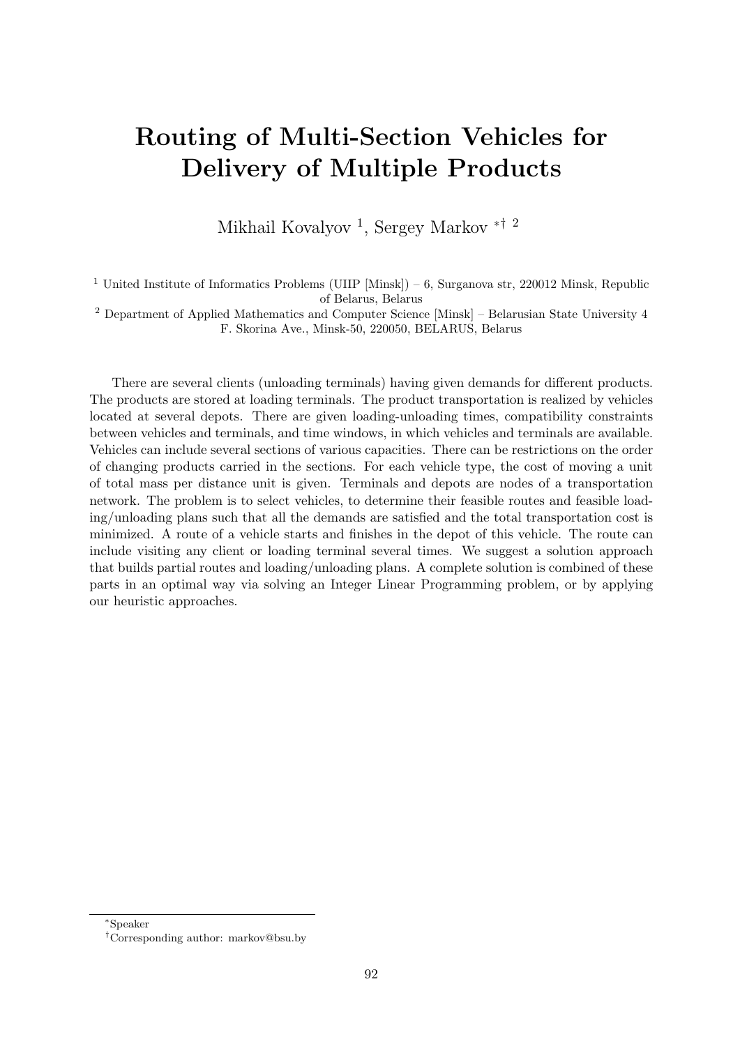# Routing of Multi-Section Vehicles for Delivery of Multiple Products

Mikhail Kovalyov [1], Sergey Markov *† [2]

[1] United Institute of Informatics Problems (UIIP [Minsk]) – 6, Surganova str, 220012 Minsk, Republic of Belarus, Belarus

[2] Department of Applied Mathematics and Computer Science [Minsk] – Belarusian State University 4 F. Skorina Ave., Minsk-50, 220050, BELARUS, Belarus

There are several clients (unloading terminals) having given demands for different products. The products are stored at loading terminals. The product transportation is realized by vehicles located at several depots. There are given loading-unloading times, compatibility constraints between vehicles and terminals, and time windows, in which vehicles and terminals are available. Vehicles can include several sections of various capacities. There can be restrictions on the order of changing products carried in the sections. For each vehicle type, the cost of moving a unit of total mass per distance unit is given. Terminals and depots are nodes of a transportation network. The problem is to select vehicles, to determine their feasible routes and feasible loading/unloading plans such that all the demands are satisfied and the total transportation cost is minimized. A route of a vehicle starts and finishes in the depot of this vehicle. The route can include visiting any client or loading terminal several times. We suggest a solution approach that builds partial routes and loading/unloading plans. A complete solution is combined of these parts in an optimal way via solving an Integer Linear Programming problem, or by applying our heuristic approaches.

*Speaker

†Corresponding author: markov@bsu.by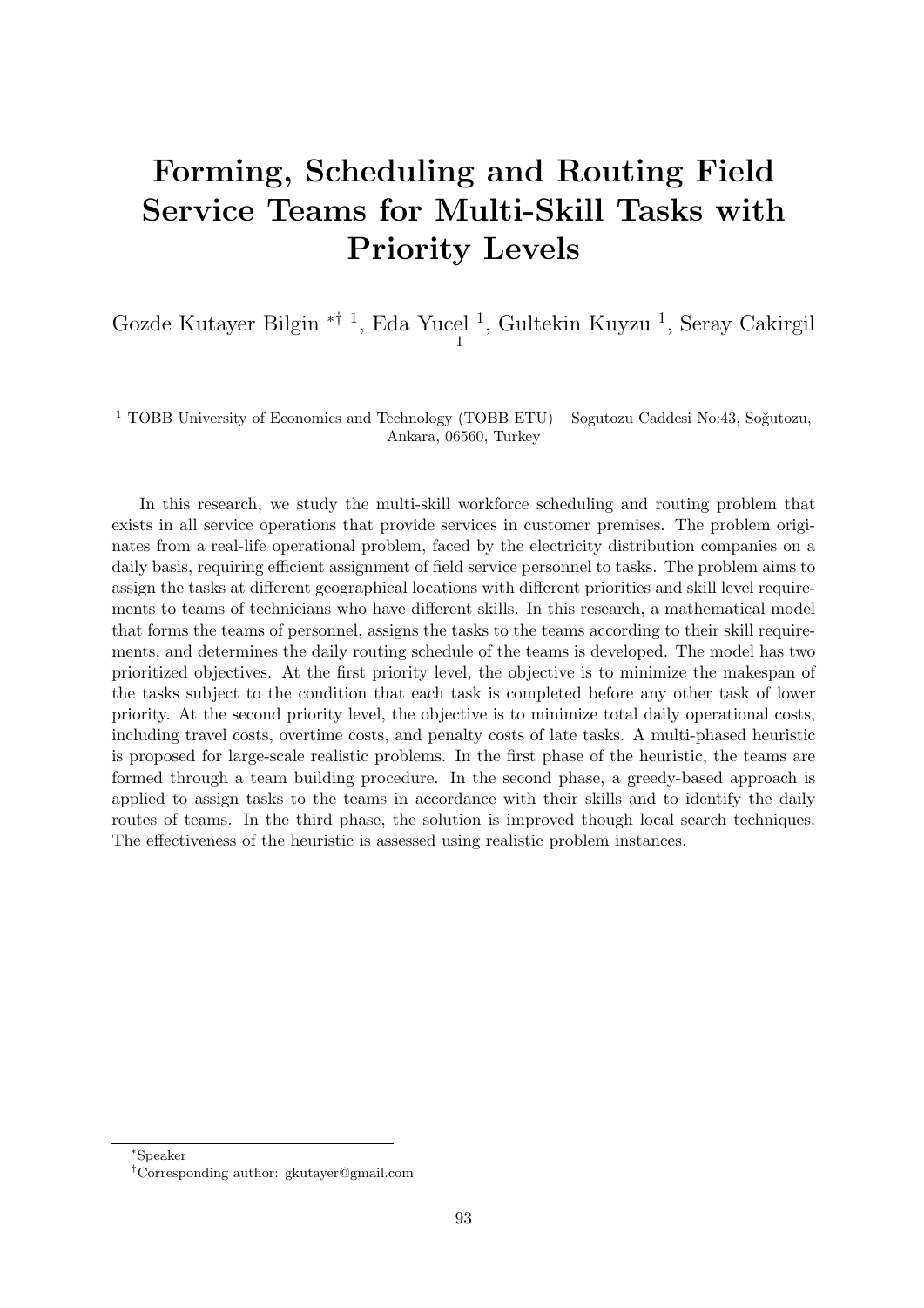# Forming, Scheduling and Routing Field Service Teams for Multi-Skill Tasks with Priority Levels

Gozde Kutayer Bilgin *† [1], Eda Yucel [1], Gultekin Kuyzu [1], Seray Cakirgil [1]

[1] TOBB University of Economics and Technology (TOBB ETU) – Sogutozu Caddesi No:43, Soğutozu, Ankara, 06560, Turkey

In this research, we study the multi-skill workforce scheduling and routing problem that exists in all service operations that provide services in customer premises. The problem originates from a real-life operational problem, faced by the electricity distribution companies on a daily basis, requiring efficient assignment of field service personnel to tasks. The problem aims to assign the tasks at different geographical locations with different priorities and skill level requirements to teams of technicians who have different skills. In this research, a mathematical model that forms the teams of personnel, assigns the tasks to the teams according to their skill requirements, and determines the daily routing schedule of the teams is developed. The model has two prioritized objectives. At the first priority level, the objective is to minimize the makespan of the tasks subject to the condition that each task is completed before any other task of lower priority. At the second priority level, the objective is to minimize total daily operational costs, including travel costs, overtime costs, and penalty costs of late tasks. A multi-phased heuristic is proposed for large-scale realistic problems. In the first phase of the heuristic, the teams are formed through a team building procedure. In the second phase, a greedy-based approach is applied to assign tasks to the teams in accordance with their skills and to identify the daily routes of teams. In the third phase, the solution is improved though local search techniques. The effectiveness of the heuristic is assessed using realistic problem instances.

*Speaker

†Corresponding author: gkutayer@gmail.com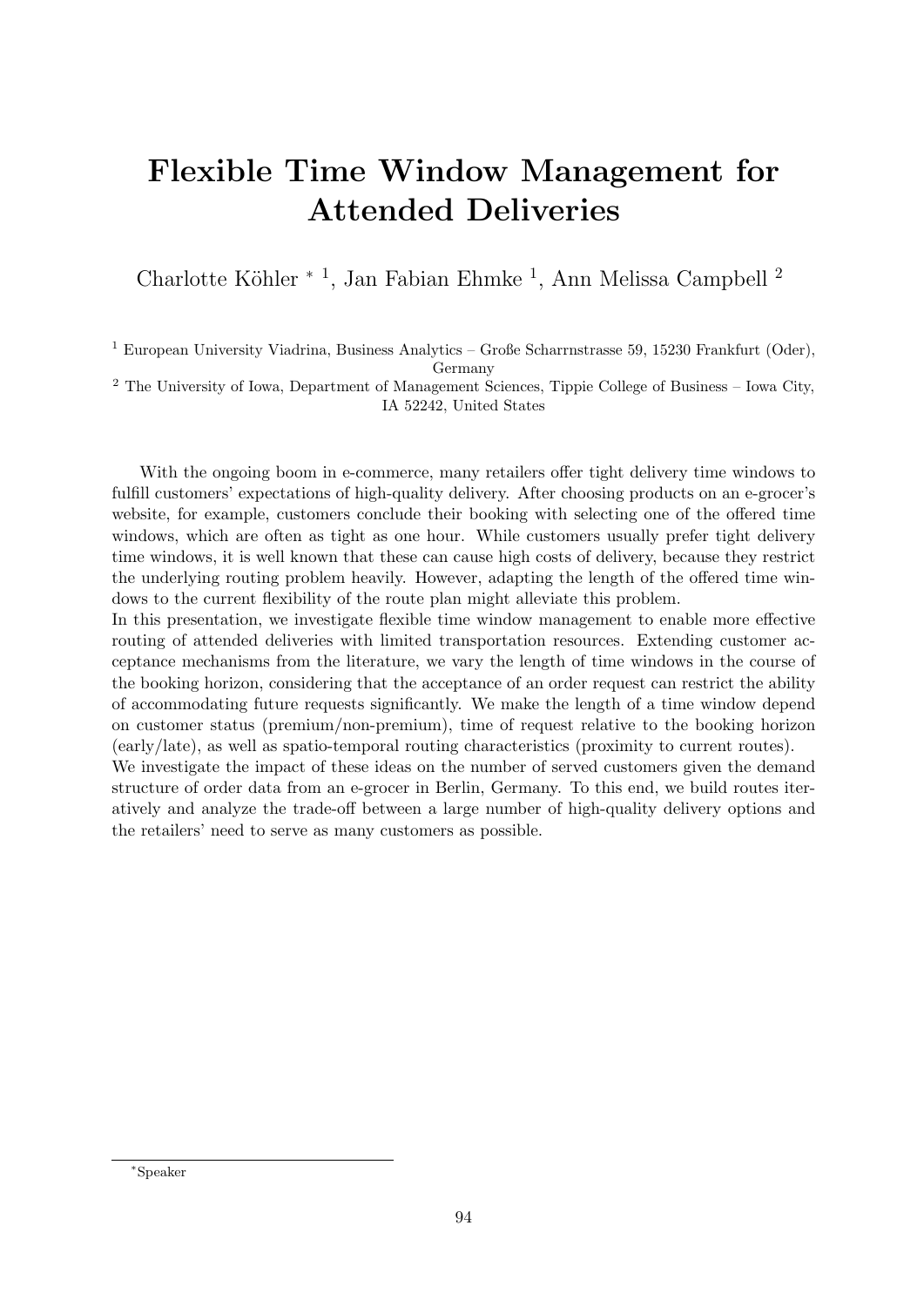# Flexible Time Window Management for Attended Deliveries

Charlotte Köhler * [1], Jan Fabian Ehmke [1], Ann Melissa Campbell [2]

[1] European University Viadrina, Business Analytics – Große Scharrnstrasse 59, 15230 Frankfurt (Oder), Germany

[2] The University of Iowa, Department of Management Sciences, Tippie College of Business – Iowa City, IA 52242, United States

With the ongoing boom in e-commerce, many retailers offer tight delivery time windows to fulfill customers' expectations of high-quality delivery. After choosing products on an e-grocer's website, for example, customers conclude their booking with selecting one of the offered time windows, which are often as tight as one hour. While customers usually prefer tight delivery time windows, it is well known that these can cause high costs of delivery, because they restrict the underlying routing problem heavily. However, adapting the length of the offered time windows to the current flexibility of the route plan might alleviate this problem.

In this presentation, we investigate flexible time window management to enable more effective routing of attended deliveries with limited transportation resources. Extending customer acceptance mechanisms from the literature, we vary the length of time windows in the course of the booking horizon, considering that the acceptance of an order request can restrict the ability of accommodating future requests significantly. We make the length of a time window depend on customer status (premium/non-premium), time of request relative to the booking horizon (early/late), as well as spatio-temporal routing characteristics (proximity to current routes).

We investigate the impact of these ideas on the number of served customers given the demand structure of order data from an e-grocer in Berlin, Germany. To this end, we build routes iteratively and analyze the trade-off between a large number of high-quality delivery options and the retailers' need to serve as many customers as possible.

*Speaker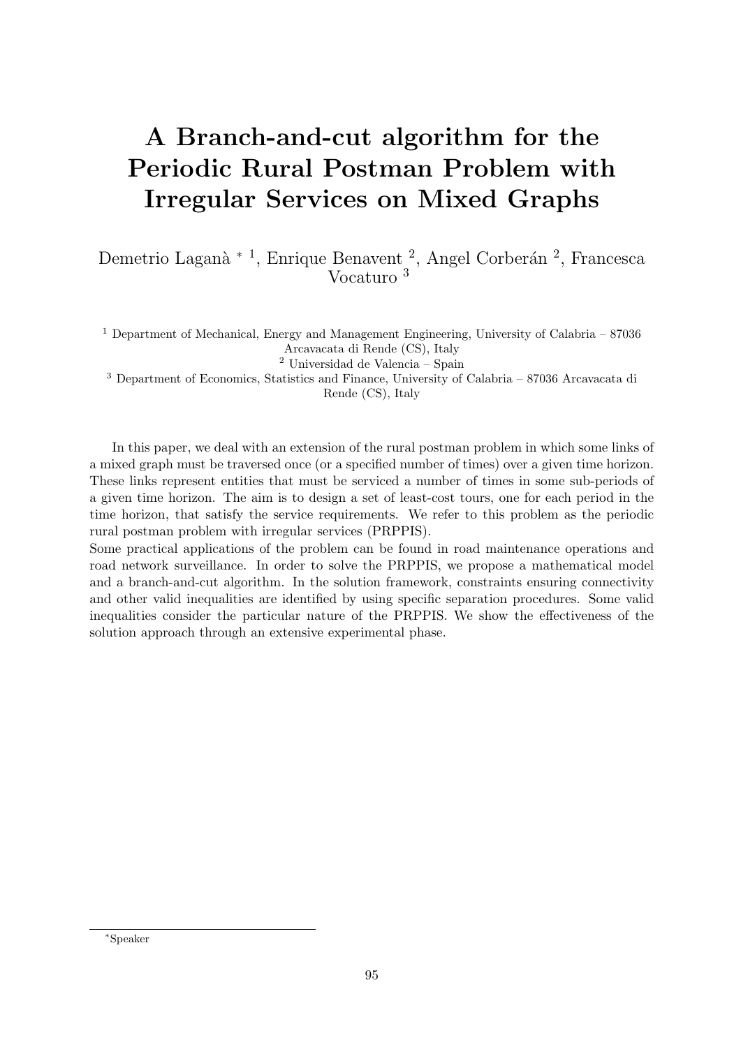# A Branch-and-cut algorithm for the Periodic Rural Postman Problem with Irregular Services on Mixed Graphs

Demetrio Laganà * [1], Enrique Benavent [2], Angel Corberán [2], Francesca Vocaturo [3]

[1] Department of Mechanical, Energy and Management Engineering, University of Calabria – 87036 Arcavacata di Rende (CS), Italy

[2] Universidad de Valencia – Spain

[3] Department of Economics, Statistics and Finance, University of Calabria – 87036 Arcavacata di Rende (CS), Italy

In this paper, we deal with an extension of the rural postman problem in which some links of a mixed graph must be traversed once (or a specified number of times) over a given time horizon. These links represent entities that must be serviced a number of times in some sub-periods of a given time horizon. The aim is to design a set of least-cost tours, one for each period in the time horizon, that satisfy the service requirements. We refer to this problem as the periodic rural postman problem with irregular services (PRPPIS).

Some practical applications of the problem can be found in road maintenance operations and road network surveillance. In order to solve the PRPPIS, we propose a mathematical model and a branch-and-cut algorithm. In the solution framework, constraints ensuring connectivity and other valid inequalities are identified by using specific separation procedures. Some valid inequalities consider the particular nature of the PRPPIS. We show the effectiveness of the solution approach through an extensive experimental phase.

*Speaker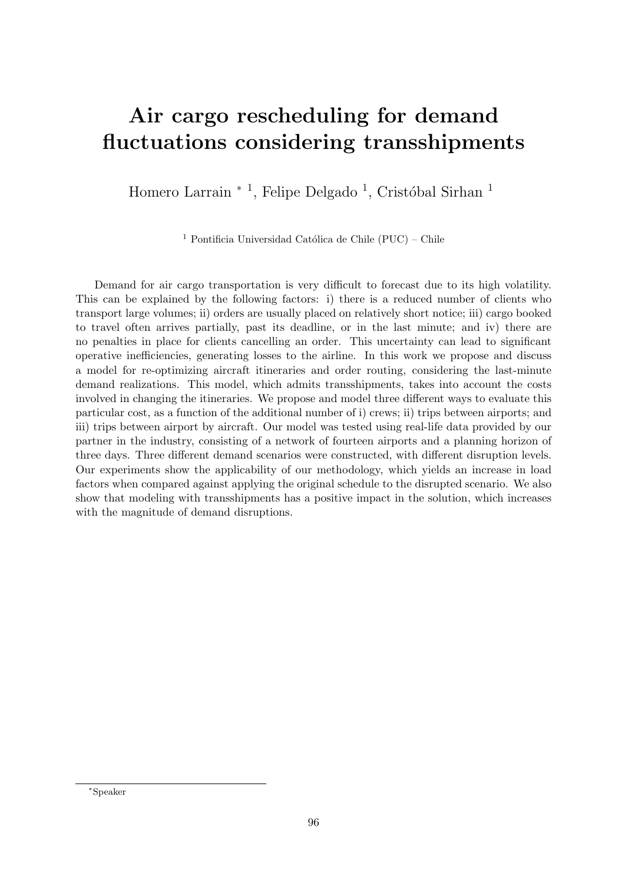# Air cargo rescheduling for demand fluctuations considering transshipments

Homero Larrain * [1], Felipe Delgado [1], Cristóbal Sirhan [1]

[1] Pontificia Universidad Católica de Chile (PUC) – Chile

Demand for air cargo transportation is very difficult to forecast due to its high volatility. This can be explained by the following factors: i) there is a reduced number of clients who transport large volumes; ii) orders are usually placed on relatively short notice; iii) cargo booked to travel often arrives partially, past its deadline, or in the last minute; and iv) there are no penalties in place for clients cancelling an order. This uncertainty can lead to significant operative inefficiencies, generating losses to the airline. In this work we propose and discuss a model for re-optimizing aircraft itineraries and order routing, considering the last-minute demand realizations. This model, which admits transshipments, takes into account the costs involved in changing the itineraries. We propose and model three different ways to evaluate this particular cost, as a function of the additional number of i) crews; ii) trips between airports; and iii) trips between airport by aircraft. Our model was tested using real-life data provided by our partner in the industry, consisting of a network of fourteen airports and a planning horizon of three days. Three different demand scenarios were constructed, with different disruption levels. Our experiments show the applicability of our methodology, which yields an increase in load factors when compared against applying the original schedule to the disrupted scenario. We also show that modeling with transshipments has a positive impact in the solution, which increases with the magnitude of demand disruptions.

*Speaker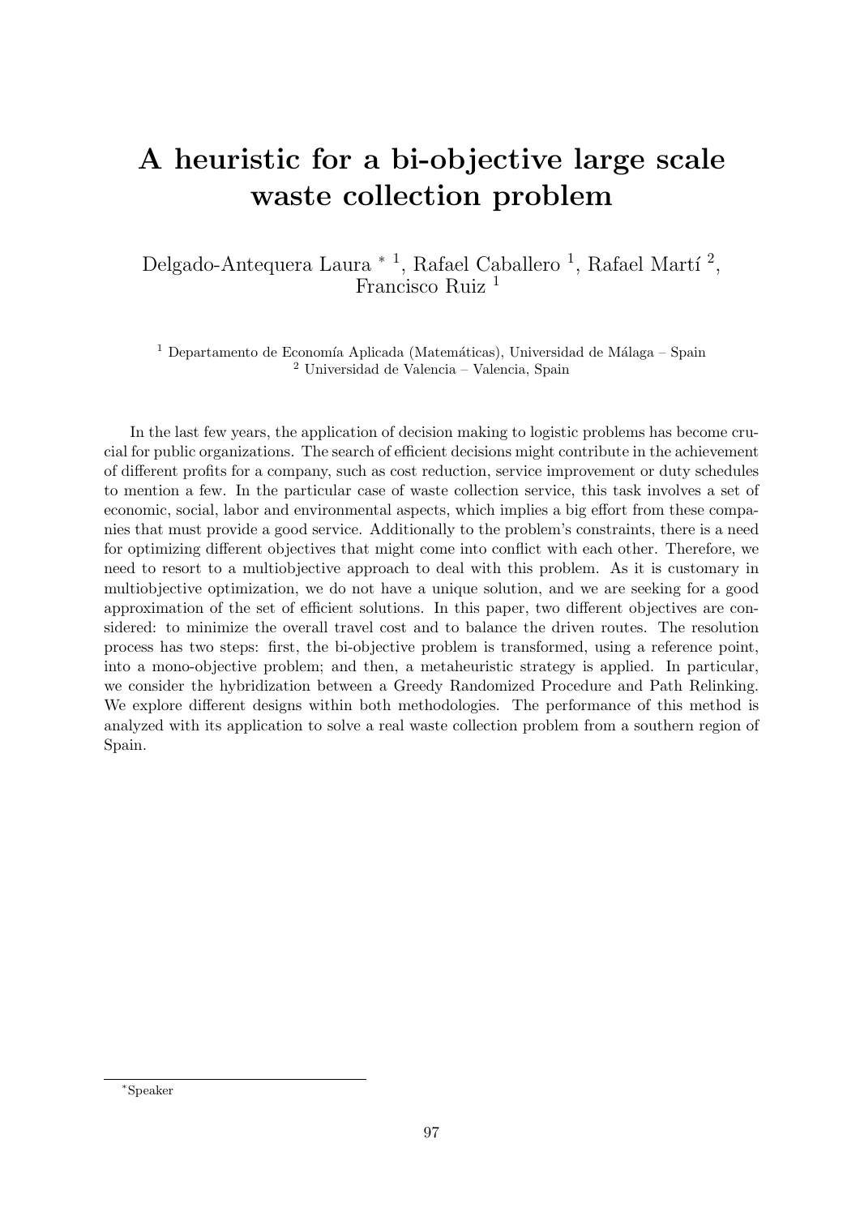# A heuristic for a bi-objective large scale waste collection problem

Delgado-Antequera Laura * [1], Rafael Caballero [1], Rafael Martí [2], Francisco Ruiz [1]

[1] Departamento de Economía Aplicada (Matemáticas), Universidad de Málaga – Spain
[2] Universidad de Valencia – Valencia, Spain

In the last few years, the application of decision making to logistic problems has become crucial for public organizations. The search of efficient decisions might contribute in the achievement of different profits for a company, such as cost reduction, service improvement or duty schedules to mention a few. In the particular case of waste collection service, this task involves a set of economic, social, labor and environmental aspects, which implies a big effort from these companies that must provide a good service. Additionally to the problem's constraints, there is a need for optimizing different objectives that might come into conflict with each other. Therefore, we need to resort to a multiobjective approach to deal with this problem. As it is customary in multiobjective optimization, we do not have a unique solution, and we are seeking for a good approximation of the set of efficient solutions. In this paper, two different objectives are considered: to minimize the overall travel cost and to balance the driven routes. The resolution process has two steps: first, the bi-objective problem is transformed, using a reference point, into a mono-objective problem; and then, a metaheuristic strategy is applied. In particular, we consider the hybridization between a Greedy Randomized Procedure and Path Relinking. We explore different designs within both methodologies. The performance of this method is analyzed with its application to solve a real waste collection problem from a southern region of Spain.

*Speaker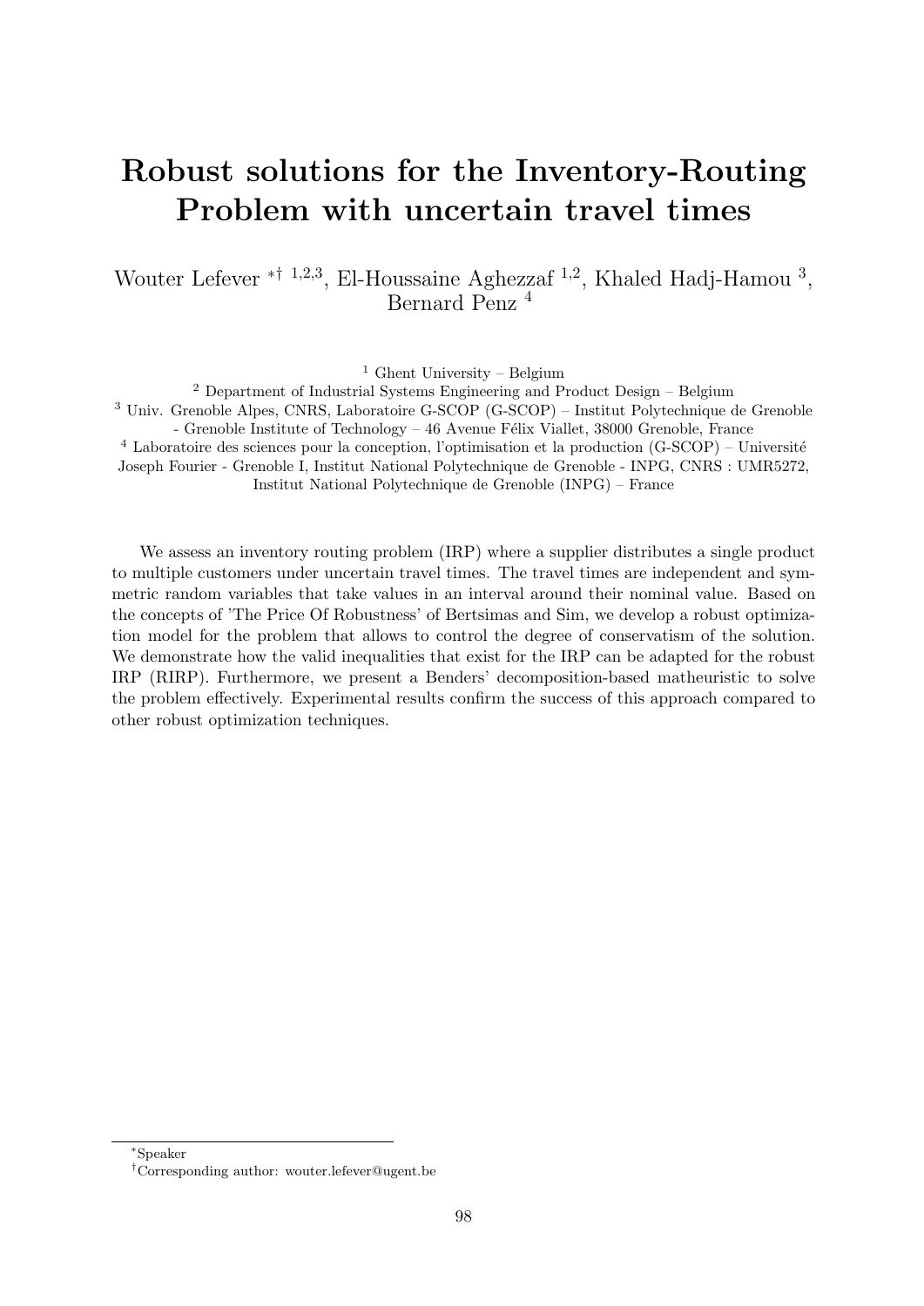# Robust solutions for the Inventory-Routing Problem with uncertain travel times

Wouter Lefever *† [1,2,3], El-Houssaine Aghezzaf [1,2], Khaled Hadj-Hamou [3], Bernard Penz [4]

[1] Ghent University – Belgium

[2] Department of Industrial Systems Engineering and Product Design – Belgium

[3] Univ. Grenoble Alpes, CNRS, Laboratoire G-SCOP (G-SCOP) – Institut Polytechnique de Grenoble - Grenoble Institute of Technology – 46 Avenue Félix Viallet, 38000 Grenoble, France

[4] Laboratoire des sciences pour la conception, l'optimisation et la production (G-SCOP) – Université Joseph Fourier - Grenoble I, Institut National Polytechnique de Grenoble - INPG, CNRS : UMR5272, Institut National Polytechnique de Grenoble (INPG) – France

We assess an inventory routing problem (IRP) where a supplier distributes a single product to multiple customers under uncertain travel times. The travel times are independent and symmetric random variables that take values in an interval around their nominal value. Based on the concepts of 'The Price Of Robustness' of Bertsimas and Sim, we develop a robust optimization model for the problem that allows to control the degree of conservatism of the solution. We demonstrate how the valid inequalities that exist for the IRP can be adapted for the robust IRP (RIRP). Furthermore, we present a Benders' decomposition-based matheuristic to solve the problem effectively. Experimental results confirm the success of this approach compared to other robust optimization techniques.

*Speaker

†Corresponding author: wouter.lefever@ugent.be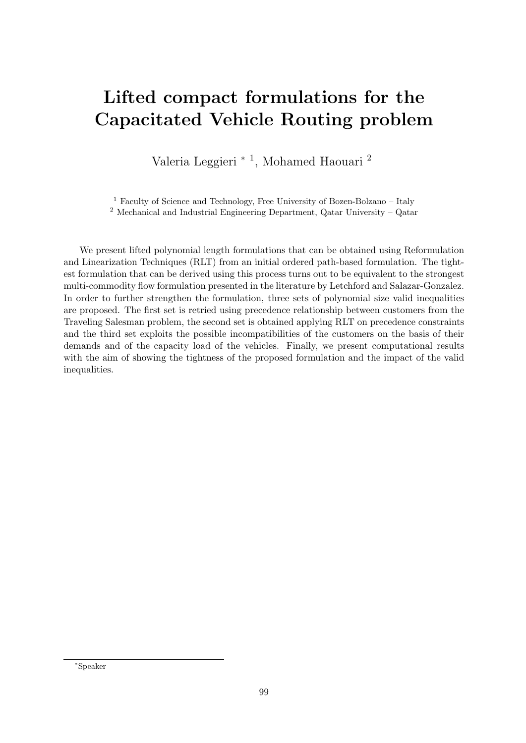# Lifted compact formulations for the Capacitated Vehicle Routing problem

Valeria Leggieri [*] [1], Mohamed Haouari [2]

[1] Faculty of Science and Technology, Free University of Bozen-Bolzano – Italy
[2] Mechanical and Industrial Engineering Department, Qatar University – Qatar

We present lifted polynomial length formulations that can be obtained using Reformulation and Linearization Techniques (RLT) from an initial ordered path-based formulation. The tightest formulation that can be derived using this process turns out to be equivalent to the strongest multi-commodity flow formulation presented in the literature by Letchford and Salazar-Gonzalez. In order to further strengthen the formulation, three sets of polynomial size valid inequalities are proposed. The first set is retried using precedence relationship between customers from the Traveling Salesman problem, the second set is obtained applying RLT on precedence constraints and the third set exploits the possible incompatibilities of the customers on the basis of their demands and of the capacity load of the vehicles. Finally, we present computational results with the aim of showing the tightness of the proposed formulation and the impact of the valid inequalities.

[*] Speaker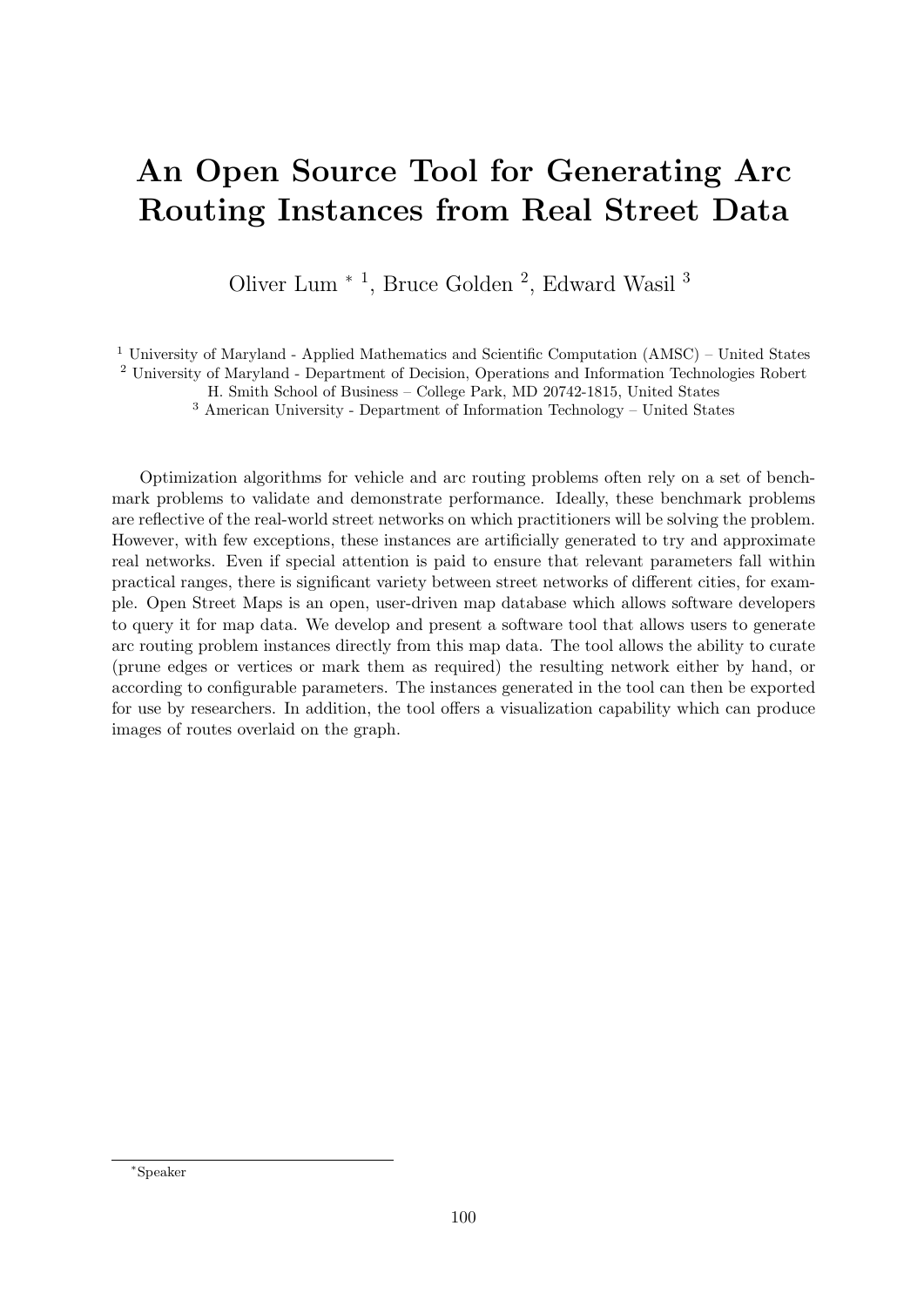# An Open Source Tool for Generating Arc Routing Instances from Real Street Data

Oliver Lum * [1], Bruce Golden [2], Edward Wasil [3]

[1] University of Maryland - Applied Mathematics and Scientific Computation (AMSC) – United States
[2] University of Maryland - Department of Decision, Operations and Information Technologies Robert H. Smith School of Business – College Park, MD 20742-1815, United States
[3] American University - Department of Information Technology – United States

Optimization algorithms for vehicle and arc routing problems often rely on a set of benchmark problems to validate and demonstrate performance. Ideally, these benchmark problems are reflective of the real-world street networks on which practitioners will be solving the problem. However, with few exceptions, these instances are artificially generated to try and approximate real networks. Even if special attention is paid to ensure that relevant parameters fall within practical ranges, there is significant variety between street networks of different cities, for example. Open Street Maps is an open, user-driven map database which allows software developers to query it for map data. We develop and present a software tool that allows users to generate arc routing problem instances directly from this map data. The tool allows the ability to curate (prune edges or vertices or mark them as required) the resulting network either by hand, or according to configurable parameters. The instances generated in the tool can then be exported for use by researchers. In addition, the tool offers a visualization capability which can produce images of routes overlaid on the graph.

*Speaker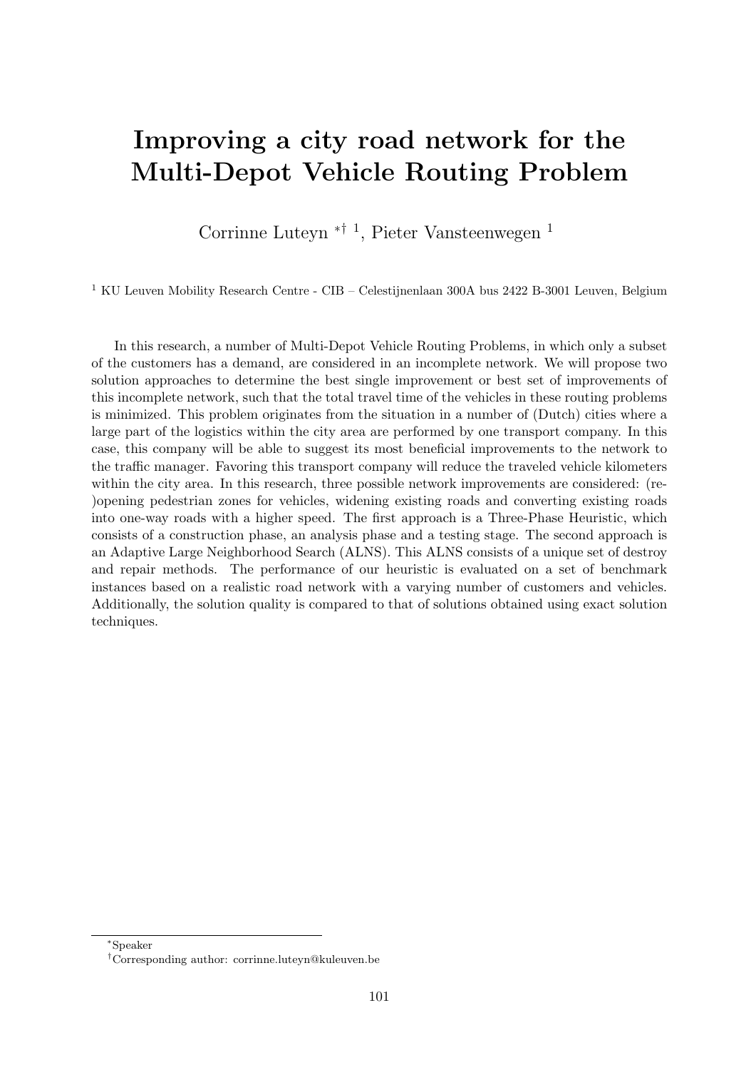# Improving a city road network for the Multi-Depot Vehicle Routing Problem

Corrinne Luteyn [*†1], Pieter Vansteenwegen [1]

[1] KU Leuven Mobility Research Centre - CIB – Celestijnenlaan 300A bus 2422 B-3001 Leuven, Belgium

In this research, a number of Multi-Depot Vehicle Routing Problems, in which only a subset of the customers has a demand, are considered in an incomplete network. We will propose two solution approaches to determine the best single improvement or best set of improvements of this incomplete network, such that the total travel time of the vehicles in these routing problems is minimized. This problem originates from the situation in a number of (Dutch) cities where a large part of the logistics within the city area are performed by one transport company. In this case, this company will be able to suggest its most beneficial improvements to the network to the traffic manager. Favoring this transport company will reduce the traveled vehicle kilometers within the city area. In this research, three possible network improvements are considered: (re-)opening pedestrian zones for vehicles, widening existing roads and converting existing roads into one-way roads with a higher speed. The first approach is a Three-Phase Heuristic, which consists of a construction phase, an analysis phase and a testing stage. The second approach is an Adaptive Large Neighborhood Search (ALNS). This ALNS consists of a unique set of destroy and repair methods. The performance of our heuristic is evaluated on a set of benchmark instances based on a realistic road network with a varying number of customers and vehicles. Additionally, the solution quality is compared to that of solutions obtained using exact solution techniques.

---

[*] Speaker

[†] Corresponding author: corrinne.luteyn@kuleuven.be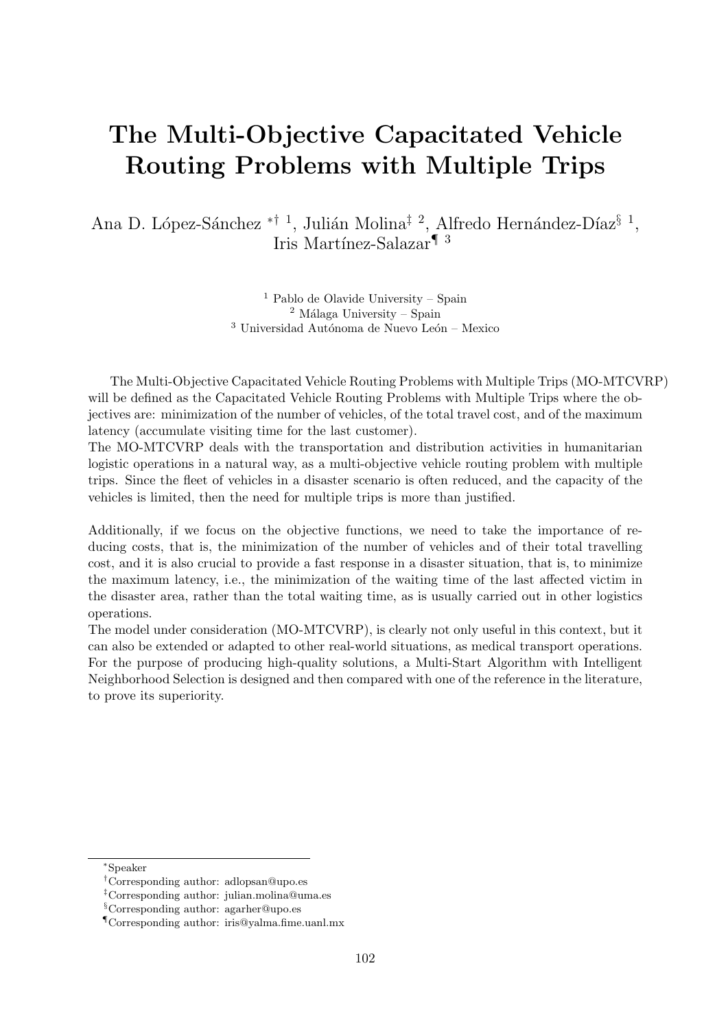# The Multi-Objective Capacitated Vehicle Routing Problems with Multiple Trips

Ana D. López-Sánchez *† [1], Julián Molina‡ [2], Alfredo Hernández-Díaz§ [1], Iris Martínez-Salazar¶ [3]

[1] Pablo de Olavide University – Spain
[2] Málaga University – Spain
[3] Universidad Autónoma de Nuevo León – Mexico

The Multi-Objective Capacitated Vehicle Routing Problems with Multiple Trips (MO-MTCVRP) will be defined as the Capacitated Vehicle Routing Problems with Multiple Trips where the objectives are: minimization of the number of vehicles, of the total travel cost, and of the maximum latency (accumulate visiting time for the last customer).
The MO-MTCVRP deals with the transportation and distribution activities in humanitarian logistic operations in a natural way, as a multi-objective vehicle routing problem with multiple trips. Since the fleet of vehicles in a disaster scenario is often reduced, and the capacity of the vehicles is limited, then the need for multiple trips is more than justified.

Additionally, if we focus on the objective functions, we need to take the importance of reducing costs, that is, the minimization of the number of vehicles and of their total travelling cost, and it is also crucial to provide a fast response in a disaster situation, that is, to minimize the maximum latency, i.e., the minimization of the waiting time of the last affected victim in the disaster area, rather than the total waiting time, as is usually carried out in other logistics operations.
The model under consideration (MO-MTCVRP), is clearly not only useful in this context, but it can also be extended or adapted to other real-world situations, as medical transport operations. For the purpose of producing high-quality solutions, a Multi-Start Algorithm with Intelligent Neighborhood Selection is designed and then compared with one of the reference in the literature, to prove its superiority.

---

*Speaker
†Corresponding author: adlopsan@upo.es
‡Corresponding author: julian.molina@uma.es
§Corresponding author: agarher@upo.es
¶Corresponding author: iris@yalma.fime.uanl.mx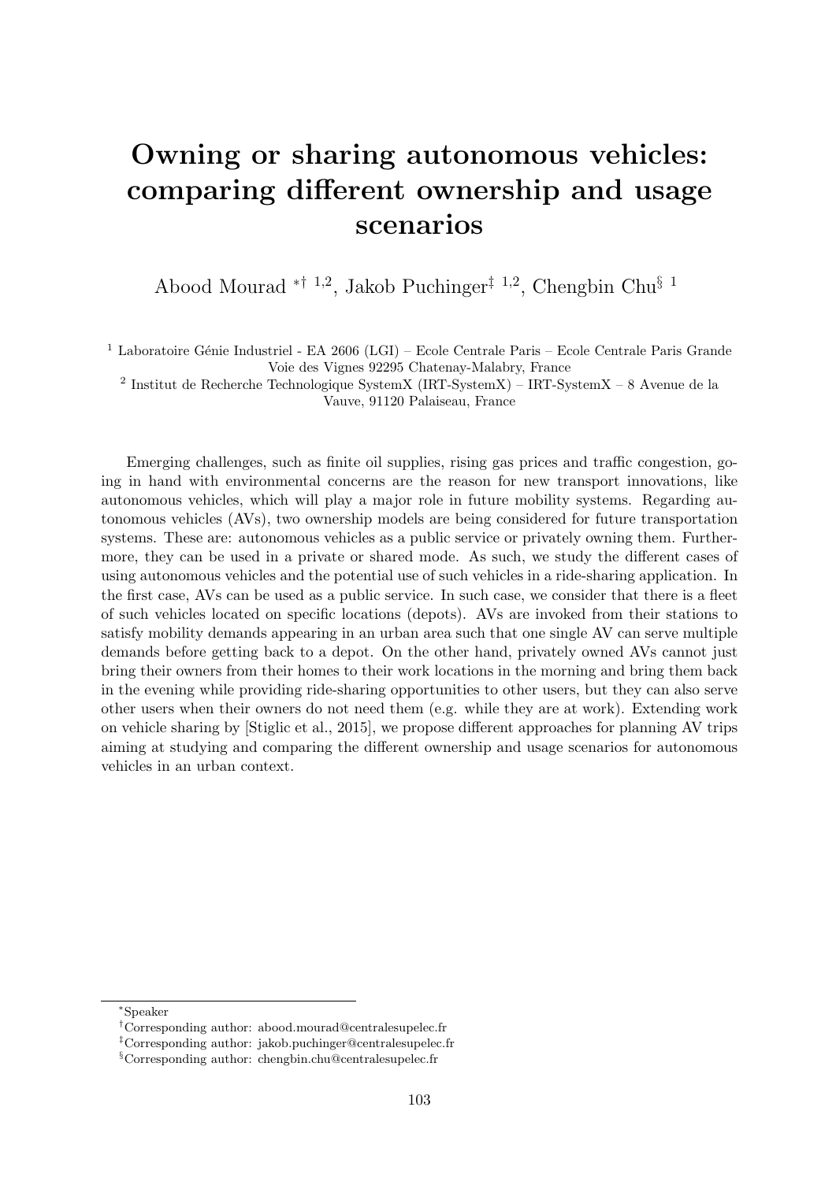# Owning or sharing autonomous vehicles: comparing different ownership and usage scenarios

Abood Mourad *† [1,2], Jakob Puchinger‡ [1,2], Chengbin Chu§ [1]

[1] Laboratoire Génie Industriel - EA 2606 (LGI) – Ecole Centrale Paris – Ecole Centrale Paris Grande Voie des Vignes 92295 Chatenay-Malabry, France

[2] Institut de Recherche Technologique SystemX (IRT-SystemX) – IRT-SystemX – 8 Avenue de la Vauve, 91120 Palaiseau, France

Emerging challenges, such as finite oil supplies, rising gas prices and traffic congestion, going in hand with environmental concerns are the reason for new transport innovations, like autonomous vehicles, which will play a major role in future mobility systems. Regarding autonomous vehicles (AVs), two ownership models are being considered for future transportation systems. These are: autonomous vehicles as a public service or privately owning them. Furthermore, they can be used in a private or shared mode. As such, we study the different cases of using autonomous vehicles and the potential use of such vehicles in a ride-sharing application. In the first case, AVs can be used as a public service. In such case, we consider that there is a fleet of such vehicles located on specific locations (depots). AVs are invoked from their stations to satisfy mobility demands appearing in an urban area such that one single AV can serve multiple demands before getting back to a depot. On the other hand, privately owned AVs cannot just bring their owners from their homes to their work locations in the morning and bring them back in the evening while providing ride-sharing opportunities to other users, but they can also serve other users when their owners do not need them (e.g. while they are at work). Extending work on vehicle sharing by [Stiglic et al., 2015], we propose different approaches for planning AV trips aiming at studying and comparing the different ownership and usage scenarios for autonomous vehicles in an urban context.

*Speaker

†Corresponding author: abood.mourad@centralesupelec.fr

‡Corresponding author: jakob.puchinger@centralesupelec.fr

§Corresponding author: chengbin.chu@centralesupelec.fr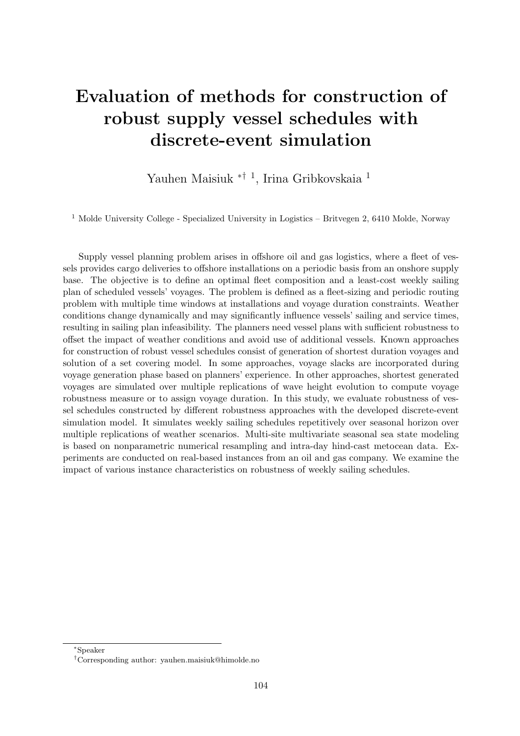# Evaluation of methods for construction of robust supply vessel schedules with discrete-event simulation

Yauhen Maisiuk [*†1], Irina Gribkovskaia [1]

[1] Molde University College - Specialized University in Logistics – Britvegen 2, 6410 Molde, Norway

Supply vessel planning problem arises in offshore oil and gas logistics, where a fleet of vessels provides cargo deliveries to offshore installations on a periodic basis from an onshore supply base. The objective is to define an optimal fleet composition and a least-cost weekly sailing plan of scheduled vessels' voyages. The problem is defined as a fleet-sizing and periodic routing problem with multiple time windows at installations and voyage duration constraints. Weather conditions change dynamically and may significantly influence vessels' sailing and service times, resulting in sailing plan infeasibility. The planners need vessel plans with sufficient robustness to offset the impact of weather conditions and avoid use of additional vessels. Known approaches for construction of robust vessel schedules consist of generation of shortest duration voyages and solution of a set covering model. In some approaches, voyage slacks are incorporated during voyage generation phase based on planners' experience. In other approaches, shortest generated voyages are simulated over multiple replications of wave height evolution to compute voyage robustness measure or to assign voyage duration. In this study, we evaluate robustness of vessel schedules constructed by different robustness approaches with the developed discrete-event simulation model. It simulates weekly sailing schedules repetitively over seasonal horizon over multiple replications of weather scenarios. Multi-site multivariate seasonal sea state modeling is based on nonparametric numerical resampling and intra-day hind-cast metocean data. Experiments are conducted on real-based instances from an oil and gas company. We examine the impact of various instance characteristics on robustness of weekly sailing schedules.

---

[*] Speaker

[†] Corresponding author: yauhen.maisiuk@himolde.no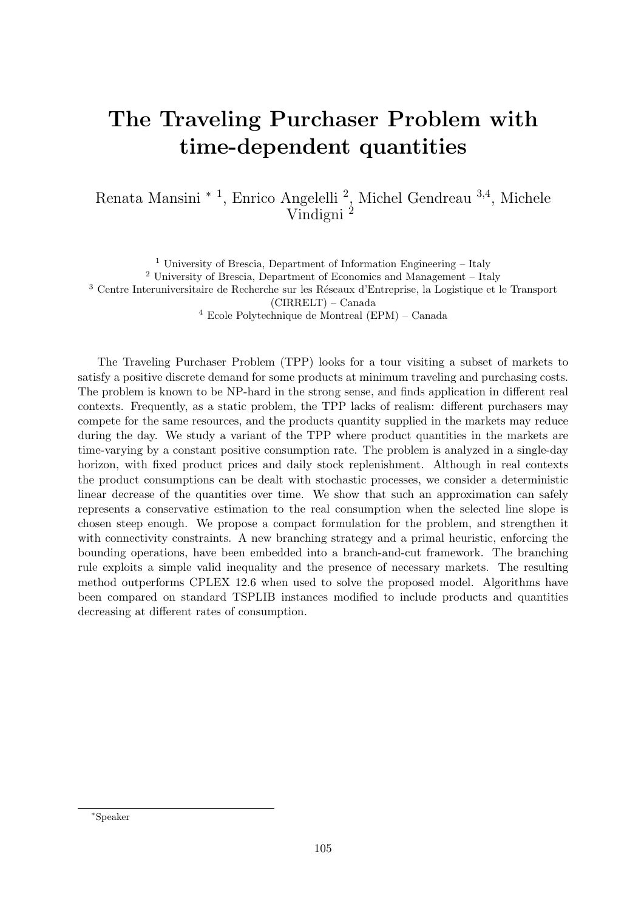# The Traveling Purchaser Problem with time-dependent quantities

Renata Mansini * [1], Enrico Angelelli [2], Michel Gendreau [3,4], Michele Vindigni [2]

[1] University of Brescia, Department of Information Engineering – Italy
[2] University of Brescia, Department of Economics and Management – Italy
[3] Centre Interuniversitaire de Recherche sur les Réseaux d'Entreprise, la Logistique et le Transport (CIRRELT) – Canada
[4] Ecole Polytechnique de Montreal (EPM) – Canada

The Traveling Purchaser Problem (TPP) looks for a tour visiting a subset of markets to satisfy a positive discrete demand for some products at minimum traveling and purchasing costs. The problem is known to be NP-hard in the strong sense, and finds application in different real contexts. Frequently, as a static problem, the TPP lacks of realism: different purchasers may compete for the same resources, and the products quantity supplied in the markets may reduce during the day. We study a variant of the TPP where product quantities in the markets are time-varying by a constant positive consumption rate. The problem is analyzed in a single-day horizon, with fixed product prices and daily stock replenishment. Although in real contexts the product consumptions can be dealt with stochastic processes, we consider a deterministic linear decrease of the quantities over time. We show that such an approximation can safely represents a conservative estimation to the real consumption when the selected line slope is chosen steep enough. We propose a compact formulation for the problem, and strengthen it with connectivity constraints. A new branching strategy and a primal heuristic, enforcing the bounding operations, have been embedded into a branch-and-cut framework. The branching rule exploits a simple valid inequality and the presence of necessary markets. The resulting method outperforms CPLEX 12.6 when used to solve the proposed model. Algorithms have been compared on standard TSPLIB instances modified to include products and quantities decreasing at different rates of consumption.

*Speaker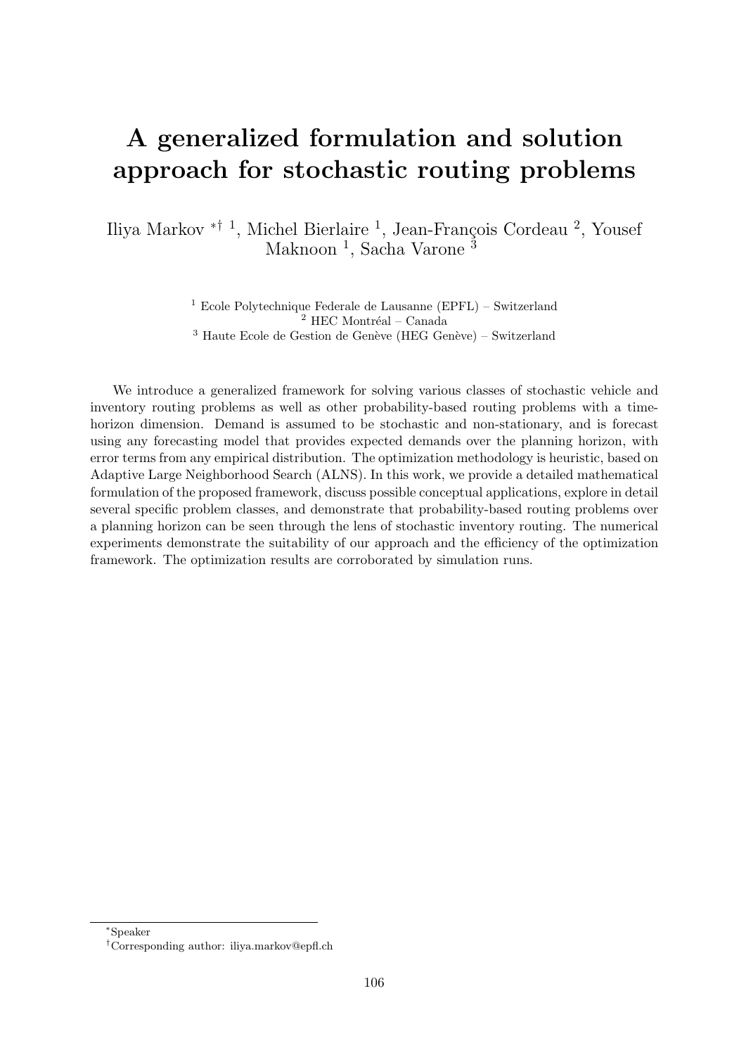# A generalized formulation and solution approach for stochastic routing problems

Iliya Markov *† [1], Michel Bierlaire [1], Jean-François Cordeau [2], Yousef Maknoon [1], Sacha Varone [3]

[1] Ecole Polytechnique Federale de Lausanne (EPFL) – Switzerland
[2] HEC Montréal – Canada
[3] Haute Ecole de Gestion de Genève (HEG Genève) – Switzerland

We introduce a generalized framework for solving various classes of stochastic vehicle and inventory routing problems as well as other probability-based routing problems with a time-horizon dimension. Demand is assumed to be stochastic and non-stationary, and is forecast using any forecasting model that provides expected demands over the planning horizon, with error terms from any empirical distribution. The optimization methodology is heuristic, based on Adaptive Large Neighborhood Search (ALNS). In this work, we provide a detailed mathematical formulation of the proposed framework, discuss possible conceptual applications, explore in detail several specific problem classes, and demonstrate that probability-based routing problems over a planning horizon can be seen through the lens of stochastic inventory routing. The numerical experiments demonstrate the suitability of our approach and the efficiency of the optimization framework. The optimization results are corroborated by simulation runs.

*Speaker

†Corresponding author: iliya.markov@epfl.ch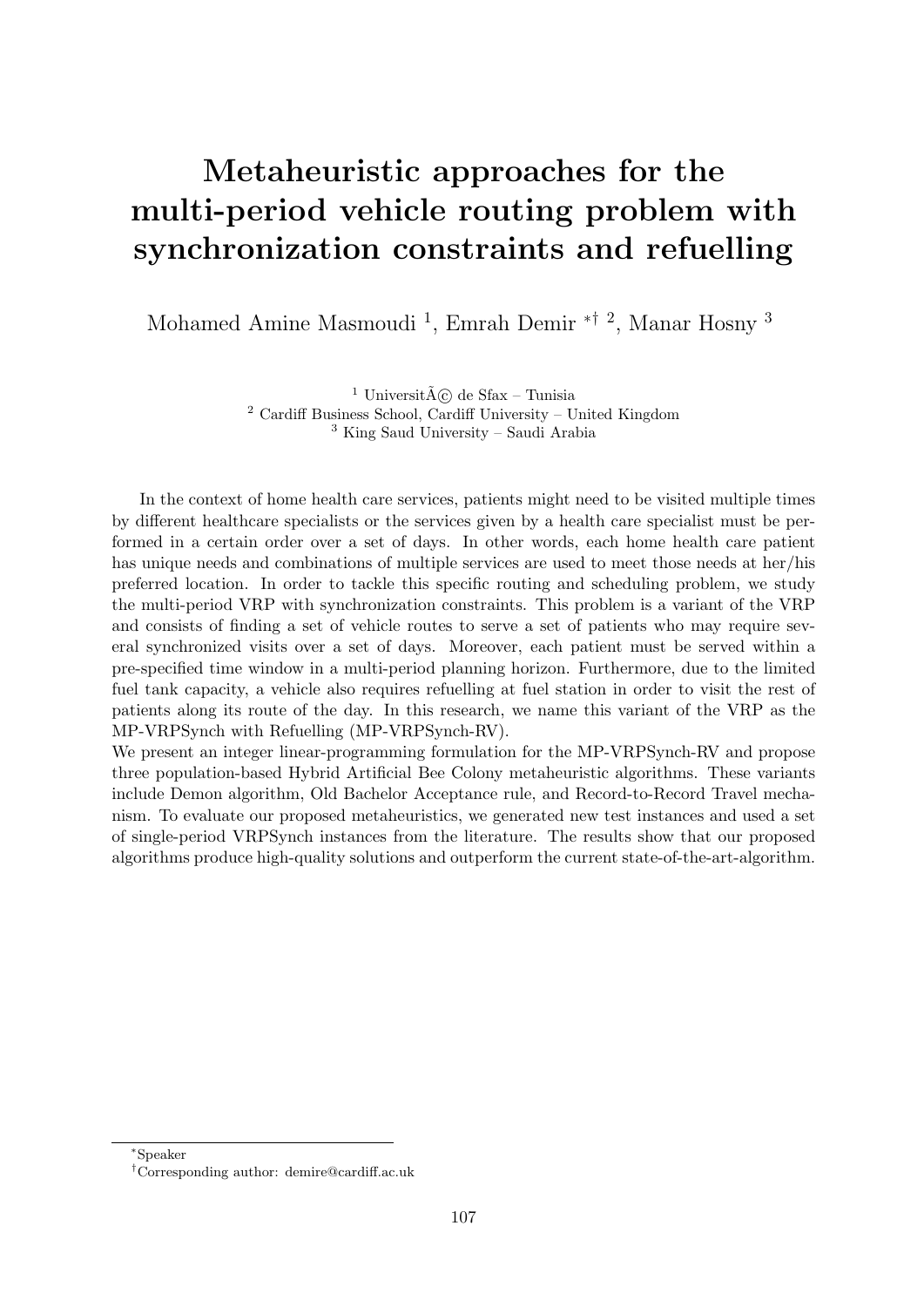# Metaheuristic approaches for the multi-period vehicle routing problem with synchronization constraints and refuelling

Mohamed Amine Masmoudi [1], Emrah Demir *† [2], Manar Hosny [3]

[1] UniversitÃ© de Sfax – Tunisia
[2] Cardiff Business School, Cardiff University – United Kingdom
[3] King Saud University – Saudi Arabia

In the context of home health care services, patients might need to be visited multiple times by different healthcare specialists or the services given by a health care specialist must be performed in a certain order over a set of days. In other words, each home health care patient has unique needs and combinations of multiple services are used to meet those needs at her/his preferred location. In order to tackle this specific routing and scheduling problem, we study the multi-period VRP with synchronization constraints. This problem is a variant of the VRP and consists of finding a set of vehicle routes to serve a set of patients who may require several synchronized visits over a set of days. Moreover, each patient must be served within a pre-specified time window in a multi-period planning horizon. Furthermore, due to the limited fuel tank capacity, a vehicle also requires refuelling at fuel station in order to visit the rest of patients along its route of the day. In this research, we name this variant of the VRP as the MP-VRPSynch with Refuelling (MP-VRPSynch-RV).

We present an integer linear-programming formulation for the MP-VRPSynch-RV and propose three population-based Hybrid Artificial Bee Colony metaheuristic algorithms. These variants include Demon algorithm, Old Bachelor Acceptance rule, and Record-to-Record Travel mechanism. To evaluate our proposed metaheuristics, we generated new test instances and used a set of single-period VRPSynch instances from the literature. The results show that our proposed algorithms produce high-quality solutions and outperform the current state-of-the-art-algorithm.

*Speaker

†Corresponding author: demire@cardiff.ac.uk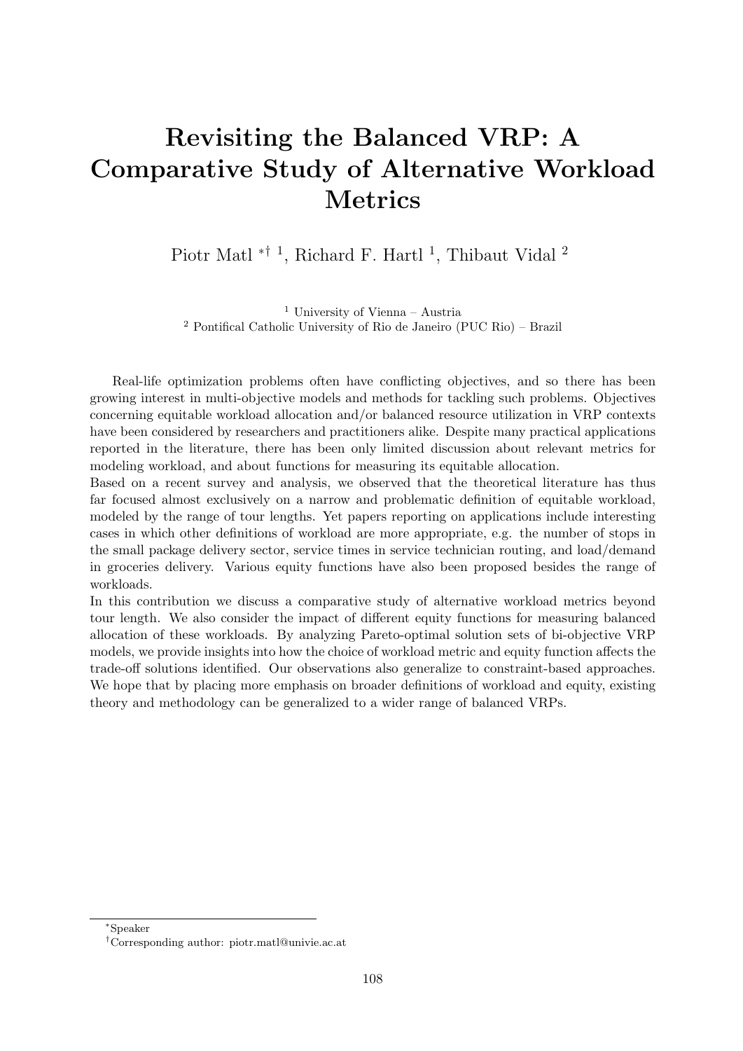# Revisiting the Balanced VRP: A Comparative Study of Alternative Workload Metrics

Piotr Matl [*†1], Richard F. Hartl [1], Thibaut Vidal [2]

[1] University of Vienna – Austria
[2] Pontifical Catholic University of Rio de Janeiro (PUC Rio) – Brazil

Real-life optimization problems often have conflicting objectives, and so there has been growing interest in multi-objective models and methods for tackling such problems. Objectives concerning equitable workload allocation and/or balanced resource utilization in VRP contexts have been considered by researchers and practitioners alike. Despite many practical applications reported in the literature, there has been only limited discussion about relevant metrics for modeling workload, and about functions for measuring its equitable allocation.

Based on a recent survey and analysis, we observed that the theoretical literature has thus far focused almost exclusively on a narrow and problematic definition of equitable workload, modeled by the range of tour lengths. Yet papers reporting on applications include interesting cases in which other definitions of workload are more appropriate, e.g. the number of stops in the small package delivery sector, service times in service technician routing, and load/demand in groceries delivery. Various equity functions have also been proposed besides the range of workloads.

In this contribution we discuss a comparative study of alternative workload metrics beyond tour length. We also consider the impact of different equity functions for measuring balanced allocation of these workloads. By analyzing Pareto-optimal solution sets of bi-objective VRP models, we provide insights into how the choice of workload metric and equity function affects the trade-off solutions identified. Our observations also generalize to constraint-based approaches. We hope that by placing more emphasis on broader definitions of workload and equity, existing theory and methodology can be generalized to a wider range of balanced VRPs.

*Speaker

†Corresponding author: piotr.matl@univie.ac.at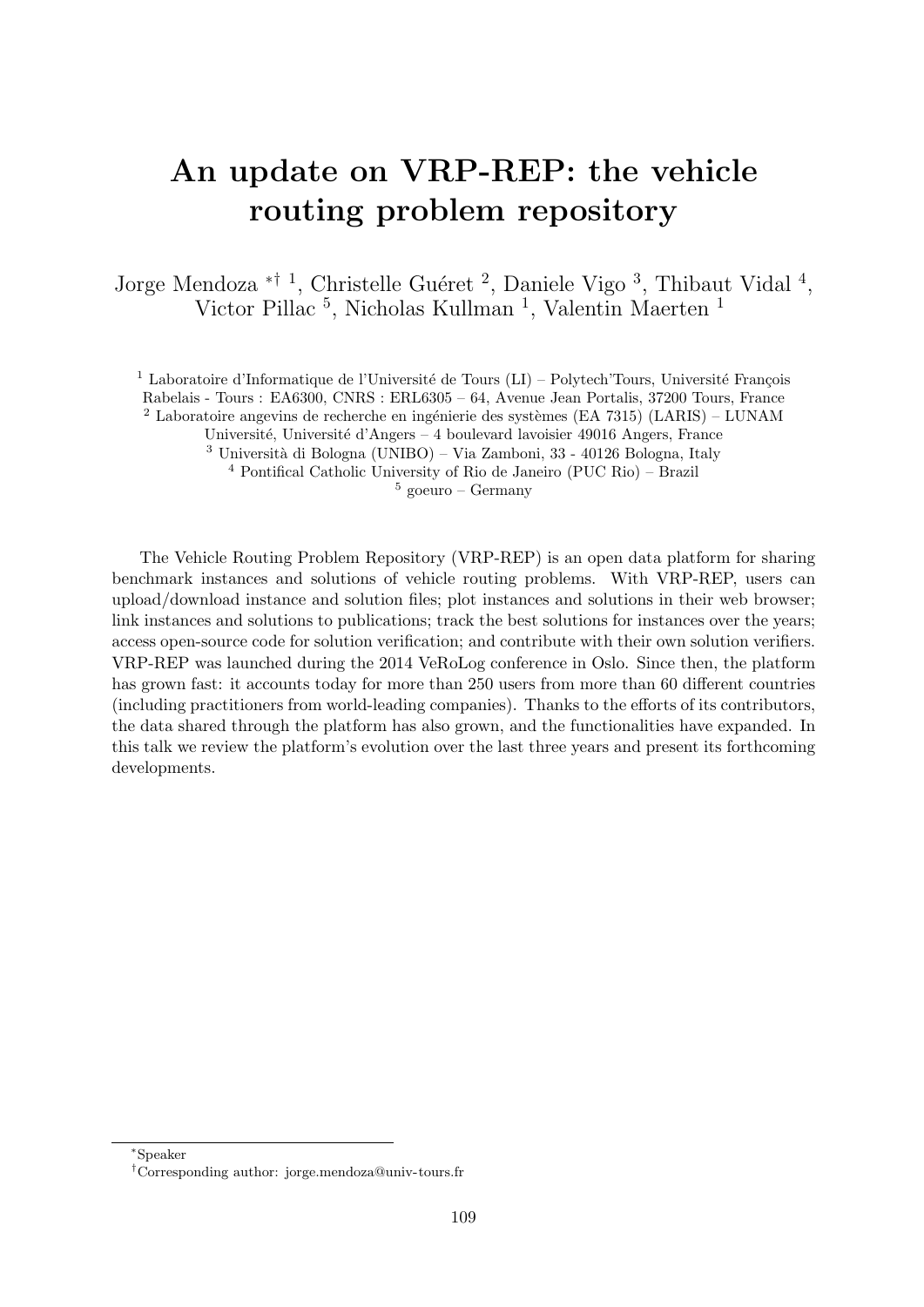# An update on VRP-REP: the vehicle routing problem repository

Jorge Mendoza *† [1], Christelle Guéret [2], Daniele Vigo [3], Thibaut Vidal [4], Victor Pillac [5], Nicholas Kullman [1], Valentin Maerten [1]

[1] Laboratoire d'Informatique de l'Université de Tours (LI) – Polytech'Tours, Université François Rabelais - Tours : EA6300, CNRS : ERL6305 – 64, Avenue Jean Portalis, 37200 Tours, France
[2] Laboratoire angevins de recherche en ingénierie des systèmes (EA 7315) (LARIS) – LUNAM Université, Université d'Angers – 4 boulevard lavoisier 49016 Angers, France
[3] Università di Bologna (UNIBO) – Via Zamboni, 33 - 40126 Bologna, Italy
[4] Pontifical Catholic University of Rio de Janeiro (PUC Rio) – Brazil
[5] goeuro – Germany

The Vehicle Routing Problem Repository (VRP-REP) is an open data platform for sharing benchmark instances and solutions of vehicle routing problems. With VRP-REP, users can upload/download instance and solution files; plot instances and solutions in their web browser; link instances and solutions to publications; track the best solutions for instances over the years; access open-source code for solution verification; and contribute with their own solution verifiers. VRP-REP was launched during the 2014 VeRoLog conference in Oslo. Since then, the platform has grown fast: it accounts today for more than 250 users from more than 60 different countries (including practitioners from world-leading companies). Thanks to the efforts of its contributors, the data shared through the platform has also grown, and the functionalities have expanded. In this talk we review the platform's evolution over the last three years and present its forthcoming developments.

*Speaker

†Corresponding author: jorge.mendoza@univ-tours.fr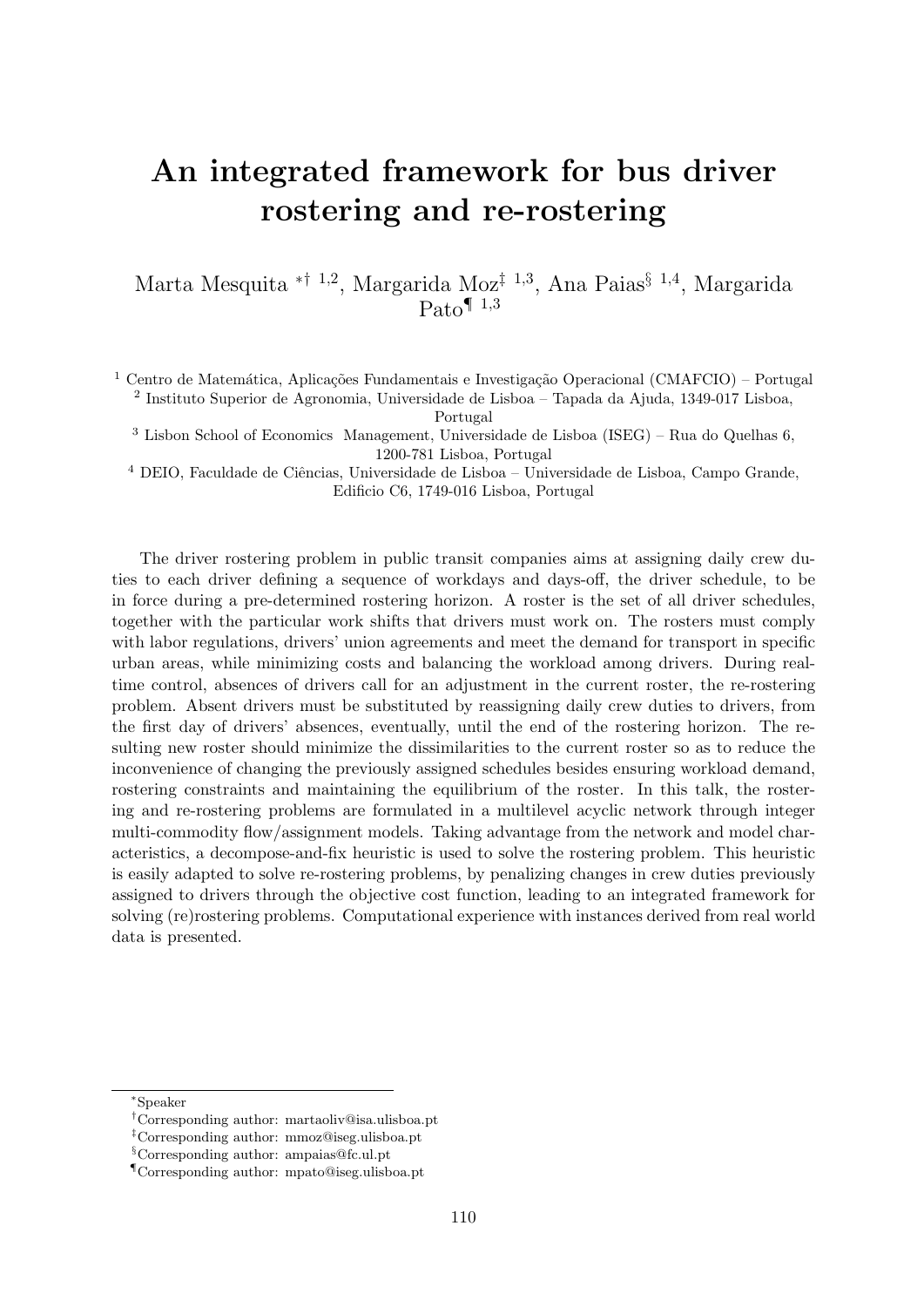# An integrated framework for bus driver rostering and re-rostering

Marta Mesquita *† [1,2], Margarida Moz‡ [1,3], Ana Paias§ [1,4], Margarida Pato¶ [1,3]

[1] Centro de Matemática, Aplicações Fundamentais e Investigação Operacional (CMAFCIO) – Portugal
[2] Instituto Superior de Agronomia, Universidade de Lisboa – Tapada da Ajuda, 1349-017 Lisboa, Portugal
[3] Lisbon School of Economics Management, Universidade de Lisboa (ISEG) – Rua do Quelhas 6, 1200-781 Lisboa, Portugal
[4] DEIO, Faculdade de Ciências, Universidade de Lisboa – Universidade de Lisboa, Campo Grande, Edificio C6, 1749-016 Lisboa, Portugal

The driver rostering problem in public transit companies aims at assigning daily crew duties to each driver defining a sequence of workdays and days-off, the driver schedule, to be in force during a pre-determined rostering horizon. A roster is the set of all driver schedules, together with the particular work shifts that drivers must work on. The rosters must comply with labor regulations, drivers' union agreements and meet the demand for transport in specific urban areas, while minimizing costs and balancing the workload among drivers. During real-time control, absences of drivers call for an adjustment in the current roster, the re-rostering problem. Absent drivers must be substituted by reassigning daily crew duties to drivers, from the first day of drivers' absences, eventually, until the end of the rostering horizon. The resulting new roster should minimize the dissimilarities to the current roster so as to reduce the inconvenience of changing the previously assigned schedules besides ensuring workload demand, rostering constraints and maintaining the equilibrium of the roster. In this talk, the rostering and re-rostering problems are formulated in a multilevel acyclic network through integer multi-commodity flow/assignment models. Taking advantage from the network and model characteristics, a decompose-and-fix heuristic is used to solve the rostering problem. This heuristic is easily adapted to solve re-rostering problems, by penalizing changes in crew duties previously assigned to drivers through the objective cost function, leading to an integrated framework for solving (re)rostering problems. Computational experience with instances derived from real world data is presented.

---

*Speaker

†Corresponding author: martaoliv@isa.ulisboa.pt

‡Corresponding author: mmoz@iseg.ulisboa.pt

§Corresponding author: ampaias@fc.ul.pt

¶Corresponding author: mpato@iseg.ulisboa.pt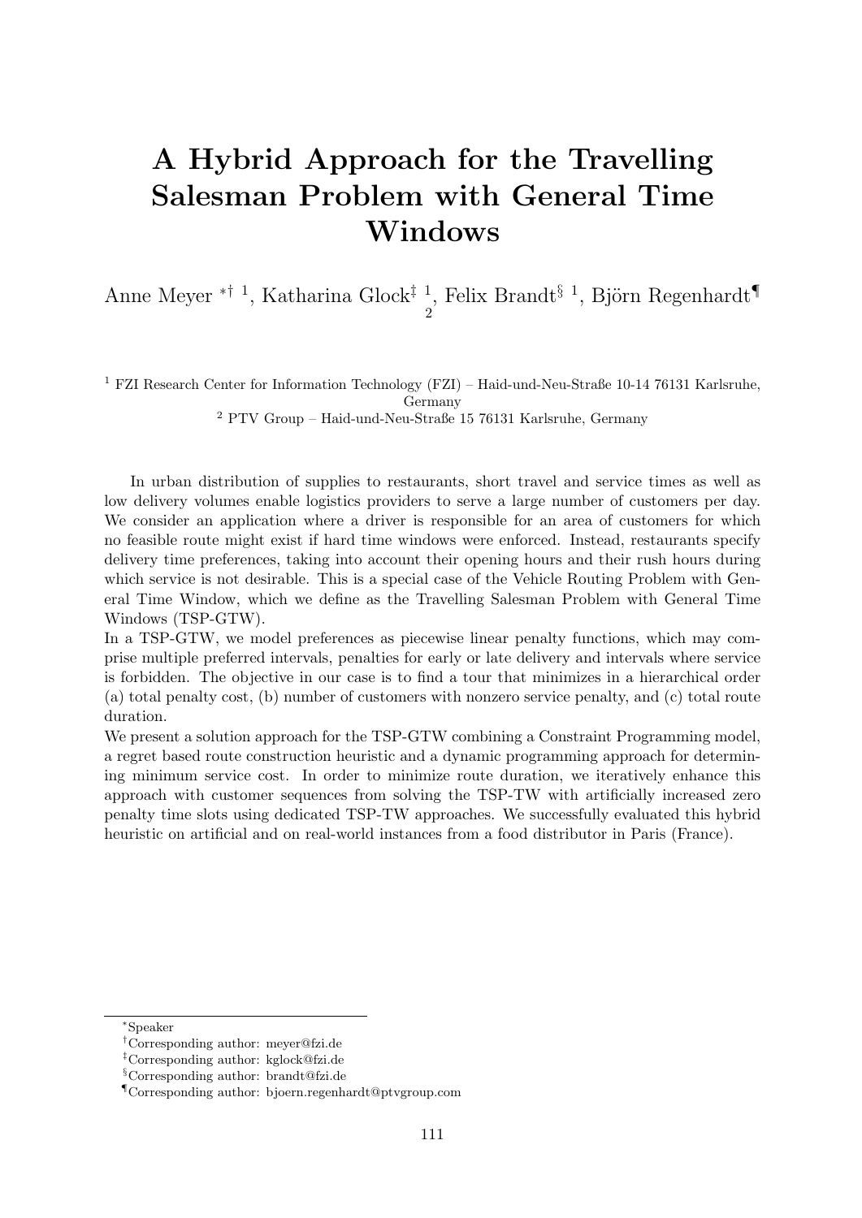# A Hybrid Approach for the Travelling Salesman Problem with General Time Windows

Anne Meyer [*,†,1], Katharina Glock[‡,1,2], Felix Brandt[§,1], Björn Regenhardt[¶]

[1] FZI Research Center for Information Technology (FZI) – Haid-und-Neu-Straße 10-14 76131 Karlsruhe, Germany

[2] PTV Group – Haid-und-Neu-Straße 15 76131 Karlsruhe, Germany

In urban distribution of supplies to restaurants, short travel and service times as well as low delivery volumes enable logistics providers to serve a large number of customers per day. We consider an application where a driver is responsible for an area of customers for which no feasible route might exist if hard time windows were enforced. Instead, restaurants specify delivery time preferences, taking into account their opening hours and their rush hours during which service is not desirable. This is a special case of the Vehicle Routing Problem with General Time Window, which we define as the Travelling Salesman Problem with General Time Windows (TSP-GTW).

In a TSP-GTW, we model preferences as piecewise linear penalty functions, which may comprise multiple preferred intervals, penalties for early or late delivery and intervals where service is forbidden. The objective in our case is to find a tour that minimizes in a hierarchical order (a) total penalty cost, (b) number of customers with nonzero service penalty, and (c) total route duration.

We present a solution approach for the TSP-GTW combining a Constraint Programming model, a regret based route construction heuristic and a dynamic programming approach for determining minimum service cost. In order to minimize route duration, we iteratively enhance this approach with customer sequences from solving the TSP-TW with artificially increased zero penalty time slots using dedicated TSP-TW approaches. We successfully evaluated this hybrid heuristic on artificial and on real-world instances from a food distributor in Paris (France).

---

[*] Speaker

[†] Corresponding author: meyer@fzi.de

[‡] Corresponding author: kglock@fzi.de

[§] Corresponding author: brandt@fzi.de

[¶] Corresponding author: bjoern.regenhardt@ptvgroup.com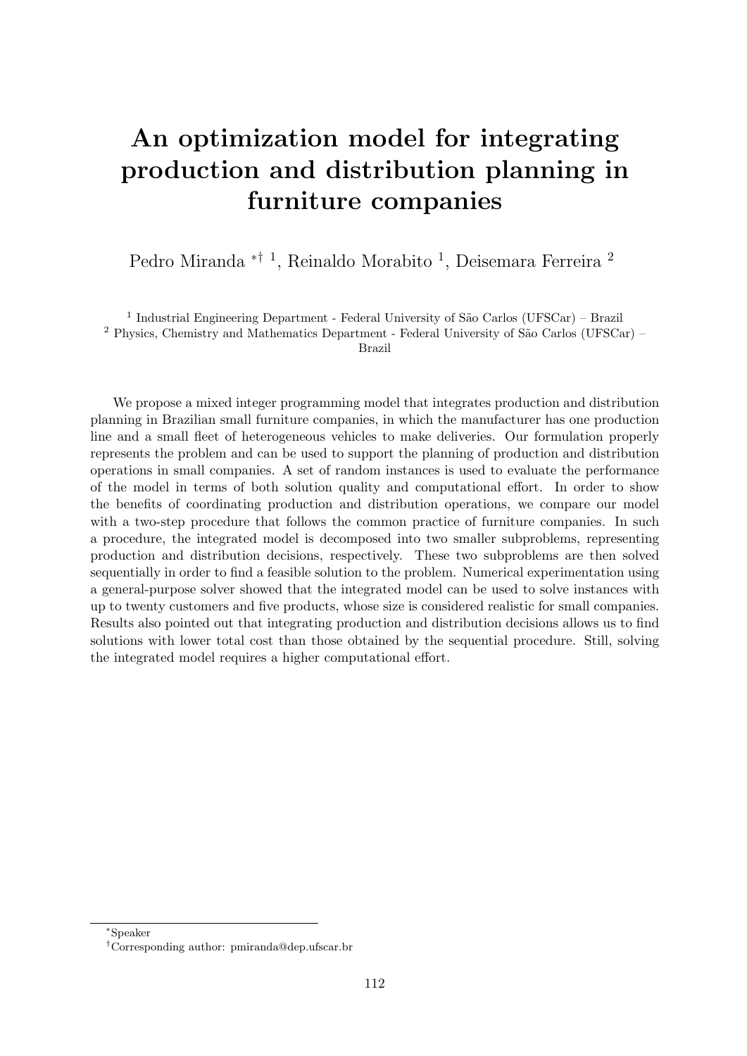# An optimization model for integrating production and distribution planning in furniture companies

Pedro Miranda *† [1], Reinaldo Morabito [1], Deisemara Ferreira [2]

[1] Industrial Engineering Department - Federal University of São Carlos (UFSCar) – Brazil
[2] Physics, Chemistry and Mathematics Department - Federal University of São Carlos (UFSCar) – Brazil

We propose a mixed integer programming model that integrates production and distribution planning in Brazilian small furniture companies, in which the manufacturer has one production line and a small fleet of heterogeneous vehicles to make deliveries. Our formulation properly represents the problem and can be used to support the planning of production and distribution operations in small companies. A set of random instances is used to evaluate the performance of the model in terms of both solution quality and computational effort. In order to show the benefits of coordinating production and distribution operations, we compare our model with a two-step procedure that follows the common practice of furniture companies. In such a procedure, the integrated model is decomposed into two smaller subproblems, representing production and distribution decisions, respectively. These two subproblems are then solved sequentially in order to find a feasible solution to the problem. Numerical experimentation using a general-purpose solver showed that the integrated model can be used to solve instances with up to twenty customers and five products, whose size is considered realistic for small companies. Results also pointed out that integrating production and distribution decisions allows us to find solutions with lower total cost than those obtained by the sequential procedure. Still, solving the integrated model requires a higher computational effort.

*Speaker

†Corresponding author: pmiranda@dep.ufscar.br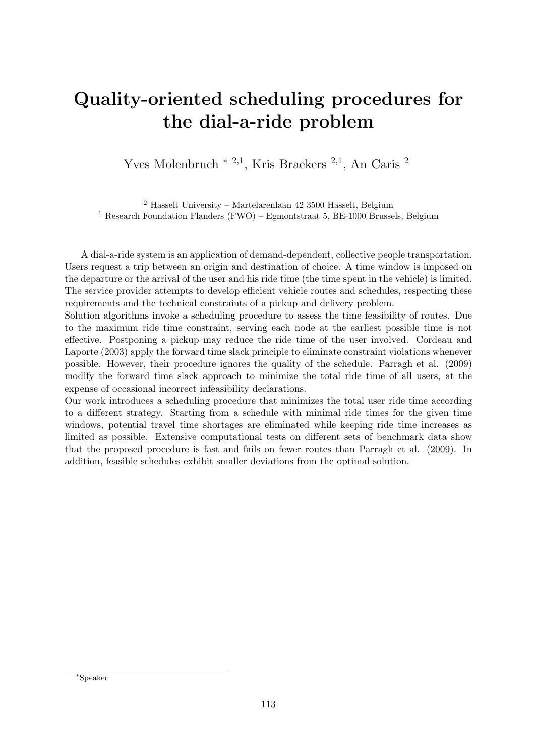# Quality-oriented scheduling procedures for the dial-a-ride problem

Yves Molenbruch * [2,1], Kris Braekers [2,1], An Caris [2]

[2] Hasselt University – Martelarenlaan 42 3500 Hasselt, Belgium
[1] Research Foundation Flanders (FWO) – Egmontstraat 5, BE-1000 Brussels, Belgium

A dial-a-ride system is an application of demand-dependent, collective people transportation. Users request a trip between an origin and destination of choice. A time window is imposed on the departure or the arrival of the user and his ride time (the time spent in the vehicle) is limited. The service provider attempts to develop efficient vehicle routes and schedules, respecting these requirements and the technical constraints of a pickup and delivery problem.

Solution algorithms invoke a scheduling procedure to assess the time feasibility of routes. Due to the maximum ride time constraint, serving each node at the earliest possible time is not effective. Postponing a pickup may reduce the ride time of the user involved. Cordeau and Laporte (2003) apply the forward time slack principle to eliminate constraint violations whenever possible. However, their procedure ignores the quality of the schedule. Parragh et al. (2009) modify the forward time slack approach to minimize the total ride time of all users, at the expense of occasional incorrect infeasibility declarations.

Our work introduces a scheduling procedure that minimizes the total user ride time according to a different strategy. Starting from a schedule with minimal ride times for the given time windows, potential travel time shortages are eliminated while keeping ride time increases as limited as possible. Extensive computational tests on different sets of benchmark data show that the proposed procedure is fast and fails on fewer routes than Parragh et al. (2009). In addition, feasible schedules exhibit smaller deviations from the optimal solution.

*Speaker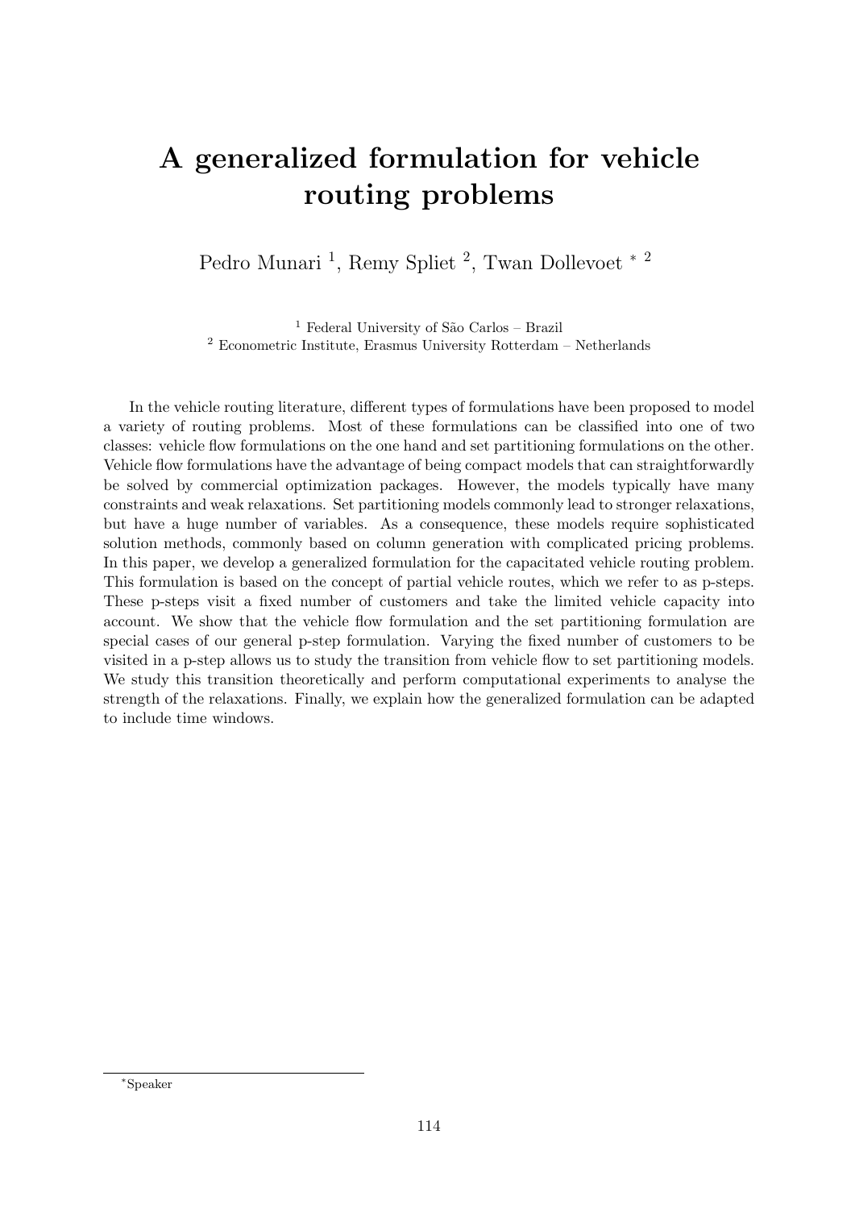# A generalized formulation for vehicle routing problems

Pedro Munari [1], Remy Spliet [2], Twan Dollevoet * [2]

[1] Federal University of São Carlos – Brazil
[2] Econometric Institute, Erasmus University Rotterdam – Netherlands

In the vehicle routing literature, different types of formulations have been proposed to model a variety of routing problems. Most of these formulations can be classified into one of two classes: vehicle flow formulations on the one hand and set partitioning formulations on the other. Vehicle flow formulations have the advantage of being compact models that can straightforwardly be solved by commercial optimization packages. However, the models typically have many constraints and weak relaxations. Set partitioning models commonly lead to stronger relaxations, but have a huge number of variables. As a consequence, these models require sophisticated solution methods, commonly based on column generation with complicated pricing problems. In this paper, we develop a generalized formulation for the capacitated vehicle routing problem. This formulation is based on the concept of partial vehicle routes, which we refer to as p-steps. These p-steps visit a fixed number of customers and take the limited vehicle capacity into account. We show that the vehicle flow formulation and the set partitioning formulation are special cases of our general p-step formulation. Varying the fixed number of customers to be visited in a p-step allows us to study the transition from vehicle flow to set partitioning models. We study this transition theoretically and perform computational experiments to analyse the strength of the relaxations. Finally, we explain how the generalized formulation can be adapted to include time windows.

*Speaker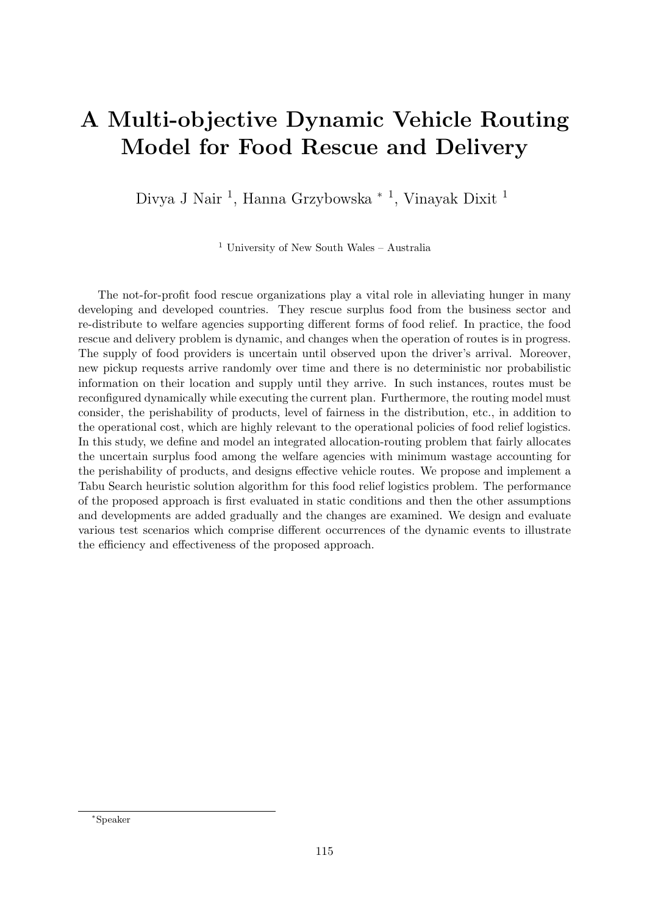# A Multi-objective Dynamic Vehicle Routing Model for Food Rescue and Delivery

Divya J Nair [1], Hanna Grzybowska * [1], Vinayak Dixit [1]

[1] University of New South Wales – Australia

The not-for-profit food rescue organizations play a vital role in alleviating hunger in many developing and developed countries. They rescue surplus food from the business sector and re-distribute to welfare agencies supporting different forms of food relief. In practice, the food rescue and delivery problem is dynamic, and changes when the operation of routes is in progress. The supply of food providers is uncertain until observed upon the driver's arrival. Moreover, new pickup requests arrive randomly over time and there is no deterministic nor probabilistic information on their location and supply until they arrive. In such instances, routes must be reconfigured dynamically while executing the current plan. Furthermore, the routing model must consider, the perishability of products, level of fairness in the distribution, etc., in addition to the operational cost, which are highly relevant to the operational policies of food relief logistics. In this study, we define and model an integrated allocation-routing problem that fairly allocates the uncertain surplus food among the welfare agencies with minimum wastage accounting for the perishability of products, and designs effective vehicle routes. We propose and implement a Tabu Search heuristic solution algorithm for this food relief logistics problem. The performance of the proposed approach is first evaluated in static conditions and then the other assumptions and developments are added gradually and the changes are examined. We design and evaluate various test scenarios which comprise different occurrences of the dynamic events to illustrate the efficiency and effectiveness of the proposed approach.

*Speaker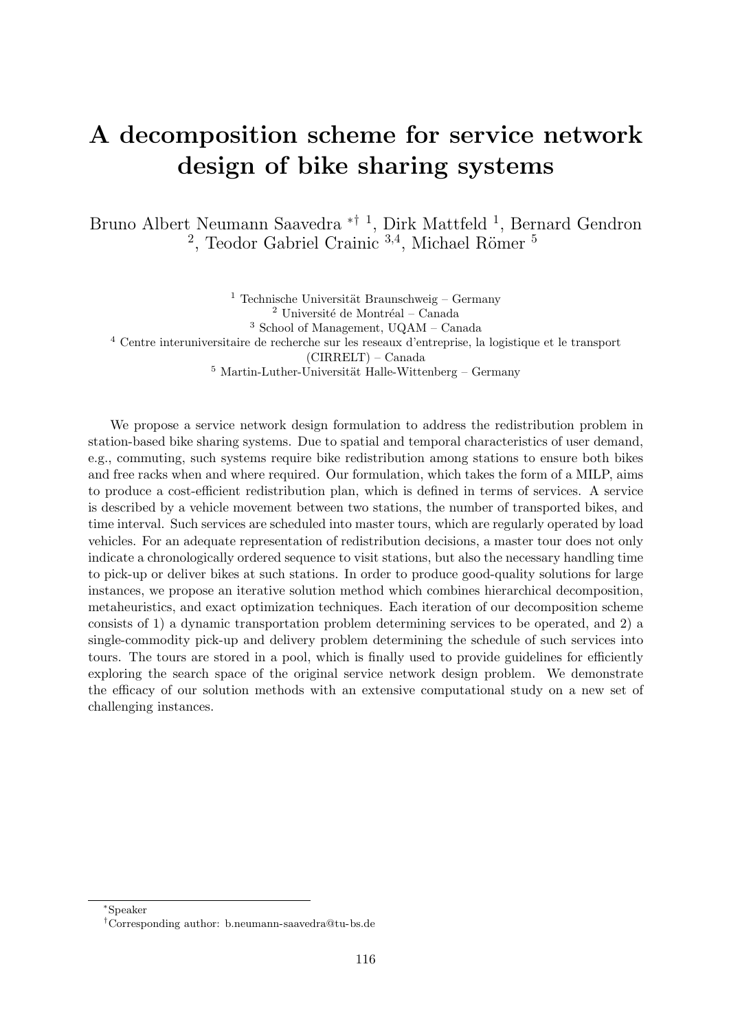# A decomposition scheme for service network design of bike sharing systems

Bruno Albert Neumann Saavedra [*†] [1], Dirk Mattfeld [1], Bernard Gendron [2], Teodor Gabriel Crainic [3,4], Michael Römer [5]

[1] Technische Universität Braunschweig – Germany
[2] Université de Montréal – Canada
[3] School of Management, UQAM – Canada
[4] Centre interuniversitaire de recherche sur les reseaux d'entreprise, la logistique et le transport (CIRRELT) – Canada
[5] Martin-Luther-Universität Halle-Wittenberg – Germany

We propose a service network design formulation to address the redistribution problem in station-based bike sharing systems. Due to spatial and temporal characteristics of user demand, e.g., commuting, such systems require bike redistribution among stations to ensure both bikes and free racks when and where required. Our formulation, which takes the form of a MILP, aims to produce a cost-efficient redistribution plan, which is defined in terms of services. A service is described by a vehicle movement between two stations, the number of transported bikes, and time interval. Such services are scheduled into master tours, which are regularly operated by load vehicles. For an adequate representation of redistribution decisions, a master tour does not only indicate a chronologically ordered sequence to visit stations, but also the necessary handling time to pick-up or deliver bikes at such stations. In order to produce good-quality solutions for large instances, we propose an iterative solution method which combines hierarchical decomposition, metaheuristics, and exact optimization techniques. Each iteration of our decomposition scheme consists of 1) a dynamic transportation problem determining services to be operated, and 2) a single-commodity pick-up and delivery problem determining the schedule of such services into tours. The tours are stored in a pool, which is finally used to provide guidelines for efficiently exploring the search space of the original service network design problem. We demonstrate the efficacy of our solution methods with an extensive computational study on a new set of challenging instances.

[*] Speaker
[†] Corresponding author: b.neumann-saavedra@tu-bs.de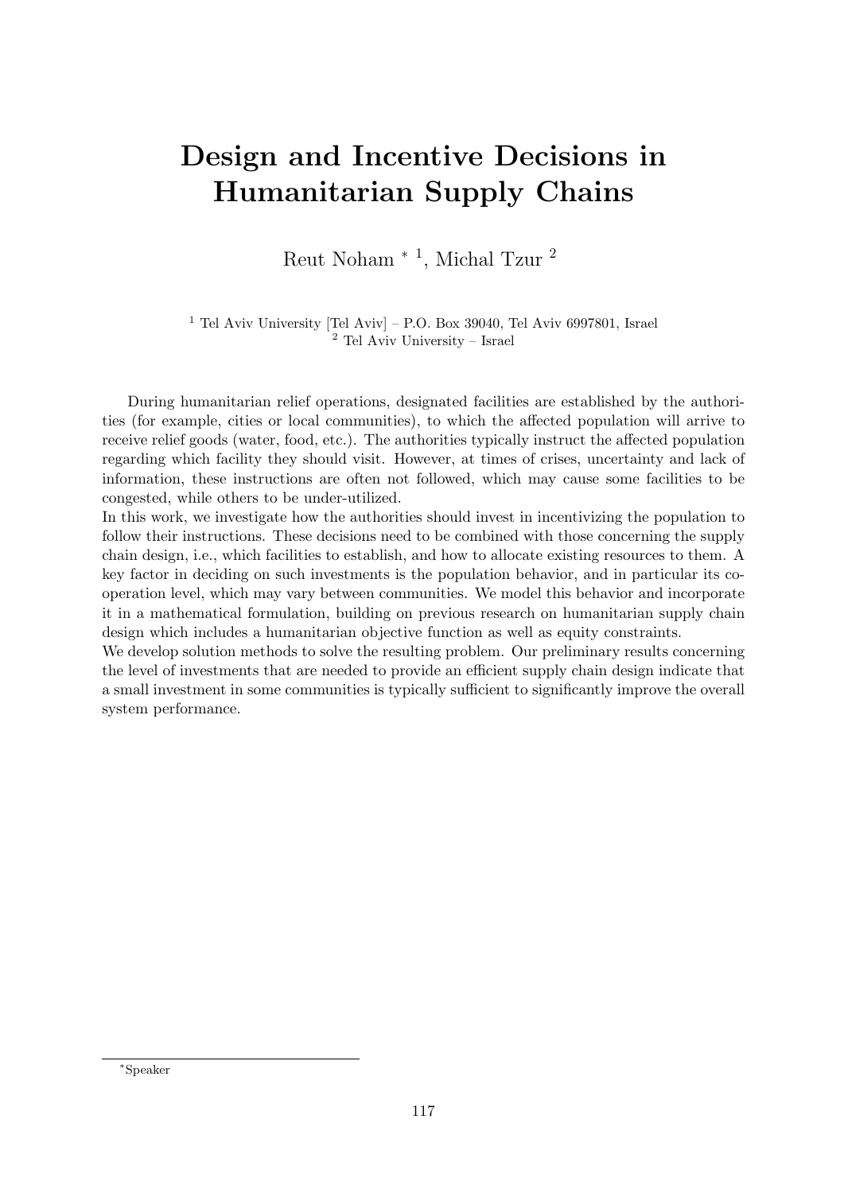# Design and Incentive Decisions in Humanitarian Supply Chains

Reut Noham * [1], Michal Tzur [2]

[1] Tel Aviv University [Tel Aviv] – P.O. Box 39040, Tel Aviv 6997801, Israel
[2] Tel Aviv University – Israel

During humanitarian relief operations, designated facilities are established by the authorities (for example, cities or local communities), to which the affected population will arrive to receive relief goods (water, food, etc.). The authorities typically instruct the affected population regarding which facility they should visit. However, at times of crises, uncertainty and lack of information, these instructions are often not followed, which may cause some facilities to be congested, while others to be under-utilized.

In this work, we investigate how the authorities should invest in incentivizing the population to follow their instructions. These decisions need to be combined with those concerning the supply chain design, i.e., which facilities to establish, and how to allocate existing resources to them. A key factor in deciding on such investments is the population behavior, and in particular its cooperation level, which may vary between communities. We model this behavior and incorporate it in a mathematical formulation, building on previous research on humanitarian supply chain design which includes a humanitarian objective function as well as equity constraints.

We develop solution methods to solve the resulting problem. Our preliminary results concerning the level of investments that are needed to provide an efficient supply chain design indicate that a small investment in some communities is typically sufficient to significantly improve the overall system performance.

*Speaker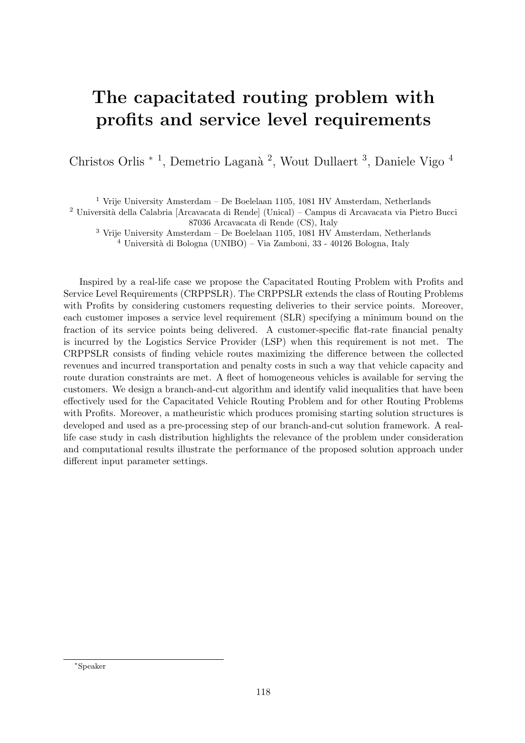# The capacitated routing problem with profits and service level requirements

Christos Orlis * [1], Demetrio Laganà [2], Wout Dullaert [3], Daniele Vigo [4]

[1] Vrije University Amsterdam – De Boelelaan 1105, 1081 HV Amsterdam, Netherlands
[2] Università della Calabria [Arcavacata di Rende] (Unical) – Campus di Arcavacata via Pietro Bucci 87036 Arcavacata di Rende (CS), Italy
[3] Vrije University Amsterdam – De Boelelaan 1105, 1081 HV Amsterdam, Netherlands
[4] Università di Bologna (UNIBO) – Via Zamboni, 33 - 40126 Bologna, Italy

Inspired by a real-life case we propose the Capacitated Routing Problem with Profits and Service Level Requirements (CRPPSLR). The CRPPSLR extends the class of Routing Problems with Profits by considering customers requesting deliveries to their service points. Moreover, each customer imposes a service level requirement (SLR) specifying a minimum bound on the fraction of its service points being delivered. A customer-specific flat-rate financial penalty is incurred by the Logistics Service Provider (LSP) when this requirement is not met. The CRPPSLR consists of finding vehicle routes maximizing the difference between the collected revenues and incurred transportation and penalty costs in such a way that vehicle capacity and route duration constraints are met. A fleet of homogeneous vehicles is available for serving the customers. We design a branch-and-cut algorithm and identify valid inequalities that have been effectively used for the Capacitated Vehicle Routing Problem and for other Routing Problems with Profits. Moreover, a matheuristic which produces promising starting solution structures is developed and used as a pre-processing step of our branch-and-cut solution framework. A real-life case study in cash distribution highlights the relevance of the problem under consideration and computational results illustrate the performance of the proposed solution approach under different input parameter settings.

*Speaker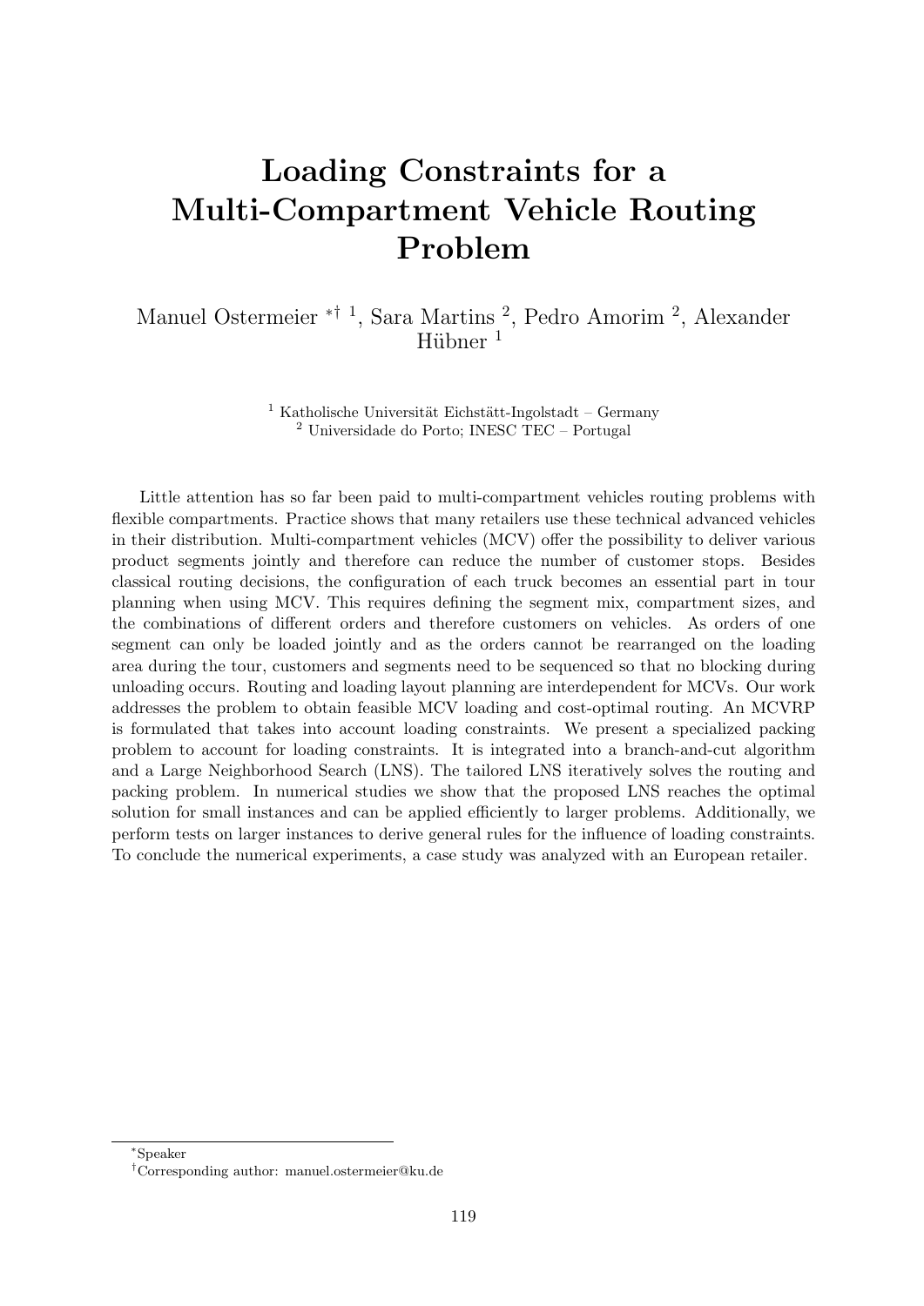# Loading Constraints for a Multi-Compartment Vehicle Routing Problem

Manuel Ostermeier *† [1], Sara Martins [2], Pedro Amorim [2], Alexander Hübner [1]

[1] Katholische Universität Eichstätt-Ingolstadt – Germany
[2] Universidade do Porto; INESC TEC – Portugal

Little attention has so far been paid to multi-compartment vehicles routing problems with flexible compartments. Practice shows that many retailers use these technical advanced vehicles in their distribution. Multi-compartment vehicles (MCV) offer the possibility to deliver various product segments jointly and therefore can reduce the number of customer stops. Besides classical routing decisions, the configuration of each truck becomes an essential part in tour planning when using MCV. This requires defining the segment mix, compartment sizes, and the combinations of different orders and therefore customers on vehicles. As orders of one segment can only be loaded jointly and as the orders cannot be rearranged on the loading area during the tour, customers and segments need to be sequenced so that no blocking during unloading occurs. Routing and loading layout planning are interdependent for MCVs. Our work addresses the problem to obtain feasible MCV loading and cost-optimal routing. An MCVRP is formulated that takes into account loading constraints. We present a specialized packing problem to account for loading constraints. It is integrated into a branch-and-cut algorithm and a Large Neighborhood Search (LNS). The tailored LNS iteratively solves the routing and packing problem. In numerical studies we show that the proposed LNS reaches the optimal solution for small instances and can be applied efficiently to larger problems. Additionally, we perform tests on larger instances to derive general rules for the influence of loading constraints. To conclude the numerical experiments, a case study was analyzed with an European retailer.

*Speaker

†Corresponding author: manuel.ostermeier@ku.de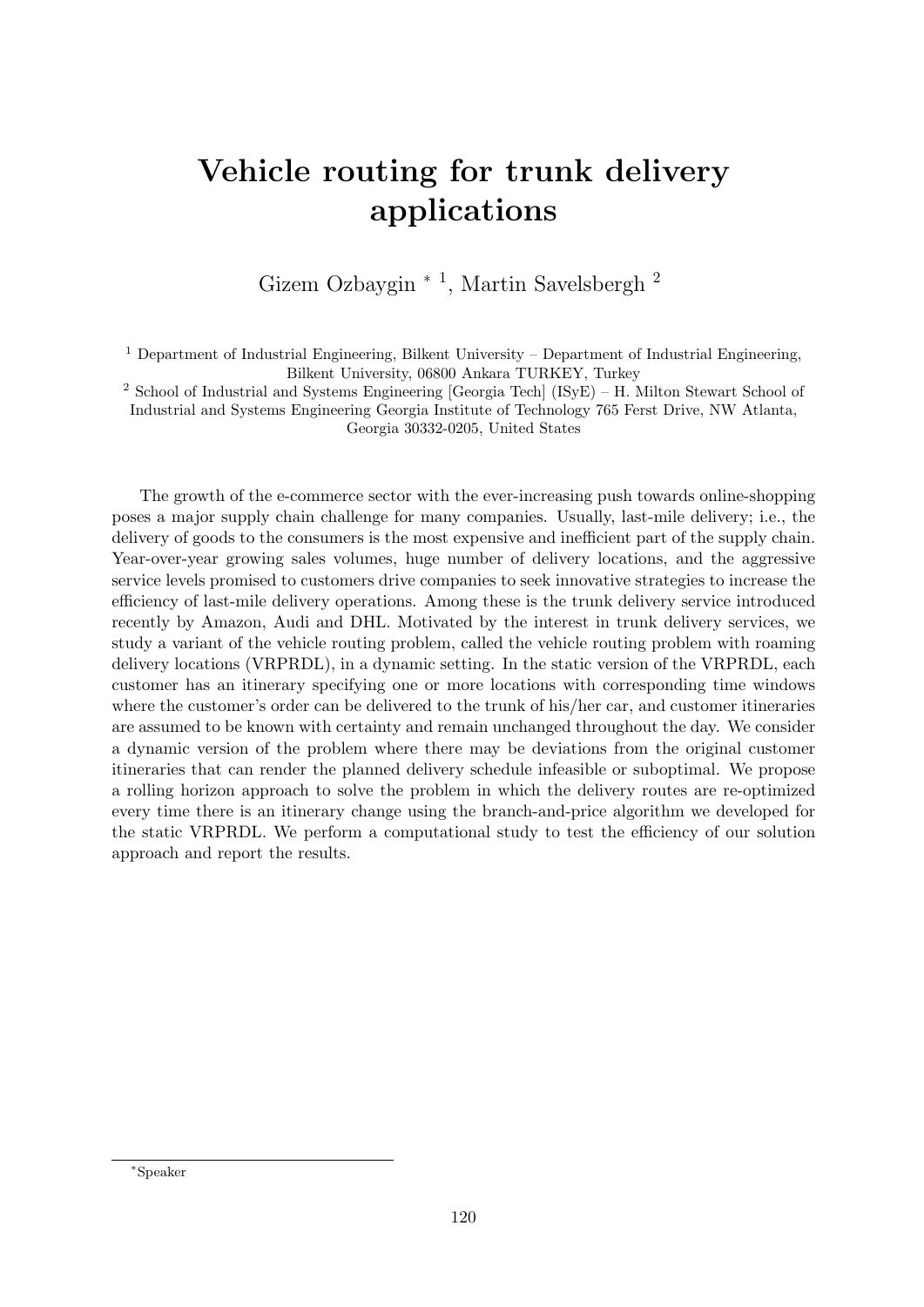# Vehicle routing for trunk delivery applications

Gizem Ozbaygin * [1], Martin Savelsbergh [2]

[1] Department of Industrial Engineering, Bilkent University – Department of Industrial Engineering, Bilkent University, 06800 Ankara TURKEY, Turkey

[2] School of Industrial and Systems Engineering [Georgia Tech] (ISyE) – H. Milton Stewart School of Industrial and Systems Engineering Georgia Institute of Technology 765 Ferst Drive, NW Atlanta, Georgia 30332-0205, United States

The growth of the e-commerce sector with the ever-increasing push towards online-shopping poses a major supply chain challenge for many companies. Usually, last-mile delivery; i.e., the delivery of goods to the consumers is the most expensive and inefficient part of the supply chain. Year-over-year growing sales volumes, huge number of delivery locations, and the aggressive service levels promised to customers drive companies to seek innovative strategies to increase the efficiency of last-mile delivery operations. Among these is the trunk delivery service introduced recently by Amazon, Audi and DHL. Motivated by the interest in trunk delivery services, we study a variant of the vehicle routing problem, called the vehicle routing problem with roaming delivery locations (VRPRDL), in a dynamic setting. In the static version of the VRPRDL, each customer has an itinerary specifying one or more locations with corresponding time windows where the customer's order can be delivered to the trunk of his/her car, and customer itineraries are assumed to be known with certainty and remain unchanged throughout the day. We consider a dynamic version of the problem where there may be deviations from the original customer itineraries that can render the planned delivery schedule infeasible or suboptimal. We propose a rolling horizon approach to solve the problem in which the delivery routes are re-optimized every time there is an itinerary change using the branch-and-price algorithm we developed for the static VRPRDL. We perform a computational study to test the efficiency of our solution approach and report the results.

*Speaker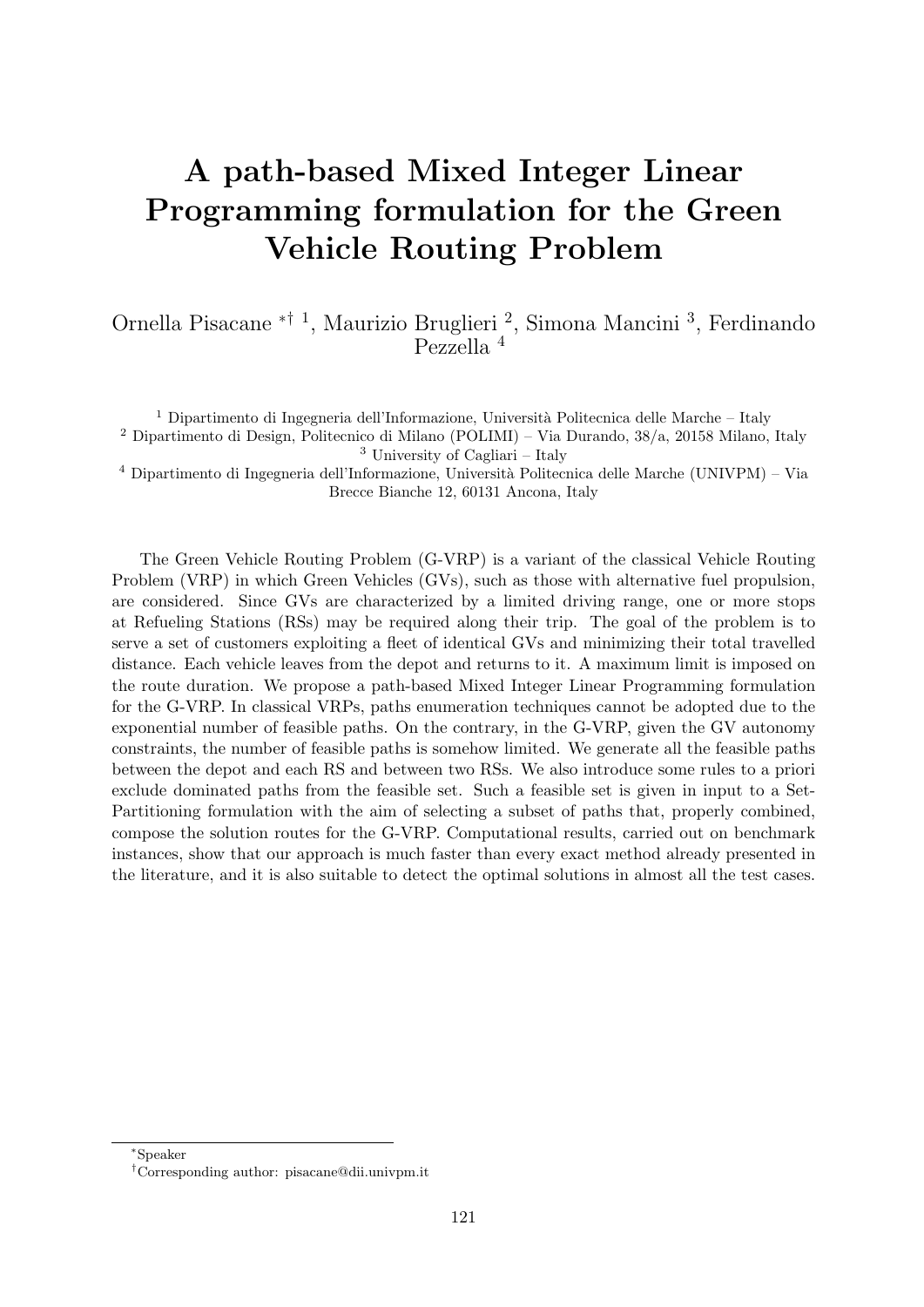# A path-based Mixed Integer Linear Programming formulation for the Green Vehicle Routing Problem

Ornella Pisacane *† [1], Maurizio Bruglieri [2], Simona Mancini [3], Ferdinando Pezzella [4]

[1] Dipartimento di Ingegneria dell'Informazione, Università Politecnica delle Marche – Italy
[2] Dipartimento di Design, Politecnico di Milano (POLIMI) – Via Durando, 38/a, 20158 Milano, Italy
[3] University of Cagliari – Italy
[4] Dipartimento di Ingegneria dell'Informazione, Università Politecnica delle Marche (UNIVPM) – Via Brecce Bianche 12, 60131 Ancona, Italy

The Green Vehicle Routing Problem (G-VRP) is a variant of the classical Vehicle Routing Problem (VRP) in which Green Vehicles (GVs), such as those with alternative fuel propulsion, are considered. Since GVs are characterized by a limited driving range, one or more stops at Refueling Stations (RSs) may be required along their trip. The goal of the problem is to serve a set of customers exploiting a fleet of identical GVs and minimizing their total travelled distance. Each vehicle leaves from the depot and returns to it. A maximum limit is imposed on the route duration. We propose a path-based Mixed Integer Linear Programming formulation for the G-VRP. In classical VRPs, paths enumeration techniques cannot be adopted due to the exponential number of feasible paths. On the contrary, in the G-VRP, given the GV autonomy constraints, the number of feasible paths is somehow limited. We generate all the feasible paths between the depot and each RS and between two RSs. We also introduce some rules to a priori exclude dominated paths from the feasible set. Such a feasible set is given in input to a Set-Partitioning formulation with the aim of selecting a subset of paths that, properly combined, compose the solution routes for the G-VRP. Computational results, carried out on benchmark instances, show that our approach is much faster than every exact method already presented in the literature, and it is also suitable to detect the optimal solutions in almost all the test cases.

*Speaker

†Corresponding author: pisacane@dii.univpm.it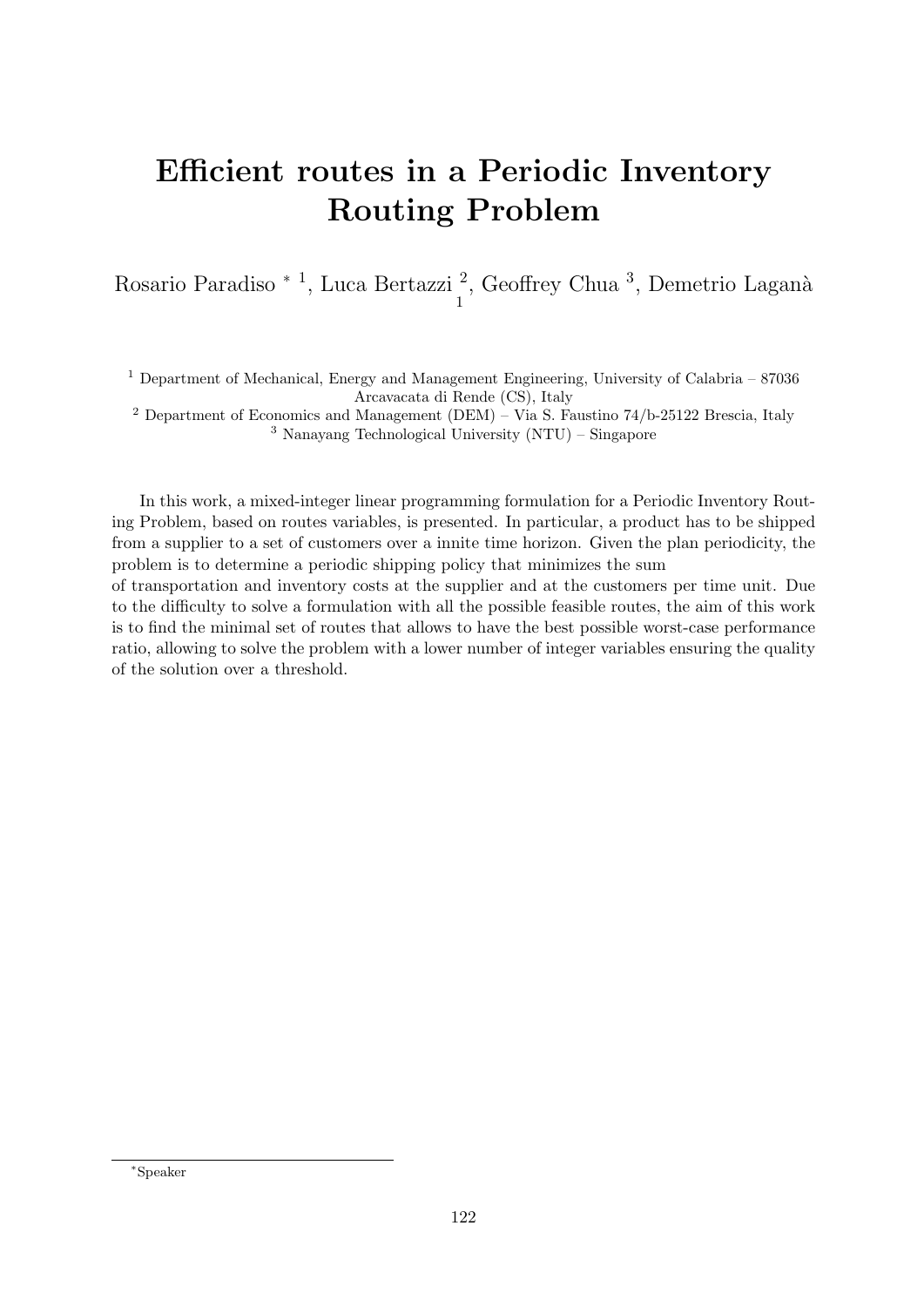# Efficient routes in a Periodic Inventory Routing Problem

Rosario Paradiso * [1], Luca Bertazzi [2], Geoffrey Chua [3], Demetrio Laganà [1]

[1] Department of Mechanical, Energy and Management Engineering, University of Calabria – 87036 Arcavacata di Rende (CS), Italy

[2] Department of Economics and Management (DEM) – Via S. Faustino 74/b-25122 Brescia, Italy

[3] Nanayang Technological University (NTU) – Singapore

In this work, a mixed-integer linear programming formulation for a Periodic Inventory Routing Problem, based on routes variables, is presented. In particular, a product has to be shipped from a supplier to a set of customers over a innite time horizon. Given the plan periodicity, the problem is to determine a periodic shipping policy that minimizes the sum of transportation and inventory costs at the supplier and at the customers per time unit. Due to the difficulty to solve a formulation with all the possible feasible routes, the aim of this work is to find the minimal set of routes that allows to have the best possible worst-case performance ratio, allowing to solve the problem with a lower number of integer variables ensuring the quality of the solution over a threshold.

*Speaker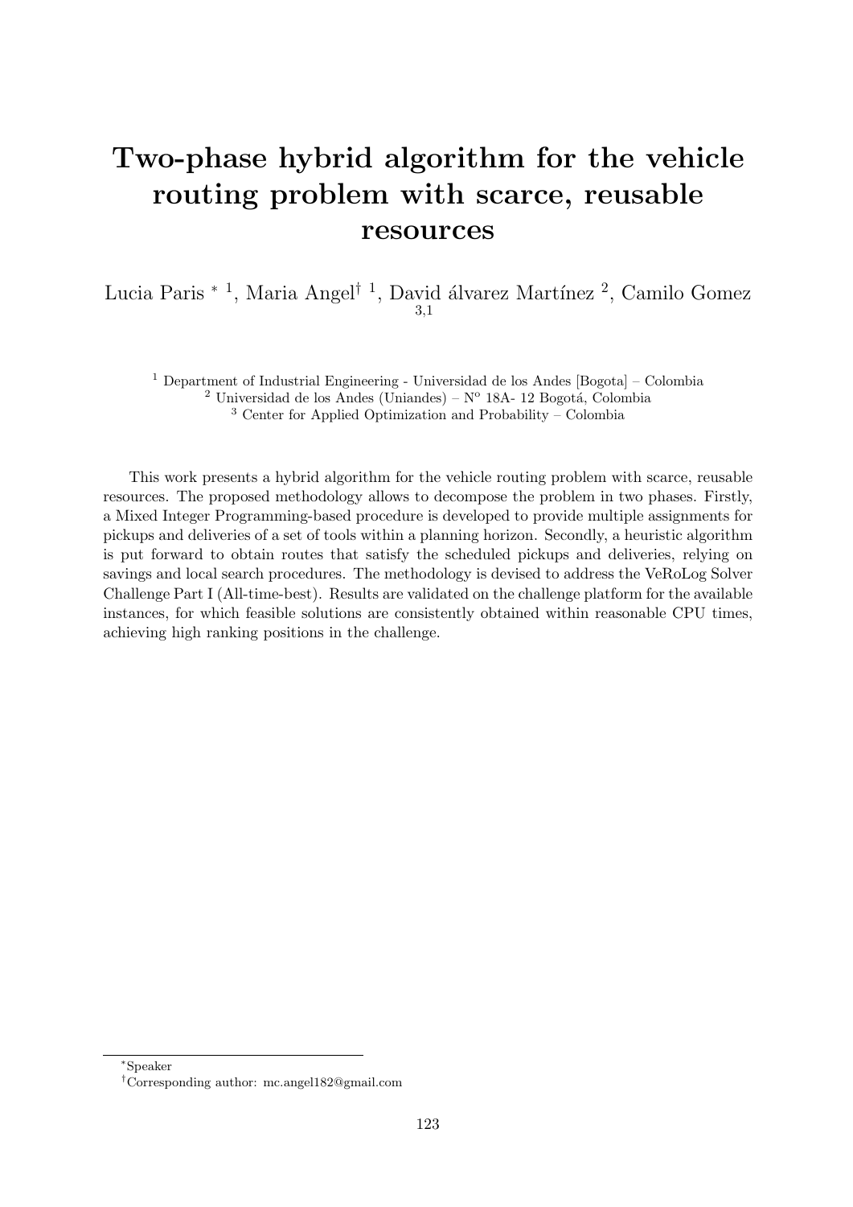# Two-phase hybrid algorithm for the vehicle routing problem with scarce, reusable resources

Lucia Paris * [1], Maria Angel† [1], David álvarez Martínez [2], Camilo Gomez [3,1]

[1] Department of Industrial Engineering - Universidad de los Andes [Bogota] – Colombia
[2] Universidad de los Andes (Uniandes) – Nº 18A- 12 Bogotá, Colombia
[3] Center for Applied Optimization and Probability – Colombia

This work presents a hybrid algorithm for the vehicle routing problem with scarce, reusable resources. The proposed methodology allows to decompose the problem in two phases. Firstly, a Mixed Integer Programming-based procedure is developed to provide multiple assignments for pickups and deliveries of a set of tools within a planning horizon. Secondly, a heuristic algorithm is put forward to obtain routes that satisfy the scheduled pickups and deliveries, relying on savings and local search procedures. The methodology is devised to address the VeRoLog Solver Challenge Part I (All-time-best). Results are validated on the challenge platform for the available instances, for which feasible solutions are consistently obtained within reasonable CPU times, achieving high ranking positions in the challenge.

*Speaker

†Corresponding author: mc.angel182@gmail.com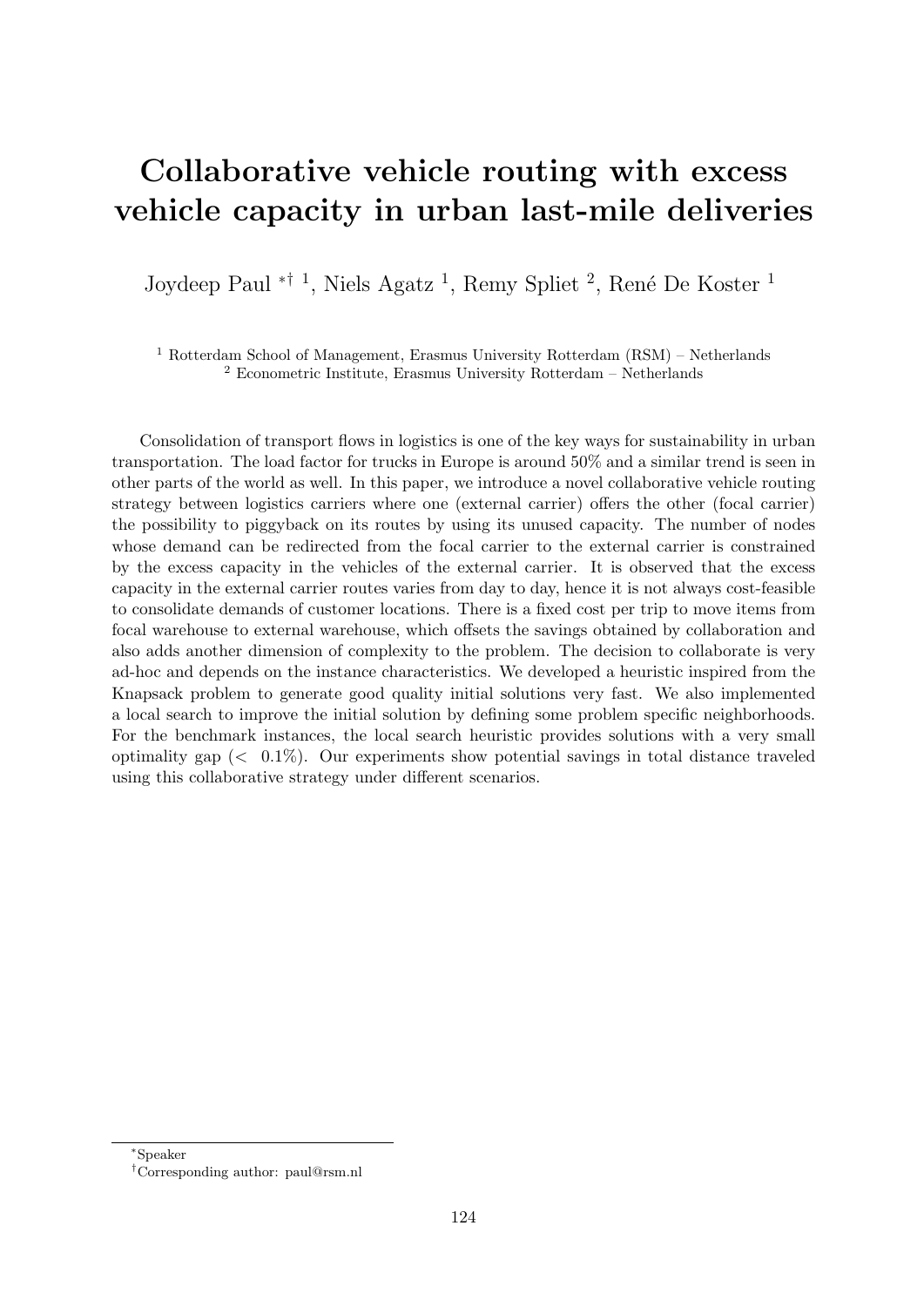# Collaborative vehicle routing with excess vehicle capacity in urban last-mile deliveries

Joydeep Paul [*†1], Niels Agatz [1], Remy Spliet [2], René De Koster [1]

[1] Rotterdam School of Management, Erasmus University Rotterdam (RSM) – Netherlands
[2] Econometric Institute, Erasmus University Rotterdam – Netherlands

Consolidation of transport flows in logistics is one of the key ways for sustainability in urban transportation. The load factor for trucks in Europe is around 50% and a similar trend is seen in other parts of the world as well. In this paper, we introduce a novel collaborative vehicle routing strategy between logistics carriers where one (external carrier) offers the other (focal carrier) the possibility to piggyback on its routes by using its unused capacity. The number of nodes whose demand can be redirected from the focal carrier to the external carrier is constrained by the excess capacity in the vehicles of the external carrier. It is observed that the excess capacity in the external carrier routes varies from day to day, hence it is not always cost-feasible to consolidate demands of customer locations. There is a fixed cost per trip to move items from focal warehouse to external warehouse, which offsets the savings obtained by collaboration and also adds another dimension of complexity to the problem. The decision to collaborate is very ad-hoc and depends on the instance characteristics. We developed a heuristic inspired from the Knapsack problem to generate good quality initial solutions very fast. We also implemented a local search to improve the initial solution by defining some problem specific neighborhoods. For the benchmark instances, the local search heuristic provides solutions with a very small optimality gap ($<$ 0.1%). Our experiments show potential savings in total distance traveled using this collaborative strategy under different scenarios.

[*] Speaker

[†] Corresponding author: paul@rsm.nl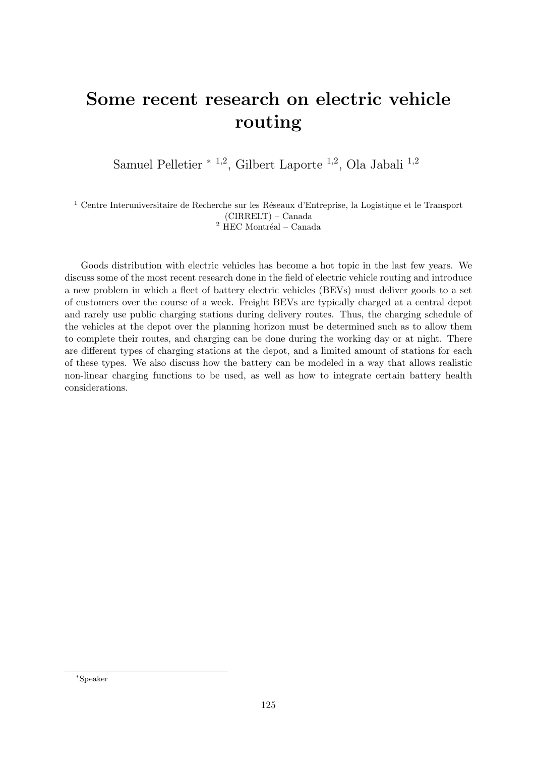# Some recent research on electric vehicle routing

Samuel Pelletier * [1,2], Gilbert Laporte [1,2], Ola Jabali [1,2]

[1] Centre Interuniversitaire de Recherche sur les Réseaux d'Entreprise, la Logistique et le Transport (CIRRELT) – Canada
[2] HEC Montréal – Canada

Goods distribution with electric vehicles has become a hot topic in the last few years. We discuss some of the most recent research done in the field of electric vehicle routing and introduce a new problem in which a fleet of battery electric vehicles (BEVs) must deliver goods to a set of customers over the course of a week. Freight BEVs are typically charged at a central depot and rarely use public charging stations during delivery routes. Thus, the charging schedule of the vehicles at the depot over the planning horizon must be determined such as to allow them to complete their routes, and charging can be done during the working day or at night. There are different types of charging stations at the depot, and a limited amount of stations for each of these types. We also discuss how the battery can be modeled in a way that allows realistic non-linear charging functions to be used, as well as how to integrate certain battery health considerations.

*Speaker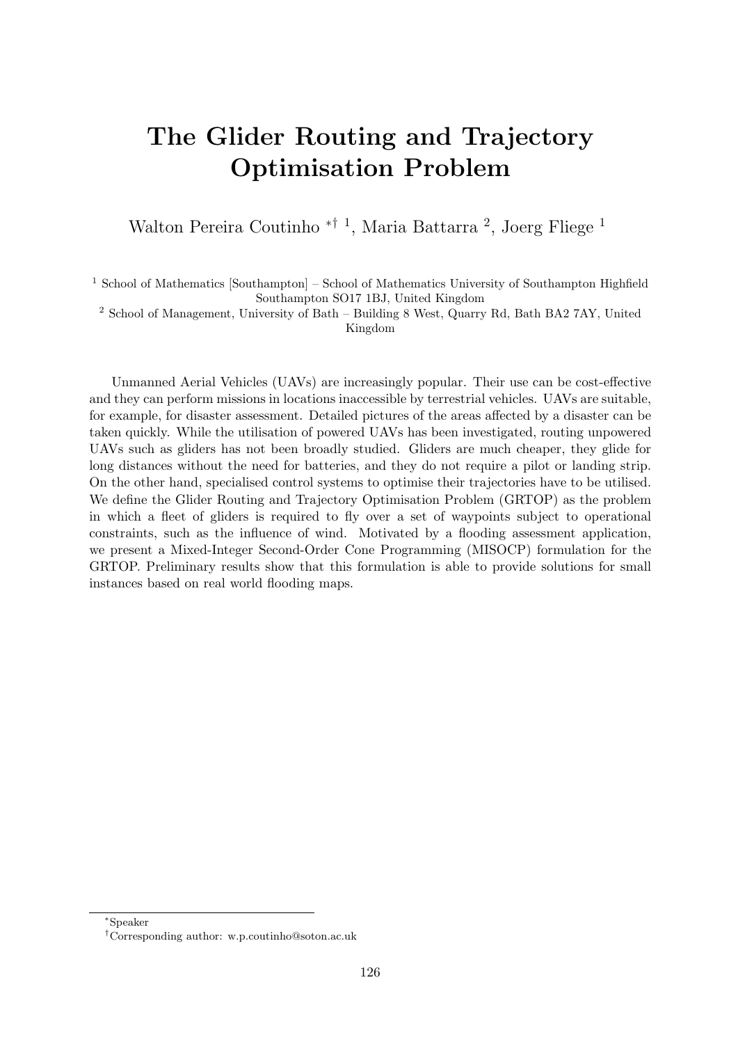# The Glider Routing and Trajectory Optimisation Problem

Walton Pereira Coutinho *† [1], Maria Battarra [2], Joerg Fliege [1]

[1] School of Mathematics [Southampton] – School of Mathematics University of Southampton Highfield Southampton SO17 1BJ, United Kingdom

[2] School of Management, University of Bath – Building 8 West, Quarry Rd, Bath BA2 7AY, United Kingdom

Unmanned Aerial Vehicles (UAVs) are increasingly popular. Their use can be cost-effective and they can perform missions in locations inaccessible by terrestrial vehicles. UAVs are suitable, for example, for disaster assessment. Detailed pictures of the areas affected by a disaster can be taken quickly. While the utilisation of powered UAVs has been investigated, routing unpowered UAVs such as gliders has not been broadly studied. Gliders are much cheaper, they glide for long distances without the need for batteries, and they do not require a pilot or landing strip. On the other hand, specialised control systems to optimise their trajectories have to be utilised. We define the Glider Routing and Trajectory Optimisation Problem (GRTOP) as the problem in which a fleet of gliders is required to fly over a set of waypoints subject to operational constraints, such as the influence of wind. Motivated by a flooding assessment application, we present a Mixed-Integer Second-Order Cone Programming (MISOCP) formulation for the GRTOP. Preliminary results show that this formulation is able to provide solutions for small instances based on real world flooding maps.

*Speaker

†Corresponding author: w.p.coutinho@soton.ac.uk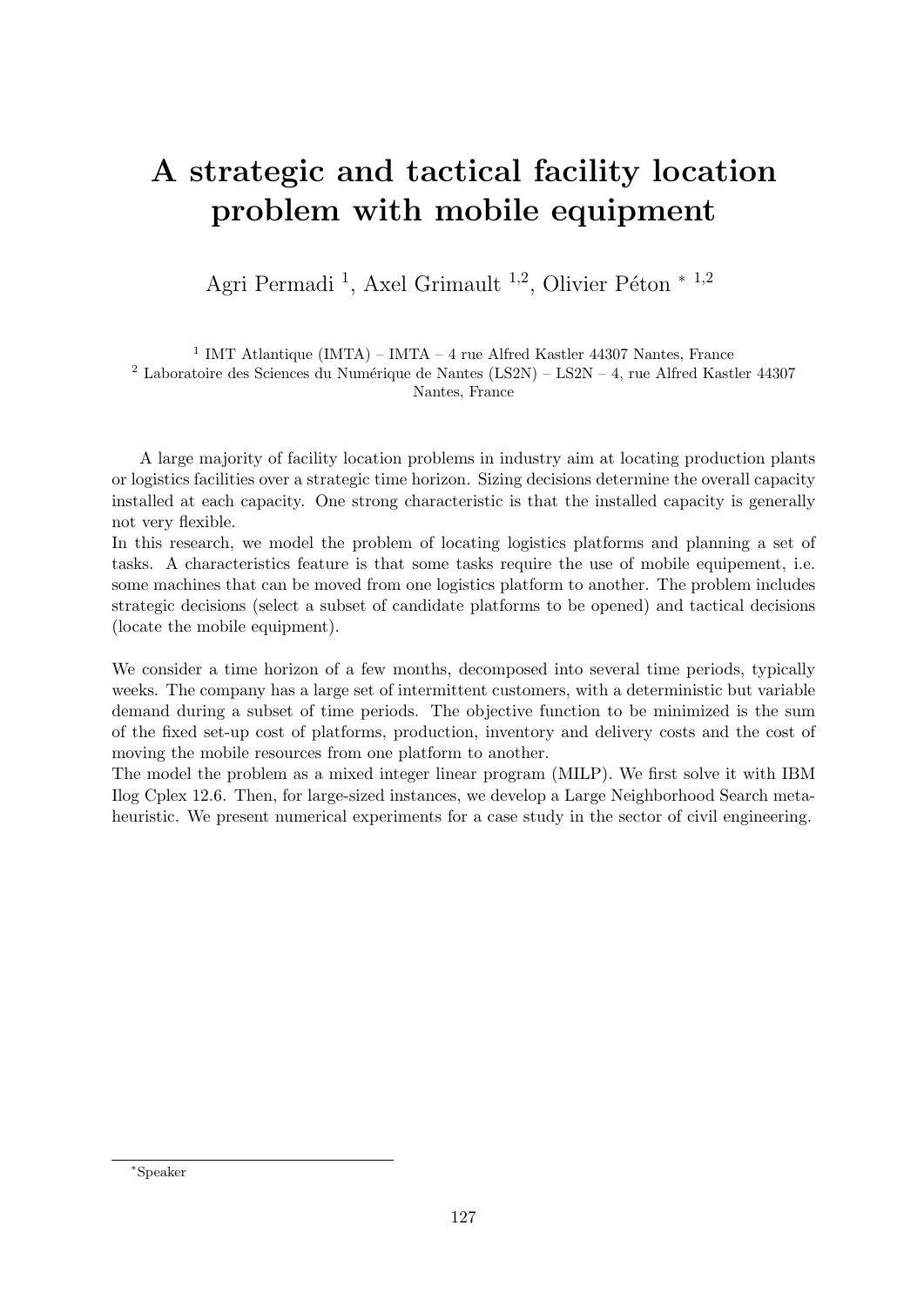# A strategic and tactical facility location problem with mobile equipment

Agri Permadi [1], Axel Grimault [1,2], Olivier Péton * [1,2]

[1] IMT Atlantique (IMTA) – IMTA – 4 rue Alfred Kastler 44307 Nantes, France
[2] Laboratoire des Sciences du Numérique de Nantes (LS2N) – LS2N – 4, rue Alfred Kastler 44307 Nantes, France

A large majority of facility location problems in industry aim at locating production plants or logistics facilities over a strategic time horizon. Sizing decisions determine the overall capacity installed at each capacity. One strong characteristic is that the installed capacity is generally not very flexible.
In this research, we model the problem of locating logistics platforms and planning a set of tasks. A characteristics feature is that some tasks require the use of mobile equipement, i.e. some machines that can be moved from one logistics platform to another. The problem includes strategic decisions (select a subset of candidate platforms to be opened) and tactical decisions (locate the mobile equipment).

We consider a time horizon of a few months, decomposed into several time periods, typically weeks. The company has a large set of intermittent customers, with a deterministic but variable demand during a subset of time periods. The objective function to be minimized is the sum of the fixed set-up cost of platforms, production, inventory and delivery costs and the cost of moving the mobile resources from one platform to another.
The model the problem as a mixed integer linear program (MILP). We first solve it with IBM Ilog Cplex 12.6. Then, for large-sized instances, we develop a Large Neighborhood Search metaheuristic. We present numerical experiments for a case study in the sector of civil engineering.

*Speaker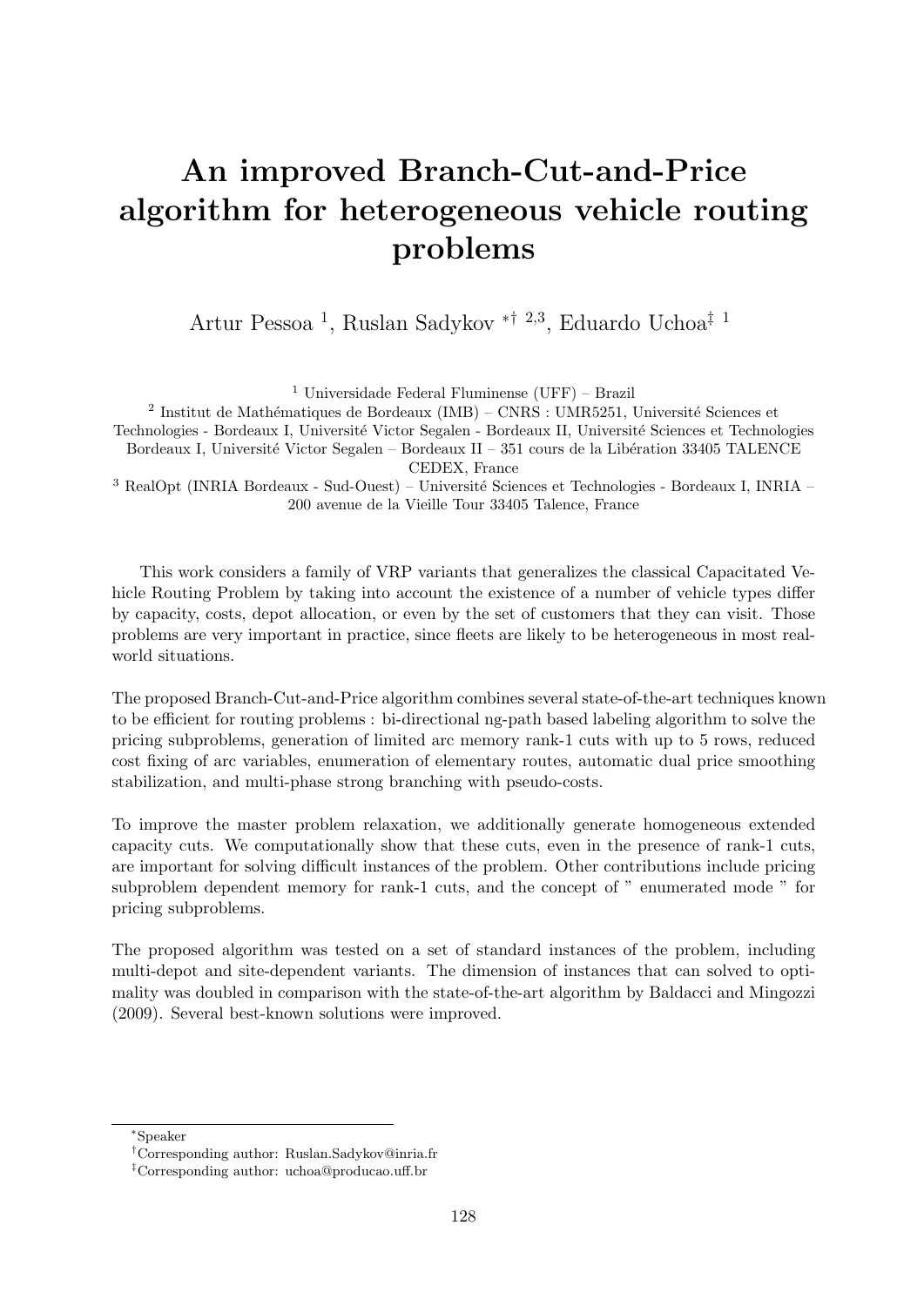# An improved Branch-Cut-and-Price algorithm for heterogeneous vehicle routing problems

Artur Pessoa [1], Ruslan Sadykov [*† 2,3], Eduardo Uchoa[‡ 1]

[1] Universidade Federal Fluminense (UFF) – Brazil

[2] Institut de Mathématiques de Bordeaux (IMB) – CNRS : UMR5251, Université Sciences et Technologies - Bordeaux I, Université Victor Segalen - Bordeaux II, Université Sciences et Technologies Bordeaux I, Université Victor Segalen – Bordeaux II – 351 cours de la Libération 33405 TALENCE CEDEX, France

[3] RealOpt (INRIA Bordeaux - Sud-Ouest) – Université Sciences et Technologies - Bordeaux I, INRIA – 200 avenue de la Vieille Tour 33405 Talence, France

This work considers a family of VRP variants that generalizes the classical Capacitated Vehicle Routing Problem by taking into account the existence of a number of vehicle types differ by capacity, costs, depot allocation, or even by the set of customers that they can visit. Those problems are very important in practice, since fleets are likely to be heterogeneous in most real-world situations.

The proposed Branch-Cut-and-Price algorithm combines several state-of-the-art techniques known to be efficient for routing problems : bi-directional ng-path based labeling algorithm to solve the pricing subproblems, generation of limited arc memory rank-1 cuts with up to 5 rows, reduced cost fixing of arc variables, enumeration of elementary routes, automatic dual price smoothing stabilization, and multi-phase strong branching with pseudo-costs.

To improve the master problem relaxation, we additionally generate homogeneous extended capacity cuts. We computationally show that these cuts, even in the presence of rank-1 cuts, are important for solving difficult instances of the problem. Other contributions include pricing subproblem dependent memory for rank-1 cuts, and the concept of " enumerated mode " for pricing subproblems.

The proposed algorithm was tested on a set of standard instances of the problem, including multi-depot and site-dependent variants. The dimension of instances that can solved to optimality was doubled in comparison with the state-of-the-art algorithm by Baldacci and Mingozzi (2009). Several best-known solutions were improved.

---

*Speaker

†Corresponding author: Ruslan.Sadykov@inria.fr

‡Corresponding author: uchoa@producao.uff.br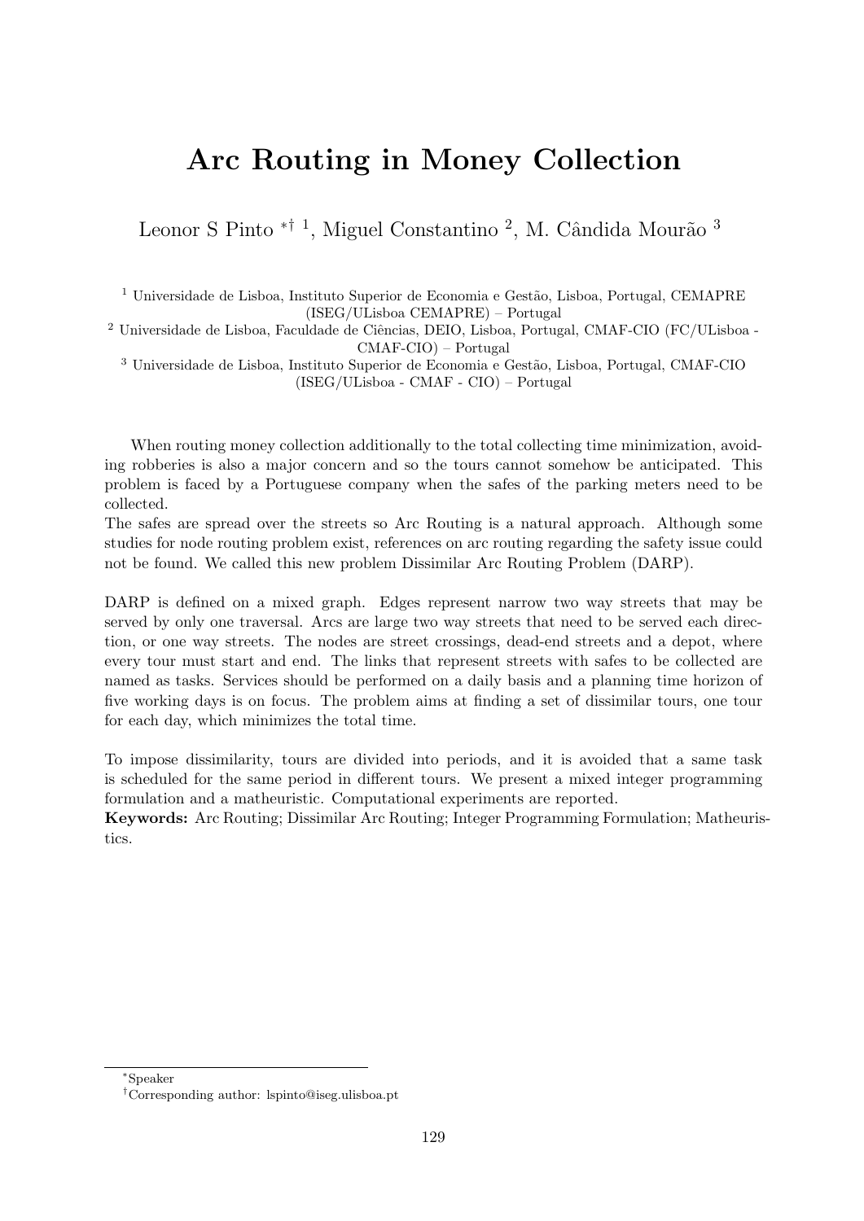# Arc Routing in Money Collection

Leonor S Pinto *† [1], Miguel Constantino [2], M. Cândida Mourão [3]

[1] Universidade de Lisboa, Instituto Superior de Economia e Gestão, Lisboa, Portugal, CEMAPRE (ISEG/ULisboa CEMAPRE) – Portugal

[2] Universidade de Lisboa, Faculdade de Ciências, DEIO, Lisboa, Portugal, CMAF-CIO (FC/ULisboa - CMAF-CIO) – Portugal

[3] Universidade de Lisboa, Instituto Superior de Economia e Gestão, Lisboa, Portugal, CMAF-CIO (ISEG/ULisboa - CMAF - CIO) – Portugal

When routing money collection additionally to the total collecting time minimization, avoiding robberies is also a major concern and so the tours cannot somehow be anticipated. This problem is faced by a Portuguese company when the safes of the parking meters need to be collected.
The safes are spread over the streets so Arc Routing is a natural approach. Although some studies for node routing problem exist, references on arc routing regarding the safety issue could not be found. We called this new problem Dissimilar Arc Routing Problem (DARP).

DARP is defined on a mixed graph. Edges represent narrow two way streets that may be served by only one traversal. Arcs are large two way streets that need to be served each direction, or one way streets. The nodes are street crossings, dead-end streets and a depot, where every tour must start and end. The links that represent streets with safes to be collected are named as tasks. Services should be performed on a daily basis and a planning time horizon of five working days is on focus. The problem aims at finding a set of dissimilar tours, one tour for each day, which minimizes the total time.

To impose dissimilarity, tours are divided into periods, and it is avoided that a same task is scheduled for the same period in different tours. We present a mixed integer programming formulation and a matheuristic. Computational experiments are reported.

**Keywords:** Arc Routing; Dissimilar Arc Routing; Integer Programming Formulation; Matheuristics.

*Speaker

†Corresponding author: lspinto@iseg.ulisboa.pt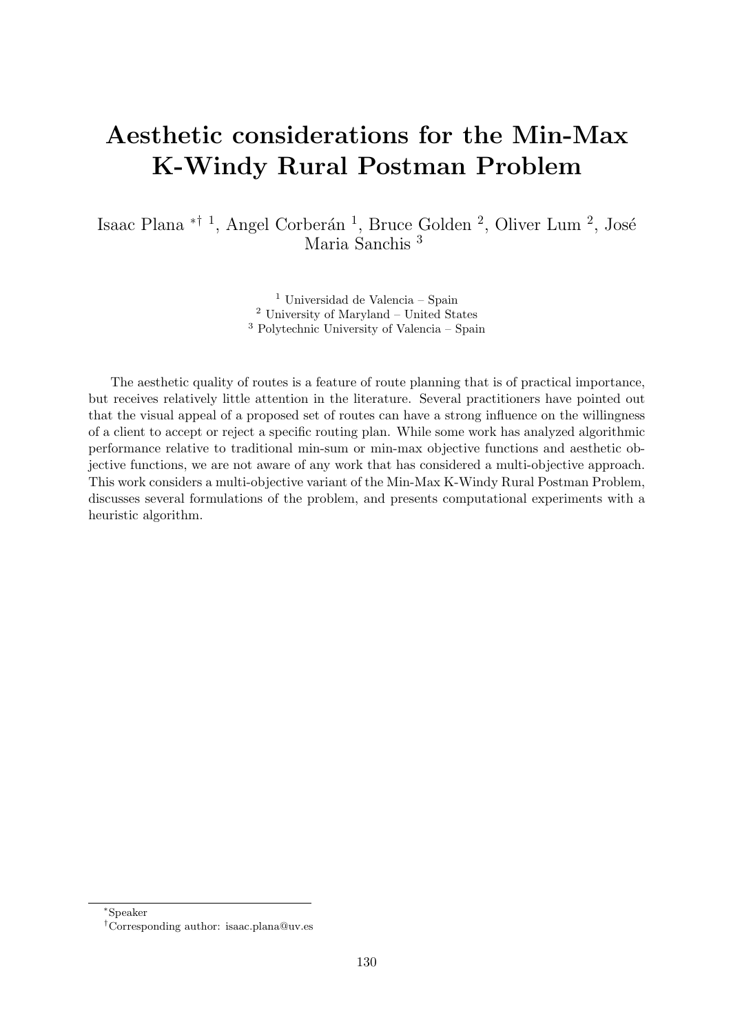# Aesthetic considerations for the Min-Max K-Windy Rural Postman Problem

Isaac Plana *† [1], Angel Corberán [1], Bruce Golden [2], Oliver Lum [2], José Maria Sanchis [3]

[1] Universidad de Valencia – Spain
[2] University of Maryland – United States
[3] Polytechnic University of Valencia – Spain

The aesthetic quality of routes is a feature of route planning that is of practical importance, but receives relatively little attention in the literature. Several practitioners have pointed out that the visual appeal of a proposed set of routes can have a strong influence on the willingness of a client to accept or reject a specific routing plan. While some work has analyzed algorithmic performance relative to traditional min-sum or min-max objective functions and aesthetic objective functions, we are not aware of any work that has considered a multi-objective approach. This work considers a multi-objective variant of the Min-Max K-Windy Rural Postman Problem, discusses several formulations of the problem, and presents computational experiments with a heuristic algorithm.

---

*Speaker

†Corresponding author: isaac.plana@uv.es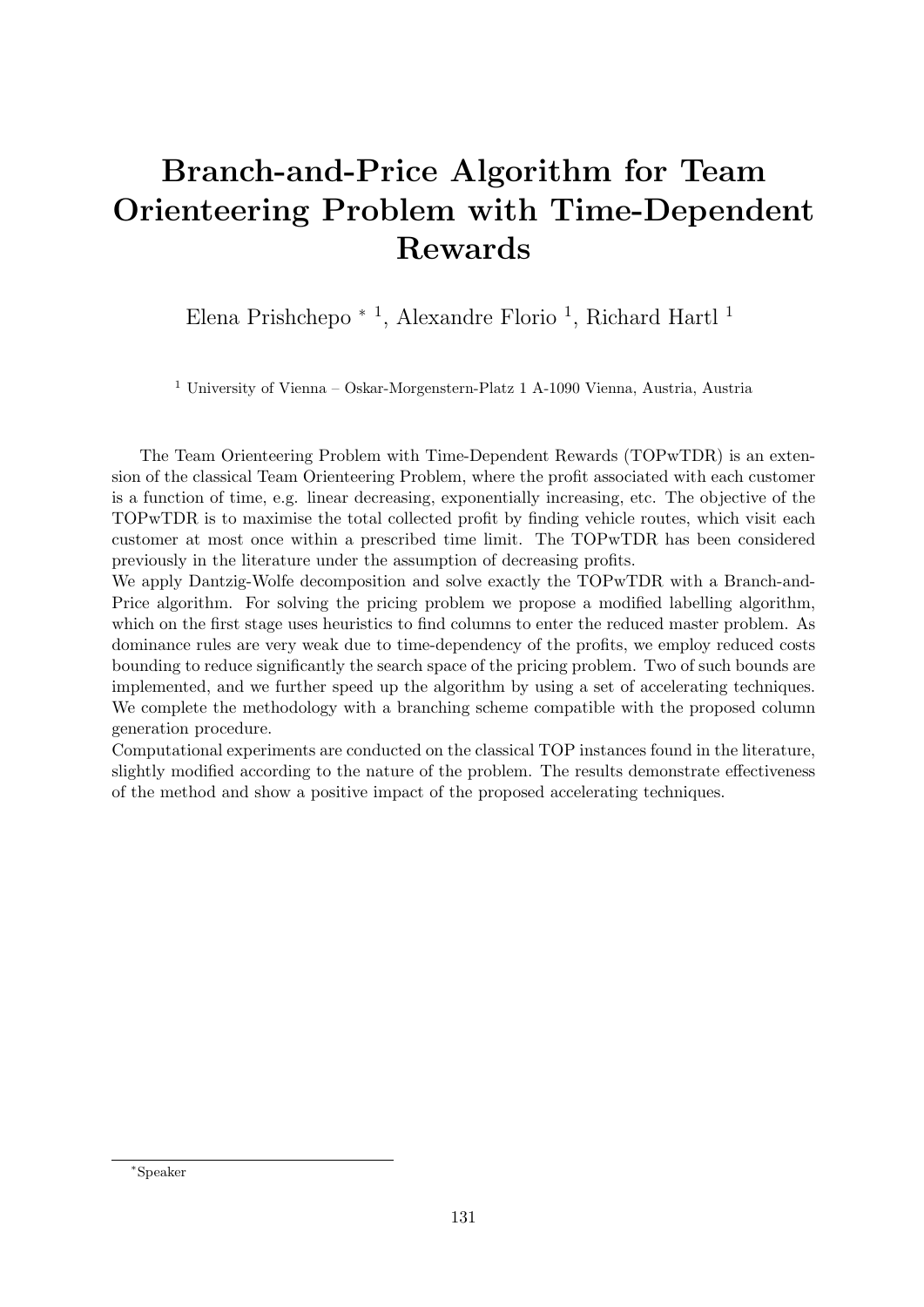# Branch-and-Price Algorithm for Team Orienteering Problem with Time-Dependent Rewards

Elena Prishchepo * [1], Alexandre Florio [1], Richard Hartl [1]

[1] University of Vienna – Oskar-Morgenstern-Platz 1 A-1090 Vienna, Austria, Austria

The Team Orienteering Problem with Time-Dependent Rewards (TOPwTDR) is an extension of the classical Team Orienteering Problem, where the profit associated with each customer is a function of time, e.g. linear decreasing, exponentially increasing, etc. The objective of the TOPwTDR is to maximise the total collected profit by finding vehicle routes, which visit each customer at most once within a prescribed time limit. The TOPwTDR has been considered previously in the literature under the assumption of decreasing profits.

We apply Dantzig-Wolfe decomposition and solve exactly the TOPwTDR with a Branch-and-Price algorithm. For solving the pricing problem we propose a modified labelling algorithm, which on the first stage uses heuristics to find columns to enter the reduced master problem. As dominance rules are very weak due to time-dependency of the profits, we employ reduced costs bounding to reduce significantly the search space of the pricing problem. Two of such bounds are implemented, and we further speed up the algorithm by using a set of accelerating techniques. We complete the methodology with a branching scheme compatible with the proposed column generation procedure.

Computational experiments are conducted on the classical TOP instances found in the literature, slightly modified according to the nature of the problem. The results demonstrate effectiveness of the method and show a positive impact of the proposed accelerating techniques.

*Speaker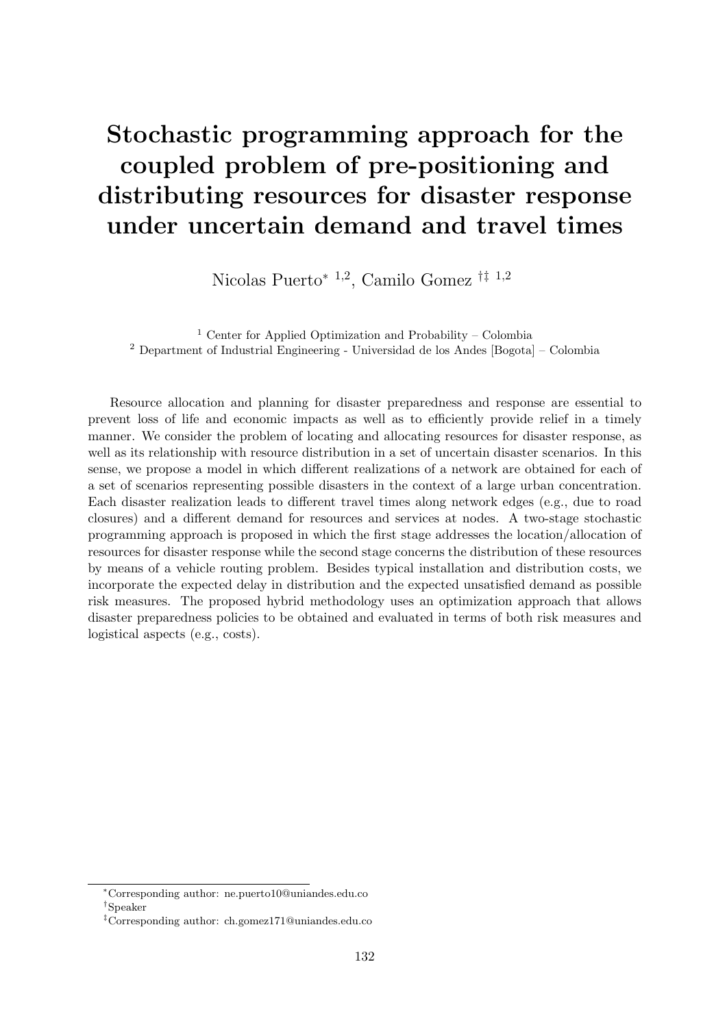# Stochastic programming approach for the coupled problem of pre-positioning and distributing resources for disaster response under uncertain demand and travel times

Nicolas Puerto[∗ 1,2], Camilo Gomez [†‡ 1,2]

[1] Center for Applied Optimization and Probability – Colombia
[2] Department of Industrial Engineering - Universidad de los Andes [Bogota] – Colombia

Resource allocation and planning for disaster preparedness and response are essential to prevent loss of life and economic impacts as well as to efficiently provide relief in a timely manner. We consider the problem of locating and allocating resources for disaster response, as well as its relationship with resource distribution in a set of uncertain disaster scenarios. In this sense, we propose a model in which different realizations of a network are obtained for each of a set of scenarios representing possible disasters in the context of a large urban concentration. Each disaster realization leads to different travel times along network edges (e.g., due to road closures) and a different demand for resources and services at nodes. A two-stage stochastic programming approach is proposed in which the first stage addresses the location/allocation of resources for disaster response while the second stage concerns the distribution of these resources by means of a vehicle routing problem. Besides typical installation and distribution costs, we incorporate the expected delay in distribution and the expected unsatisfied demand as possible risk measures. The proposed hybrid methodology uses an optimization approach that allows disaster preparedness policies to be obtained and evaluated in terms of both risk measures and logistical aspects (e.g., costs).

[∗]Corresponding author: ne.puerto10@uniandes.edu.co
[†]Speaker
[‡]Corresponding author: ch.gomez171@uniandes.edu.co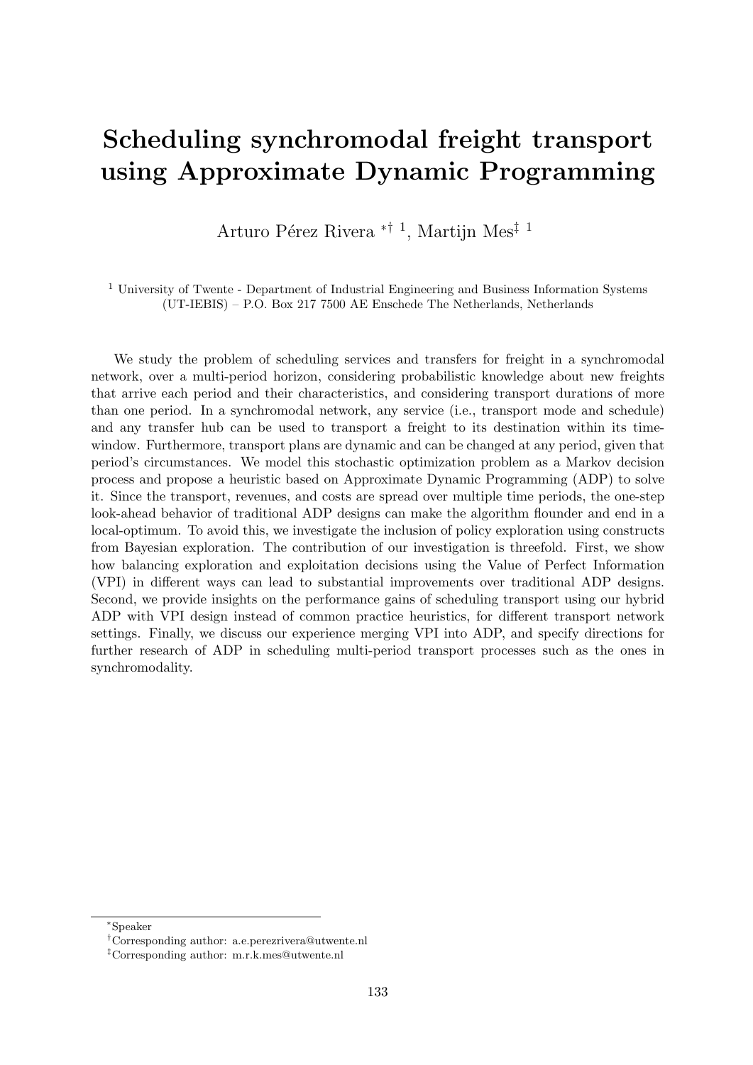# Scheduling synchromodal freight transport using Approximate Dynamic Programming

Arturo Pérez Rivera [*] [†] [1], Martijn Mes[‡] [1]

[1] University of Twente - Department of Industrial Engineering and Business Information Systems (UT-IEBIS) – P.O. Box 217 7500 AE Enschede The Netherlands, Netherlands

We study the problem of scheduling services and transfers for freight in a synchromodal network, over a multi-period horizon, considering probabilistic knowledge about new freights that arrive each period and their characteristics, and considering transport durations of more than one period. In a synchromodal network, any service (i.e., transport mode and schedule) and any transfer hub can be used to transport a freight to its destination within its time-window. Furthermore, transport plans are dynamic and can be changed at any period, given that period's circumstances. We model this stochastic optimization problem as a Markov decision process and propose a heuristic based on Approximate Dynamic Programming (ADP) to solve it. Since the transport, revenues, and costs are spread over multiple time periods, the one-step look-ahead behavior of traditional ADP designs can make the algorithm flounder and end in a local-optimum. To avoid this, we investigate the inclusion of policy exploration using constructs from Bayesian exploration. The contribution of our investigation is threefold. First, we show how balancing exploration and exploitation decisions using the Value of Perfect Information (VPI) in different ways can lead to substantial improvements over traditional ADP designs. Second, we provide insights on the performance gains of scheduling transport using our hybrid ADP with VPI design instead of common practice heuristics, for different transport network settings. Finally, we discuss our experience merging VPI into ADP, and specify directions for further research of ADP in scheduling multi-period transport processes such as the ones in synchromodality.

[*] Speaker

[†] Corresponding author: a.e.perezrivera@utwente.nl

[‡] Corresponding author: m.r.k.mes@utwente.nl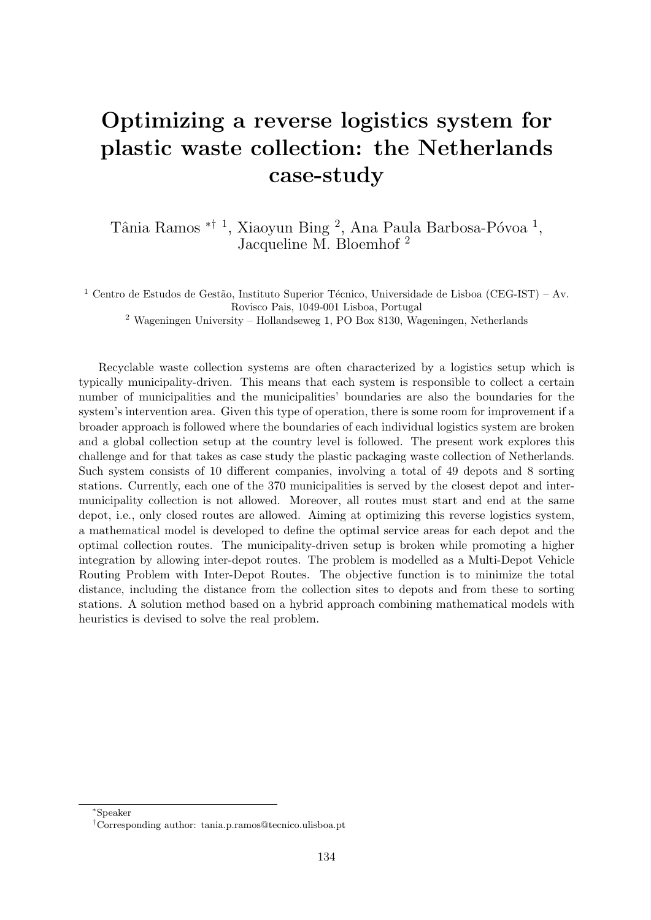# Optimizing a reverse logistics system for plastic waste collection: the Netherlands case-study

Tânia Ramos [*†1], Xiaoyun Bing [2], Ana Paula Barbosa-Póvoa [1], Jacqueline M. Bloemhof [2]

[1] Centro de Estudos de Gestão, Instituto Superior Técnico, Universidade de Lisboa (CEG-IST) – Av. Rovisco Pais, 1049-001 Lisboa, Portugal

[2] Wageningen University – Hollandseweg 1, PO Box 8130, Wageningen, Netherlands

Recyclable waste collection systems are often characterized by a logistics setup which is typically municipality-driven. This means that each system is responsible to collect a certain number of municipalities and the municipalities' boundaries are also the boundaries for the system's intervention area. Given this type of operation, there is some room for improvement if a broader approach is followed where the boundaries of each individual logistics system are broken and a global collection setup at the country level is followed. The present work explores this challenge and for that takes as case study the plastic packaging waste collection of Netherlands. Such system consists of 10 different companies, involving a total of 49 depots and 8 sorting stations. Currently, each one of the 370 municipalities is served by the closest depot and inter-municipality collection is not allowed. Moreover, all routes must start and end at the same depot, i.e., only closed routes are allowed. Aiming at optimizing this reverse logistics system, a mathematical model is developed to define the optimal service areas for each depot and the optimal collection routes. The municipality-driven setup is broken while promoting a higher integration by allowing inter-depot routes. The problem is modelled as a Multi-Depot Vehicle Routing Problem with Inter-Depot Routes. The objective function is to minimize the total distance, including the distance from the collection sites to depots and from these to sorting stations. A solution method based on a hybrid approach combining mathematical models with heuristics is devised to solve the real problem.

---

[*] Speaker

[†] Corresponding author: tania.p.ramos@tecnico.ulisboa.pt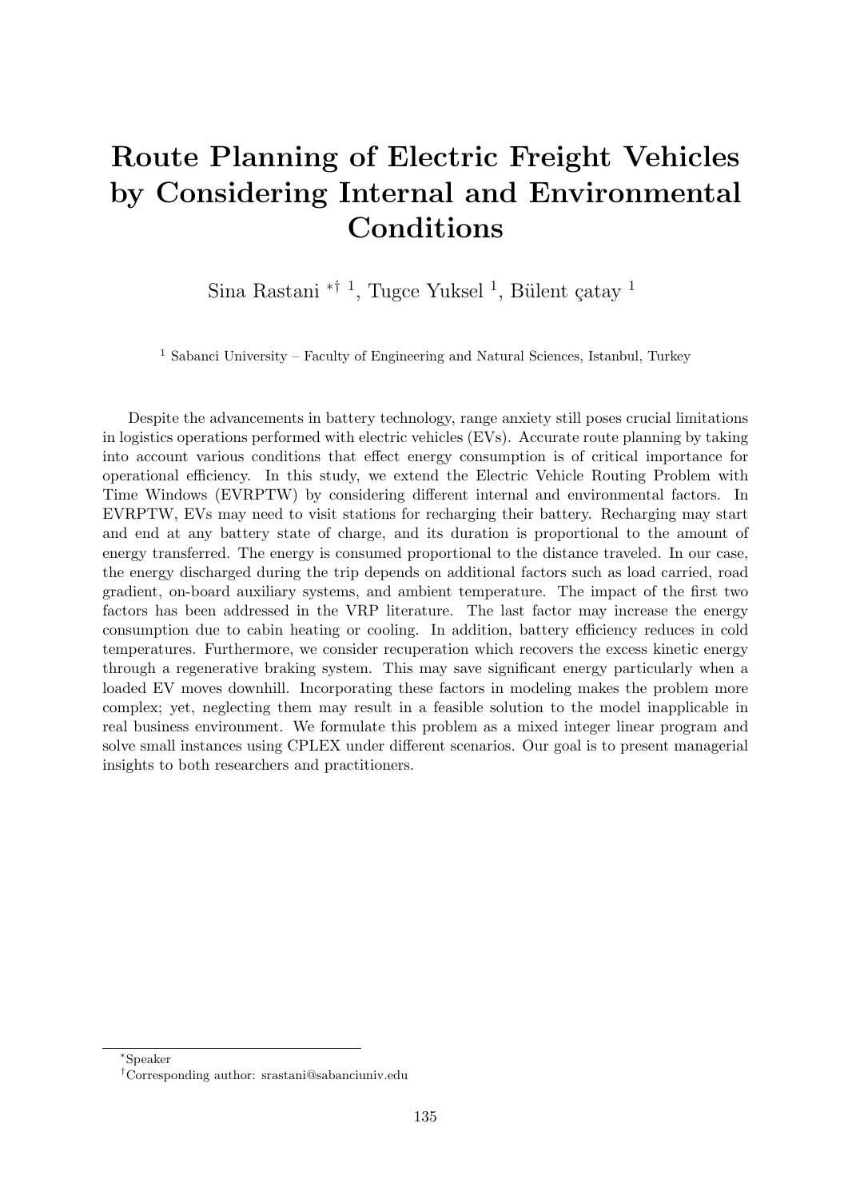# Route Planning of Electric Freight Vehicles by Considering Internal and Environmental Conditions

Sina Rastani *† [1], Tugce Yuksel [1], Bülent çatay [1]

[1] Sabanci University – Faculty of Engineering and Natural Sciences, Istanbul, Turkey

Despite the advancements in battery technology, range anxiety still poses crucial limitations in logistics operations performed with electric vehicles (EVs). Accurate route planning by taking into account various conditions that effect energy consumption is of critical importance for operational efficiency. In this study, we extend the Electric Vehicle Routing Problem with Time Windows (EVRPTW) by considering different internal and environmental factors. In EVRPTW, EVs may need to visit stations for recharging their battery. Recharging may start and end at any battery state of charge, and its duration is proportional to the amount of energy transferred. The energy is consumed proportional to the distance traveled. In our case, the energy discharged during the trip depends on additional factors such as load carried, road gradient, on-board auxiliary systems, and ambient temperature. The impact of the first two factors has been addressed in the VRP literature. The last factor may increase the energy consumption due to cabin heating or cooling. In addition, battery efficiency reduces in cold temperatures. Furthermore, we consider recuperation which recovers the excess kinetic energy through a regenerative braking system. This may save significant energy particularly when a loaded EV moves downhill. Incorporating these factors in modeling makes the problem more complex; yet, neglecting them may result in a feasible solution to the model inapplicable in real business environment. We formulate this problem as a mixed integer linear program and solve small instances using CPLEX under different scenarios. Our goal is to present managerial insights to both researchers and practitioners.

*Speaker

†Corresponding author: srastani@sabanciuniv.edu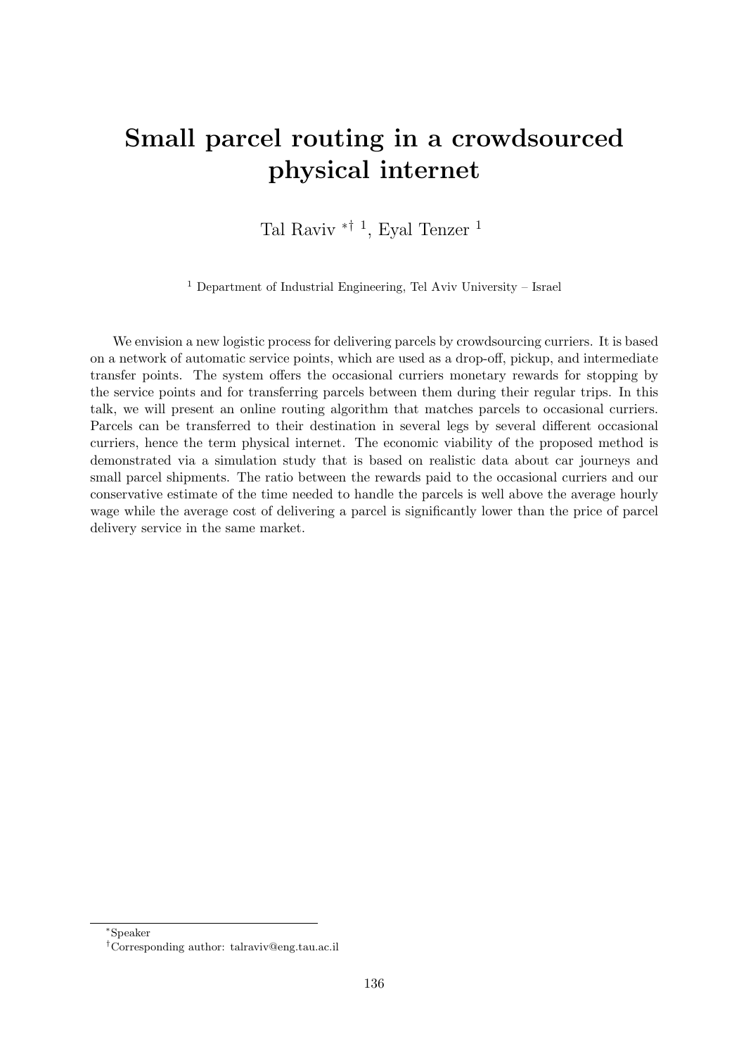# Small parcel routing in a crowdsourced physical internet

Tal Raviv *† [1], Eyal Tenzer [1]

[1] Department of Industrial Engineering, Tel Aviv University – Israel

We envision a new logistic process for delivering parcels by crowdsourcing curriers. It is based on a network of automatic service points, which are used as a drop-off, pickup, and intermediate transfer points. The system offers the occasional curriers monetary rewards for stopping by the service points and for transferring parcels between them during their regular trips. In this talk, we will present an online routing algorithm that matches parcels to occasional curriers. Parcels can be transferred to their destination in several legs by several different occasional curriers, hence the term physical internet. The economic viability of the proposed method is demonstrated via a simulation study that is based on realistic data about car journeys and small parcel shipments. The ratio between the rewards paid to the occasional curriers and our conservative estimate of the time needed to handle the parcels is well above the average hourly wage while the average cost of delivering a parcel is significantly lower than the price of parcel delivery service in the same market.

*Speaker

†Corresponding author: talraviv@eng.tau.ac.il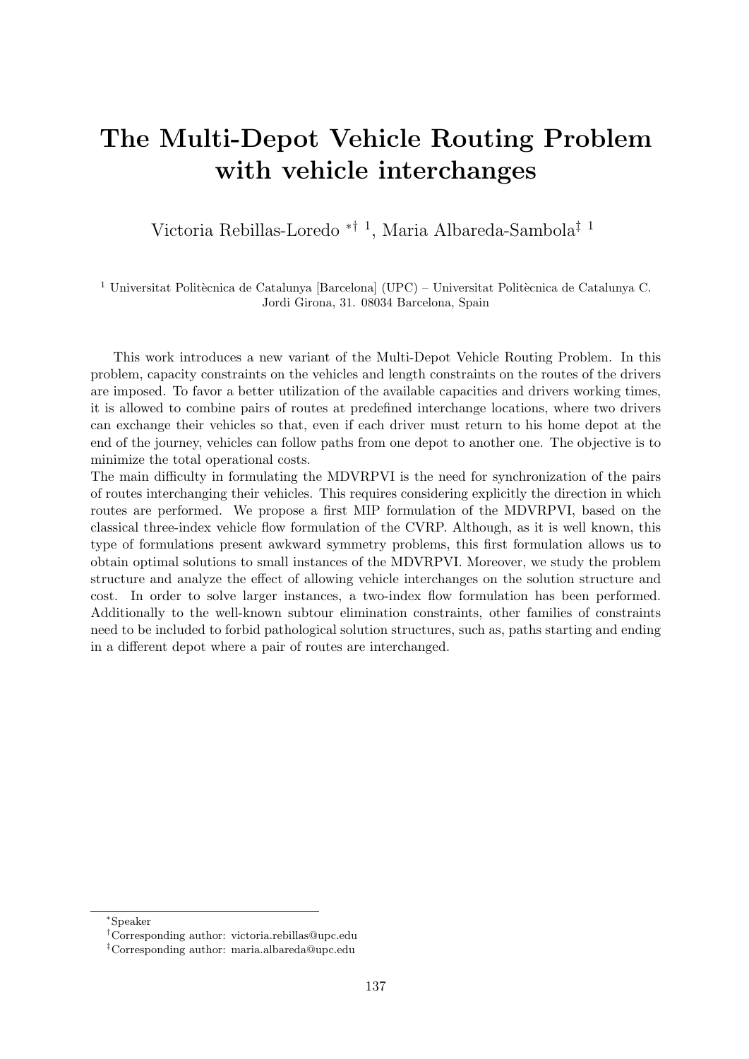# The Multi-Depot Vehicle Routing Problem with vehicle interchanges

Victoria Rebillas-Loredo [*,†,1], Maria Albareda-Sambola[‡,1]

[1] Universitat Politècnica de Catalunya [Barcelona] (UPC) – Universitat Politècnica de Catalunya C. Jordi Girona, 31. 08034 Barcelona, Spain

This work introduces a new variant of the Multi-Depot Vehicle Routing Problem. In this problem, capacity constraints on the vehicles and length constraints on the routes of the drivers are imposed. To favor a better utilization of the available capacities and drivers working times, it is allowed to combine pairs of routes at predefined interchange locations, where two drivers can exchange their vehicles so that, even if each driver must return to his home depot at the end of the journey, vehicles can follow paths from one depot to another one. The objective is to minimize the total operational costs.

The main difficulty in formulating the MDVRPVI is the need for synchronization of the pairs of routes interchanging their vehicles. This requires considering explicitly the direction in which routes are performed. We propose a first MIP formulation of the MDVRPVI, based on the classical three-index vehicle flow formulation of the CVRP. Although, as it is well known, this type of formulations present awkward symmetry problems, this first formulation allows us to obtain optimal solutions to small instances of the MDVRPVI. Moreover, we study the problem structure and analyze the effect of allowing vehicle interchanges on the solution structure and cost. In order to solve larger instances, a two-index flow formulation has been performed. Additionally to the well-known subtour elimination constraints, other families of constraints need to be included to forbid pathological solution structures, such as, paths starting and ending in a different depot where a pair of routes are interchanged.

---

[*] Speaker

[†] Corresponding author: victoria.rebillas@upc.edu

[‡] Corresponding author: maria.albareda@upc.edu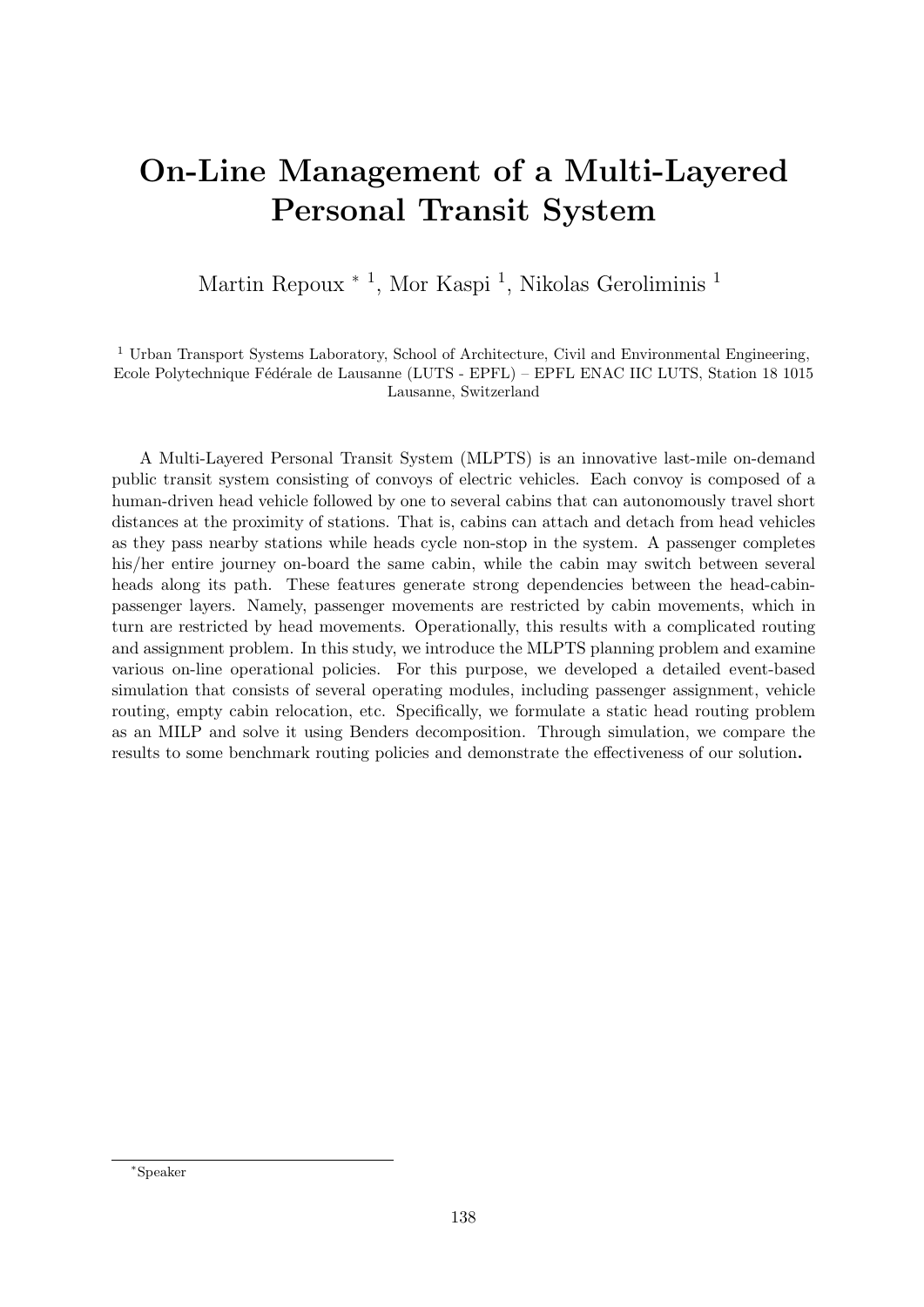# On-Line Management of a Multi-Layered Personal Transit System

Martin Repoux * [1], Mor Kaspi [1], Nikolas Geroliminis [1]

[1] Urban Transport Systems Laboratory, School of Architecture, Civil and Environmental Engineering, Ecole Polytechnique Fédérale de Lausanne (LUTS - EPFL) – EPFL ENAC IIC LUTS, Station 18 1015 Lausanne, Switzerland

A Multi-Layered Personal Transit System (MLPTS) is an innovative last-mile on-demand public transit system consisting of convoys of electric vehicles. Each convoy is composed of a human-driven head vehicle followed by one to several cabins that can autonomously travel short distances at the proximity of stations. That is, cabins can attach and detach from head vehicles as they pass nearby stations while heads cycle non-stop in the system. A passenger completes his/her entire journey on-board the same cabin, while the cabin may switch between several heads along its path. These features generate strong dependencies between the head-cabin-passenger layers. Namely, passenger movements are restricted by cabin movements, which in turn are restricted by head movements. Operationally, this results with a complicated routing and assignment problem. In this study, we introduce the MLPTS planning problem and examine various on-line operational policies. For this purpose, we developed a detailed event-based simulation that consists of several operating modules, including passenger assignment, vehicle routing, empty cabin relocation, etc. Specifically, we formulate a static head routing problem as an MILP and solve it using Benders decomposition. Through simulation, we compare the results to some benchmark routing policies and demonstrate the effectiveness of our solution.

*Speaker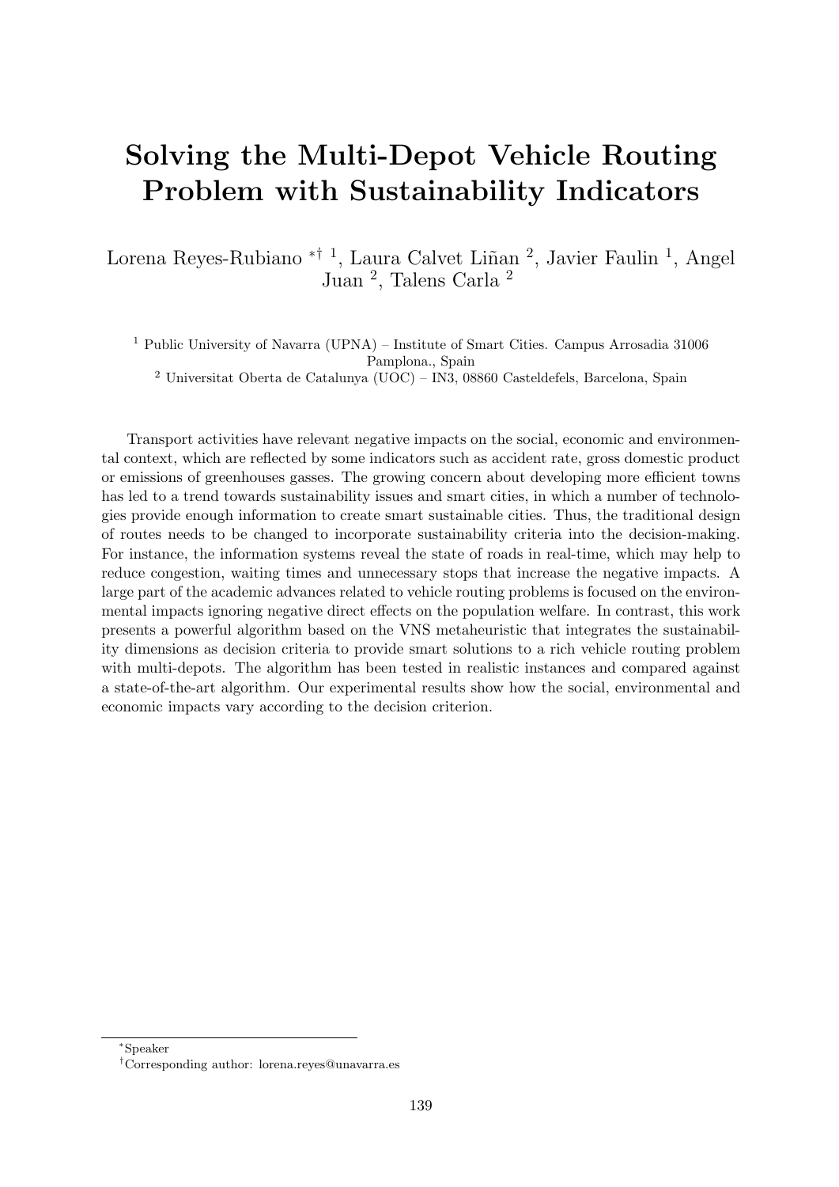# Solving the Multi-Depot Vehicle Routing Problem with Sustainability Indicators

Lorena Reyes-Rubiano [*†1], Laura Calvet Liñan [2], Javier Faulin [1], Angel Juan [2], Talens Carla [2]

[1] Public University of Navarra (UPNA) – Institute of Smart Cities. Campus Arrosadia 31006 Pamplona., Spain

[2] Universitat Oberta de Catalunya (UOC) – IN3, 08860 Casteldefels, Barcelona, Spain

Transport activities have relevant negative impacts on the social, economic and environmental context, which are reflected by some indicators such as accident rate, gross domestic product or emissions of greenhouses gasses. The growing concern about developing more efficient towns has led to a trend towards sustainability issues and smart cities, in which a number of technologies provide enough information to create smart sustainable cities. Thus, the traditional design of routes needs to be changed to incorporate sustainability criteria into the decision-making. For instance, the information systems reveal the state of roads in real-time, which may help to reduce congestion, waiting times and unnecessary stops that increase the negative impacts. A large part of the academic advances related to vehicle routing problems is focused on the environmental impacts ignoring negative direct effects on the population welfare. In contrast, this work presents a powerful algorithm based on the VNS metaheuristic that integrates the sustainability dimensions as decision criteria to provide smart solutions to a rich vehicle routing problem with multi-depots. The algorithm has been tested in realistic instances and compared against a state-of-the-art algorithm. Our experimental results show how the social, environmental and economic impacts vary according to the decision criterion.

---

[*] Speaker

[†] Corresponding author: lorena.reyes@unavarra.es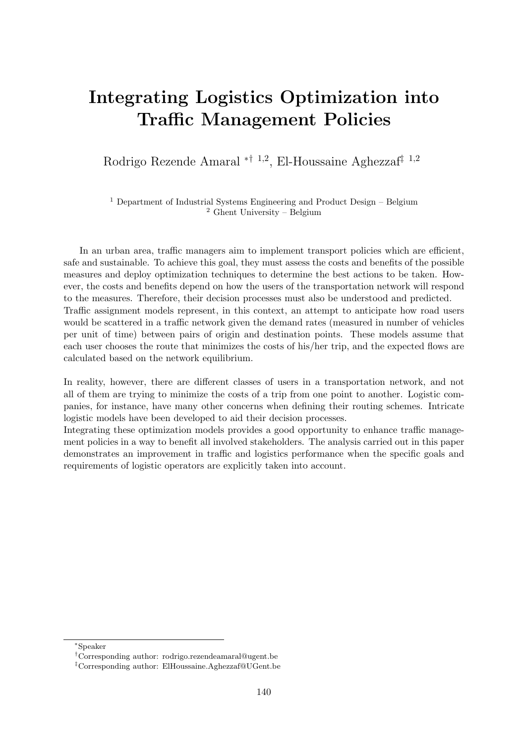# Integrating Logistics Optimization into Traffic Management Policies

Rodrigo Rezende Amaral *† [1,2], El-Houssaine Aghezzaf‡ [1,2]

[1] Department of Industrial Systems Engineering and Product Design – Belgium
[2] Ghent University – Belgium

In an urban area, traffic managers aim to implement transport policies which are efficient, safe and sustainable. To achieve this goal, they must assess the costs and benefits of the possible measures and deploy optimization techniques to determine the best actions to be taken. However, the costs and benefits depend on how the users of the transportation network will respond to the measures. Therefore, their decision processes must also be understood and predicted.
Traffic assignment models represent, in this context, an attempt to anticipate how road users would be scattered in a traffic network given the demand rates (measured in number of vehicles per unit of time) between pairs of origin and destination points. These models assume that each user chooses the route that minimizes the costs of his/her trip, and the expected flows are calculated based on the network equilibrium.

In reality, however, there are different classes of users in a transportation network, and not all of them are trying to minimize the costs of a trip from one point to another. Logistic companies, for instance, have many other concerns when defining their routing schemes. Intricate logistic models have been developed to aid their decision processes.
Integrating these optimization models provides a good opportunity to enhance traffic management policies in a way to benefit all involved stakeholders. The analysis carried out in this paper demonstrates an improvement in traffic and logistics performance when the specific goals and requirements of logistic operators are explicitly taken into account.

---

*Speaker
†Corresponding author: rodrigo.rezendeamaral@ugent.be
‡Corresponding author: ElHoussaine.Aghezzaf@UGent.be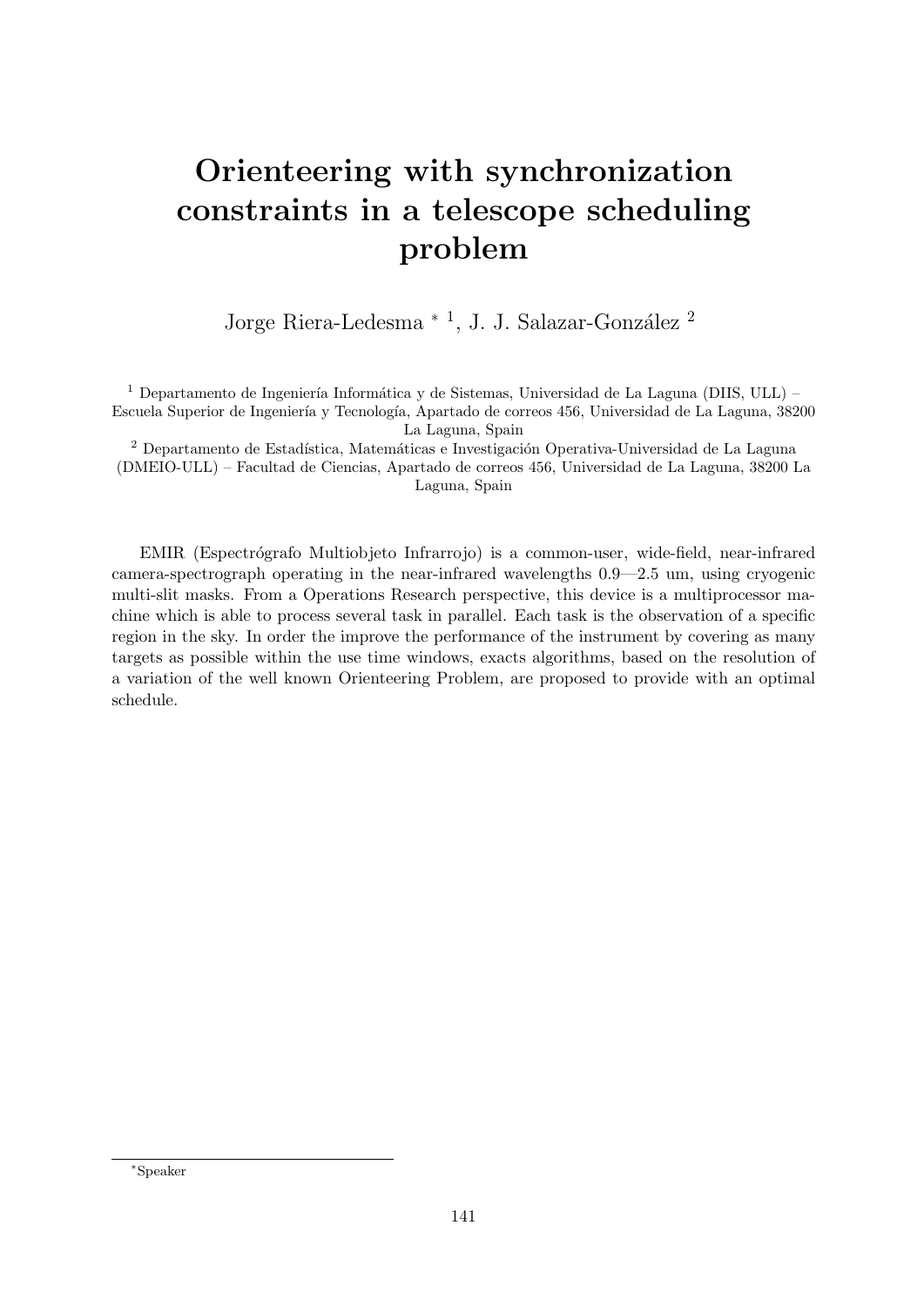# Orienteering with synchronization constraints in a telescope scheduling problem

Jorge Riera-Ledesma * [1], J. J. Salazar-González [2]

[1] Departamento de Ingeniería Informática y de Sistemas, Universidad de La Laguna (DIIS, ULL) – Escuela Superior de Ingeniería y Tecnología, Apartado de correos 456, Universidad de La Laguna, 38200 La Laguna, Spain

[2] Departamento de Estadística, Matemáticas e Investigación Operativa-Universidad de La Laguna (DMEIO-ULL) – Facultad de Ciencias, Apartado de correos 456, Universidad de La Laguna, 38200 La Laguna, Spain

EMIR (Espectrógrafo Multiobjeto Infrarrojo) is a common-user, wide-field, near-infrared camera-spectrograph operating in the near-infrared wavelengths 0.9—2.5 um, using cryogenic multi-slit masks. From a Operations Research perspective, this device is a multiprocessor machine which is able to process several task in parallel. Each task is the observation of a specific region in the sky. In order the improve the performance of the instrument by covering as many targets as possible within the use time windows, exacts algorithms, based on the resolution of a variation of the well known Orienteering Problem, are proposed to provide with an optimal schedule.

*Speaker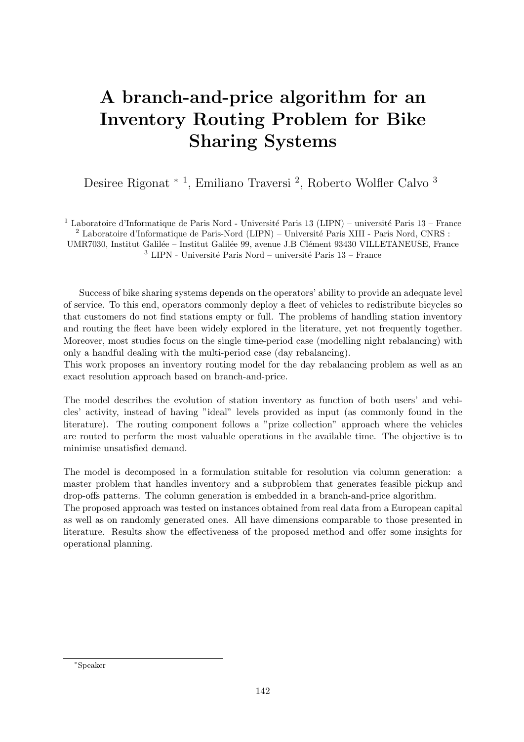# A branch-and-price algorithm for an Inventory Routing Problem for Bike Sharing Systems

Desiree Rigonat * [1], Emiliano Traversi [2], Roberto Wolfler Calvo [3]

[1] Laboratoire d'Informatique de Paris Nord - Université Paris 13 (LIPN) – université Paris 13 – France
[2] Laboratoire d'Informatique de Paris-Nord (LIPN) – Université Paris XIII - Paris Nord, CNRS : UMR7030, Institut Galilée – Institut Galilée 99, avenue J.B Clément 93430 VILLETANEUSE, France
[3] LIPN - Université Paris Nord – université Paris 13 – France

Success of bike sharing systems depends on the operators' ability to provide an adequate level of service. To this end, operators commonly deploy a fleet of vehicles to redistribute bicycles so that customers do not find stations empty or full. The problems of handling station inventory and routing the fleet have been widely explored in the literature, yet not frequently together. Moreover, most studies focus on the single time-period case (modelling night rebalancing) with only a handful dealing with the multi-period case (day rebalancing).
This work proposes an inventory routing model for the day rebalancing problem as well as an exact resolution approach based on branch-and-price.

The model describes the evolution of station inventory as function of both users' and vehicles' activity, instead of having "ideal" levels provided as input (as commonly found in the literature). The routing component follows a "prize collection" approach where the vehicles are routed to perform the most valuable operations in the available time. The objective is to minimise unsatisfied demand.

The model is decomposed in a formulation suitable for resolution via column generation: a master problem that handles inventory and a subproblem that generates feasible pickup and drop-offs patterns. The column generation is embedded in a branch-and-price algorithm.
The proposed approach was tested on instances obtained from real data from a European capital as well as on randomly generated ones. All have dimensions comparable to those presented in literature. Results show the effectiveness of the proposed method and offer some insights for operational planning.

*Speaker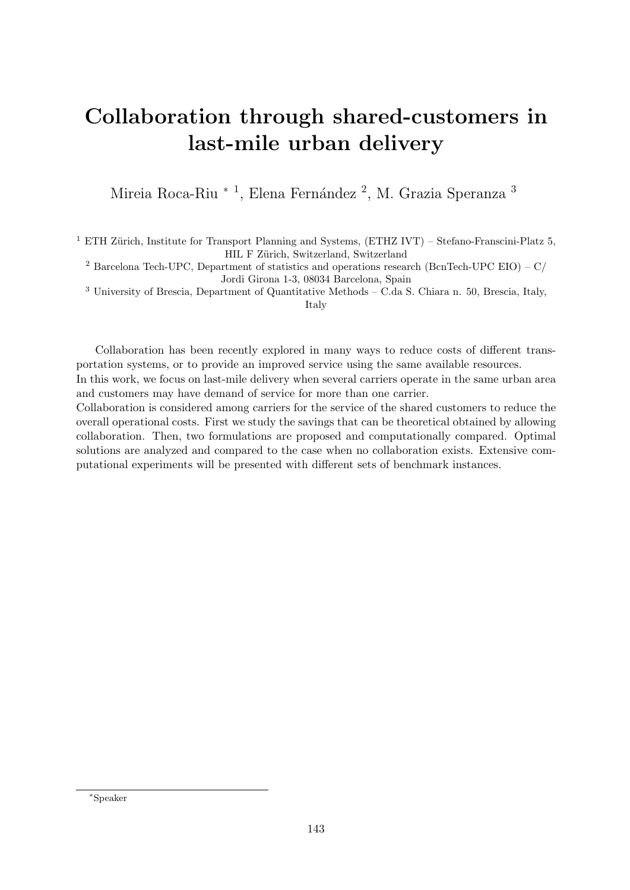# Collaboration through shared-customers in last-mile urban delivery

Mireia Roca-Riu * [1], Elena Fernández [2], M. Grazia Speranza [3]

[1] ETH Zürich, Institute for Transport Planning and Systems, (ETHZ IVT) – Stefano-Franscini-Platz 5, HIL F Zürich, Switzerland, Switzerland

[2] Barcelona Tech-UPC, Department of statistics and operations research (BcnTech-UPC EIO) – C/ Jordi Girona 1-3, 08034 Barcelona, Spain

[3] University of Brescia, Department of Quantitative Methods – C.da S. Chiara n. 50, Brescia, Italy, Italy

Collaboration has been recently explored in many ways to reduce costs of different transportation systems, or to provide an improved service using the same available resources.
In this work, we focus on last-mile delivery when several carriers operate in the same urban area and customers may have demand of service for more than one carrier.
Collaboration is considered among carriers for the service of the shared customers to reduce the overall operational costs. First we study the savings that can be theoretical obtained by allowing collaboration. Then, two formulations are proposed and computationally compared. Optimal solutions are analyzed and compared to the case when no collaboration exists. Extensive computational experiments will be presented with different sets of benchmark instances.

*Speaker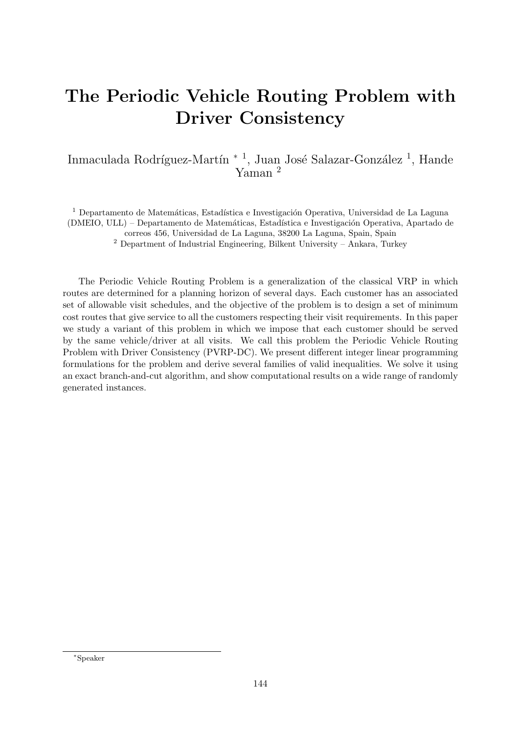# The Periodic Vehicle Routing Problem with Driver Consistency

Inmaculada Rodríguez-Martín * [1], Juan José Salazar-González [1], Hande Yaman [2]

[1] Departamento de Matemáticas, Estadística e Investigación Operativa, Universidad de La Laguna (DMEIO, ULL) – Departamento de Matemáticas, Estadística e Investigación Operativa, Apartado de correos 456, Universidad de La Laguna, 38200 La Laguna, Spain, Spain

[2] Department of Industrial Engineering, Bilkent University – Ankara, Turkey

The Periodic Vehicle Routing Problem is a generalization of the classical VRP in which routes are determined for a planning horizon of several days. Each customer has an associated set of allowable visit schedules, and the objective of the problem is to design a set of minimum cost routes that give service to all the customers respecting their visit requirements. In this paper we study a variant of this problem in which we impose that each customer should be served by the same vehicle/driver at all visits. We call this problem the Periodic Vehicle Routing Problem with Driver Consistency (PVRP-DC). We present different integer linear programming formulations for the problem and derive several families of valid inequalities. We solve it using an exact branch-and-cut algorithm, and show computational results on a wide range of randomly generated instances.

*Speaker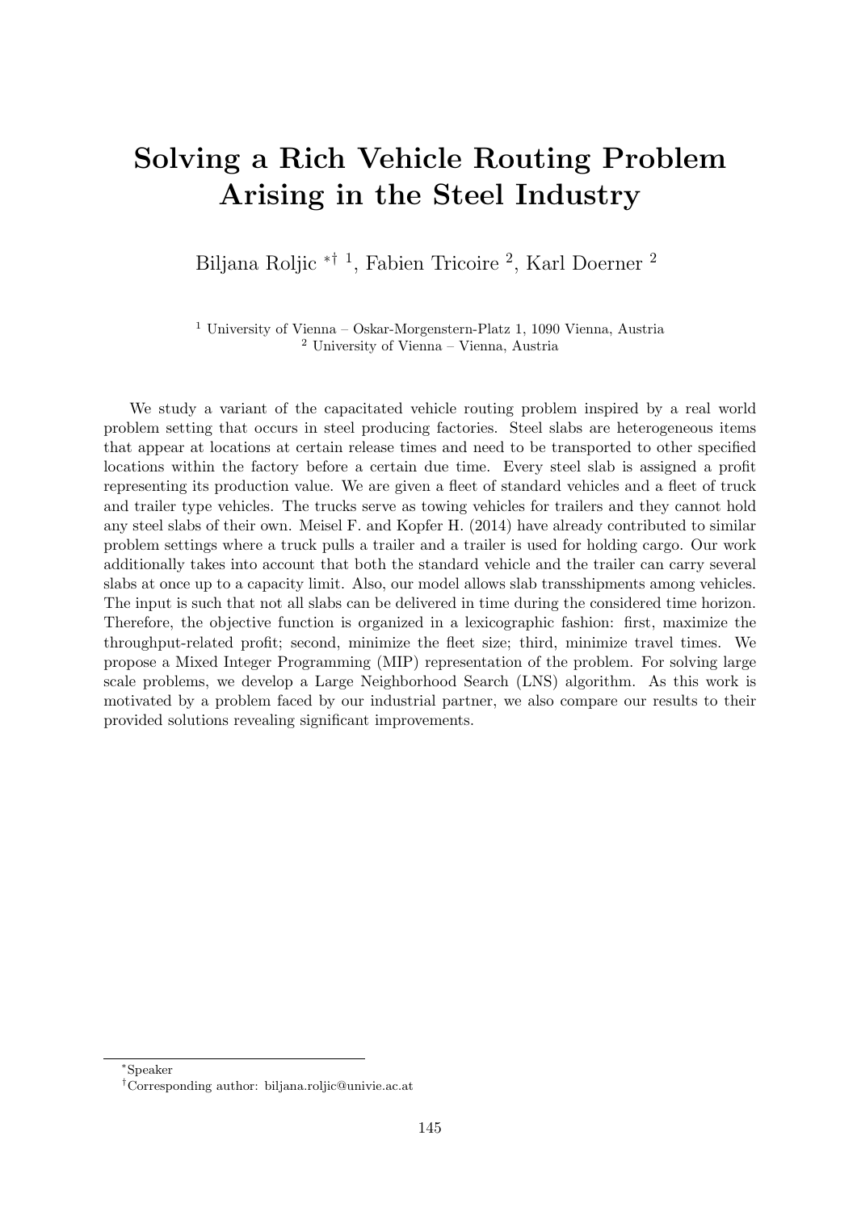# Solving a Rich Vehicle Routing Problem Arising in the Steel Industry

Biljana Roljic *† [1], Fabien Tricoire [2], Karl Doerner [2]

[1] University of Vienna – Oskar-Morgenstern-Platz 1, 1090 Vienna, Austria
[2] University of Vienna – Vienna, Austria

We study a variant of the capacitated vehicle routing problem inspired by a real world problem setting that occurs in steel producing factories. Steel slabs are heterogeneous items that appear at locations at certain release times and need to be transported to other specified locations within the factory before a certain due time. Every steel slab is assigned a profit representing its production value. We are given a fleet of standard vehicles and a fleet of truck and trailer type vehicles. The trucks serve as towing vehicles for trailers and they cannot hold any steel slabs of their own. Meisel F. and Kopfer H. (2014) have already contributed to similar problem settings where a truck pulls a trailer and a trailer is used for holding cargo. Our work additionally takes into account that both the standard vehicle and the trailer can carry several slabs at once up to a capacity limit. Also, our model allows slab transshipments among vehicles. The input is such that not all slabs can be delivered in time during the considered time horizon. Therefore, the objective function is organized in a lexicographic fashion: first, maximize the throughput-related profit; second, minimize the fleet size; third, minimize travel times. We propose a Mixed Integer Programming (MIP) representation of the problem. For solving large scale problems, we develop a Large Neighborhood Search (LNS) algorithm. As this work is motivated by a problem faced by our industrial partner, we also compare our results to their provided solutions revealing significant improvements.

---

*Speaker

†Corresponding author: biljana.roljic@univie.ac.at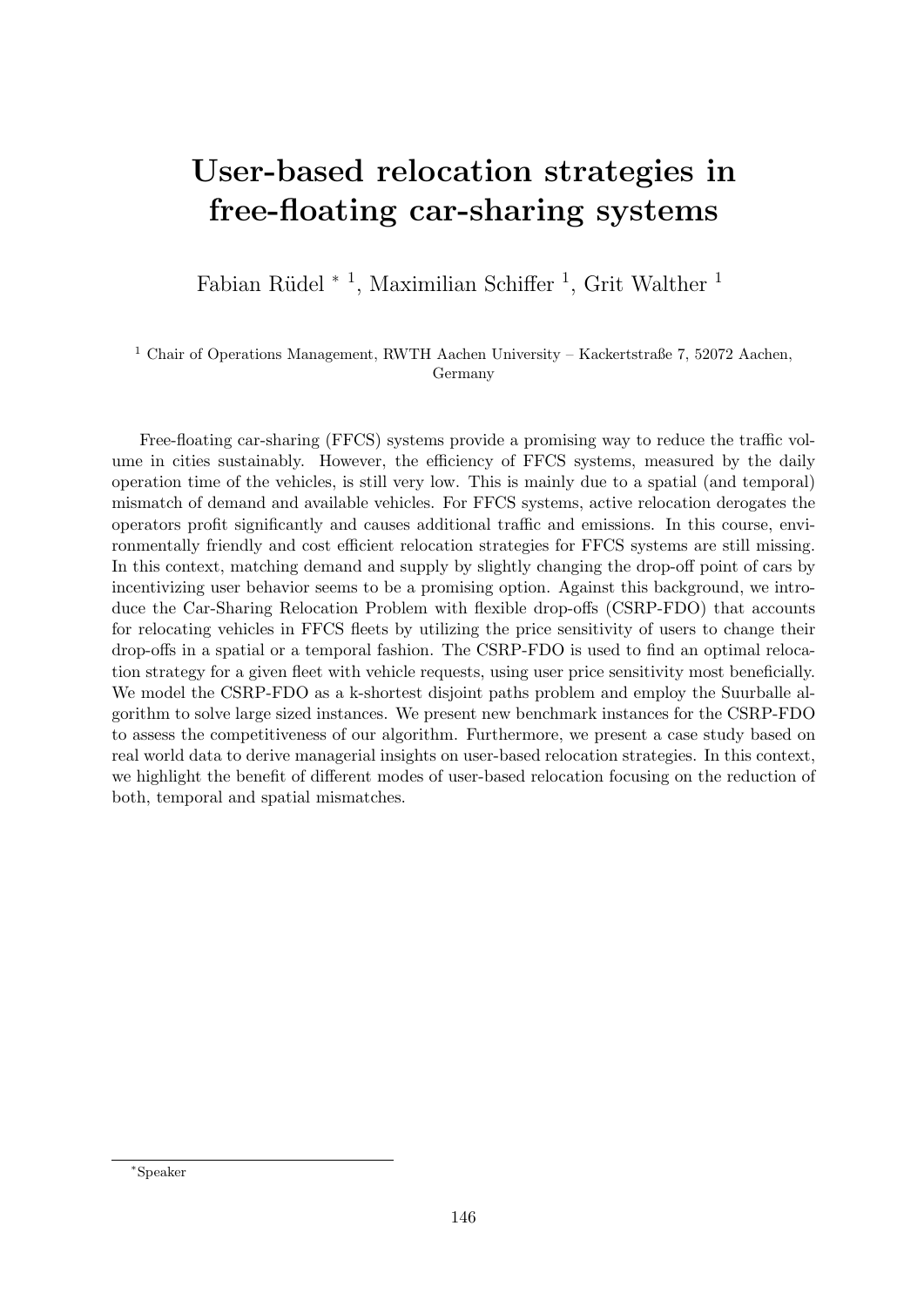# User-based relocation strategies in free-floating car-sharing systems

Fabian Rüdel * [1], Maximilian Schiffer [1], Grit Walther [1]

[1] Chair of Operations Management, RWTH Aachen University – Kackertstraße 7, 52072 Aachen, Germany

Free-floating car-sharing (FFCS) systems provide a promising way to reduce the traffic volume in cities sustainably. However, the efficiency of FFCS systems, measured by the daily operation time of the vehicles, is still very low. This is mainly due to a spatial (and temporal) mismatch of demand and available vehicles. For FFCS systems, active relocation derogates the operators profit significantly and causes additional traffic and emissions. In this course, environmentally friendly and cost efficient relocation strategies for FFCS systems are still missing. In this context, matching demand and supply by slightly changing the drop-off point of cars by incentivizing user behavior seems to be a promising option. Against this background, we introduce the Car-Sharing Relocation Problem with flexible drop-offs (CSRP-FDO) that accounts for relocating vehicles in FFCS fleets by utilizing the price sensitivity of users to change their drop-offs in a spatial or a temporal fashion. The CSRP-FDO is used to find an optimal relocation strategy for a given fleet with vehicle requests, using user price sensitivity most beneficially. We model the CSRP-FDO as a k-shortest disjoint paths problem and employ the Suurballe algorithm to solve large sized instances. We present new benchmark instances for the CSRP-FDO to assess the competitiveness of our algorithm. Furthermore, we present a case study based on real world data to derive managerial insights on user-based relocation strategies. In this context, we highlight the benefit of different modes of user-based relocation focusing on the reduction of both, temporal and spatial mismatches.

*Speaker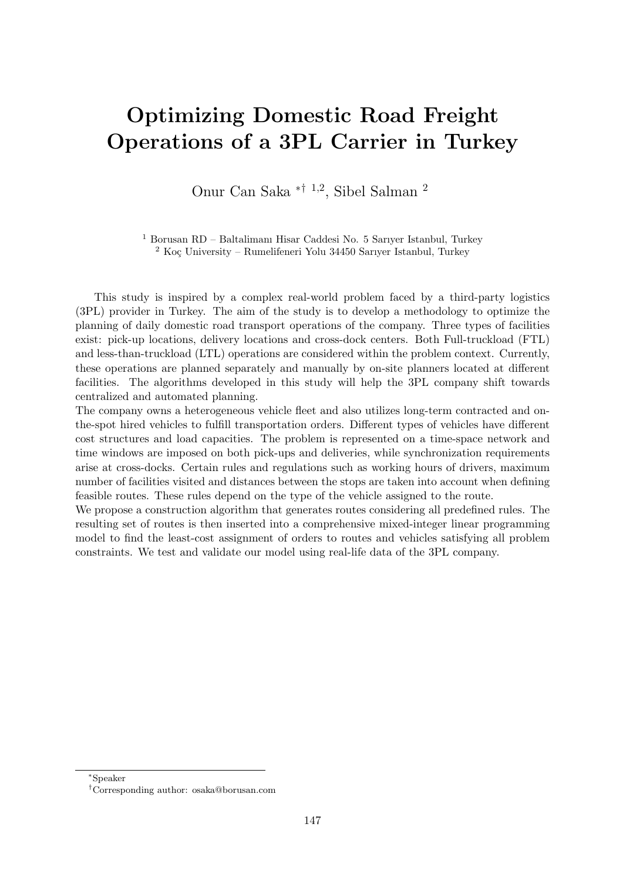# Optimizing Domestic Road Freight Operations of a 3PL Carrier in Turkey

Onur Can Saka *† [1,2], Sibel Salman [2]

[1] Borusan RD – Baltalimanı Hisar Caddesi No. 5 Sarıyer Istanbul, Turkey
[2] Koç University – Rumelifeneri Yolu 34450 Sarıyer Istanbul, Turkey

This study is inspired by a complex real-world problem faced by a third-party logistics (3PL) provider in Turkey. The aim of the study is to develop a methodology to optimize the planning of daily domestic road transport operations of the company. Three types of facilities exist: pick-up locations, delivery locations and cross-dock centers. Both Full-truckload (FTL) and less-than-truckload (LTL) operations are considered within the problem context. Currently, these operations are planned separately and manually by on-site planners located at different facilities. The algorithms developed in this study will help the 3PL company shift towards centralized and automated planning.

The company owns a heterogeneous vehicle fleet and also utilizes long-term contracted and on-the-spot hired vehicles to fulfill transportation orders. Different types of vehicles have different cost structures and load capacities. The problem is represented on a time-space network and time windows are imposed on both pick-ups and deliveries, while synchronization requirements arise at cross-docks. Certain rules and regulations such as working hours of drivers, maximum number of facilities visited and distances between the stops are taken into account when defining feasible routes. These rules depend on the type of the vehicle assigned to the route.

We propose a construction algorithm that generates routes considering all predefined rules. The resulting set of routes is then inserted into a comprehensive mixed-integer linear programming model to find the least-cost assignment of orders to routes and vehicles satisfying all problem constraints. We test and validate our model using real-life data of the 3PL company.

*Speaker

†Corresponding author: osaka@borusan.com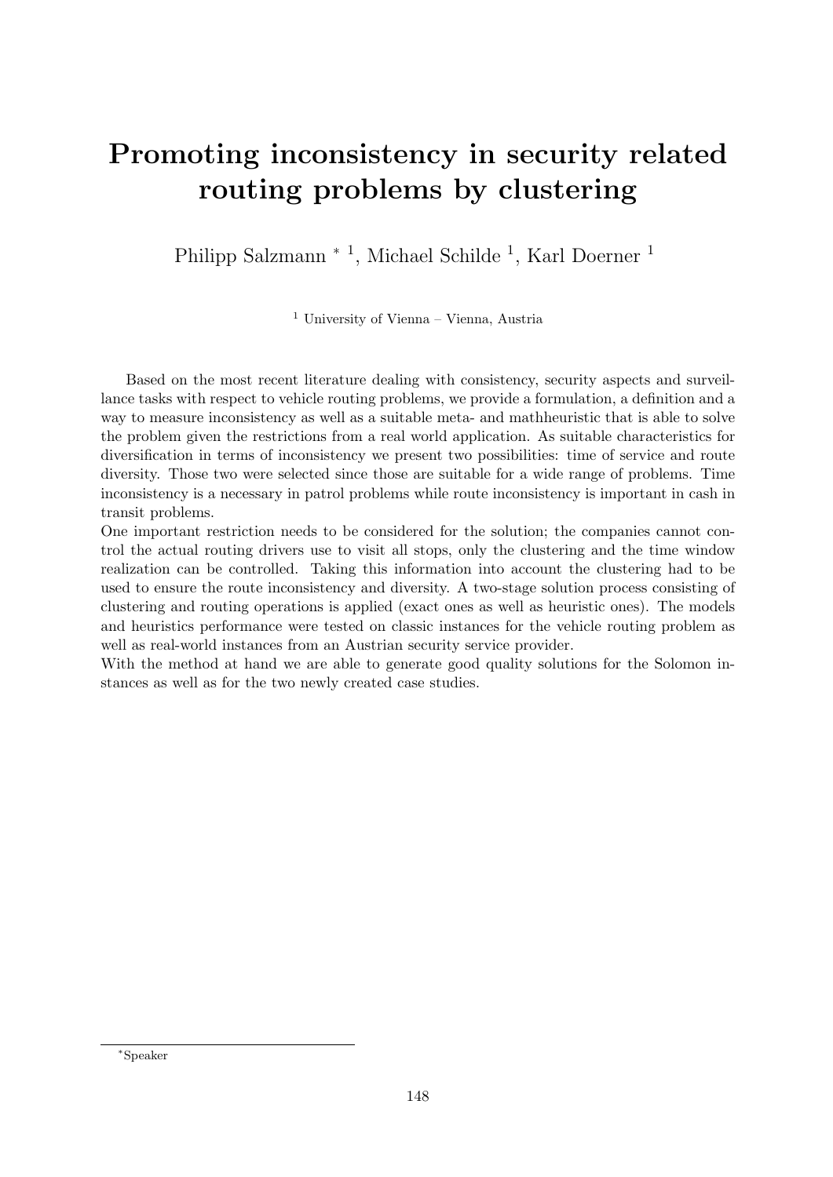# Promoting inconsistency in security related routing problems by clustering

Philipp Salzmann * [1], Michael Schilde [1], Karl Doerner [1]

[1] University of Vienna – Vienna, Austria

Based on the most recent literature dealing with consistency, security aspects and surveillance tasks with respect to vehicle routing problems, we provide a formulation, a definition and a way to measure inconsistency as well as a suitable meta- and mathheuristic that is able to solve the problem given the restrictions from a real world application. As suitable characteristics for diversification in terms of inconsistency we present two possibilities: time of service and route diversity. Those two were selected since those are suitable for a wide range of problems. Time inconsistency is a necessary in patrol problems while route inconsistency is important in cash in transit problems.

One important restriction needs to be considered for the solution; the companies cannot control the actual routing drivers use to visit all stops, only the clustering and the time window realization can be controlled. Taking this information into account the clustering had to be used to ensure the route inconsistency and diversity. A two-stage solution process consisting of clustering and routing operations is applied (exact ones as well as heuristic ones). The models and heuristics performance were tested on classic instances for the vehicle routing problem as well as real-world instances from an Austrian security service provider.

With the method at hand we are able to generate good quality solutions for the Solomon instances as well as for the two newly created case studies.

*Speaker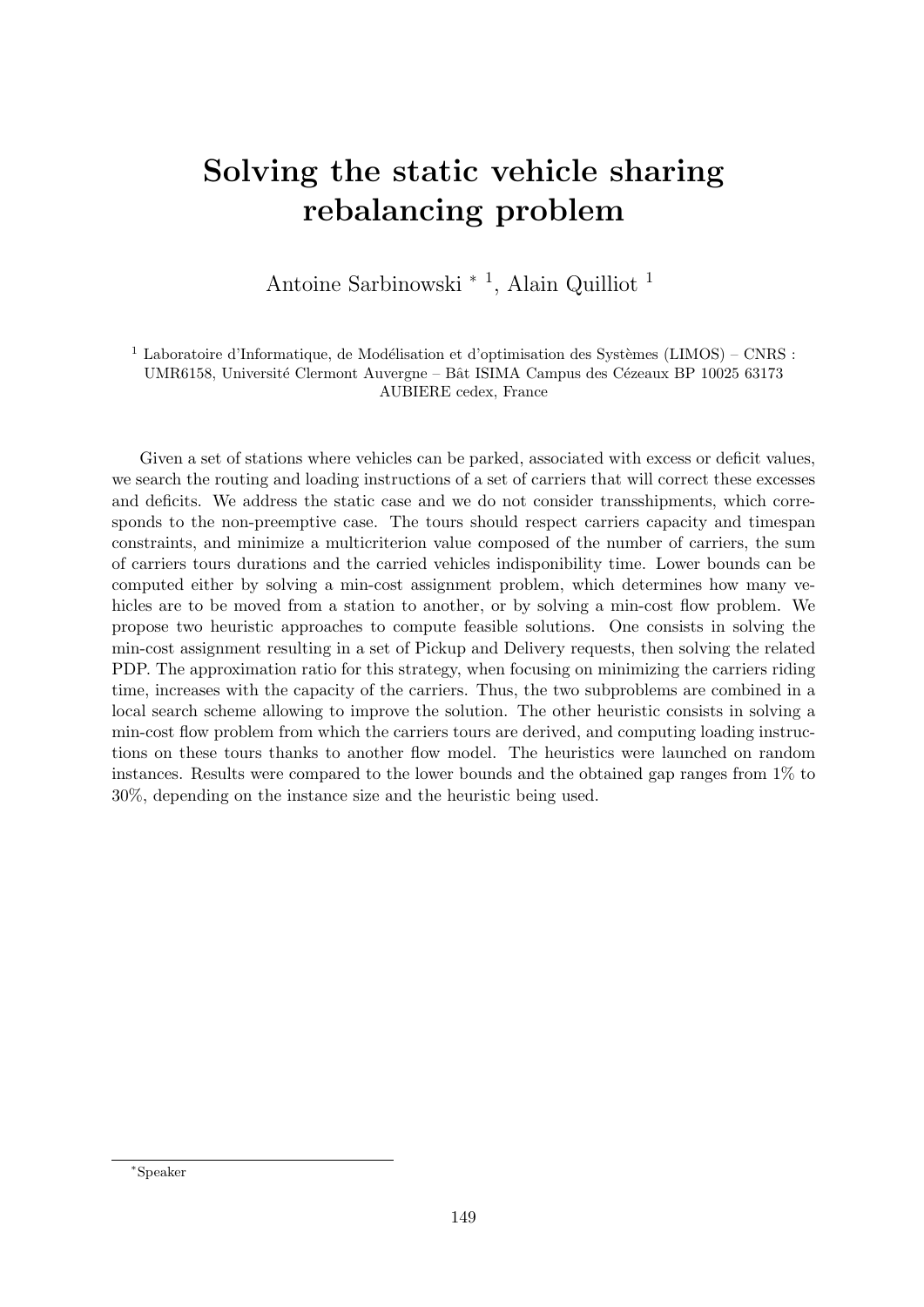# Solving the static vehicle sharing rebalancing problem

Antoine Sarbinowski * [1], Alain Quilliot [1]

[1] Laboratoire d'Informatique, de Modélisation et d'optimisation des Systèmes (LIMOS) – CNRS : UMR6158, Université Clermont Auvergne – Bât ISIMA Campus des Cézeaux BP 10025 63173 AUBIERE cedex, France

Given a set of stations where vehicles can be parked, associated with excess or deficit values, we search the routing and loading instructions of a set of carriers that will correct these excesses and deficits. We address the static case and we do not consider transshipments, which corresponds to the non-preemptive case. The tours should respect carriers capacity and timespan constraints, and minimize a multicriterion value composed of the number of carriers, the sum of carriers tours durations and the carried vehicles indisponibility time. Lower bounds can be computed either by solving a min-cost assignment problem, which determines how many vehicles are to be moved from a station to another, or by solving a min-cost flow problem. We propose two heuristic approaches to compute feasible solutions. One consists in solving the min-cost assignment resulting in a set of Pickup and Delivery requests, then solving the related PDP. The approximation ratio for this strategy, when focusing on minimizing the carriers riding time, increases with the capacity of the carriers. Thus, the two subproblems are combined in a local search scheme allowing to improve the solution. The other heuristic consists in solving a min-cost flow problem from which the carriers tours are derived, and computing loading instructions on these tours thanks to another flow model. The heuristics were launched on random instances. Results were compared to the lower bounds and the obtained gap ranges from 1% to 30%, depending on the instance size and the heuristic being used.

*Speaker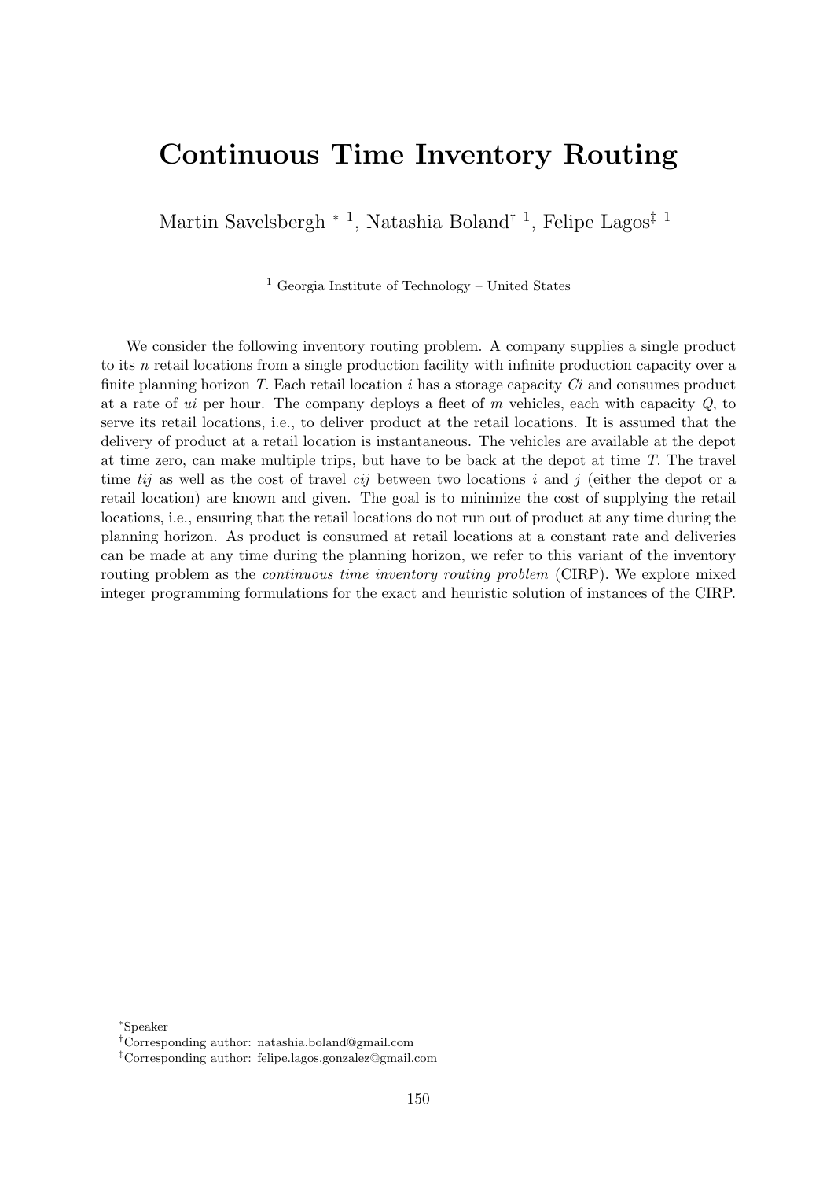# Continuous Time Inventory Routing

Martin Savelsbergh * [1], Natashia Boland† [1], Felipe Lagos‡ [1]

[1] Georgia Institute of Technology – United States

We consider the following inventory routing problem. A company supplies a single product to its $n$ retail locations from a single production facility with infinite production capacity over a finite planning horizon $T$. Each retail location $i$ has a storage capacity $Ci$ and consumes product at a rate of $ui$ per hour. The company deploys a fleet of $m$ vehicles, each with capacity $Q$, to serve its retail locations, i.e., to deliver product at the retail locations. It is assumed that the delivery of product at a retail location is instantaneous. The vehicles are available at the depot at time zero, can make multiple trips, but have to be back at the depot at time $T$. The travel time $tij$ as well as the cost of travel $cij$ between two locations $i$ and $j$ (either the depot or a retail location) are known and given. The goal is to minimize the cost of supplying the retail locations, i.e., ensuring that the retail locations do not run out of product at any time during the planning horizon. As product is consumed at retail locations at a constant rate and deliveries can be made at any time during the planning horizon, we refer to this variant of the inventory routing problem as the *continuous time inventory routing problem* (CIRP). We explore mixed integer programming formulations for the exact and heuristic solution of instances of the CIRP.

*Speaker

†Corresponding author: natashia.boland@gmail.com

‡Corresponding author: felipe.lagos.gonzalez@gmail.com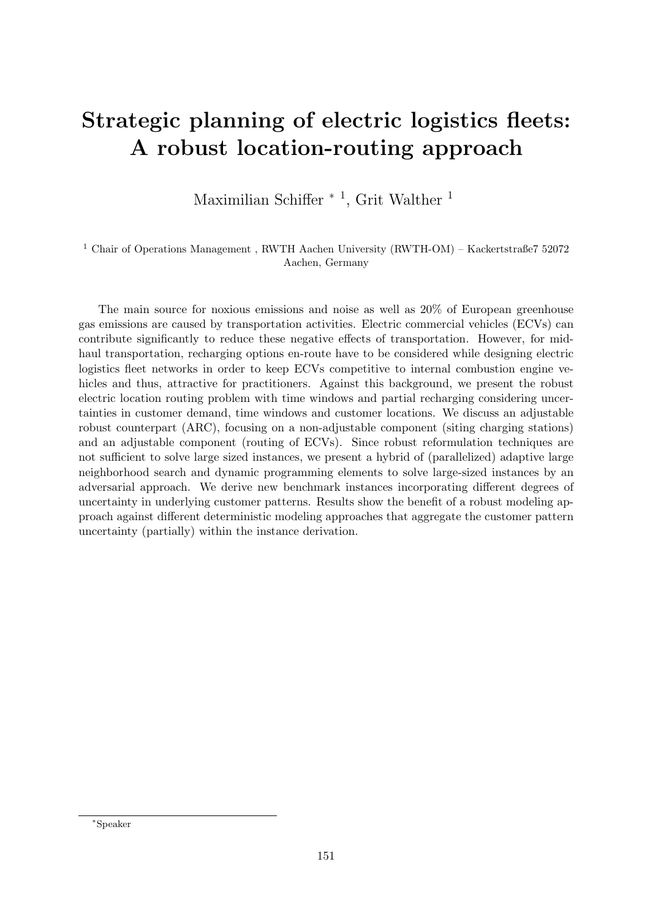# Strategic planning of electric logistics fleets: A robust location-routing approach

Maximilian Schiffer * [1], Grit Walther [1]

[1] Chair of Operations Management , RWTH Aachen University (RWTH-OM) – Kackertstraße7 52072 Aachen, Germany

The main source for noxious emissions and noise as well as 20% of European greenhouse gas emissions are caused by transportation activities. Electric commercial vehicles (ECVs) can contribute significantly to reduce these negative effects of transportation. However, for mid-haul transportation, recharging options en-route have to be considered while designing electric logistics fleet networks in order to keep ECVs competitive to internal combustion engine vehicles and thus, attractive for practitioners. Against this background, we present the robust electric location routing problem with time windows and partial recharging considering uncertainties in customer demand, time windows and customer locations. We discuss an adjustable robust counterpart (ARC), focusing on a non-adjustable component (siting charging stations) and an adjustable component (routing of ECVs). Since robust reformulation techniques are not sufficient to solve large sized instances, we present a hybrid of (parallelized) adaptive large neighborhood search and dynamic programming elements to solve large-sized instances by an adversarial approach. We derive new benchmark instances incorporating different degrees of uncertainty in underlying customer patterns. Results show the benefit of a robust modeling approach against different deterministic modeling approaches that aggregate the customer pattern uncertainty (partially) within the instance derivation.

*Speaker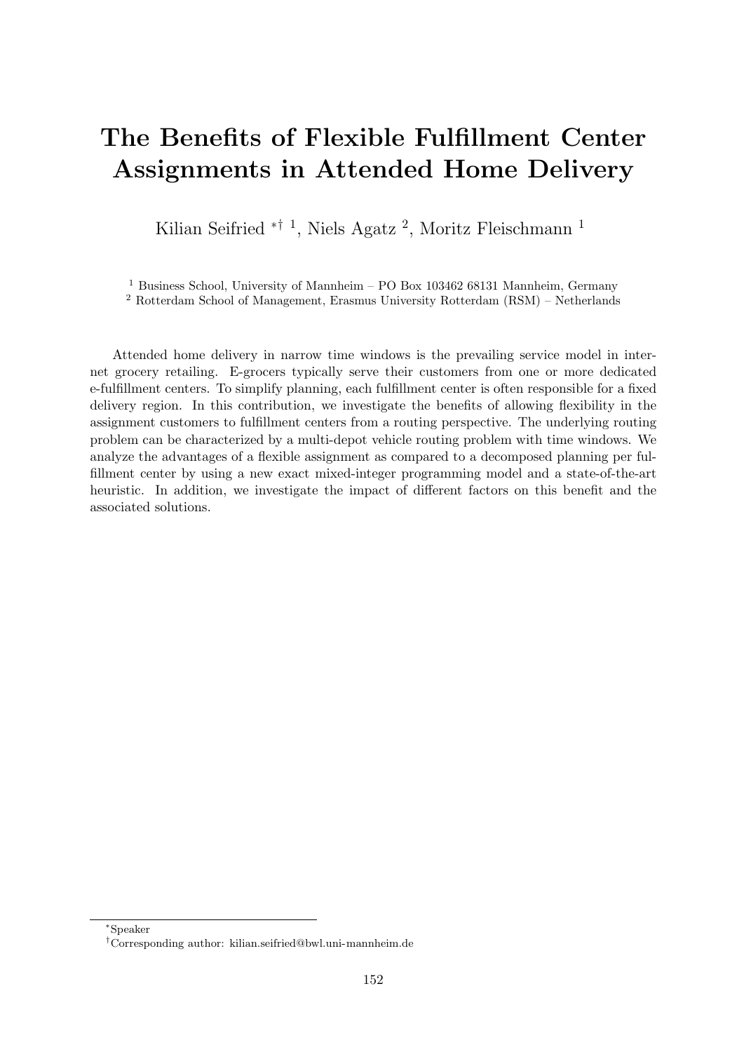# The Benefits of Flexible Fulfillment Center Assignments in Attended Home Delivery

Kilian Seifried [*†1], Niels Agatz [2], Moritz Fleischmann [1]

[1] Business School, University of Mannheim – PO Box 103462 68131 Mannheim, Germany

[2] Rotterdam School of Management, Erasmus University Rotterdam (RSM) – Netherlands

Attended home delivery in narrow time windows is the prevailing service model in internet grocery retailing. E-grocers typically serve their customers from one or more dedicated e-fulfillment centers. To simplify planning, each fulfillment center is often responsible for a fixed delivery region. In this contribution, we investigate the benefits of allowing flexibility in the assignment customers to fulfillment centers from a routing perspective. The underlying routing problem can be characterized by a multi-depot vehicle routing problem with time windows. We analyze the advantages of a flexible assignment as compared to a decomposed planning per fulfillment center by using a new exact mixed-integer programming model and a state-of-the-art heuristic. In addition, we investigate the impact of different factors on this benefit and the associated solutions.

---

*Speaker

†Corresponding author: kilian.seifried@bwl.uni-mannheim.de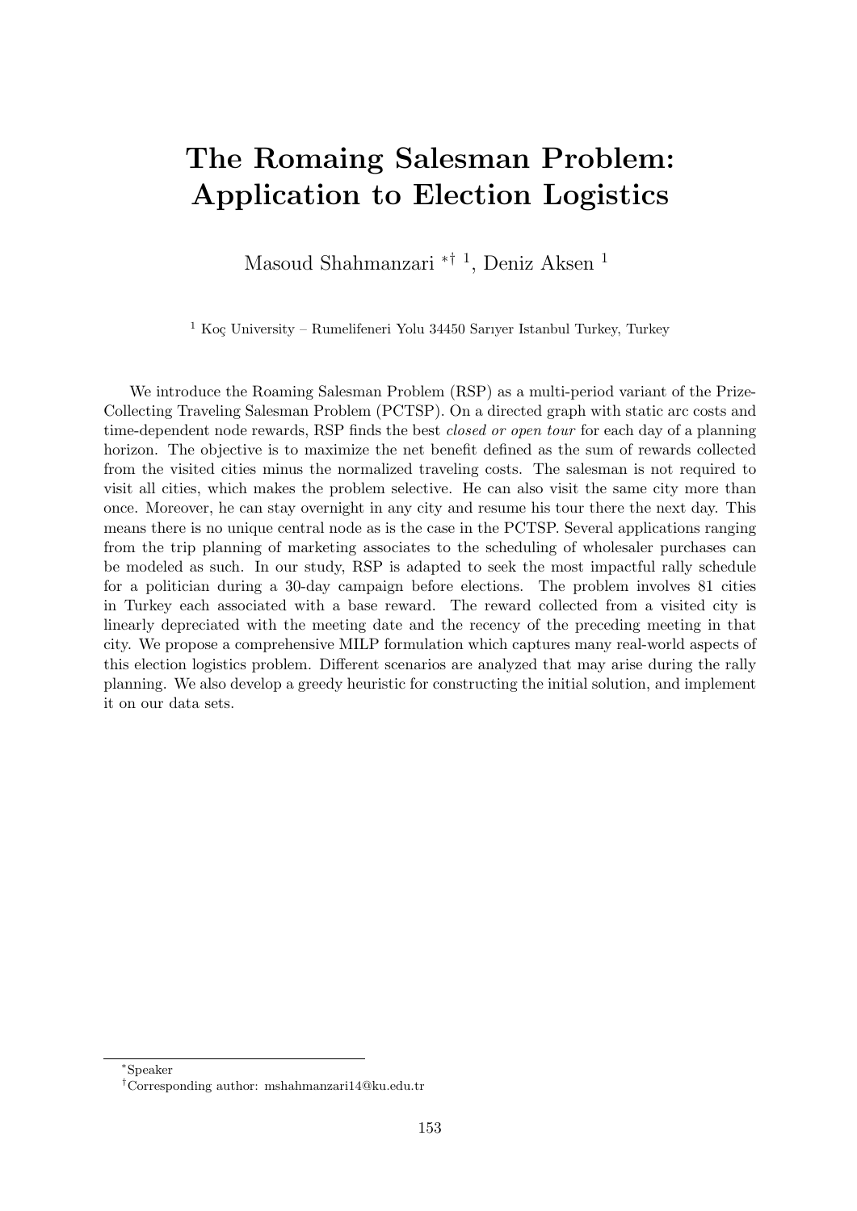# The Romaing Salesman Problem: Application to Election Logistics

Masoud Shahmanzari *† [1], Deniz Aksen [1]

[1] Koç University – Rumelifeneri Yolu 34450 Sarıyer Istanbul Turkey, Turkey

We introduce the Roaming Salesman Problem (RSP) as a multi-period variant of the Prize-Collecting Traveling Salesman Problem (PCTSP). On a directed graph with static arc costs and time-dependent node rewards, RSP finds the best *closed or open tour* for each day of a planning horizon. The objective is to maximize the net benefit defined as the sum of rewards collected from the visited cities minus the normalized traveling costs. The salesman is not required to visit all cities, which makes the problem selective. He can also visit the same city more than once. Moreover, he can stay overnight in any city and resume his tour there the next day. This means there is no unique central node as is the case in the PCTSP. Several applications ranging from the trip planning of marketing associates to the scheduling of wholesaler purchases can be modeled as such. In our study, RSP is adapted to seek the most impactful rally schedule for a politician during a 30-day campaign before elections. The problem involves 81 cities in Turkey each associated with a base reward. The reward collected from a visited city is linearly depreciated with the meeting date and the recency of the preceding meeting in that city. We propose a comprehensive MILP formulation which captures many real-world aspects of this election logistics problem. Different scenarios are analyzed that may arise during the rally planning. We also develop a greedy heuristic for constructing the initial solution, and implement it on our data sets.

---

*Speaker

†Corresponding author: mshahmanzari14@ku.edu.tr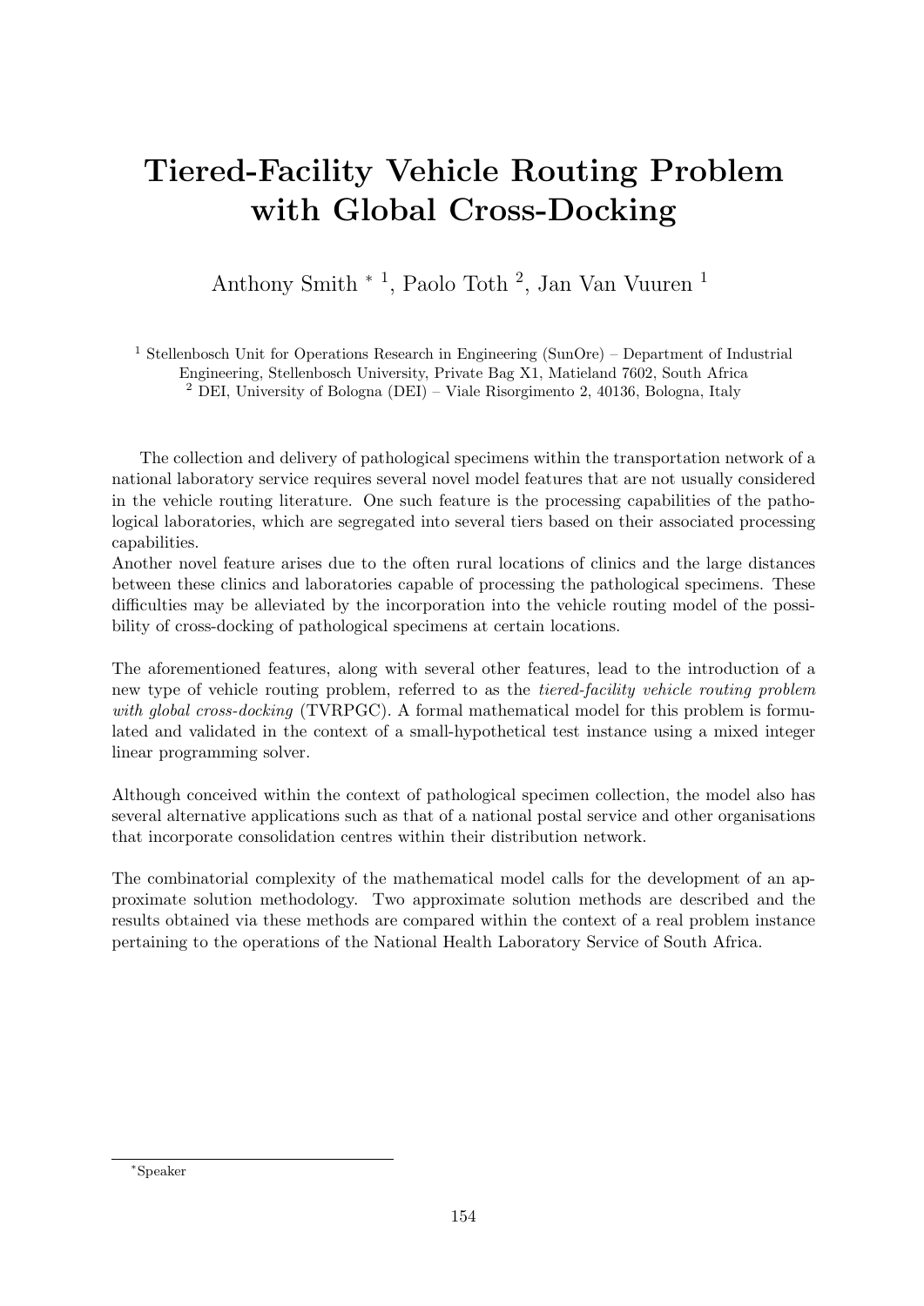# Tiered-Facility Vehicle Routing Problem with Global Cross-Docking

Anthony Smith * [1], Paolo Toth [2], Jan Van Vuuren [1]

[1] Stellenbosch Unit for Operations Research in Engineering (SunOre) – Department of Industrial Engineering, Stellenbosch University, Private Bag X1, Matieland 7602, South Africa
[2] DEI, University of Bologna (DEI) – Viale Risorgimento 2, 40136, Bologna, Italy

The collection and delivery of pathological specimens within the transportation network of a national laboratory service requires several novel model features that are not usually considered in the vehicle routing literature. One such feature is the processing capabilities of the pathological laboratories, which are segregated into several tiers based on their associated processing capabilities.
Another novel feature arises due to the often rural locations of clinics and the large distances between these clinics and laboratories capable of processing the pathological specimens. These difficulties may be alleviated by the incorporation into the vehicle routing model of the possibility of cross-docking of pathological specimens at certain locations.

The aforementioned features, along with several other features, lead to the introduction of a new type of vehicle routing problem, referred to as the *tiered-facility vehicle routing problem with global cross-docking* (TVRPGC). A formal mathematical model for this problem is formulated and validated in the context of a small-hypothetical test instance using a mixed integer linear programming solver.

Although conceived within the context of pathological specimen collection, the model also has several alternative applications such as that of a national postal service and other organisations that incorporate consolidation centres within their distribution network.

The combinatorial complexity of the mathematical model calls for the development of an approximate solution methodology. Two approximate solution methods are described and the results obtained via these methods are compared within the context of a real problem instance pertaining to the operations of the National Health Laboratory Service of South Africa.

*Speaker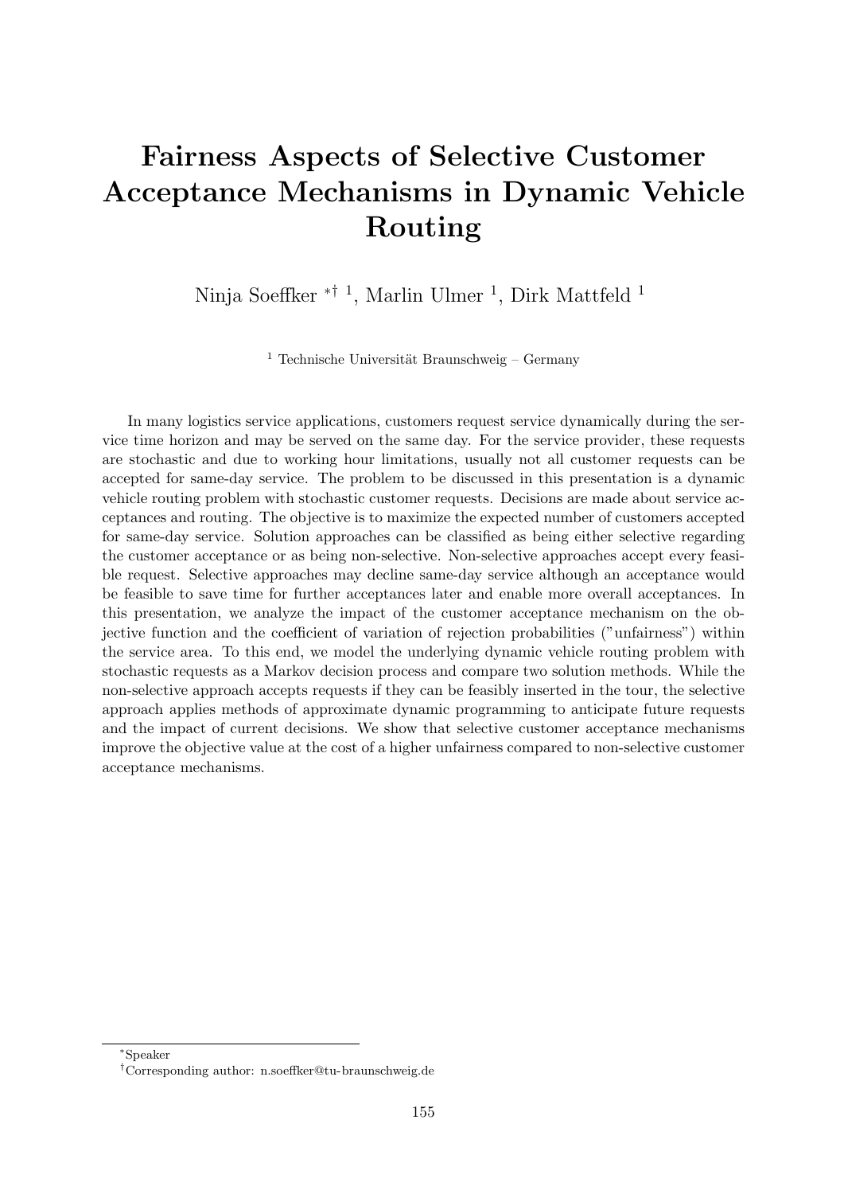# Fairness Aspects of Selective Customer Acceptance Mechanisms in Dynamic Vehicle Routing

Ninja Soeffker *† [1], Marlin Ulmer [1], Dirk Mattfeld [1]

[1] Technische Universität Braunschweig – Germany

In many logistics service applications, customers request service dynamically during the service time horizon and may be served on the same day. For the service provider, these requests are stochastic and due to working hour limitations, usually not all customer requests can be accepted for same-day service. The problem to be discussed in this presentation is a dynamic vehicle routing problem with stochastic customer requests. Decisions are made about service acceptances and routing. The objective is to maximize the expected number of customers accepted for same-day service. Solution approaches can be classified as being either selective regarding the customer acceptance or as being non-selective. Non-selective approaches accept every feasible request. Selective approaches may decline same-day service although an acceptance would be feasible to save time for further acceptances later and enable more overall acceptances. In this presentation, we analyze the impact of the customer acceptance mechanism on the objective function and the coefficient of variation of rejection probabilities ("unfairness") within the service area. To this end, we model the underlying dynamic vehicle routing problem with stochastic requests as a Markov decision process and compare two solution methods. While the non-selective approach accepts requests if they can be feasibly inserted in the tour, the selective approach applies methods of approximate dynamic programming to anticipate future requests and the impact of current decisions. We show that selective customer acceptance mechanisms improve the objective value at the cost of a higher unfairness compared to non-selective customer acceptance mechanisms.

*Speaker

†Corresponding author: n.soeffker@tu-braunschweig.de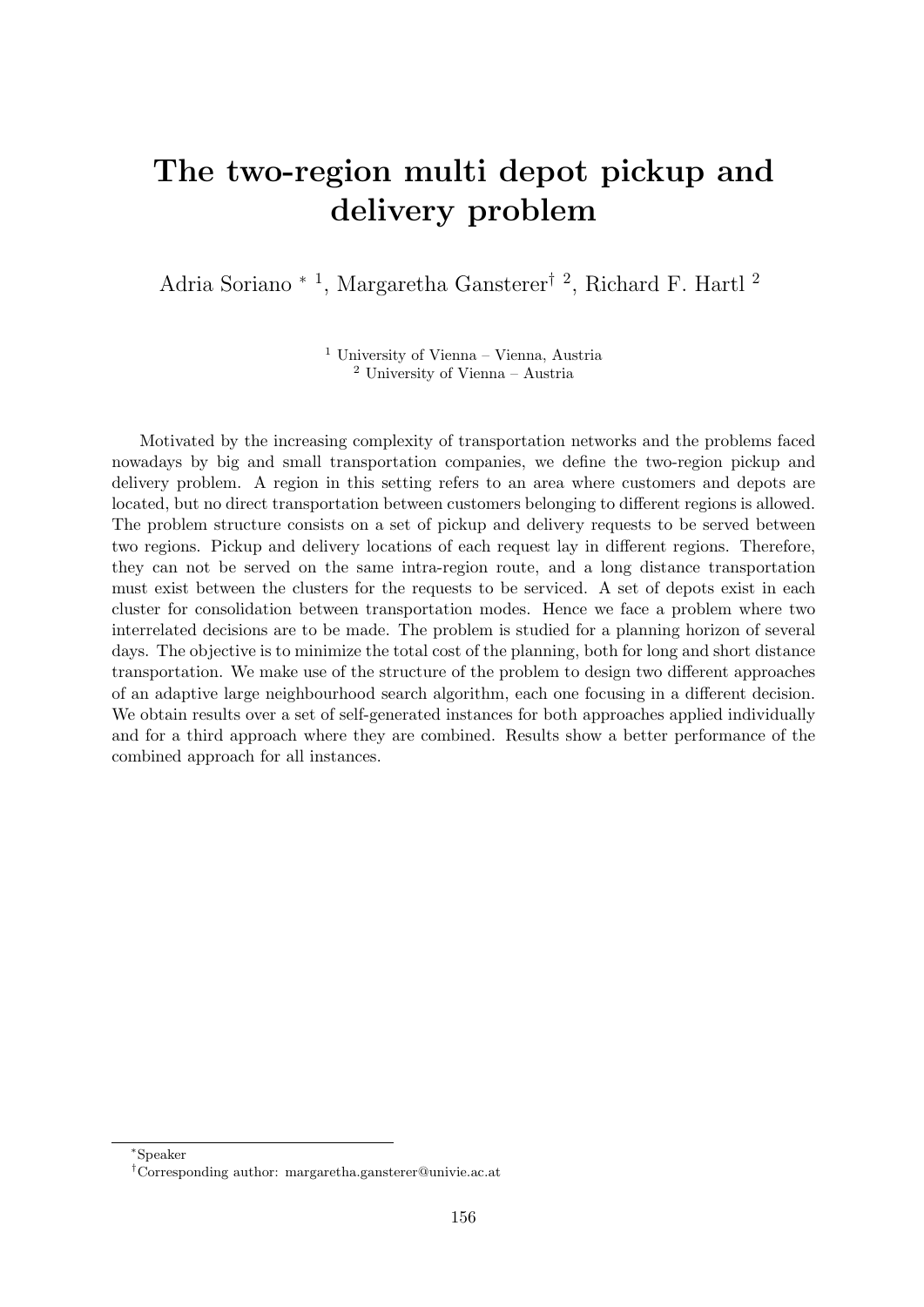# The two-region multi depot pickup and delivery problem

Adria Soriano * [1], Margaretha Gansterer† [2], Richard F. Hartl [2]

[1] University of Vienna – Vienna, Austria
[2] University of Vienna – Austria

Motivated by the increasing complexity of transportation networks and the problems faced nowadays by big and small transportation companies, we define the two-region pickup and delivery problem. A region in this setting refers to an area where customers and depots are located, but no direct transportation between customers belonging to different regions is allowed. The problem structure consists on a set of pickup and delivery requests to be served between two regions. Pickup and delivery locations of each request lay in different regions. Therefore, they can not be served on the same intra-region route, and a long distance transportation must exist between the clusters for the requests to be serviced. A set of depots exist in each cluster for consolidation between transportation modes. Hence we face a problem where two interrelated decisions are to be made. The problem is studied for a planning horizon of several days. The objective is to minimize the total cost of the planning, both for long and short distance transportation. We make use of the structure of the problem to design two different approaches of an adaptive large neighbourhood search algorithm, each one focusing in a different decision. We obtain results over a set of self-generated instances for both approaches applied individually and for a third approach where they are combined. Results show a better performance of the combined approach for all instances.

---

*Speaker

†Corresponding author: margaretha.gansterer@univie.ac.at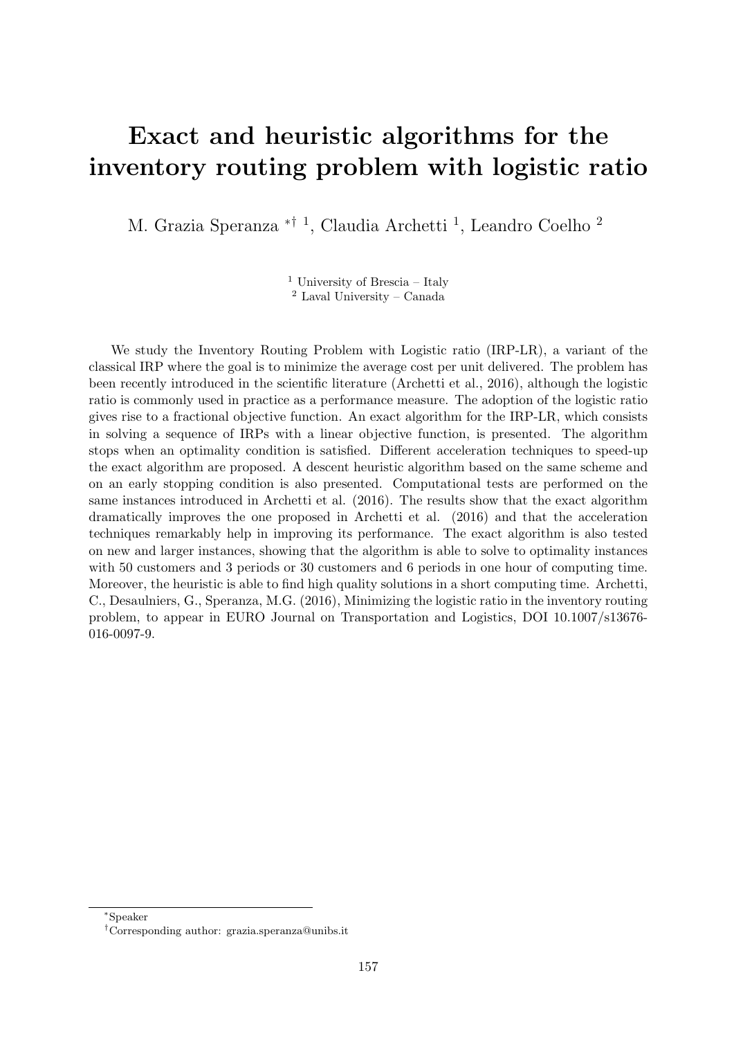# Exact and heuristic algorithms for the inventory routing problem with logistic ratio

M. Grazia Speranza *† [1], Claudia Archetti [1], Leandro Coelho [2]

[1] University of Brescia – Italy
[2] Laval University – Canada

We study the Inventory Routing Problem with Logistic ratio (IRP-LR), a variant of the classical IRP where the goal is to minimize the average cost per unit delivered. The problem has been recently introduced in the scientific literature (Archetti et al., 2016), although the logistic ratio is commonly used in practice as a performance measure. The adoption of the logistic ratio gives rise to a fractional objective function. An exact algorithm for the IRP-LR, which consists in solving a sequence of IRPs with a linear objective function, is presented. The algorithm stops when an optimality condition is satisfied. Different acceleration techniques to speed-up the exact algorithm are proposed. A descent heuristic algorithm based on the same scheme and on an early stopping condition is also presented. Computational tests are performed on the same instances introduced in Archetti et al. (2016). The results show that the exact algorithm dramatically improves the one proposed in Archetti et al. (2016) and that the acceleration techniques remarkably help in improving its performance. The exact algorithm is also tested on new and larger instances, showing that the algorithm is able to solve to optimality instances with 50 customers and 3 periods or 30 customers and 6 periods in one hour of computing time. Moreover, the heuristic is able to find high quality solutions in a short computing time. Archetti, C., Desaulniers, G., Speranza, M.G. (2016), Minimizing the logistic ratio in the inventory routing problem, to appear in EURO Journal on Transportation and Logistics, DOI 10.1007/s13676-016-0097-9.

*Speaker
†Corresponding author: grazia.speranza@unibs.it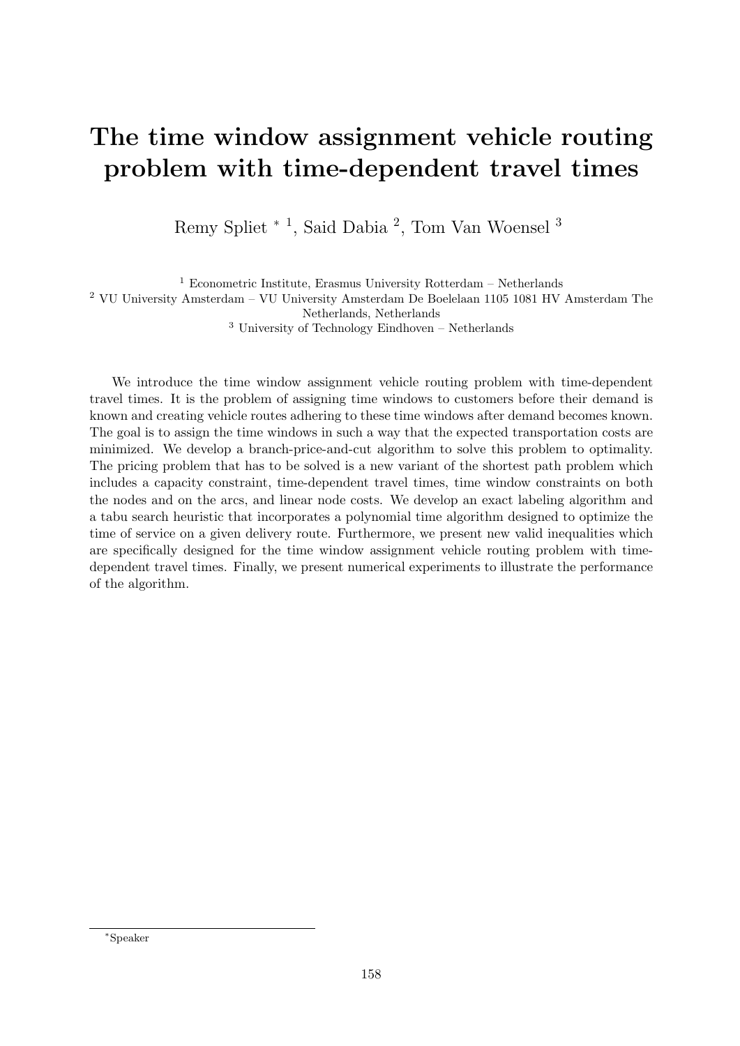# The time window assignment vehicle routing problem with time-dependent travel times

Remy Spliet * [1], Said Dabia [2], Tom Van Woensel [3]

[1] Econometric Institute, Erasmus University Rotterdam – Netherlands
[2] VU University Amsterdam – VU University Amsterdam De Boelelaan 1105 1081 HV Amsterdam The Netherlands, Netherlands
[3] University of Technology Eindhoven – Netherlands

We introduce the time window assignment vehicle routing problem with time-dependent travel times. It is the problem of assigning time windows to customers before their demand is known and creating vehicle routes adhering to these time windows after demand becomes known. The goal is to assign the time windows in such a way that the expected transportation costs are minimized. We develop a branch-price-and-cut algorithm to solve this problem to optimality. The pricing problem that has to be solved is a new variant of the shortest path problem which includes a capacity constraint, time-dependent travel times, time window constraints on both the nodes and on the arcs, and linear node costs. We develop an exact labeling algorithm and a tabu search heuristic that incorporates a polynomial time algorithm designed to optimize the time of service on a given delivery route. Furthermore, we present new valid inequalities which are specifically designed for the time window assignment vehicle routing problem with time-dependent travel times. Finally, we present numerical experiments to illustrate the performance of the algorithm.

*Speaker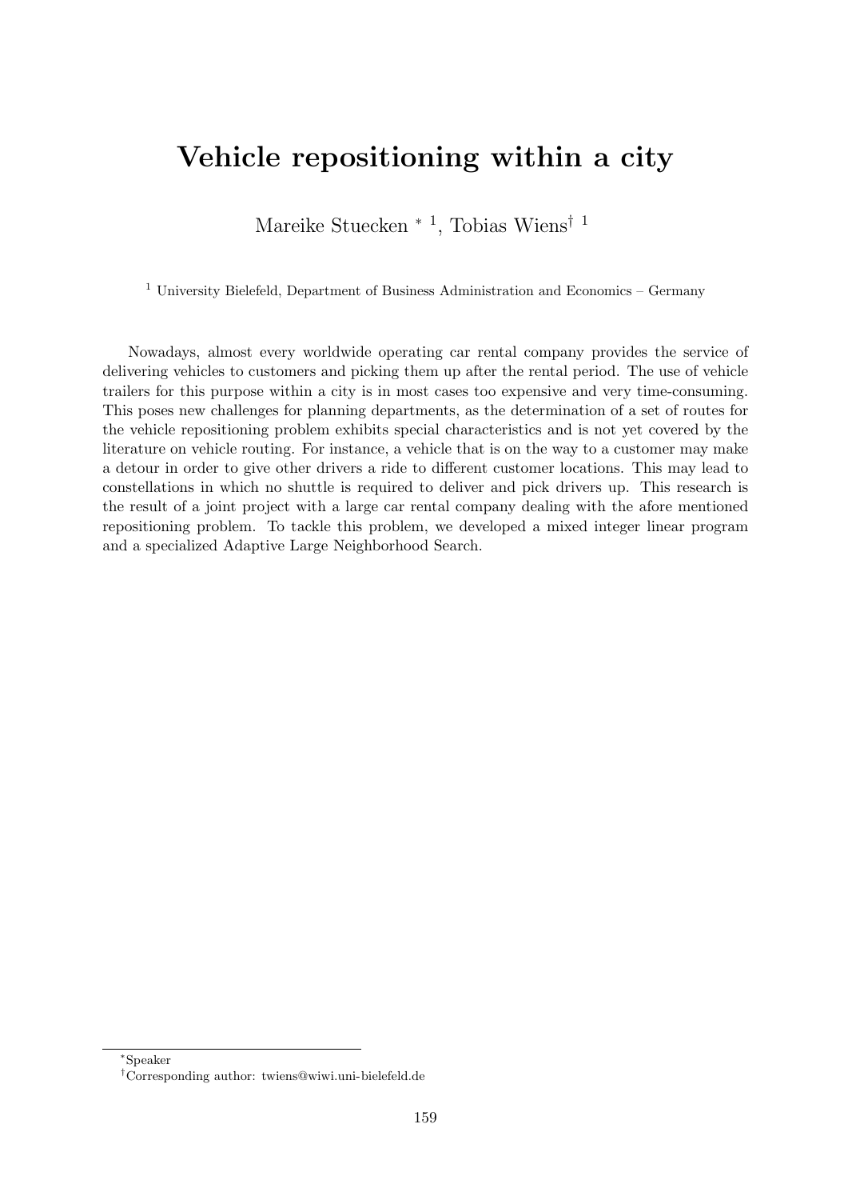# Vehicle repositioning within a city

Mareike Stuecken * [1], Tobias Wiens† [1]

[1] University Bielefeld, Department of Business Administration and Economics – Germany

Nowadays, almost every worldwide operating car rental company provides the service of delivering vehicles to customers and picking them up after the rental period. The use of vehicle trailers for this purpose within a city is in most cases too expensive and very time-consuming. This poses new challenges for planning departments, as the determination of a set of routes for the vehicle repositioning problem exhibits special characteristics and is not yet covered by the literature on vehicle routing. For instance, a vehicle that is on the way to a customer may make a detour in order to give other drivers a ride to different customer locations. This may lead to constellations in which no shuttle is required to deliver and pick drivers up. This research is the result of a joint project with a large car rental company dealing with the afore mentioned repositioning problem. To tackle this problem, we developed a mixed integer linear program and a specialized Adaptive Large Neighborhood Search.

*Speaker

†Corresponding author: twiens@wiwi.uni-bielefeld.de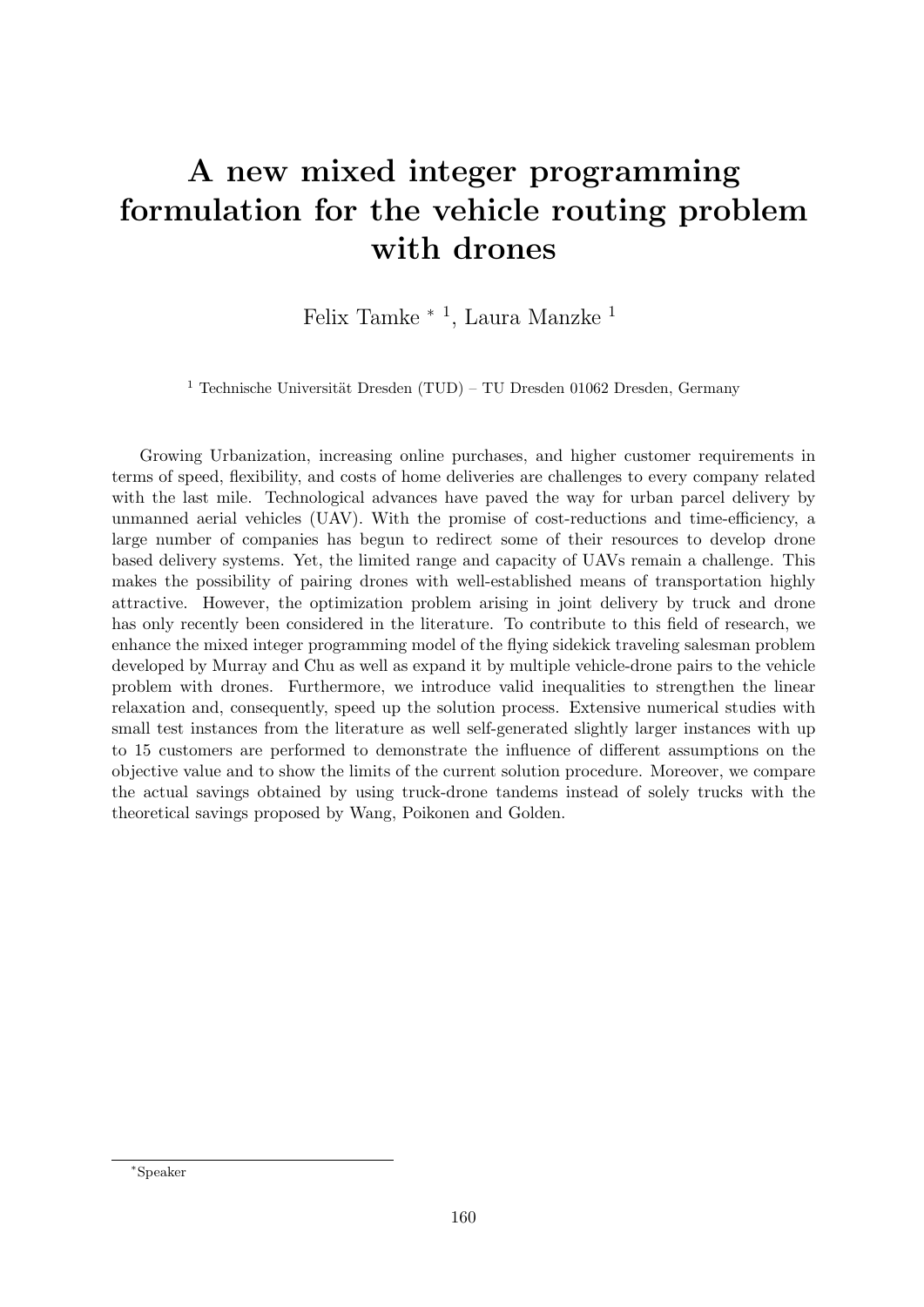# A new mixed integer programming formulation for the vehicle routing problem with drones

Felix Tamke * [1], Laura Manzke [1]

[1] Technische Universität Dresden (TUD) – TU Dresden 01062 Dresden, Germany

Growing Urbanization, increasing online purchases, and higher customer requirements in terms of speed, flexibility, and costs of home deliveries are challenges to every company related with the last mile. Technological advances have paved the way for urban parcel delivery by unmanned aerial vehicles (UAV). With the promise of cost-reductions and time-efficiency, a large number of companies has begun to redirect some of their resources to develop drone based delivery systems. Yet, the limited range and capacity of UAVs remain a challenge. This makes the possibility of pairing drones with well-established means of transportation highly attractive. However, the optimization problem arising in joint delivery by truck and drone has only recently been considered in the literature. To contribute to this field of research, we enhance the mixed integer programming model of the flying sidekick traveling salesman problem developed by Murray and Chu as well as expand it by multiple vehicle-drone pairs to the vehicle problem with drones. Furthermore, we introduce valid inequalities to strengthen the linear relaxation and, consequently, speed up the solution process. Extensive numerical studies with small test instances from the literature as well self-generated slightly larger instances with up to 15 customers are performed to demonstrate the influence of different assumptions on the objective value and to show the limits of the current solution procedure. Moreover, we compare the actual savings obtained by using truck-drone tandems instead of solely trucks with the theoretical savings proposed by Wang, Poikonen and Golden.

*Speaker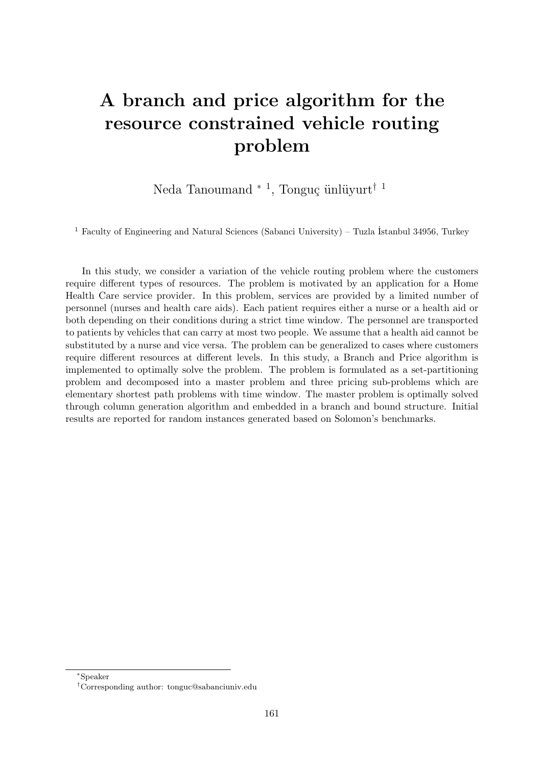# A branch and price algorithm for the resource constrained vehicle routing problem

Neda Tanoumand * [1], Tonguç ünlüyurt† [1]

[1] Faculty of Engineering and Natural Sciences (Sabanci University) – Tuzla İstanbul 34956, Turkey

In this study, we consider a variation of the vehicle routing problem where the customers require different types of resources. The problem is motivated by an application for a Home Health Care service provider. In this problem, services are provided by a limited number of personnel (nurses and health care aids). Each patient requires either a nurse or a health aid or both depending on their conditions during a strict time window. The personnel are transported to patients by vehicles that can carry at most two people. We assume that a health aid cannot be substituted by a nurse and vice versa. The problem can be generalized to cases where customers require different resources at different levels. In this study, a Branch and Price algorithm is implemented to optimally solve the problem. The problem is formulated as a set-partitioning problem and decomposed into a master problem and three pricing sub-problems which are elementary shortest path problems with time window. The master problem is optimally solved through column generation algorithm and embedded in a branch and bound structure. Initial results are reported for random instances generated based on Solomon's benchmarks.

*Speaker

†Corresponding author: tonguc@sabanciuniv.edu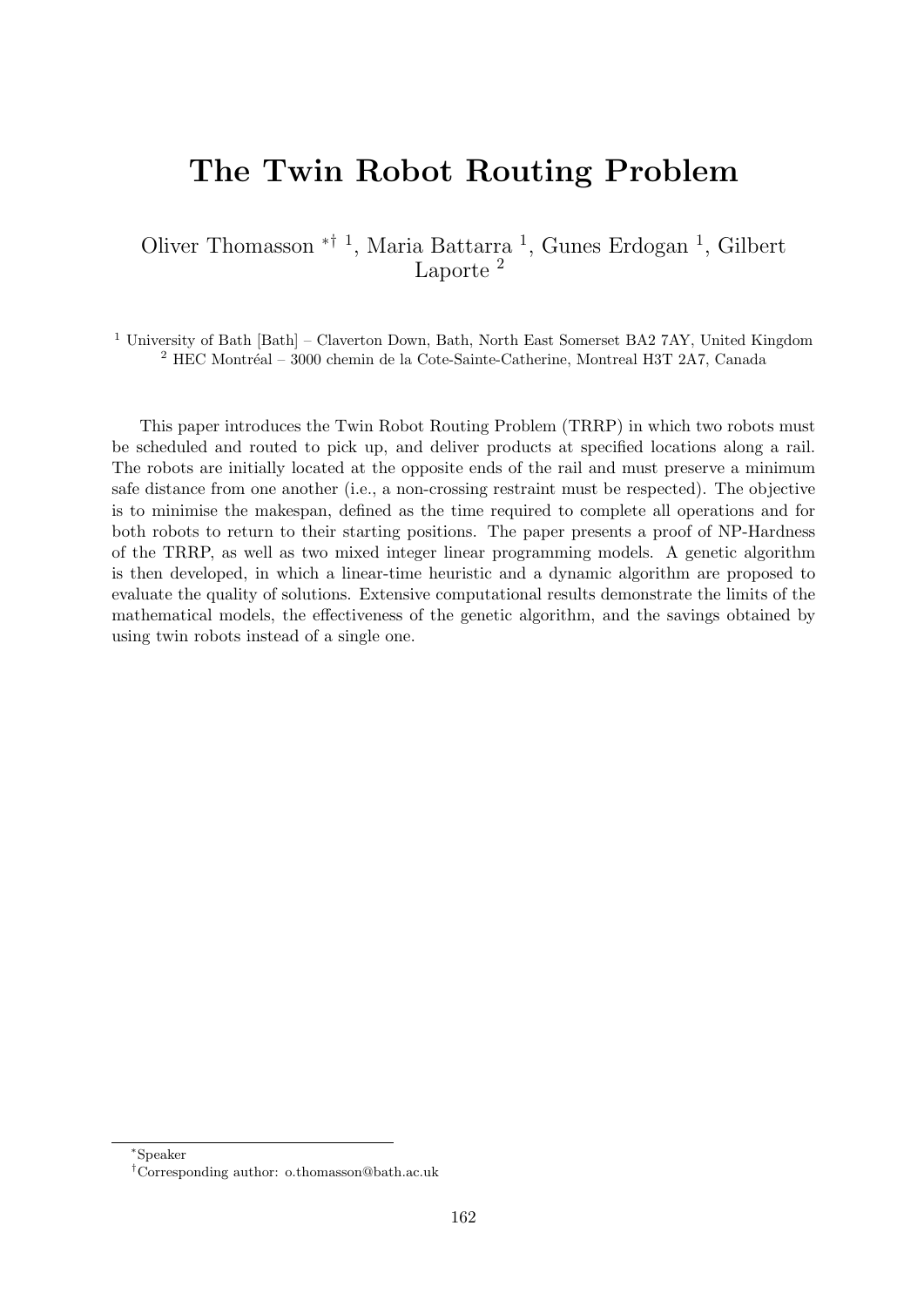# The Twin Robot Routing Problem

Oliver Thomasson *† [1], Maria Battarra [1], Gunes Erdogan [1], Gilbert Laporte [2]

[1] University of Bath [Bath] – Claverton Down, Bath, North East Somerset BA2 7AY, United Kingdom
[2] HEC Montréal – 3000 chemin de la Cote-Sainte-Catherine, Montreal H3T 2A7, Canada

This paper introduces the Twin Robot Routing Problem (TRRP) in which two robots must be scheduled and routed to pick up, and deliver products at specified locations along a rail. The robots are initially located at the opposite ends of the rail and must preserve a minimum safe distance from one another (i.e., a non-crossing restraint must be respected). The objective is to minimise the makespan, defined as the time required to complete all operations and for both robots to return to their starting positions. The paper presents a proof of NP-Hardness of the TRRP, as well as two mixed integer linear programming models. A genetic algorithm is then developed, in which a linear-time heuristic and a dynamic algorithm are proposed to evaluate the quality of solutions. Extensive computational results demonstrate the limits of the mathematical models, the effectiveness of the genetic algorithm, and the savings obtained by using twin robots instead of a single one.

*Speaker

†Corresponding author: o.thomasson@bath.ac.uk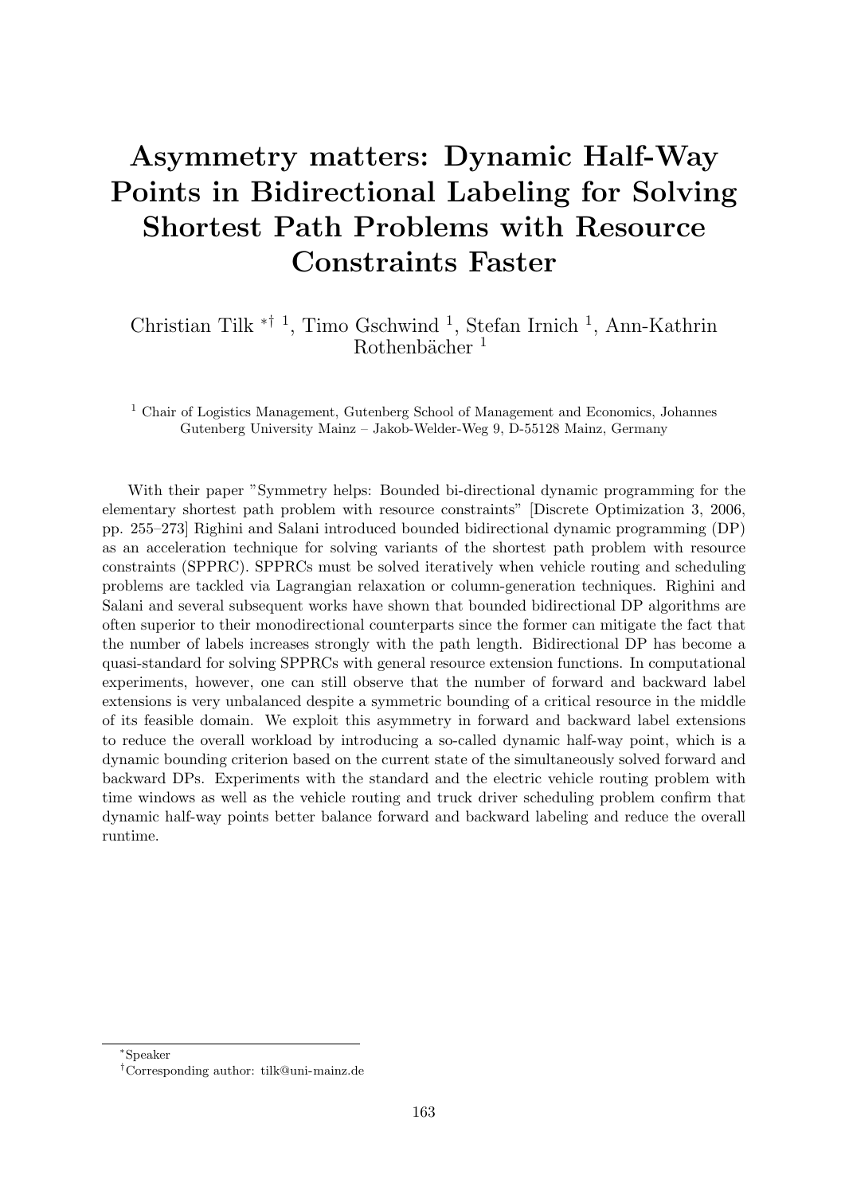# Asymmetry matters: Dynamic Half-Way Points in Bidirectional Labeling for Solving Shortest Path Problems with Resource Constraints Faster

Christian Tilk *† [1], Timo Gschwind [1], Stefan Irnich [1], Ann-Kathrin Rothenbächer [1]

[1] Chair of Logistics Management, Gutenberg School of Management and Economics, Johannes Gutenberg University Mainz – Jakob-Welder-Weg 9, D-55128 Mainz, Germany

With their paper "Symmetry helps: Bounded bi-directional dynamic programming for the elementary shortest path problem with resource constraints" [Discrete Optimization 3, 2006, pp. 255–273] Righini and Salani introduced bounded bidirectional dynamic programming (DP) as an acceleration technique for solving variants of the shortest path problem with resource constraints (SPPRC). SPPRCs must be solved iteratively when vehicle routing and scheduling problems are tackled via Lagrangian relaxation or column-generation techniques. Righini and Salani and several subsequent works have shown that bounded bidirectional DP algorithms are often superior to their monodirectional counterparts since the former can mitigate the fact that the number of labels increases strongly with the path length. Bidirectional DP has become a quasi-standard for solving SPPRCs with general resource extension functions. In computational experiments, however, one can still observe that the number of forward and backward label extensions is very unbalanced despite a symmetric bounding of a critical resource in the middle of its feasible domain. We exploit this asymmetry in forward and backward label extensions to reduce the overall workload by introducing a so-called dynamic half-way point, which is a dynamic bounding criterion based on the current state of the simultaneously solved forward and backward DPs. Experiments with the standard and the electric vehicle routing problem with time windows as well as the vehicle routing and truck driver scheduling problem confirm that dynamic half-way points better balance forward and backward labeling and reduce the overall runtime.

*Speaker

†Corresponding author: tilk@uni-mainz.de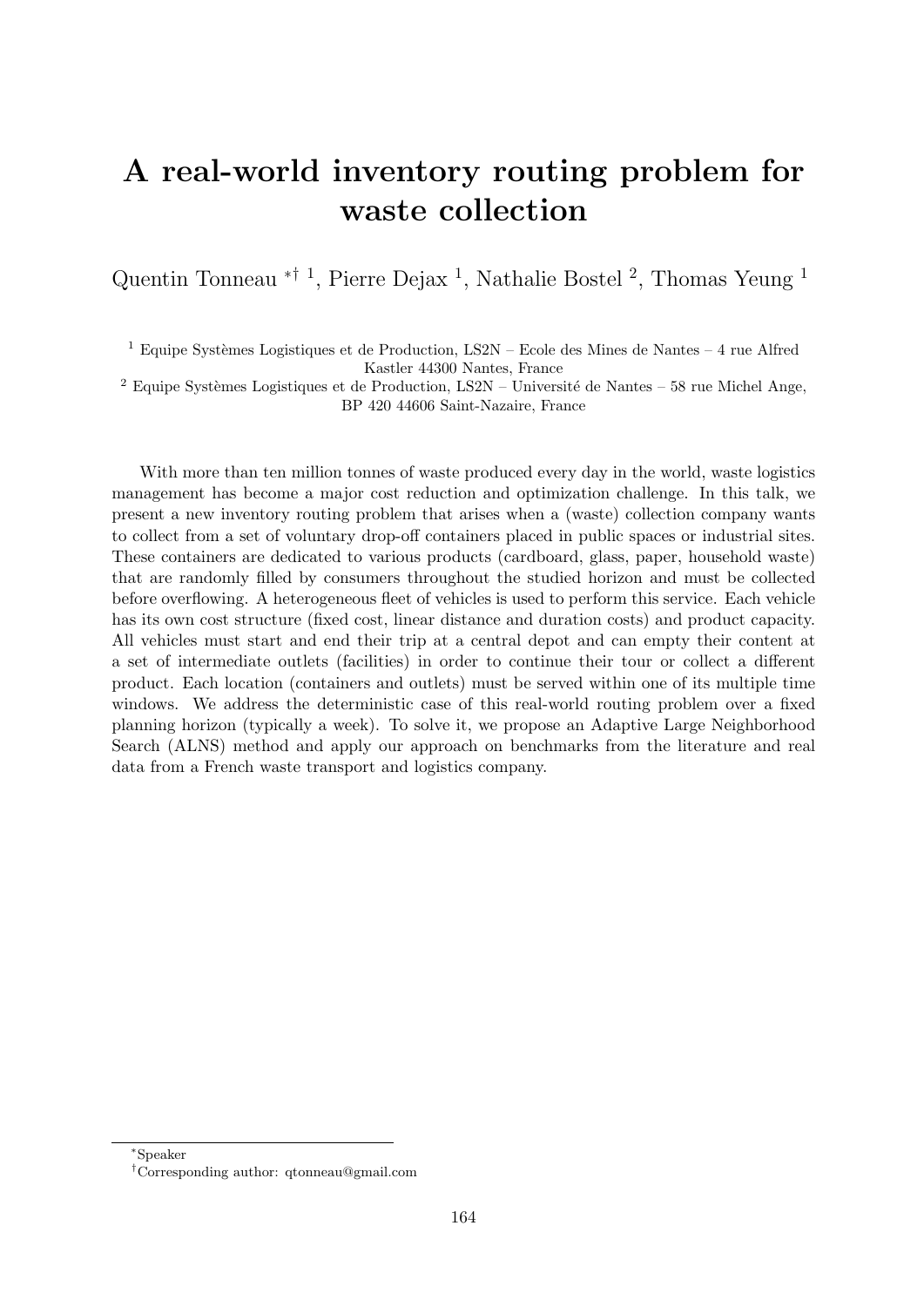# A real-world inventory routing problem for waste collection

Quentin Tonneau *† [1], Pierre Dejax [1], Nathalie Bostel [2], Thomas Yeung [1]

[1] Equipe Systèmes Logistiques et de Production, LS2N – Ecole des Mines de Nantes – 4 rue Alfred Kastler 44300 Nantes, France

[2] Equipe Systèmes Logistiques et de Production, LS2N – Université de Nantes – 58 rue Michel Ange, BP 420 44606 Saint-Nazaire, France

With more than ten million tonnes of waste produced every day in the world, waste logistics management has become a major cost reduction and optimization challenge. In this talk, we present a new inventory routing problem that arises when a (waste) collection company wants to collect from a set of voluntary drop-off containers placed in public spaces or industrial sites. These containers are dedicated to various products (cardboard, glass, paper, household waste) that are randomly filled by consumers throughout the studied horizon and must be collected before overflowing. A heterogeneous fleet of vehicles is used to perform this service. Each vehicle has its own cost structure (fixed cost, linear distance and duration costs) and product capacity. All vehicles must start and end their trip at a central depot and can empty their content at a set of intermediate outlets (facilities) in order to continue their tour or collect a different product. Each location (containers and outlets) must be served within one of its multiple time windows. We address the deterministic case of this real-world routing problem over a fixed planning horizon (typically a week). To solve it, we propose an Adaptive Large Neighborhood Search (ALNS) method and apply our approach on benchmarks from the literature and real data from a French waste transport and logistics company.

*Speaker

†Corresponding author: qtonneau@gmail.com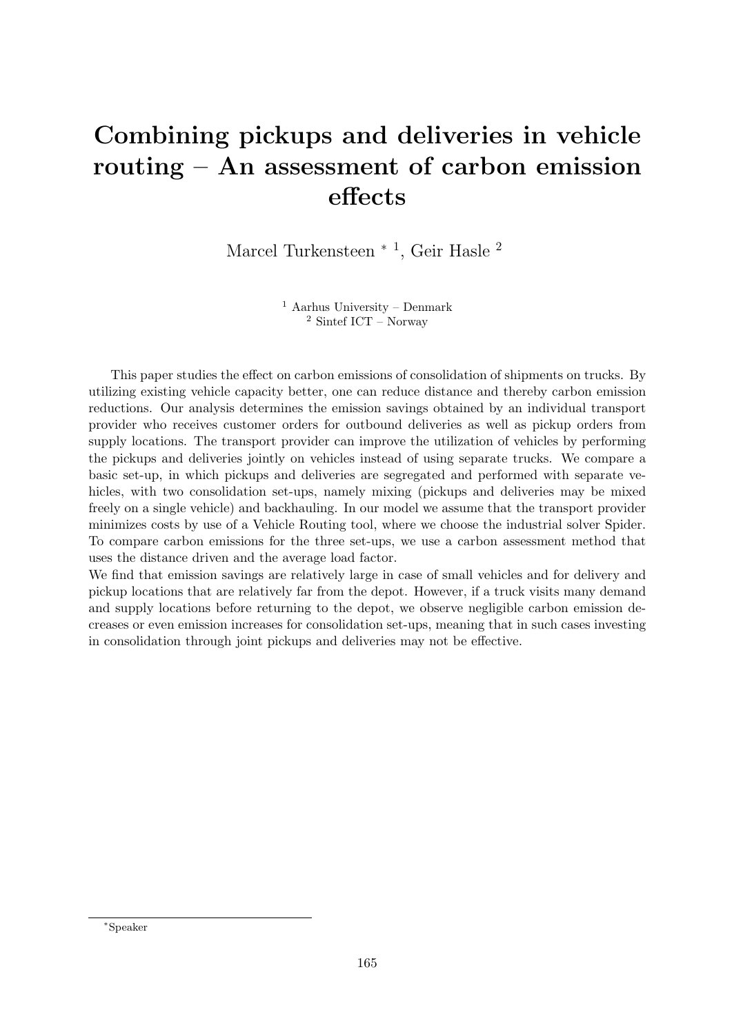# Combining pickups and deliveries in vehicle routing – An assessment of carbon emission effects

Marcel Turkensteen * [1], Geir Hasle [2]

[1] Aarhus University – Denmark
[2] Sintef ICT – Norway

This paper studies the effect on carbon emissions of consolidation of shipments on trucks. By utilizing existing vehicle capacity better, one can reduce distance and thereby carbon emission reductions. Our analysis determines the emission savings obtained by an individual transport provider who receives customer orders for outbound deliveries as well as pickup orders from supply locations. The transport provider can improve the utilization of vehicles by performing the pickups and deliveries jointly on vehicles instead of using separate trucks. We compare a basic set-up, in which pickups and deliveries are segregated and performed with separate vehicles, with two consolidation set-ups, namely mixing (pickups and deliveries may be mixed freely on a single vehicle) and backhauling. In our model we assume that the transport provider minimizes costs by use of a Vehicle Routing tool, where we choose the industrial solver Spider. To compare carbon emissions for the three set-ups, we use a carbon assessment method that uses the distance driven and the average load factor.

We find that emission savings are relatively large in case of small vehicles and for delivery and pickup locations that are relatively far from the depot. However, if a truck visits many demand and supply locations before returning to the depot, we observe negligible carbon emission decreases or even emission increases for consolidation set-ups, meaning that in such cases investing in consolidation through joint pickups and deliveries may not be effective.

*Speaker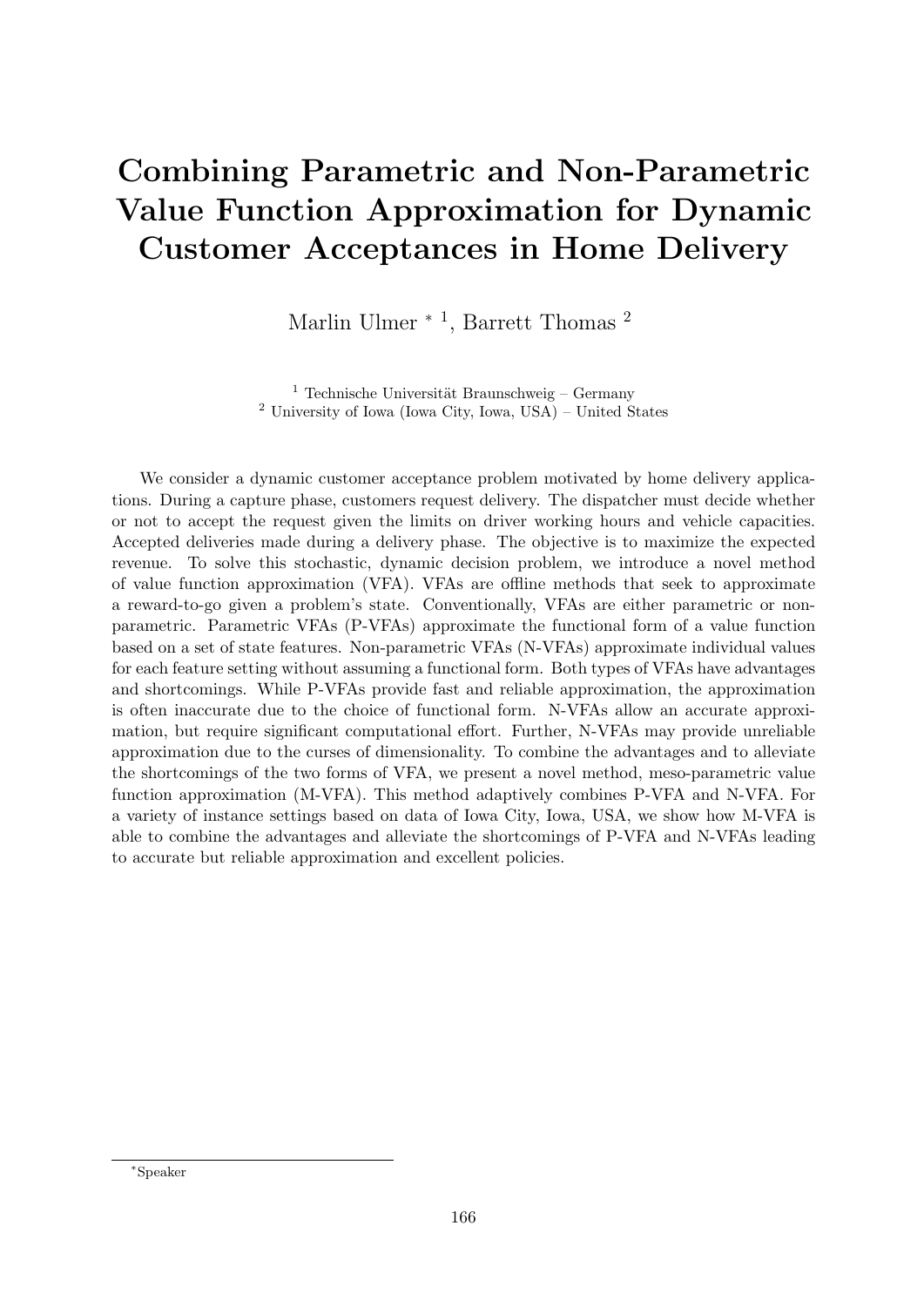# Combining Parametric and Non-Parametric Value Function Approximation for Dynamic Customer Acceptances in Home Delivery

Marlin Ulmer *[1], Barrett Thomas [2]

[1] Technische Universität Braunschweig – Germany
[2] University of Iowa (Iowa City, Iowa, USA) – United States

We consider a dynamic customer acceptance problem motivated by home delivery applications. During a capture phase, customers request delivery. The dispatcher must decide whether or not to accept the request given the limits on driver working hours and vehicle capacities. Accepted deliveries made during a delivery phase. The objective is to maximize the expected revenue. To solve this stochastic, dynamic decision problem, we introduce a novel method of value function approximation (VFA). VFAs are offline methods that seek to approximate a reward-to-go given a problem's state. Conventionally, VFAs are either parametric or non-parametric. Parametric VFAs (P-VFAs) approximate the functional form of a value function based on a set of state features. Non-parametric VFAs (N-VFAs) approximate individual values for each feature setting without assuming a functional form. Both types of VFAs have advantages and shortcomings. While P-VFAs provide fast and reliable approximation, the approximation is often inaccurate due to the choice of functional form. N-VFAs allow an accurate approximation, but require significant computational effort. Further, N-VFAs may provide unreliable approximation due to the curses of dimensionality. To combine the advantages and to alleviate the shortcomings of the two forms of VFA, we present a novel method, meso-parametric value function approximation (M-VFA). This method adaptively combines P-VFA and N-VFA. For a variety of instance settings based on data of Iowa City, Iowa, USA, we show how M-VFA is able to combine the advantages and alleviate the shortcomings of P-VFA and N-VFAs leading to accurate but reliable approximation and excellent policies.

*Speaker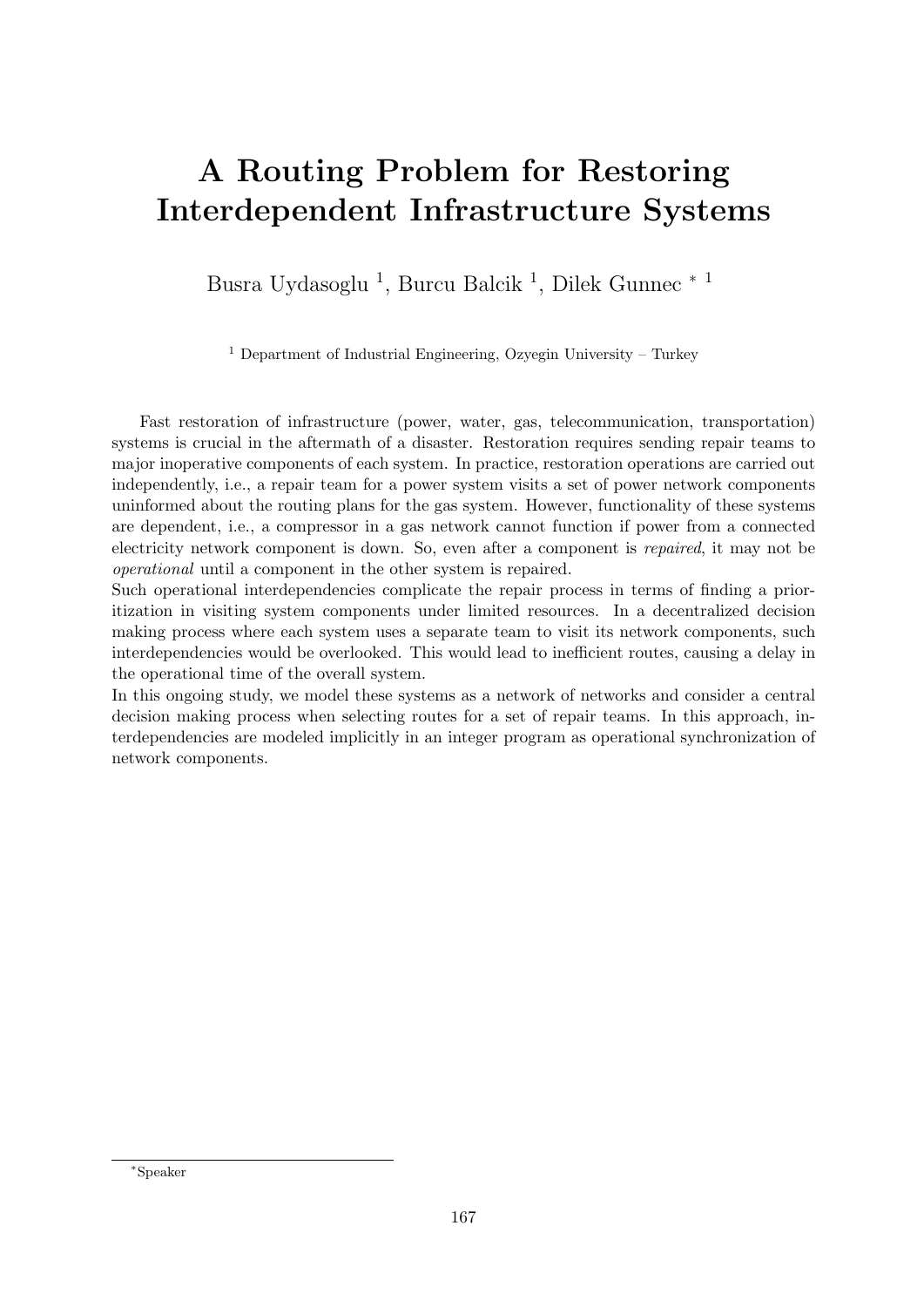# A Routing Problem for Restoring Interdependent Infrastructure Systems

Busra Uydasoglu [1], Burcu Balcik [1], Dilek Gunnec * [1]

[1] Department of Industrial Engineering, Ozyegin University – Turkey

Fast restoration of infrastructure (power, water, gas, telecommunication, transportation) systems is crucial in the aftermath of a disaster. Restoration requires sending repair teams to major inoperative components of each system. In practice, restoration operations are carried out independently, i.e., a repair team for a power system visits a set of power network components uninformed about the routing plans for the gas system. However, functionality of these systems are dependent, i.e., a compressor in a gas network cannot function if power from a connected electricity network component is down. So, even after a component is *repaired*, it may not be *operational* until a component in the other system is repaired.

Such operational interdependencies complicate the repair process in terms of finding a prioritization in visiting system components under limited resources. In a decentralized decision making process where each system uses a separate team to visit its network components, such interdependencies would be overlooked. This would lead to inefficient routes, causing a delay in the operational time of the overall system.

In this ongoing study, we model these systems as a network of networks and consider a central decision making process when selecting routes for a set of repair teams. In this approach, interdependencies are modeled implicitly in an integer program as operational synchronization of network components.

*Speaker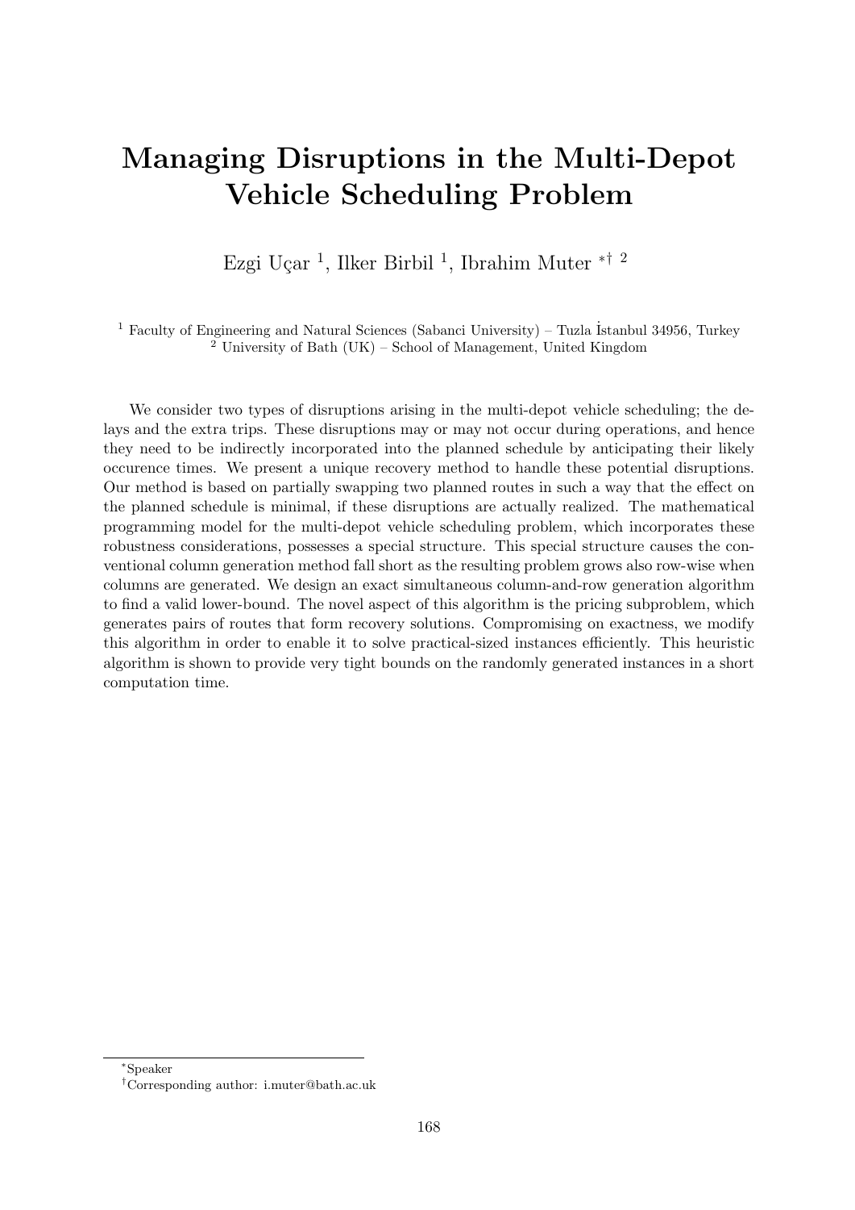# Managing Disruptions in the Multi-Depot Vehicle Scheduling Problem

Ezgi Uçar [1], Ilker Birbil [1], Ibrahim Muter [*† 2]

[1] Faculty of Engineering and Natural Sciences (Sabanci University) – Tuzla İstanbul 34956, Turkey
[2] University of Bath (UK) – School of Management, United Kingdom

We consider two types of disruptions arising in the multi-depot vehicle scheduling; the delays and the extra trips. These disruptions may or may not occur during operations, and hence they need to be indirectly incorporated into the planned schedule by anticipating their likely occurence times. We present a unique recovery method to handle these potential disruptions. Our method is based on partially swapping two planned routes in such a way that the effect on the planned schedule is minimal, if these disruptions are actually realized. The mathematical programming model for the multi-depot vehicle scheduling problem, which incorporates these robustness considerations, possesses a special structure. This special structure causes the conventional column generation method fall short as the resulting problem grows also row-wise when columns are generated. We design an exact simultaneous column-and-row generation algorithm to find a valid lower-bound. The novel aspect of this algorithm is the pricing subproblem, which generates pairs of routes that form recovery solutions. Compromising on exactness, we modify this algorithm in order to enable it to solve practical-sized instances efficiently. This heuristic algorithm is shown to provide very tight bounds on the randomly generated instances in a short computation time.

---

[*] Speaker

[†] Corresponding author: i.muter@bath.ac.uk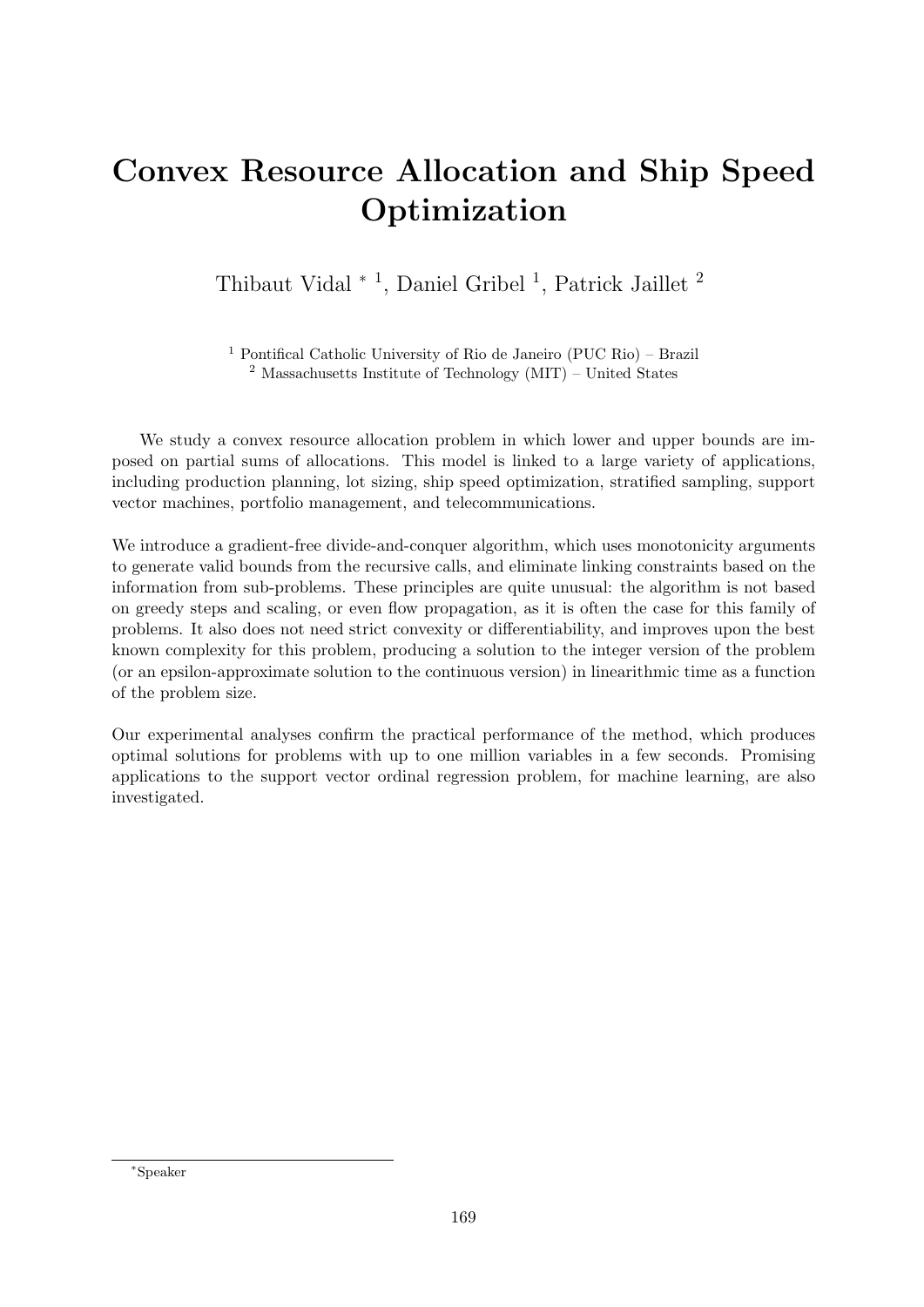# Convex Resource Allocation and Ship Speed Optimization

Thibaut Vidal * [1], Daniel Gribel [1], Patrick Jaillet [2]

[1] Pontifical Catholic University of Rio de Janeiro (PUC Rio) – Brazil
[2] Massachusetts Institute of Technology (MIT) – United States

We study a convex resource allocation problem in which lower and upper bounds are imposed on partial sums of allocations. This model is linked to a large variety of applications, including production planning, lot sizing, ship speed optimization, stratified sampling, support vector machines, portfolio management, and telecommunications.

We introduce a gradient-free divide-and-conquer algorithm, which uses monotonicity arguments to generate valid bounds from the recursive calls, and eliminate linking constraints based on the information from sub-problems. These principles are quite unusual: the algorithm is not based on greedy steps and scaling, or even flow propagation, as it is often the case for this family of problems. It also does not need strict convexity or differentiability, and improves upon the best known complexity for this problem, producing a solution to the integer version of the problem (or an epsilon-approximate solution to the continuous version) in linearithmic time as a function of the problem size.

Our experimental analyses confirm the practical performance of the method, which produces optimal solutions for problems with up to one million variables in a few seconds. Promising applications to the support vector ordinal regression problem, for machine learning, are also investigated.

*Speaker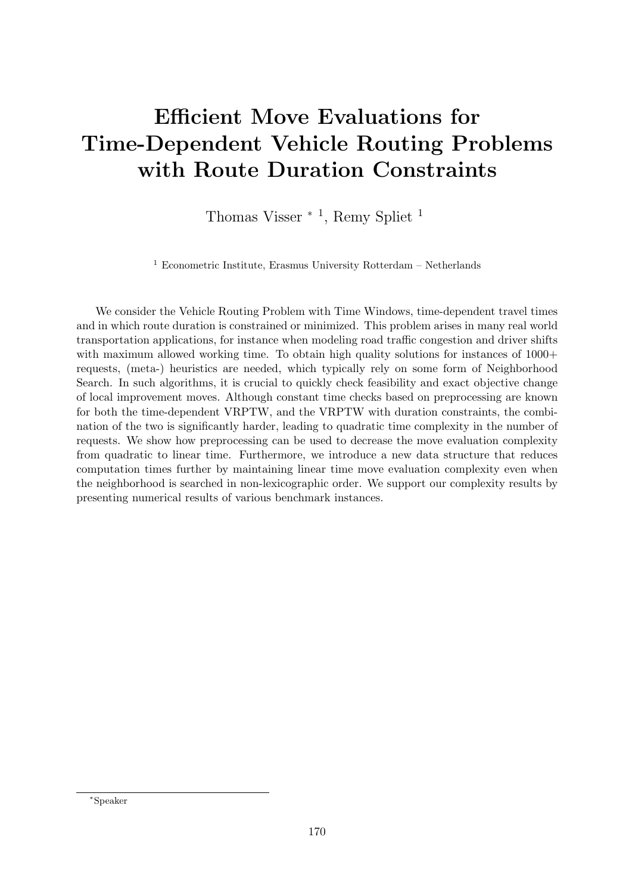# Efficient Move Evaluations for Time-Dependent Vehicle Routing Problems with Route Duration Constraints

Thomas Visser * [1], Remy Spliet [1]

[1] Econometric Institute, Erasmus University Rotterdam – Netherlands

We consider the Vehicle Routing Problem with Time Windows, time-dependent travel times and in which route duration is constrained or minimized. This problem arises in many real world transportation applications, for instance when modeling road traffic congestion and driver shifts with maximum allowed working time. To obtain high quality solutions for instances of 1000+ requests, (meta-) heuristics are needed, which typically rely on some form of Neighborhood Search. In such algorithms, it is crucial to quickly check feasibility and exact objective change of local improvement moves. Although constant time checks based on preprocessing are known for both the time-dependent VRPTW, and the VRPTW with duration constraints, the combination of the two is significantly harder, leading to quadratic time complexity in the number of requests. We show how preprocessing can be used to decrease the move evaluation complexity from quadratic to linear time. Furthermore, we introduce a new data structure that reduces computation times further by maintaining linear time move evaluation complexity even when the neighborhood is searched in non-lexicographic order. We support our complexity results by presenting numerical results of various benchmark instances.

*Speaker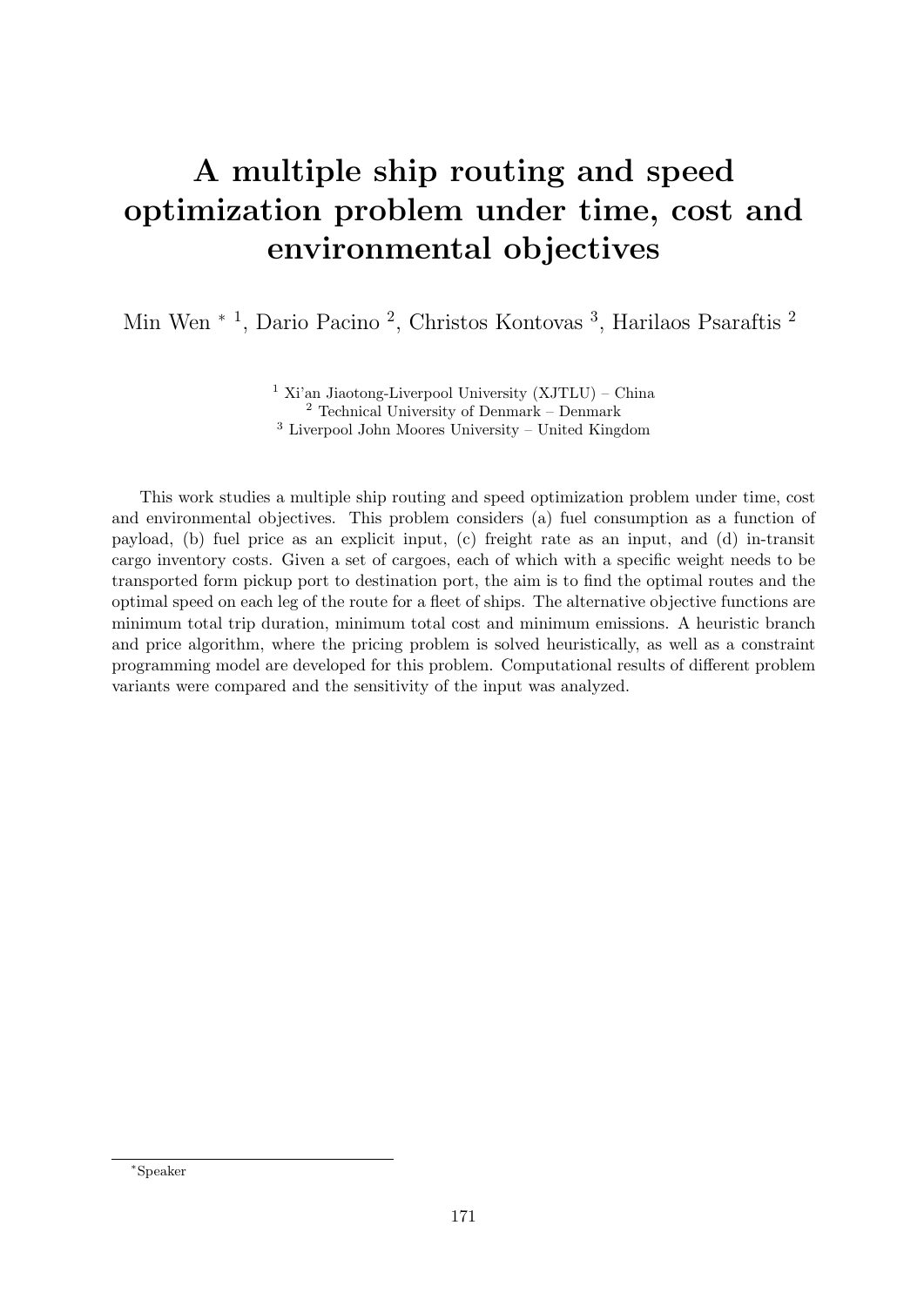# A multiple ship routing and speed optimization problem under time, cost and environmental objectives

Min Wen * [1], Dario Pacino [2], Christos Kontovas [3], Harilaos Psaraftis [2]

[1] Xi'an Jiaotong-Liverpool University (XJTLU) – China
[2] Technical University of Denmark – Denmark
[3] Liverpool John Moores University – United Kingdom

This work studies a multiple ship routing and speed optimization problem under time, cost and environmental objectives. This problem considers (a) fuel consumption as a function of payload, (b) fuel price as an explicit input, (c) freight rate as an input, and (d) in-transit cargo inventory costs. Given a set of cargoes, each of which with a specific weight needs to be transported form pickup port to destination port, the aim is to find the optimal routes and the optimal speed on each leg of the route for a fleet of ships. The alternative objective functions are minimum total trip duration, minimum total cost and minimum emissions. A heuristic branch and price algorithm, where the pricing problem is solved heuristically, as well as a constraint programming model are developed for this problem. Computational results of different problem variants were compared and the sensitivity of the input was analyzed.

*Speaker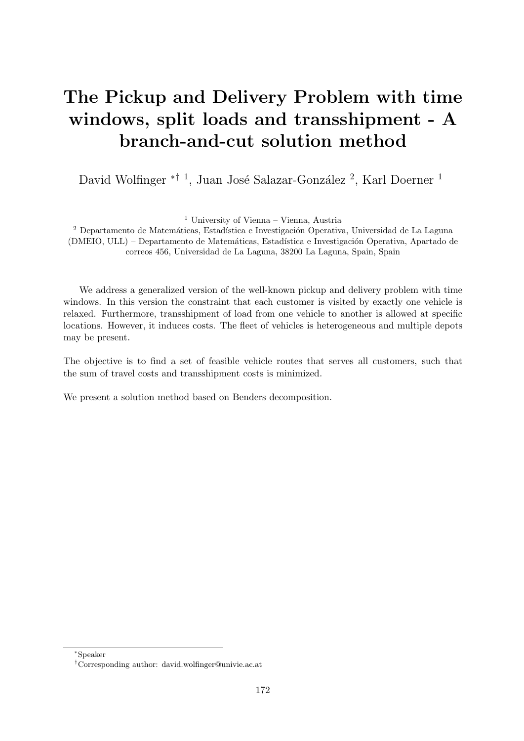# The Pickup and Delivery Problem with time windows, split loads and transshipment - A branch-and-cut solution method

David Wolfinger *† [1], Juan José Salazar-González [2], Karl Doerner [1]

[1] University of Vienna – Vienna, Austria

[2] Departamento de Matemáticas, Estadística e Investigación Operativa, Universidad de La Laguna (DMEIO, ULL) – Departamento de Matemáticas, Estadística e Investigación Operativa, Apartado de correos 456, Universidad de La Laguna, 38200 La Laguna, Spain, Spain

We address a generalized version of the well-known pickup and delivery problem with time windows. In this version the constraint that each customer is visited by exactly one vehicle is relaxed. Furthermore, transshipment of load from one vehicle to another is allowed at specific locations. However, it induces costs. The fleet of vehicles is heterogeneous and multiple depots may be present.

The objective is to find a set of feasible vehicle routes that serves all customers, such that the sum of travel costs and transshipment costs is minimized.

We present a solution method based on Benders decomposition.

*Speaker

†Corresponding author: david.wolfinger@univie.ac.at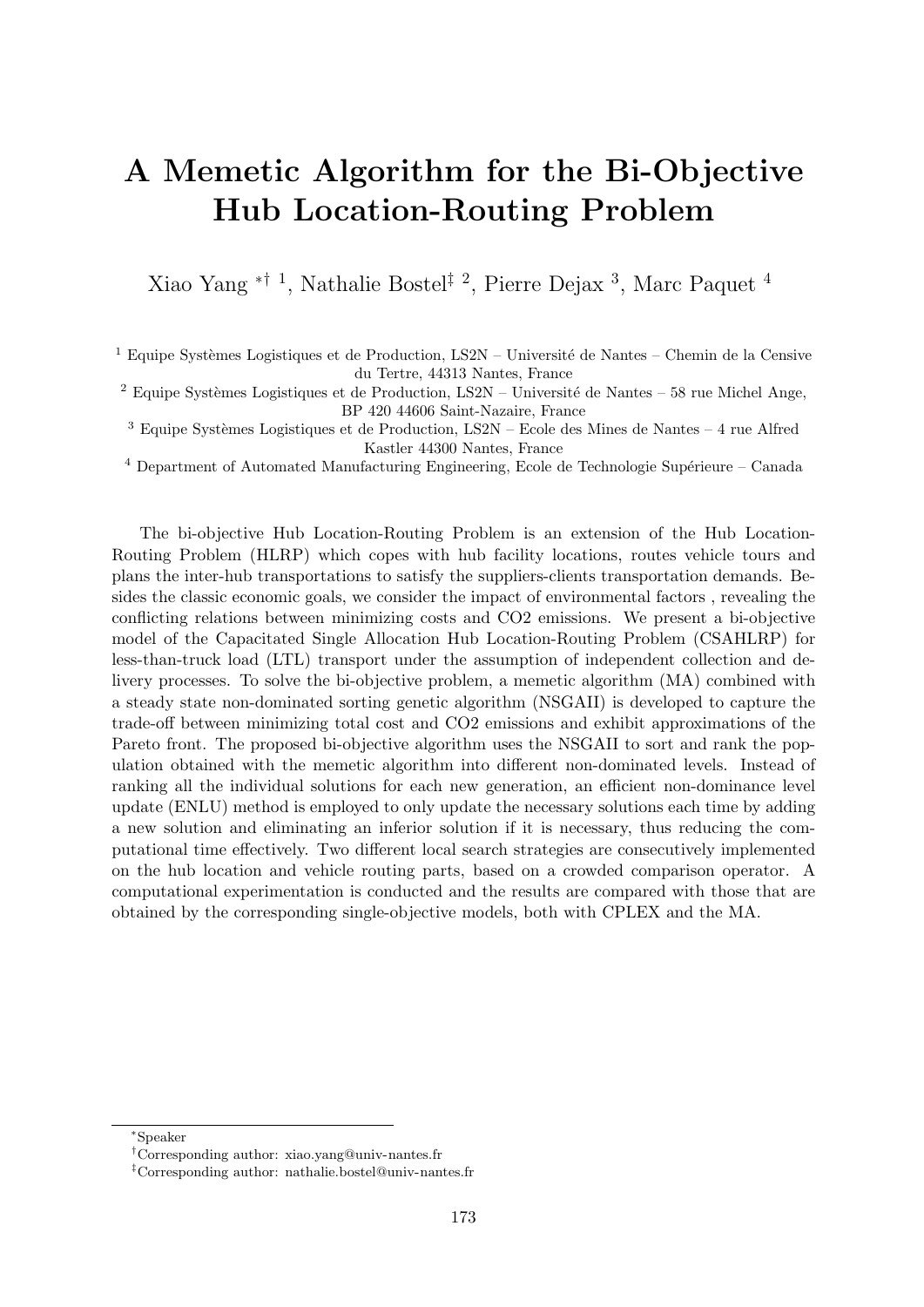# A Memetic Algorithm for the Bi-Objective Hub Location-Routing Problem

Xiao Yang *† [1], Nathalie Bostel‡ [2], Pierre Dejax [3], Marc Paquet [4]

[1] Equipe Systèmes Logistiques et de Production, LS2N – Université de Nantes – Chemin de la Censive du Tertre, 44313 Nantes, France

[2] Equipe Systèmes Logistiques et de Production, LS2N – Université de Nantes – 58 rue Michel Ange, BP 420 44606 Saint-Nazaire, France

[3] Equipe Systèmes Logistiques et de Production, LS2N – Ecole des Mines de Nantes – 4 rue Alfred Kastler 44300 Nantes, France

[4] Department of Automated Manufacturing Engineering, Ecole de Technologie Supérieure – Canada

The bi-objective Hub Location-Routing Problem is an extension of the Hub Location-Routing Problem (HLRP) which copes with hub facility locations, routes vehicle tours and plans the inter-hub transportations to satisfy the suppliers-clients transportation demands. Besides the classic economic goals, we consider the impact of environmental factors , revealing the conflicting relations between minimizing costs and $CO_2$ emissions. We present a bi-objective model of the Capacitated Single Allocation Hub Location-Routing Problem (CSAHLRP) for less-than-truck load (LTL) transport under the assumption of independent collection and delivery processes. To solve the bi-objective problem, a memetic algorithm (MA) combined with a steady state non-dominated sorting genetic algorithm (NSGAII) is developed to capture the trade-off between minimizing total cost and $CO_2$ emissions and exhibit approximations of the Pareto front. The proposed bi-objective algorithm uses the NSGAII to sort and rank the population obtained with the memetic algorithm into different non-dominated levels. Instead of ranking all the individual solutions for each new generation, an efficient non-dominance level update (ENLU) method is employed to only update the necessary solutions each time by adding a new solution and eliminating an inferior solution if it is necessary, thus reducing the computational time effectively. Two different local search strategies are consecutively implemented on the hub location and vehicle routing parts, based on a crowded comparison operator. A computational experimentation is conducted and the results are compared with those that are obtained by the corresponding single-objective models, both with CPLEX and the MA.

*Speaker

†Corresponding author: xiao.yang@univ-nantes.fr

‡Corresponding author: nathalie.bostel@univ-nantes.fr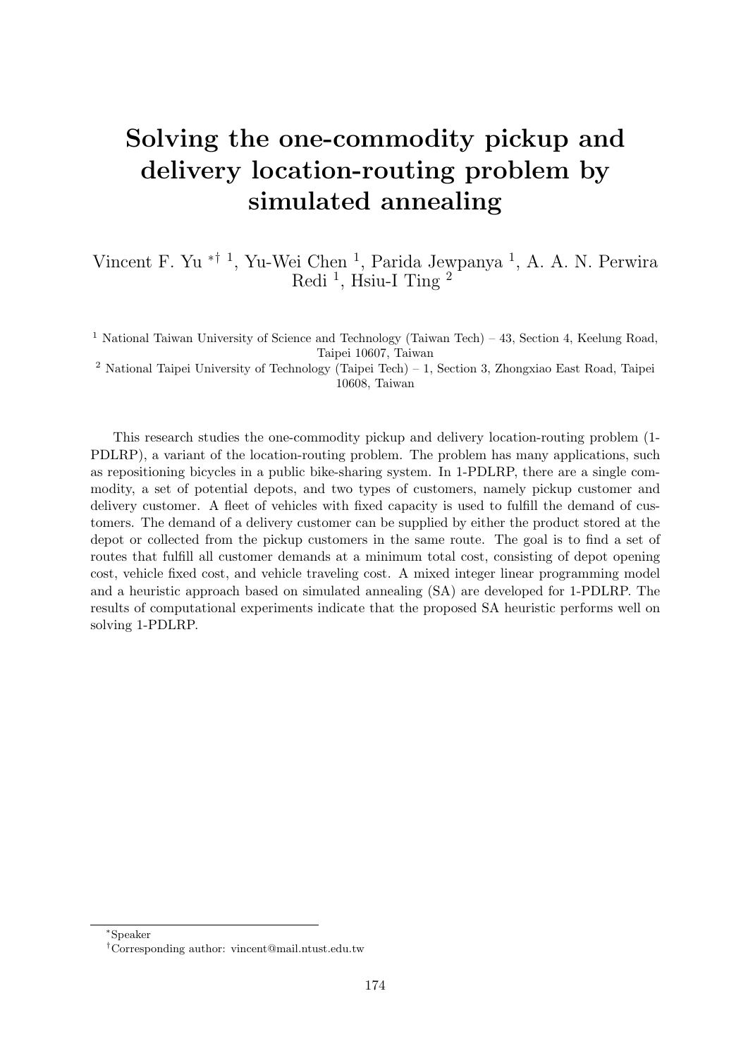# Solving the one-commodity pickup and delivery location-routing problem by simulated annealing

Vincent F. Yu [*,†,1], Yu-Wei Chen [1], Parida Jewpanya [1], A. A. N. Perwira Redi [1], Hsiu-I Ting [2]

[1] National Taiwan University of Science and Technology (Taiwan Tech) – 43, Section 4, Keelung Road, Taipei 10607, Taiwan

[2] National Taipei University of Technology (Taipei Tech) – 1, Section 3, Zhongxiao East Road, Taipei 10608, Taiwan

This research studies the one-commodity pickup and delivery location-routing problem (1-PDLRP), a variant of the location-routing problem. The problem has many applications, such as repositioning bicycles in a public bike-sharing system. In 1-PDLRP, there are a single commodity, a set of potential depots, and two types of customers, namely pickup customer and delivery customer. A fleet of vehicles with fixed capacity is used to fulfill the demand of customers. The demand of a delivery customer can be supplied by either the product stored at the depot or collected from the pickup customers in the same route. The goal is to find a set of routes that fulfill all customer demands at a minimum total cost, consisting of depot opening cost, vehicle fixed cost, and vehicle traveling cost. A mixed integer linear programming model and a heuristic approach based on simulated annealing (SA) are developed for 1-PDLRP. The results of computational experiments indicate that the proposed SA heuristic performs well on solving 1-PDLRP.

[*]Speaker

[†]Corresponding author: vincent@mail.ntust.edu.tw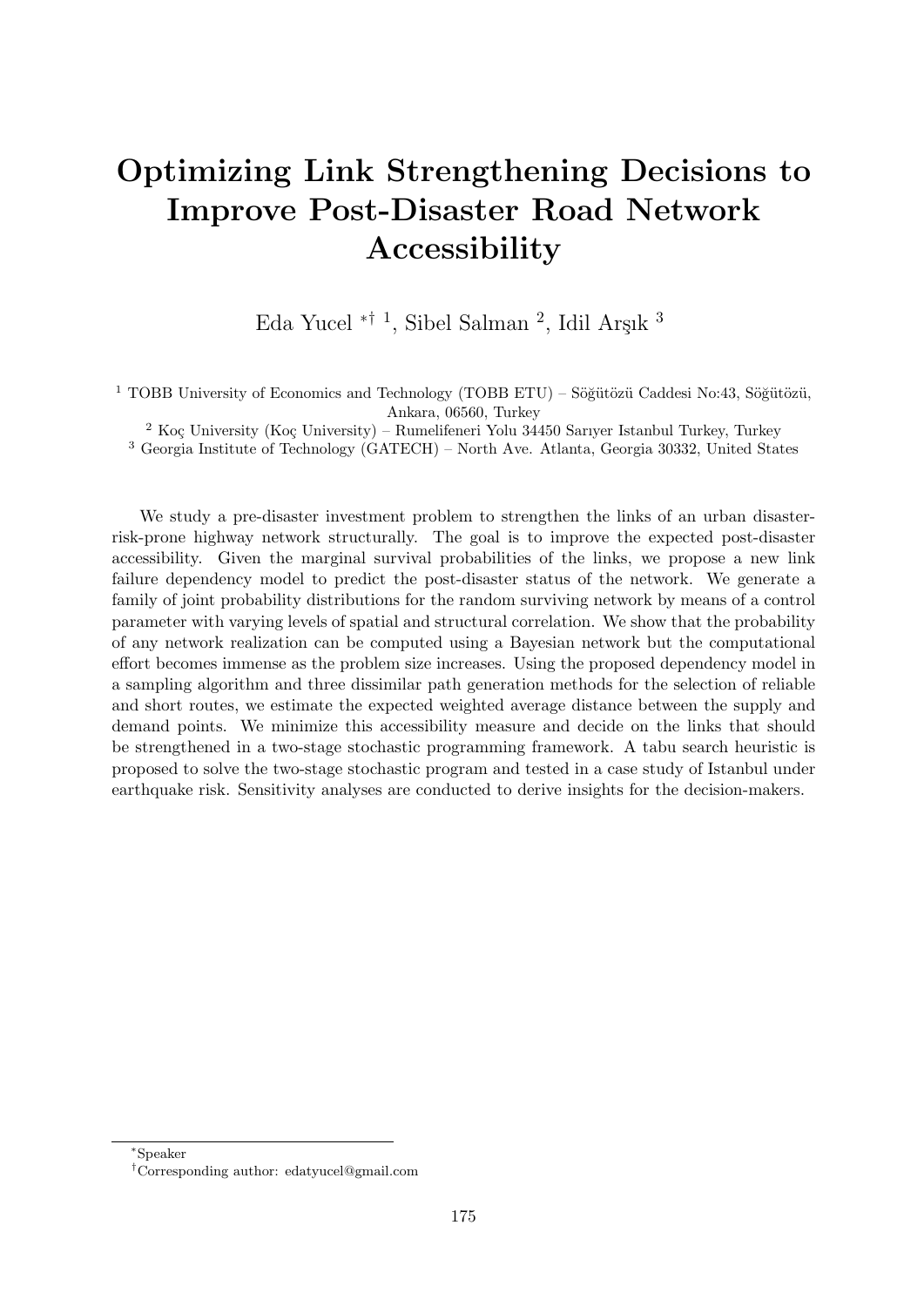# Optimizing Link Strengthening Decisions to Improve Post-Disaster Road Network Accessibility

Eda Yucel *† [1], Sibel Salman [2], Idil Arşık [3]

[1] TOBB University of Economics and Technology (TOBB ETU) – Söğütözü Caddesi No:43, Söğütözü, Ankara, 06560, Turkey

[2] Koç University (Koç University) – Rumelifeneri Yolu 34450 Sarıyer Istanbul Turkey, Turkey

[3] Georgia Institute of Technology (GATECH) – North Ave. Atlanta, Georgia 30332, United States

We study a pre-disaster investment problem to strengthen the links of an urban disaster-risk-prone highway network structurally. The goal is to improve the expected post-disaster accessibility. Given the marginal survival probabilities of the links, we propose a new link failure dependency model to predict the post-disaster status of the network. We generate a family of joint probability distributions for the random surviving network by means of a control parameter with varying levels of spatial and structural correlation. We show that the probability of any network realization can be computed using a Bayesian network but the computational effort becomes immense as the problem size increases. Using the proposed dependency model in a sampling algorithm and three dissimilar path generation methods for the selection of reliable and short routes, we estimate the expected weighted average distance between the supply and demand points. We minimize this accessibility measure and decide on the links that should be strengthened in a two-stage stochastic programming framework. A tabu search heuristic is proposed to solve the two-stage stochastic program and tested in a case study of Istanbul under earthquake risk. Sensitivity analyses are conducted to derive insights for the decision-makers.

*Speaker

†Corresponding author: edatyucel@gmail.com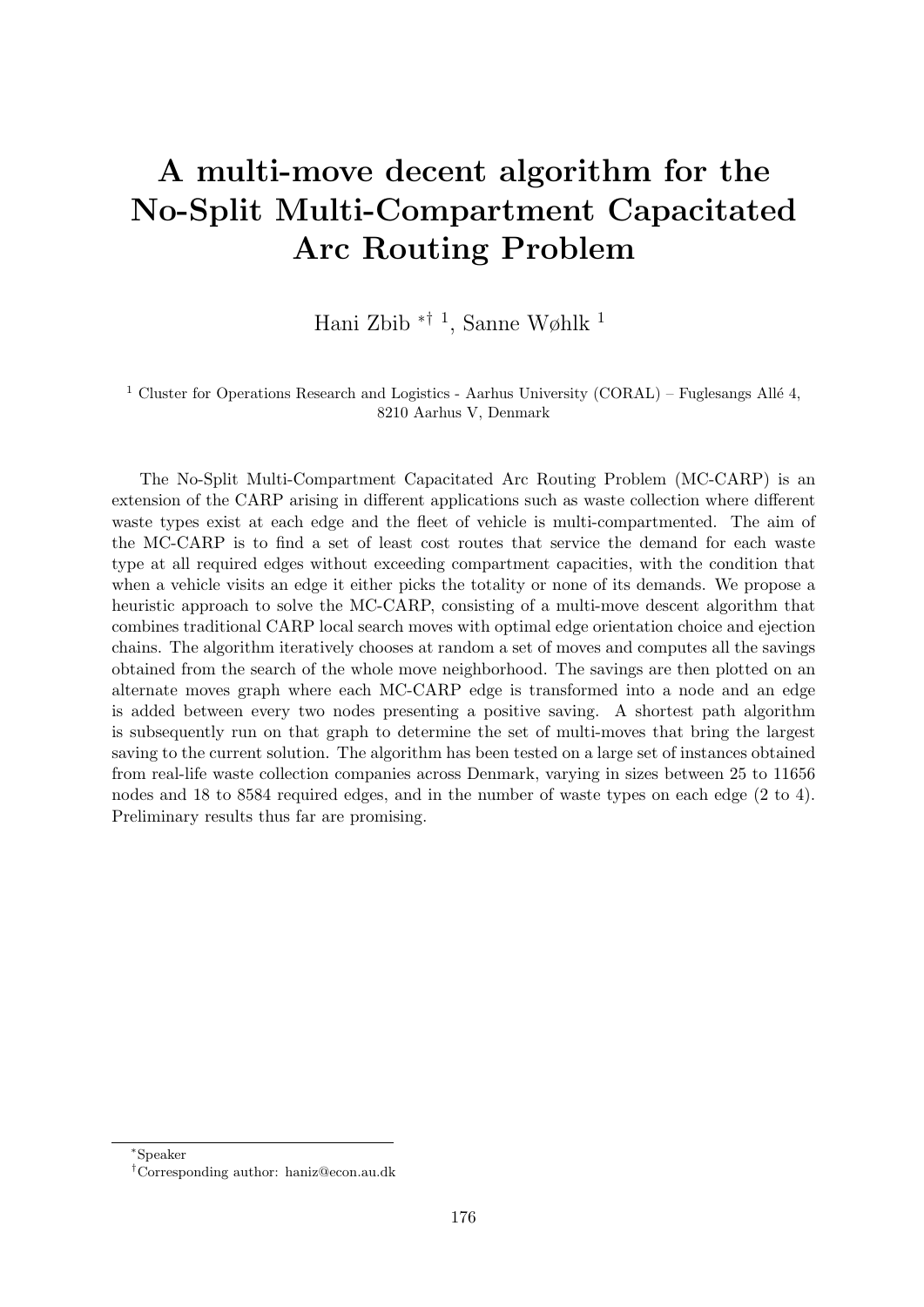# A multi-move decent algorithm for the No-Split Multi-Compartment Capacitated Arc Routing Problem

Hani Zbib *† [1], Sanne Wøhlk [1]

[1] Cluster for Operations Research and Logistics - Aarhus University (CORAL) – Fuglesangs Allé 4, 8210 Aarhus V, Denmark

The No-Split Multi-Compartment Capacitated Arc Routing Problem (MC-CARP) is an extension of the CARP arising in different applications such as waste collection where different waste types exist at each edge and the fleet of vehicle is multi-compartmented. The aim of the MC-CARP is to find a set of least cost routes that service the demand for each waste type at all required edges without exceeding compartment capacities, with the condition that when a vehicle visits an edge it either picks the totality or none of its demands. We propose a heuristic approach to solve the MC-CARP, consisting of a multi-move descent algorithm that combines traditional CARP local search moves with optimal edge orientation choice and ejection chains. The algorithm iteratively chooses at random a set of moves and computes all the savings obtained from the search of the whole move neighborhood. The savings are then plotted on an alternate moves graph where each MC-CARP edge is transformed into a node and an edge is added between every two nodes presenting a positive saving. A shortest path algorithm is subsequently run on that graph to determine the set of multi-moves that bring the largest saving to the current solution. The algorithm has been tested on a large set of instances obtained from real-life waste collection companies across Denmark, varying in sizes between 25 to 11656 nodes and 18 to 8584 required edges, and in the number of waste types on each edge (2 to 4). Preliminary results thus far are promising.

*Speaker

†Corresponding author: haniz@econ.au.dk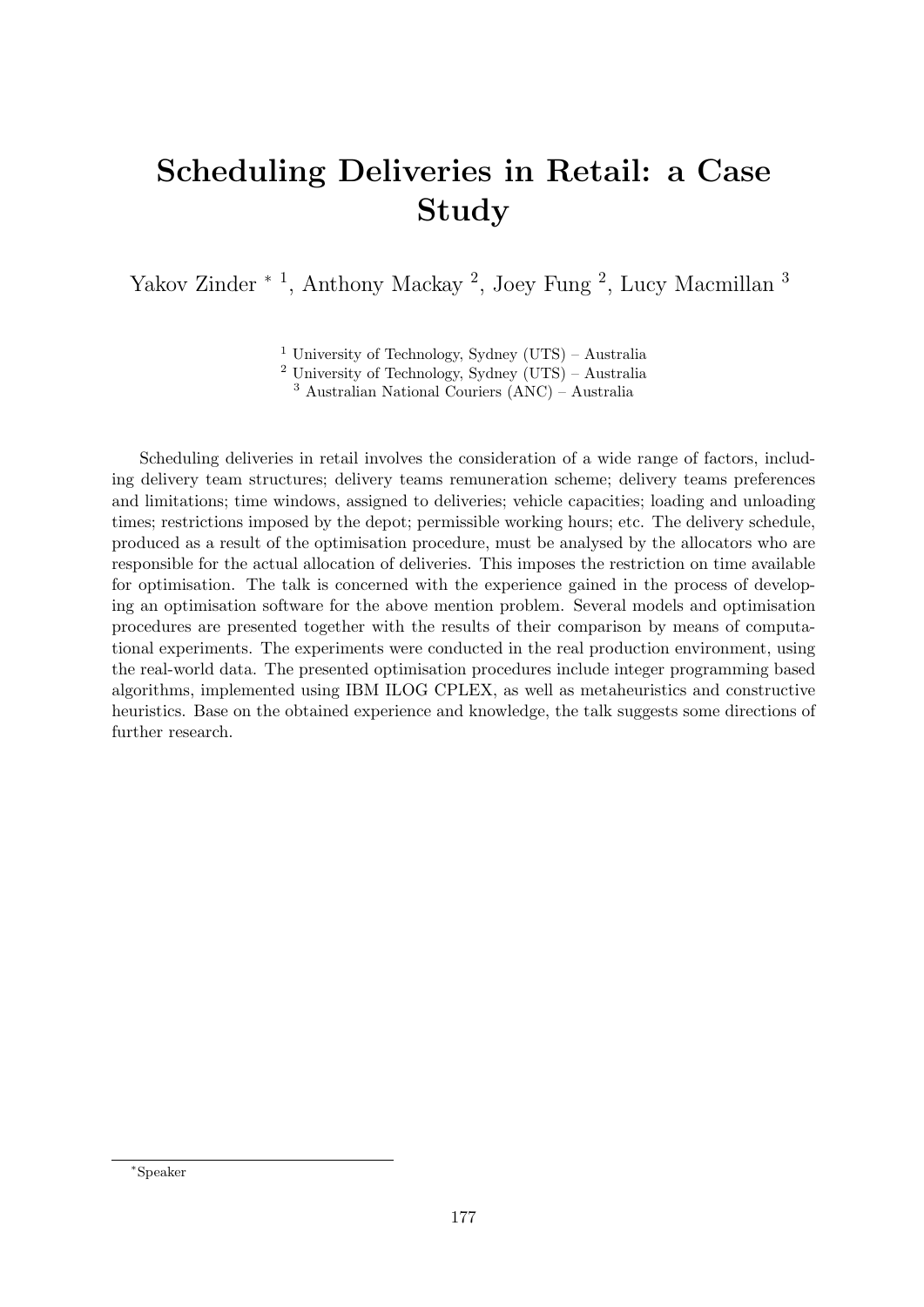# Scheduling Deliveries in Retail: a Case Study

Yakov Zinder * [1], Anthony Mackay [2], Joey Fung [2], Lucy Macmillan [3]

[1] University of Technology, Sydney (UTS) – Australia
[2] University of Technology, Sydney (UTS) – Australia
[3] Australian National Couriers (ANC) – Australia

Scheduling deliveries in retail involves the consideration of a wide range of factors, including delivery team structures; delivery teams remuneration scheme; delivery teams preferences and limitations; time windows, assigned to deliveries; vehicle capacities; loading and unloading times; restrictions imposed by the depot; permissible working hours; etc. The delivery schedule, produced as a result of the optimisation procedure, must be analysed by the allocators who are responsible for the actual allocation of deliveries. This imposes the restriction on time available for optimisation. The talk is concerned with the experience gained in the process of developing an optimisation software for the above mention problem. Several models and optimisation procedures are presented together with the results of their comparison by means of computational experiments. The experiments were conducted in the real production environment, using the real-world data. The presented optimisation procedures include integer programming based algorithms, implemented using IBM ILOG CPLEX, as well as metaheuristics and constructive heuristics. Base on the obtained experience and knowledge, the talk suggests some directions of further research.

*Speaker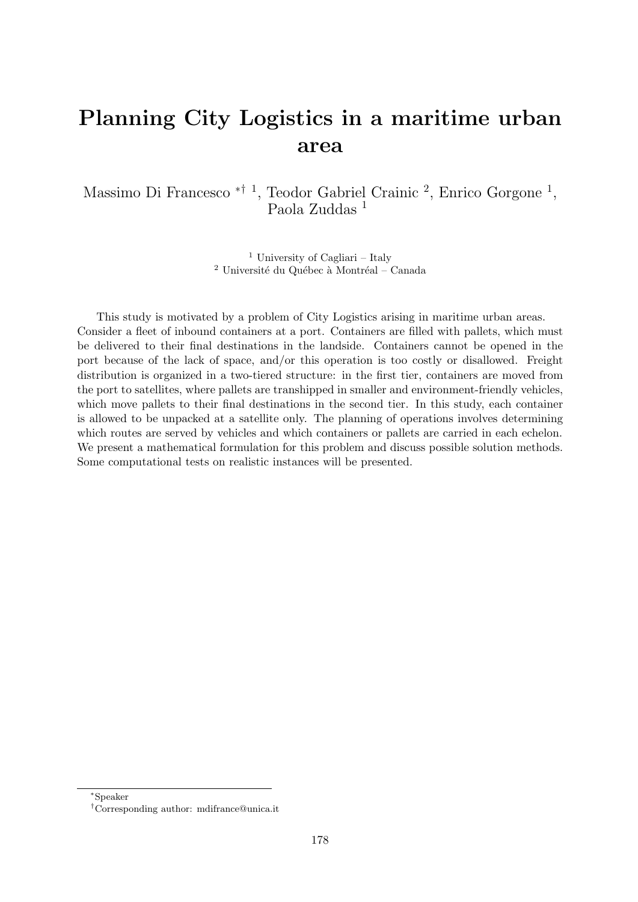# Planning City Logistics in a maritime urban area

Massimo Di Francesco [*,†,1], Teodor Gabriel Crainic [2], Enrico Gorgone [1], Paola Zuddas [1]

[1] University of Cagliari – Italy
[2] Université du Québec à Montréal – Canada

This study is motivated by a problem of City Logistics arising in maritime urban areas. Consider a fleet of inbound containers at a port. Containers are filled with pallets, which must be delivered to their final destinations in the landside. Containers cannot be opened in the port because of the lack of space, and/or this operation is too costly or disallowed. Freight distribution is organized in a two-tiered structure: in the first tier, containers are moved from the port to satellites, where pallets are transhipped in smaller and environment-friendly vehicles, which move pallets to their final destinations in the second tier. In this study, each container is allowed to be unpacked at a satellite only. The planning of operations involves determining which routes are served by vehicles and which containers or pallets are carried in each echelon. We present a mathematical formulation for this problem and discuss possible solution methods. Some computational tests on realistic instances will be presented.

[*] Speaker

[†] Corresponding author: mdifrance@unica.it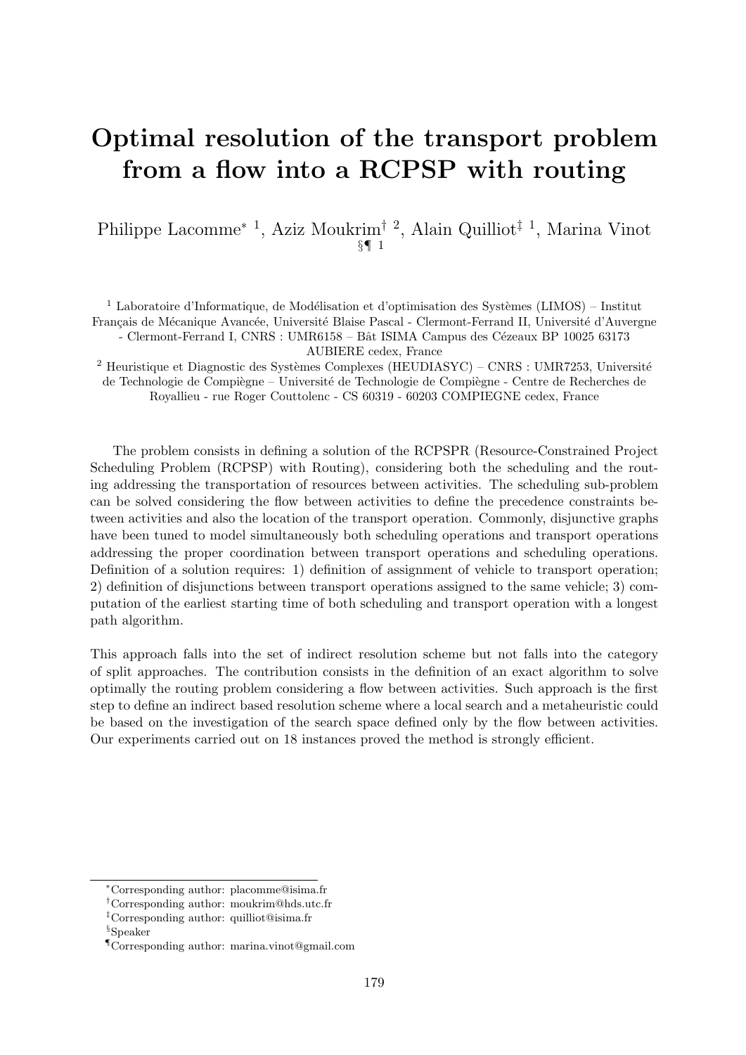# Optimal resolution of the transport problem from a flow into a RCPSP with routing

Philippe Lacomme[*] [1], Aziz Moukrim[†] [2], Alain Quilliot[‡] [1], Marina Vinot [§¶] [1]

[1] Laboratoire d'Informatique, de Modélisation et d'optimisation des Systèmes (LIMOS) – Institut Français de Mécanique Avancée, Université Blaise Pascal - Clermont-Ferrand II, Université d'Auvergne - Clermont-Ferrand I, CNRS : UMR6158 – Bât ISIMA Campus des Cézeaux BP 10025 63173 AUBIERE cedex, France

[2] Heuristique et Diagnostic des Systèmes Complexes (HEUDIASYC) – CNRS : UMR7253, Université de Technologie de Compiègne – Université de Technologie de Compiègne - Centre de Recherches de Royallieu - rue Roger Couttolenc - CS 60319 - 60203 COMPIEGNE cedex, France

The problem consists in defining a solution of the RCPSPR (Resource-Constrained Project Scheduling Problem (RCPSP) with Routing), considering both the scheduling and the routing addressing the transportation of resources between activities. The scheduling sub-problem can be solved considering the flow between activities to define the precedence constraints between activities and also the location of the transport operation. Commonly, disjunctive graphs have been tuned to model simultaneously both scheduling operations and transport operations addressing the proper coordination between transport operations and scheduling operations. Definition of a solution requires: 1) definition of assignment of vehicle to transport operation; 2) definition of disjunctions between transport operations assigned to the same vehicle; 3) computation of the earliest starting time of both scheduling and transport operation with a longest path algorithm.

This approach falls into the set of indirect resolution scheme but not falls into the category of split approaches. The contribution consists in the definition of an exact algorithm to solve optimally the routing problem considering a flow between activities. Such approach is the first step to define an indirect based resolution scheme where a local search and a metaheuristic could be based on the investigation of the search space defined only by the flow between activities. Our experiments carried out on 18 instances proved the method is strongly efficient.

---

[*] Corresponding author: placomme@isima.fr

[†] Corresponding author: moukrim@hds.utc.fr

[‡] Corresponding author: quilliot@isima.fr

[§] Speaker

[¶] Corresponding author: marina.vinot@gmail.com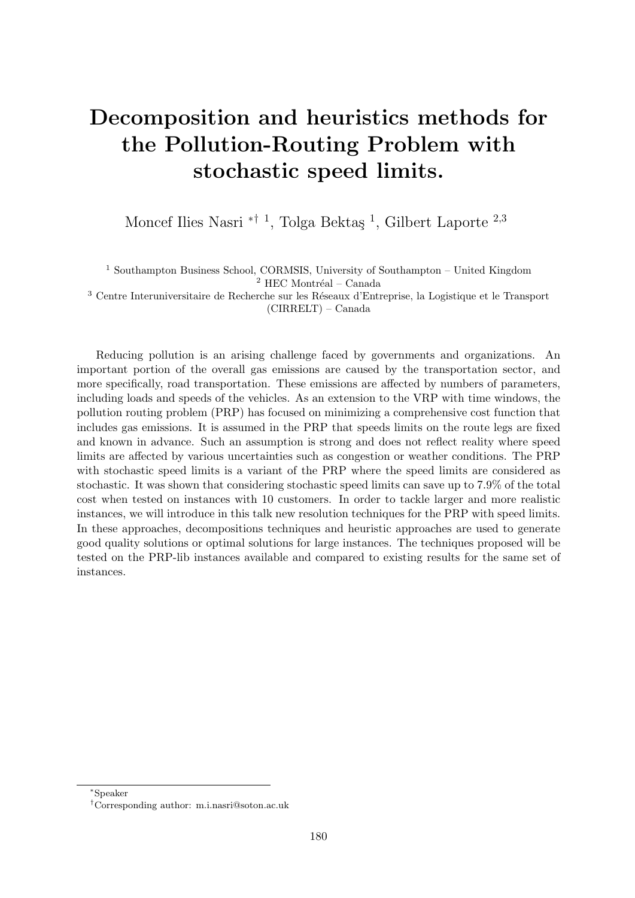# Decomposition and heuristics methods for the Pollution-Routing Problem with stochastic speed limits.

Moncef Ilies Nasri [*†1], Tolga Bektaş [1], Gilbert Laporte [2,3]

[1] Southampton Business School, CORMSIS, University of Southampton – United Kingdom
[2] HEC Montréal – Canada
[3] Centre Interuniversitaire de Recherche sur les Réseaux d'Entreprise, la Logistique et le Transport (CIRRELT) – Canada

Reducing pollution is an arising challenge faced by governments and organizations. An important portion of the overall gas emissions are caused by the transportation sector, and more specifically, road transportation. These emissions are affected by numbers of parameters, including loads and speeds of the vehicles. As an extension to the VRP with time windows, the pollution routing problem (PRP) has focused on minimizing a comprehensive cost function that includes gas emissions. It is assumed in the PRP that speeds limits on the route legs are fixed and known in advance. Such an assumption is strong and does not reflect reality where speed limits are affected by various uncertainties such as congestion or weather conditions. The PRP with stochastic speed limits is a variant of the PRP where the speed limits are considered as stochastic. It was shown that considering stochastic speed limits can save up to 7.9% of the total cost when tested on instances with 10 customers. In order to tackle larger and more realistic instances, we will introduce in this talk new resolution techniques for the PRP with speed limits. In these approaches, decompositions techniques and heuristic approaches are used to generate good quality solutions or optimal solutions for large instances. The techniques proposed will be tested on the PRP-lib instances available and compared to existing results for the same set of instances.

[*] Speaker
[†] Corresponding author: m.i.nasri@soton.ac.uk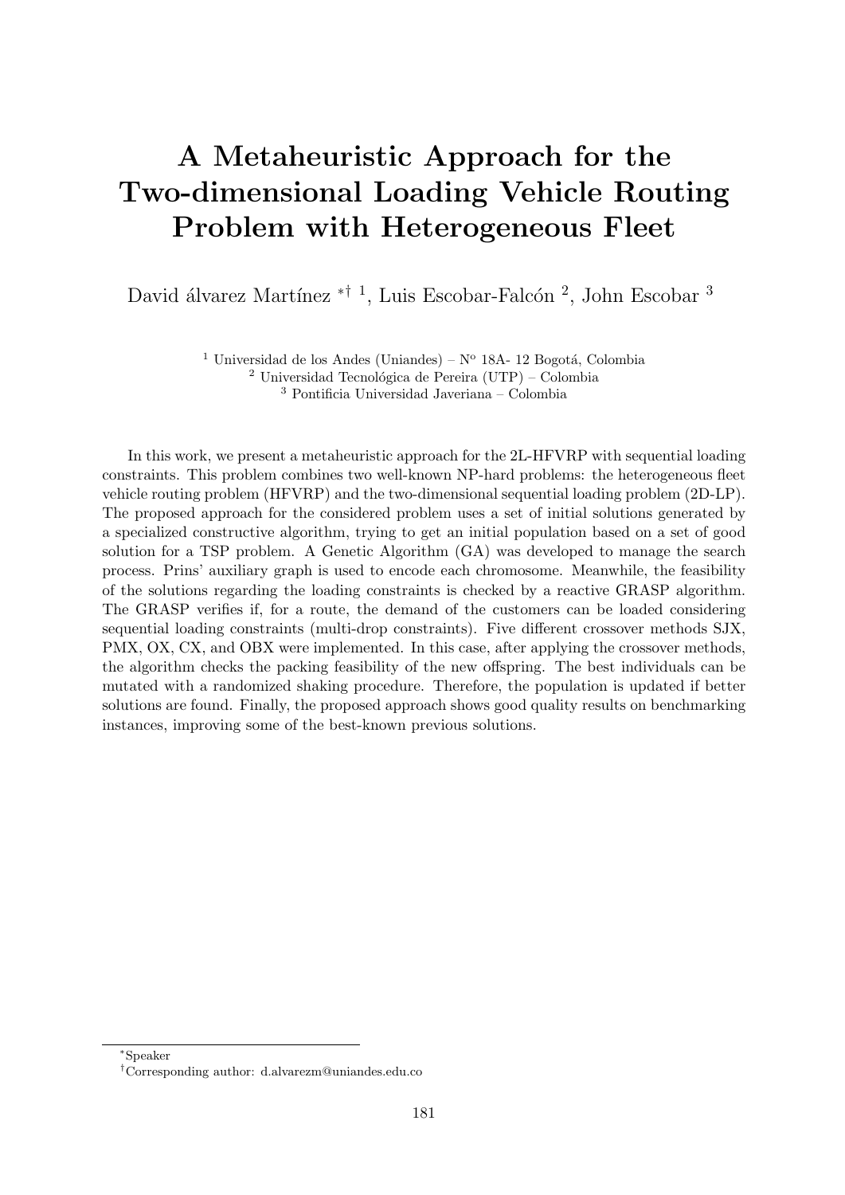# A Metaheuristic Approach for the Two-dimensional Loading Vehicle Routing Problem with Heterogeneous Fleet

David álvarez Martínez [*†1], Luis Escobar-Falcón [2], John Escobar [3]

[1] Universidad de los Andes (Uniandes) – N$^{o}$ 18A- 12 Bogotá, Colombia
[2] Universidad Tecnológica de Pereira (UTP) – Colombia
[3] Pontificia Universidad Javeriana – Colombia

In this work, we present a metaheuristic approach for the 2L-HFVRP with sequential loading constraints. This problem combines two well-known NP-hard problems: the heterogeneous fleet vehicle routing problem (HFVRP) and the two-dimensional sequential loading problem (2D-LP). The proposed approach for the considered problem uses a set of initial solutions generated by a specialized constructive algorithm, trying to get an initial population based on a set of good solution for a TSP problem. A Genetic Algorithm (GA) was developed to manage the search process. Prins' auxiliary graph is used to encode each chromosome. Meanwhile, the feasibility of the solutions regarding the loading constraints is checked by a reactive GRASP algorithm. The GRASP verifies if, for a route, the demand of the customers can be loaded considering sequential loading constraints (multi-drop constraints). Five different crossover methods SJX, PMX, OX, CX, and OBX were implemented. In this case, after applying the crossover methods, the algorithm checks the packing feasibility of the new offspring. The best individuals can be mutated with a randomized shaking procedure. Therefore, the population is updated if better solutions are found. Finally, the proposed approach shows good quality results on benchmarking instances, improving some of the best-known previous solutions.

---

[*] Speaker

[†] Corresponding author: d.alvarezm@uniandes.edu.co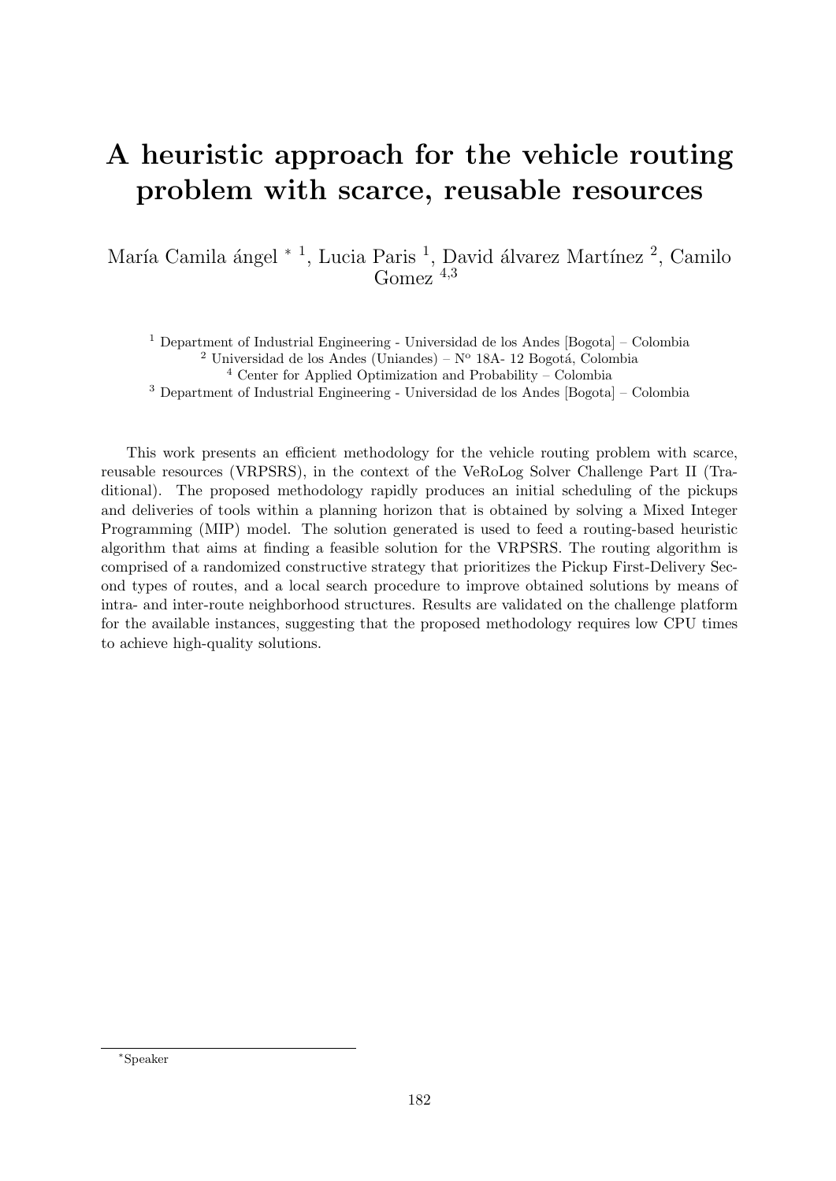# A heuristic approach for the vehicle routing problem with scarce, reusable resources

María Camila ángel * [1], Lucia Paris [1], David álvarez Martínez [2], Camilo Gomez [4,3]

[1] Department of Industrial Engineering - Universidad de los Andes [Bogota] – Colombia
[2] Universidad de los Andes (Uniandes) – N° 18A- 12 Bogotá, Colombia
[4] Center for Applied Optimization and Probability – Colombia
[3] Department of Industrial Engineering - Universidad de los Andes [Bogota] – Colombia

This work presents an efficient methodology for the vehicle routing problem with scarce, reusable resources (VRPSRS), in the context of the VeRoLog Solver Challenge Part II (Traditional). The proposed methodology rapidly produces an initial scheduling of the pickups and deliveries of tools within a planning horizon that is obtained by solving a Mixed Integer Programming (MIP) model. The solution generated is used to feed a routing-based heuristic algorithm that aims at finding a feasible solution for the VRPSRS. The routing algorithm is comprised of a randomized constructive strategy that prioritizes the Pickup First-Delivery Second types of routes, and a local search procedure to improve obtained solutions by means of intra- and inter-route neighborhood structures. Results are validated on the challenge platform for the available instances, suggesting that the proposed methodology requires low CPU times to achieve high-quality solutions.

*Speaker